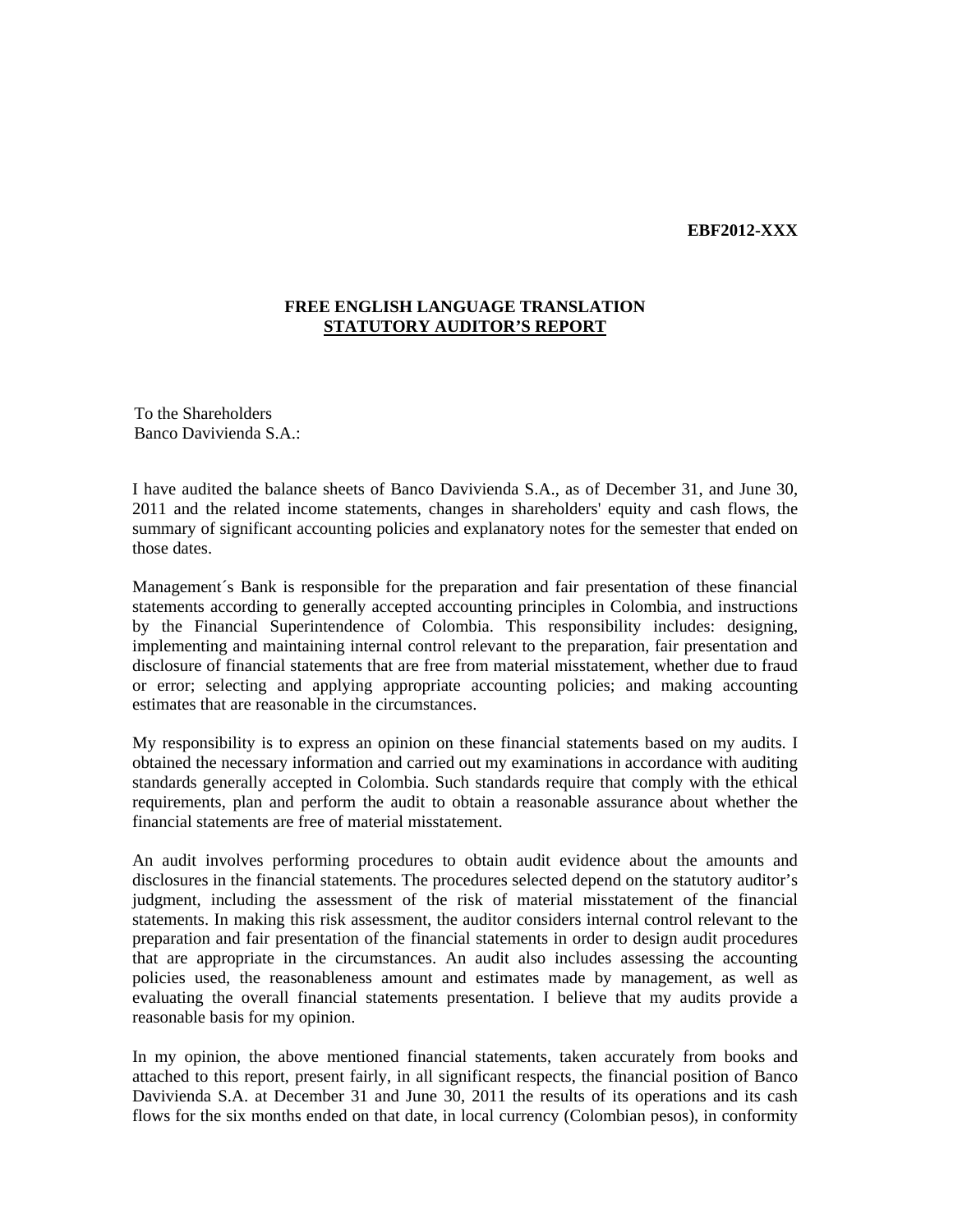**EBF2012-XXX**

**FREE ENGLISH LANGUAGE TRANSLATION**
**STATUTORY AUDITOR'S REPORT**

To the Shareholders
Banco Davivienda S.A.:

I have audited the balance sheets of Banco Davivienda S.A., as of December 31, and June 30, 2011 and the related income statements, changes in shareholders' equity and cash flows, the summary of significant accounting policies and explanatory notes for the semester that ended on those dates.

Management´s Bank is responsible for the preparation and fair presentation of these financial statements according to generally accepted accounting principles in Colombia, and instructions by the Financial Superintendence of Colombia. This responsibility includes: designing, implementing and maintaining internal control relevant to the preparation, fair presentation and disclosure of financial statements that are free from material misstatement, whether due to fraud or error; selecting and applying appropriate accounting policies; and making accounting estimates that are reasonable in the circumstances.

My responsibility is to express an opinion on these financial statements based on my audits. I obtained the necessary information and carried out my examinations in accordance with auditing standards generally accepted in Colombia. Such standards require that comply with the ethical requirements, plan and perform the audit to obtain a reasonable assurance about whether the financial statements are free of material misstatement.

An audit involves performing procedures to obtain audit evidence about the amounts and disclosures in the financial statements. The procedures selected depend on the statutory auditor's judgment, including the assessment of the risk of material misstatement of the financial statements. In making this risk assessment, the auditor considers internal control relevant to the preparation and fair presentation of the financial statements in order to design audit procedures that are appropriate in the circumstances. An audit also includes assessing the accounting policies used, the reasonableness amount and estimates made by management, as well as evaluating the overall financial statements presentation. I believe that my audits provide a reasonable basis for my opinion.

In my opinion, the above mentioned financial statements, taken accurately from books and attached to this report, present fairly, in all significant respects, the financial position of Banco Davivienda S.A. at December 31 and June 30, 2011 the results of its operations and its cash flows for the six months ended on that date, in local currency (Colombian pesos), in conformity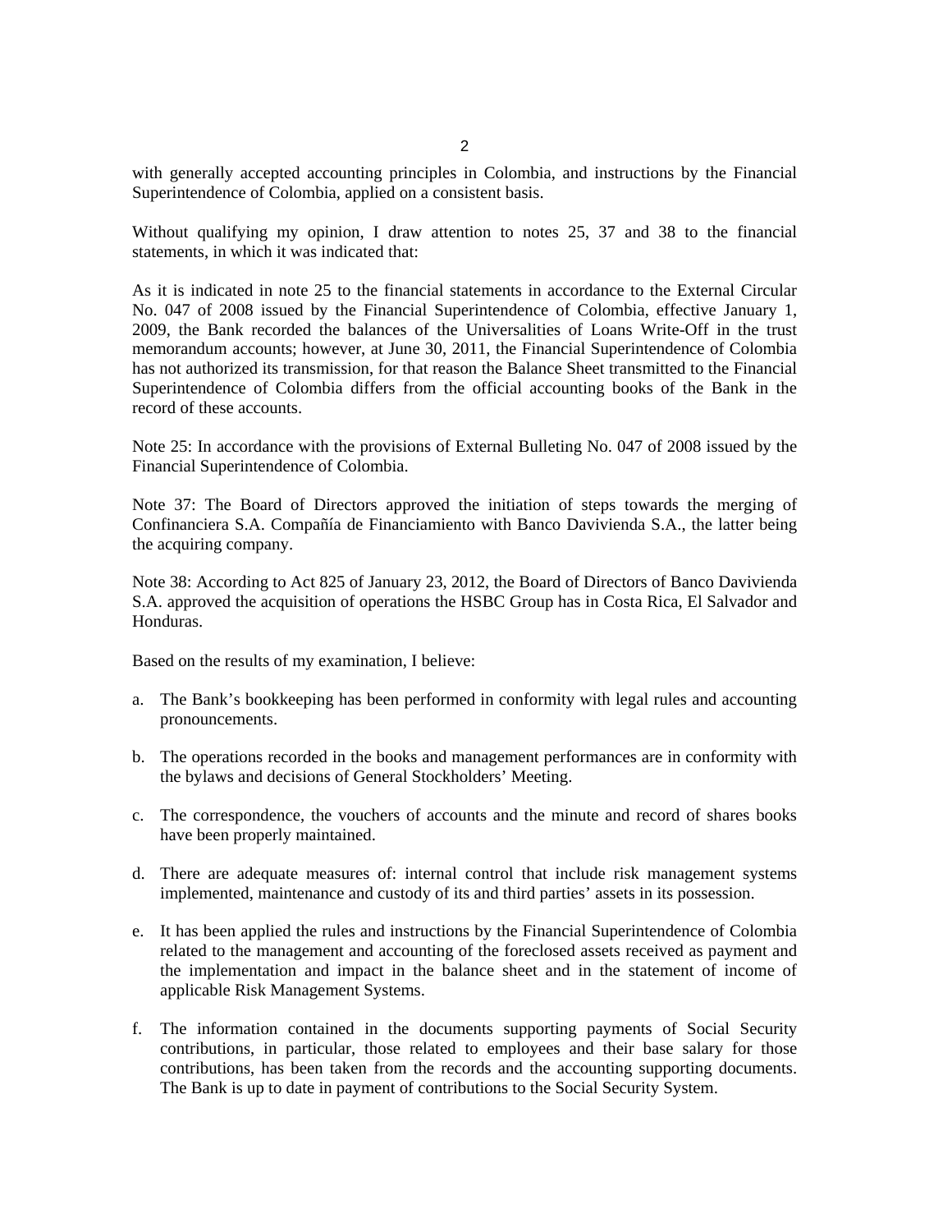with generally accepted accounting principles in Colombia, and instructions by the Financial Superintendence of Colombia, applied on a consistent basis.

Without qualifying my opinion, I draw attention to notes 25, 37 and 38 to the financial statements, in which it was indicated that:

As it is indicated in note 25 to the financial statements in accordance to the External Circular No. 047 of 2008 issued by the Financial Superintendence of Colombia, effective January 1, 2009, the Bank recorded the balances of the Universalities of Loans Write-Off in the trust memorandum accounts; however, at June 30, 2011, the Financial Superintendence of Colombia has not authorized its transmission, for that reason the Balance Sheet transmitted to the Financial Superintendence of Colombia differs from the official accounting books of the Bank in the record of these accounts.

Note 25: In accordance with the provisions of External Bulleting No. 047 of 2008 issued by the Financial Superintendence of Colombia.

Note 37: The Board of Directors approved the initiation of steps towards the merging of Confinanciera S.A. Compañía de Financiamiento with Banco Davivienda S.A., the latter being the acquiring company.

Note 38: According to Act 825 of January 23, 2012, the Board of Directors of Banco Davivienda S.A. approved the acquisition of operations the HSBC Group has in Costa Rica, El Salvador and Honduras.

Based on the results of my examination, I believe:

a. The Bank's bookkeeping has been performed in conformity with legal rules and accounting pronouncements.

b. The operations recorded in the books and management performances are in conformity with the bylaws and decisions of General Stockholders' Meeting.

c. The correspondence, the vouchers of accounts and the minute and record of shares books have been properly maintained.

d. There are adequate measures of: internal control that include risk management systems implemented, maintenance and custody of its and third parties' assets in its possession.

e. It has been applied the rules and instructions by the Financial Superintendence of Colombia related to the management and accounting of the foreclosed assets received as payment and the implementation and impact in the balance sheet and in the statement of income of applicable Risk Management Systems.

f. The information contained in the documents supporting payments of Social Security contributions, in particular, those related to employees and their base salary for those contributions, has been taken from the records and the accounting supporting documents. The Bank is up to date in payment of contributions to the Social Security System.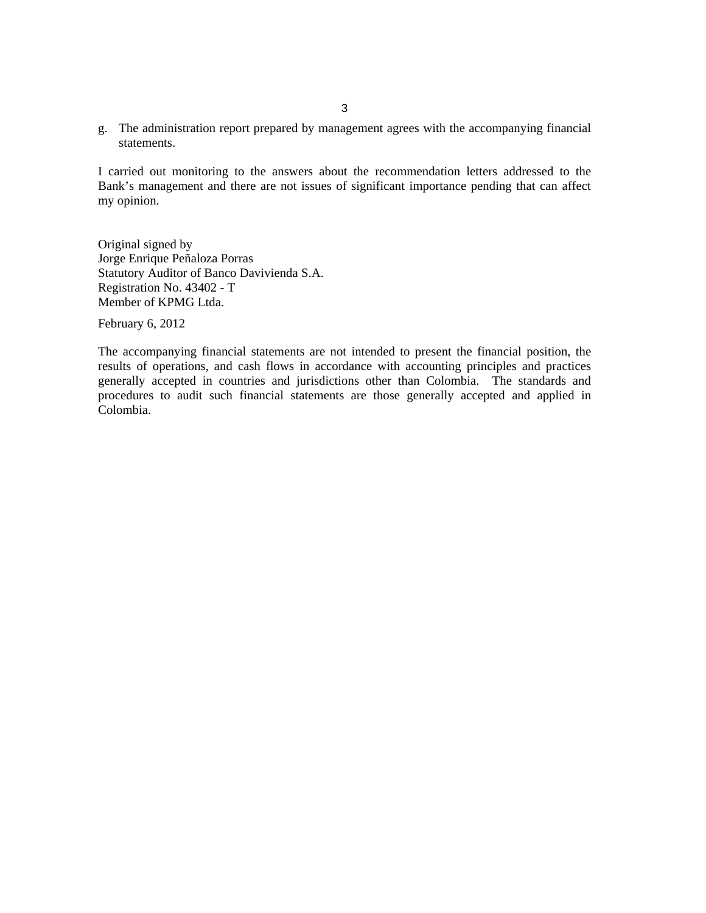g. The administration report prepared by management agrees with the accompanying financial statements.

I carried out monitoring to the answers about the recommendation letters addressed to the Bank's management and there are not issues of significant importance pending that can affect my opinion.

Original signed by
Jorge Enrique Peñaloza Porras
Statutory Auditor of Banco Davivienda S.A.
Registration No. 43402 - T
Member of KPMG Ltda.

February 6, 2012

The accompanying financial statements are not intended to present the financial position, the results of operations, and cash flows in accordance with accounting principles and practices generally accepted in countries and jurisdictions other than Colombia. The standards and procedures to audit such financial statements are those generally accepted and applied in Colombia.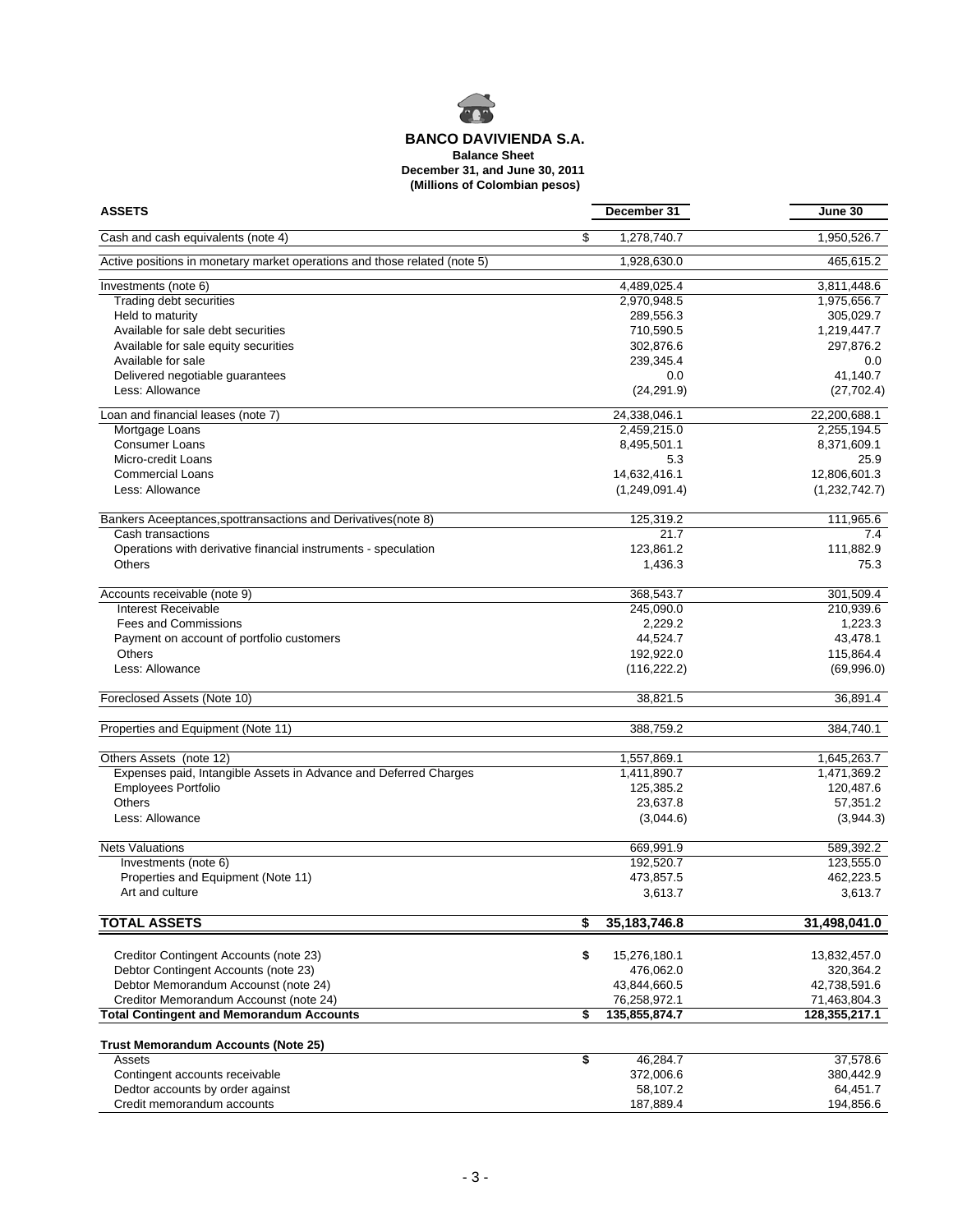# BANCO DAVIVIENDA S.A.

**Balance Sheet**
**December 31, and June 30, 2011**
**(Millions of Colombian pesos)**

| ASSETS | | December 31 | June 30 |
|---|---|---|---|
| Cash and cash equivalents (note 4) | $ | 1,278,740.7 | 1,950,526.7 |
| Active positions in monetary market operations and those related (note 5) | | 1,928,630.0 | 465,615.2 |
| Investments (note 6) | | 4,489,025.4 | 3,811,448.6 |
| Trading debt securities | | 2,970,948.5 | 1,975,656.7 |
| Held to maturity | | 289,556.3 | 305,029.7 |
| Available for sale debt securities | | 710,590.5 | 1,219,447.7 |
| Available for sale equity securities | | 302,876.6 | 297,876.2 |
| Available for sale | | 239,345.4 | 0.0 |
| Delivered negotiable guarantees | | 0.0 | 41,140.7 |
| Less: Allowance | | (24,291.9) | (27,702.4) |
| Loan and financial leases (note 7) | | 24,338,046.1 | 22,200,688.1 |
| Mortgage Loans | | 2,459,215.0 | 2,255,194.5 |
| Consumer Loans | | 8,495,501.1 | 8,371,609.1 |
| Micro-credit Loans | | 5.3 | 25.9 |
| Commercial Loans | | 14,632,416.1 | 12,806,601.3 |
| Less: Allowance | | (1,249,091.4) | (1,232,742.7) |
| Bankers Aceeptances,spottransactions and Derivatives(note 8) | | 125,319.2 | 111,965.6 |
| Cash transactions | | 21.7 | 7.4 |
| Operations with derivative financial instruments - speculation | | 123,861.2 | 111,882.9 |
| Others | | 1,436.3 | 75.3 |
| Accounts receivable (note 9) | | 368,543.7 | 301,509.4 |
| Interest Receivable | | 245,090.0 | 210,939.6 |
| Fees and Commissions | | 2,229.2 | 1,223.3 |
| Payment on account of portfolio customers | | 44,524.7 | 43,478.1 |
| Others | | 192,922.0 | 115,864.4 |
| Less: Allowance | | (116,222.2) | (69,996.0) |
| Foreclosed Assets (Note 10) | | 38,821.5 | 36,891.4 |
| Properties and Equipment (Note 11) | | 388,759.2 | 384,740.1 |
| Others Assets (note 12) | | 1,557,869.1 | 1,645,263.7 |
| Expenses paid, Intangible Assets in Advance and Deferred Charges | | 1,411,890.7 | 1,471,369.2 |
| Employees Portfolio | | 125,385.2 | 120,487.6 |
| Others | | 23,637.8 | 57,351.2 |
| Less: Allowance | | (3,044.6) | (3,944.3) |
| Nets Valuations | | 669,991.9 | 589,392.2 |
| Investments (note 6) | | 192,520.7 | 123,555.0 |
| Properties and Equipment (Note 11) | | 473,857.5 | 462,223.5 |
| Art and culture | | 3,613.7 | 3,613.7 |
| **TOTAL ASSETS** | **$** | **35,183,746.8** | **31,498,041.0** |
| Creditor Contingent Accounts (note 23) | $ | 15,276,180.1 | 13,832,457.0 |
| Debtor Contingent Accounts (note 23) | | 476,062.0 | 320,364.2 |
| Debtor Memorandum Accounst (note 24) | | 43,844,660.5 | 42,738,591.6 |
| Creditor Memorandum Accounst (note 24) | | 76,258,972.1 | 71,463,804.3 |
| **Total Contingent and Memorandum Accounts** | **$** | **135,855,874.7** | **128,355,217.1** |
| **Trust Memorandum Accounts (Note 25)** | | | |
| Assets | $ | 46,284.7 | 37,578.6 |
| Contingent accounts receivable | | 372,006.6 | 380,442.9 |
| Dedtor accounts by order against | | 58,107.2 | 64,451.7 |
| Credit memorandum accounts | | 187,889.4 | 194,856.6 |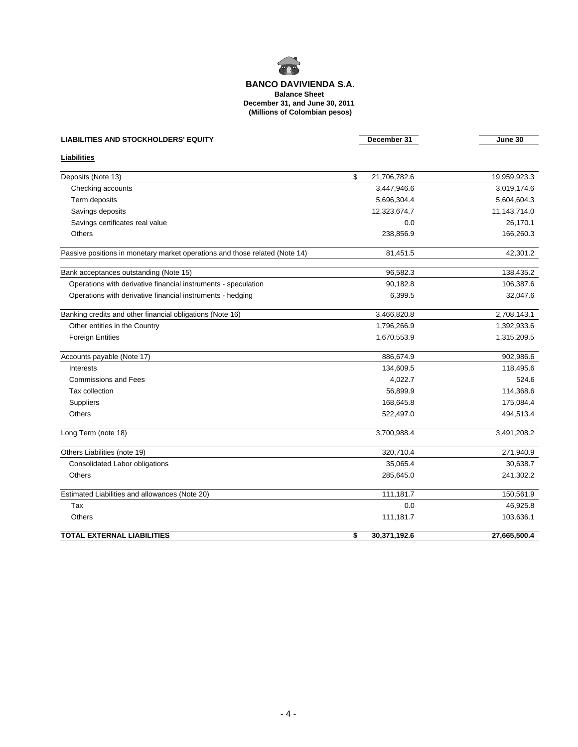# BANCO DAVIVIENDA S.A.

**Balance Sheet**
**December 31, and June 30, 2011**
**(Millions of Colombian pesos)**

| **LIABILITIES AND STOCKHOLDERS' EQUITY** | **December 31** | **June 30** |
|---|---|---|
| **Liabilities** | | |
| Deposits (Note 13) | $ 21,706,782.6 | 19,959,923.3 |
| Checking accounts | 3,447,946.6 | 3,019,174.6 |
| Term deposits | 5,696,304.4 | 5,604,604.3 |
| Savings deposits | 12,323,674.7 | 11,143,714.0 |
| Savings certificates real value | 0.0 | 26,170.1 |
| Others | 238,856.9 | 166,260.3 |
| Passive positions in monetary market operations and those related (Note 14) | 81,451.5 | 42,301.2 |
| Bank acceptances outstanding (Note 15) | 96,582.3 | 138,435.2 |
| Operations with derivative financial instruments - speculation | 90,182.8 | 106,387.6 |
| Operations with derivative financial instruments - hedging | 6,399.5 | 32,047.6 |
| Banking credits and other financial obligations (Note 16) | 3,466,820.8 | 2,708,143.1 |
| Other entities in the Country | 1,796,266.9 | 1,392,933.6 |
| Foreign Entities | 1,670,553.9 | 1,315,209.5 |
| Accounts payable (Note 17) | 886,674.9 | 902,986.6 |
| Interests | 134,609.5 | 118,495.6 |
| Commissions and Fees | 4,022.7 | 524.6 |
| Tax collection | 56,899.9 | 114,368.6 |
| Suppliers | 168,645.8 | 175,084.4 |
| Others | 522,497.0 | 494,513.4 |
| Long Term (note 18) | 3,700,988.4 | 3,491,208.2 |
| Others Liabilities (note 19) | 320,710.4 | 271,940.9 |
| Consolidated Labor obligations | 35,065.4 | 30,638.7 |
| Others | 285,645.0 | 241,302.2 |
| Estimated Liabilities and allowances (Note 20) | 111,181.7 | 150,561.9 |
| Tax | 0.0 | 46,925.8 |
| Others | 111,181.7 | 103,636.1 |
| **TOTAL EXTERNAL LIABILITIES** | **$ 30,371,192.6** | **27,665,500.4** |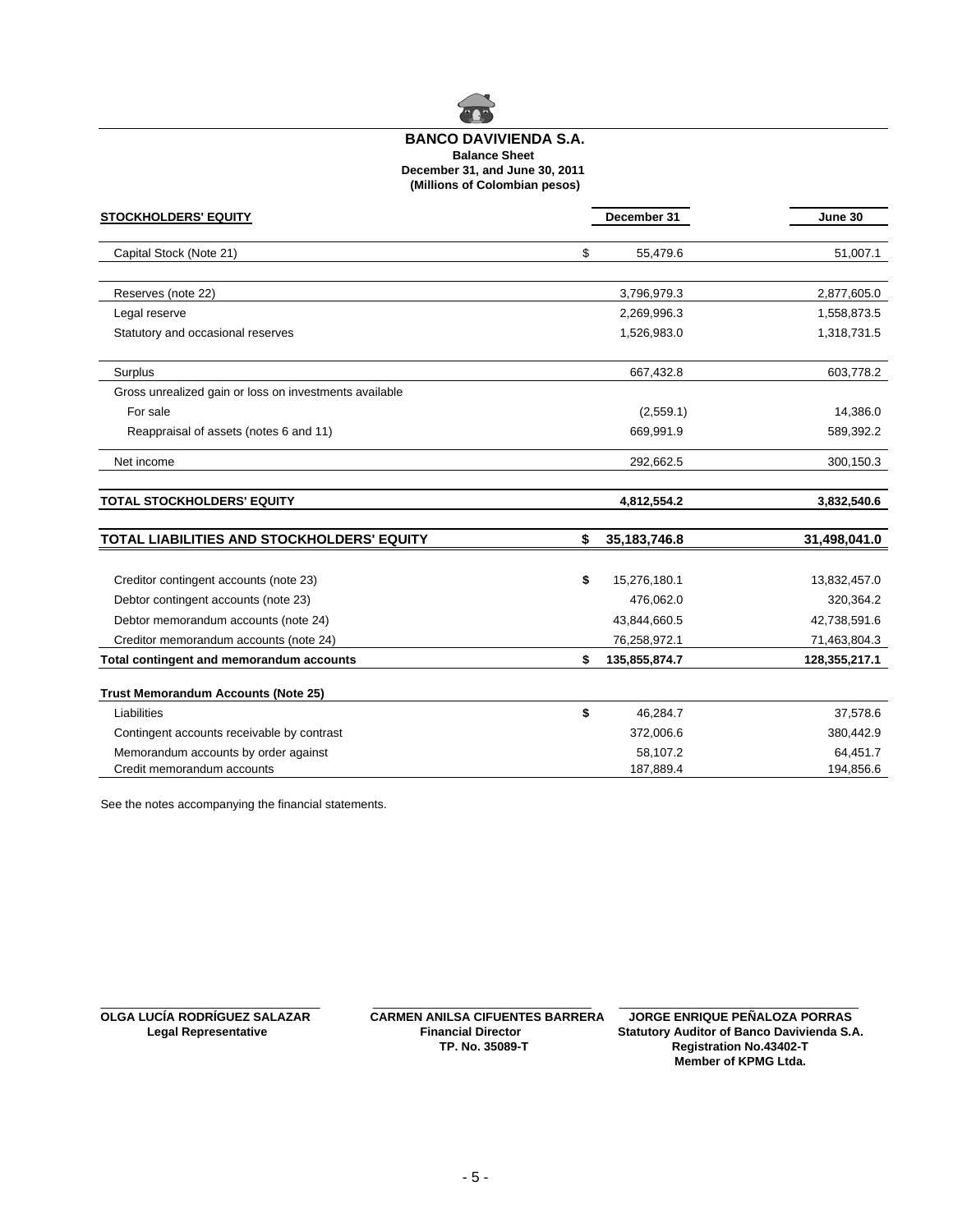**BANCO DAVIVIENDA S.A.**
**Balance Sheet**
**December 31, and June 30, 2011**
**(Millions of Colombian pesos)**

| STOCKHOLDERS' EQUITY | | December 31 | June 30 |
|---|---|---|---|
| Capital Stock (Note 21) | $ | 55,479.6 | 51,007.1 |
| Reserves (note 22) | | 3,796,979.3 | 2,877,605.0 |
| Legal reserve | | 2,269,996.3 | 1,558,873.5 |
| Statutory and occasional reserves | | 1,526,983.0 | 1,318,731.5 |
| Surplus | | 667,432.8 | 603,778.2 |
| Gross unrealized gain or loss on investments available | | | |
| For sale | | (2,559.1) | 14,386.0 |
| Reappraisal of assets (notes 6 and 11) | | 669,991.9 | 589,392.2 |
| Net income | | 292,662.5 | 300,150.3 |
| **TOTAL STOCKHOLDERS' EQUITY** | | **4,812,554.2** | **3,832,540.6** |
| **TOTAL LIABILITIES AND STOCKHOLDERS' EQUITY** | **$** | **35,183,746.8** | **31,498,041.0** |
| Creditor contingent accounts (note 23) | **$** | 15,276,180.1 | 13,832,457.0 |
| Debtor contingent accounts (note 23) | | 476,062.0 | 320,364.2 |
| Debtor memorandum accounts (note 24) | | 43,844,660.5 | 42,738,591.6 |
| Creditor memorandum accounts (note 24) | | 76,258,972.1 | 71,463,804.3 |
| **Total contingent and memorandum accounts** | **$** | **135,855,874.7** | **128,355,217.1** |
| **Trust Memorandum Accounts (Note 25)** | | | |
| Liabilities | **$** | 46,284.7 | 37,578.6 |
| Contingent accounts receivable by contrast | | 372,006.6 | 380,442.9 |
| Memorandum accounts by order against | | 58,107.2 | 64,451.7 |
| Credit memorandum accounts | | 187,889.4 | 194,856.6 |

See the notes accompanying the financial statements.

**OLGA LUCÍA RODRÍGUEZ SALAZAR**
**Legal Representative**

**CARMEN ANILSA CIFUENTES BARRERA**
**Financial Director**
**TP. No. 35089-T**

**JORGE ENRIQUE PEÑALOZA PORRAS**
**Statutory Auditor of Banco Davivienda S.A.**
**Registration No.43402-T**
**Member of KPMG Ltda.**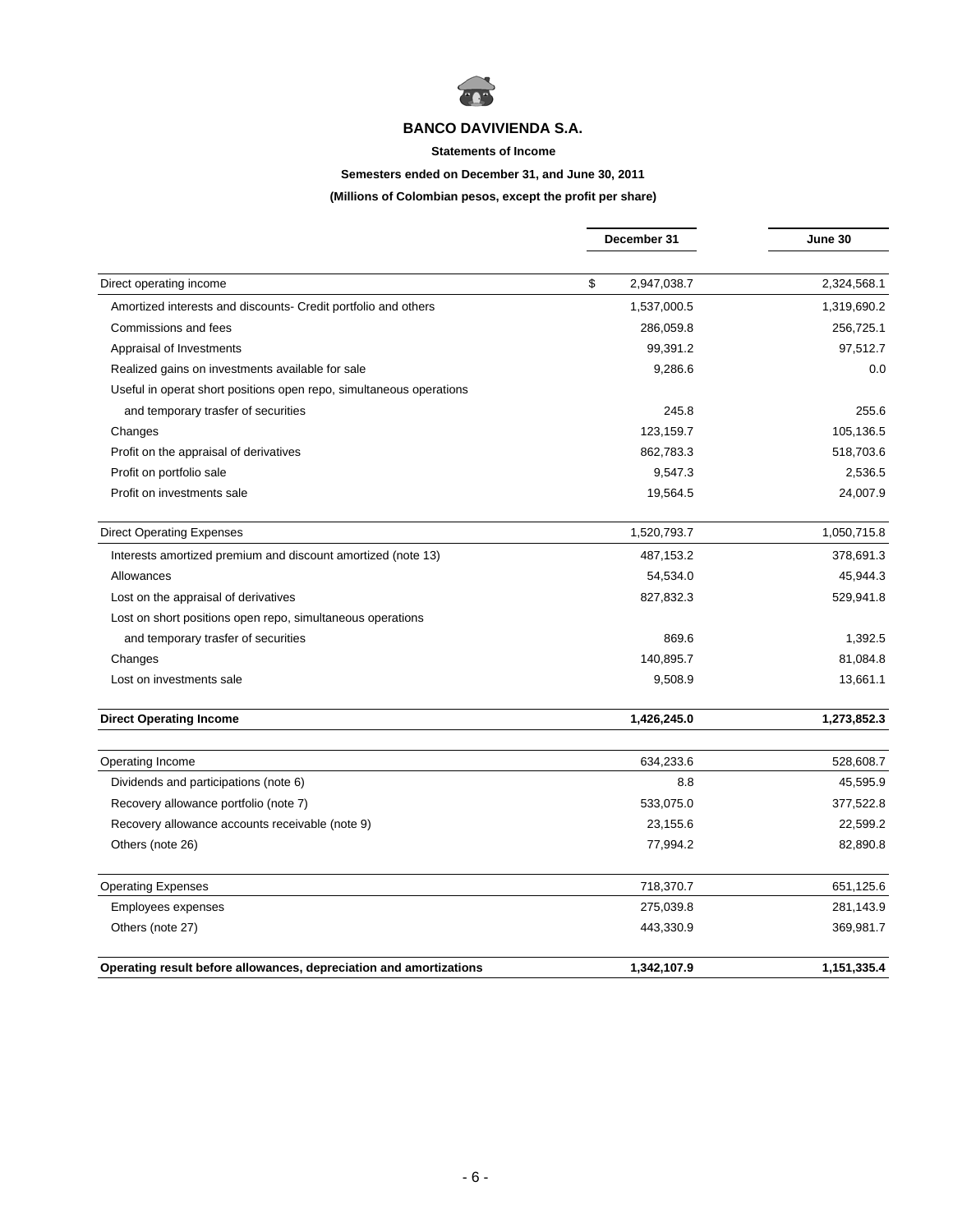# BANCO DAVIVIENDA S.A.

**Statements of Income**

**Semesters ended on December 31, and June 30, 2011**

**(Millions of Colombian pesos, except the profit per share)**

| | December 31 | June 30 |
|---|---|---|
| Direct operating income | $ 2,947,038.7 | 2,324,568.1 |
| Amortized interests and discounts- Credit portfolio and others | 1,537,000.5 | 1,319,690.2 |
| Commissions and fees | 286,059.8 | 256,725.1 |
| Appraisal of Investments | 99,391.2 | 97,512.7 |
| Realized gains on investments available for sale | 9,286.6 | 0.0 |
| Useful in operat short positions open repo, simultaneous operations and temporary trasfer of securities | 245.8 | 255.6 |
| Changes | 123,159.7 | 105,136.5 |
| Profit on the appraisal of derivatives | 862,783.3 | 518,703.6 |
| Profit on portfolio sale | 9,547.3 | 2,536.5 |
| Profit on investments sale | 19,564.5 | 24,007.9 |
| Direct Operating Expenses | 1,520,793.7 | 1,050,715.8 |
| Interests amortized premium and discount amortized (note 13) | 487,153.2 | 378,691.3 |
| Allowances | 54,534.0 | 45,944.3 |
| Lost on the appraisal of derivatives | 827,832.3 | 529,941.8 |
| Lost on short positions open repo, simultaneous operations and temporary trasfer of securities | 869.6 | 1,392.5 |
| Changes | 140,895.7 | 81,084.8 |
| Lost on investments sale | 9,508.9 | 13,661.1 |
| **Direct Operating Income** | **1,426,245.0** | **1,273,852.3** |
| Operating Income | 634,233.6 | 528,608.7 |
| Dividends and participations (note 6) | 8.8 | 45,595.9 |
| Recovery allowance portfolio (note 7) | 533,075.0 | 377,522.8 |
| Recovery allowance accounts receivable (note 9) | 23,155.6 | 22,599.2 |
| Others (note 26) | 77,994.2 | 82,890.8 |
| Operating Expenses | 718,370.7 | 651,125.6 |
| Employees expenses | 275,039.8 | 281,143.9 |
| Others (note 27) | 443,330.9 | 369,981.7 |
| **Operating result before allowances, depreciation and amortizations** | **1,342,107.9** | **1,151,335.4** |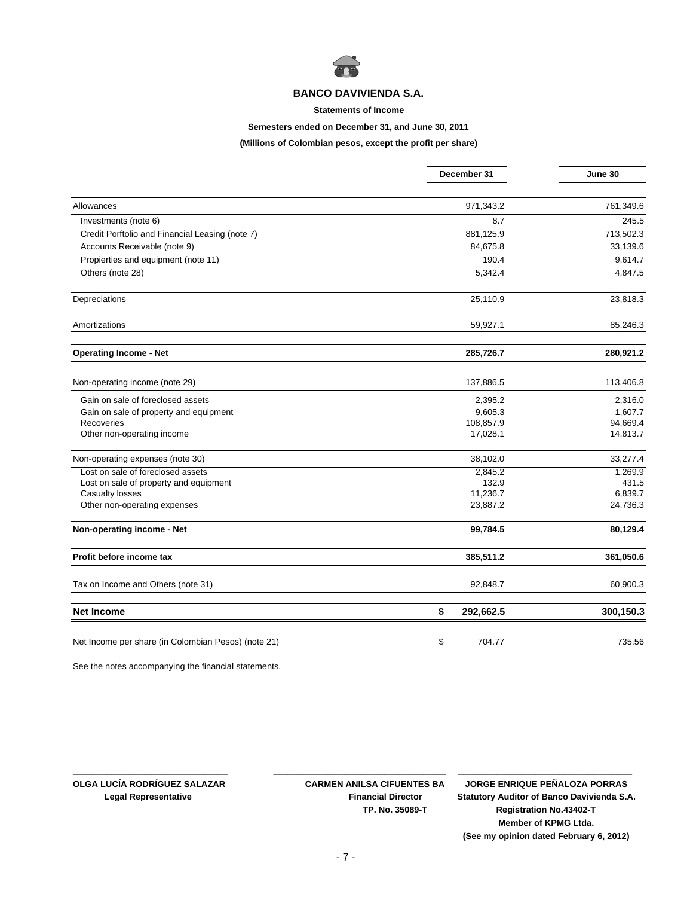# BANCO DAVIVIENDA S.A.

**Statements of Income**

**Semesters ended on December 31, and June 30, 2011**

**(Millions of Colombian pesos, except the profit per share)**

| | December 31 | June 30 |
|---|---|---|
| Allowances | 971,343.2 | 761,349.6 |
| Investments (note 6) | 8.7 | 245.5 |
| Credit Porftolio and Financial Leasing (note 7) | 881,125.9 | 713,502.3 |
| Accounts Receivable (note 9) | 84,675.8 | 33,139.6 |
| Propierties and equipment (note 11) | 190.4 | 9,614.7 |
| Others (note 28) | 5,342.4 | 4,847.5 |
| Depreciations | 25,110.9 | 23,818.3 |
| Amortizations | 59,927.1 | 85,246.3 |
| **Operating Income - Net** | **285,726.7** | **280,921.2** |
| Non-operating income (note 29) | 137,886.5 | 113,406.8 |
| Gain on sale of foreclosed assets | 2,395.2 | 2,316.0 |
| Gain on sale of property and equipment | 9,605.3 | 1,607.7 |
| Recoveries | 108,857.9 | 94,669.4 |
| Other non-operating income | 17,028.1 | 14,813.7 |
| Non-operating expenses (note 30) | 38,102.0 | 33,277.4 |
| Lost on sale of foreclosed assets | 2,845.2 | 1,269.9 |
| Lost on sale of property and equipment | 132.9 | 431.5 |
| Casualty losses | 11,236.7 | 6,839.7 |
| Other non-operating expenses | 23,887.2 | 24,736.3 |
| **Non-operating income - Net** | **99,784.5** | **80,129.4** |
| **Profit before income tax** | **385,511.2** | **361,050.6** |
| Tax on Income and Others (note 31) | 92,848.7 | 60,900.3 |
| **Net Income** | **$ 292,662.5** | **300,150.3** |
| Net Income per share (in Colombian Pesos) (note 21) | $ 704.77 | 735.56 |

See the notes accompanying the financial statements.

**OLGA LUCÍA RODRÍGUEZ SALAZAR**
**Legal Representative**

**CARMEN ANILSA CIFUENTES BA**
**Financial Director**
**TP. No. 35089-T**

**JORGE ENRIQUE PEÑALOZA PORRAS**
**Statutory Auditor of Banco Davivienda S.A.**
**Registration No.43402-T**
**Member of KPMG Ltda.**
**(See my opinion dated February 6, 2012)**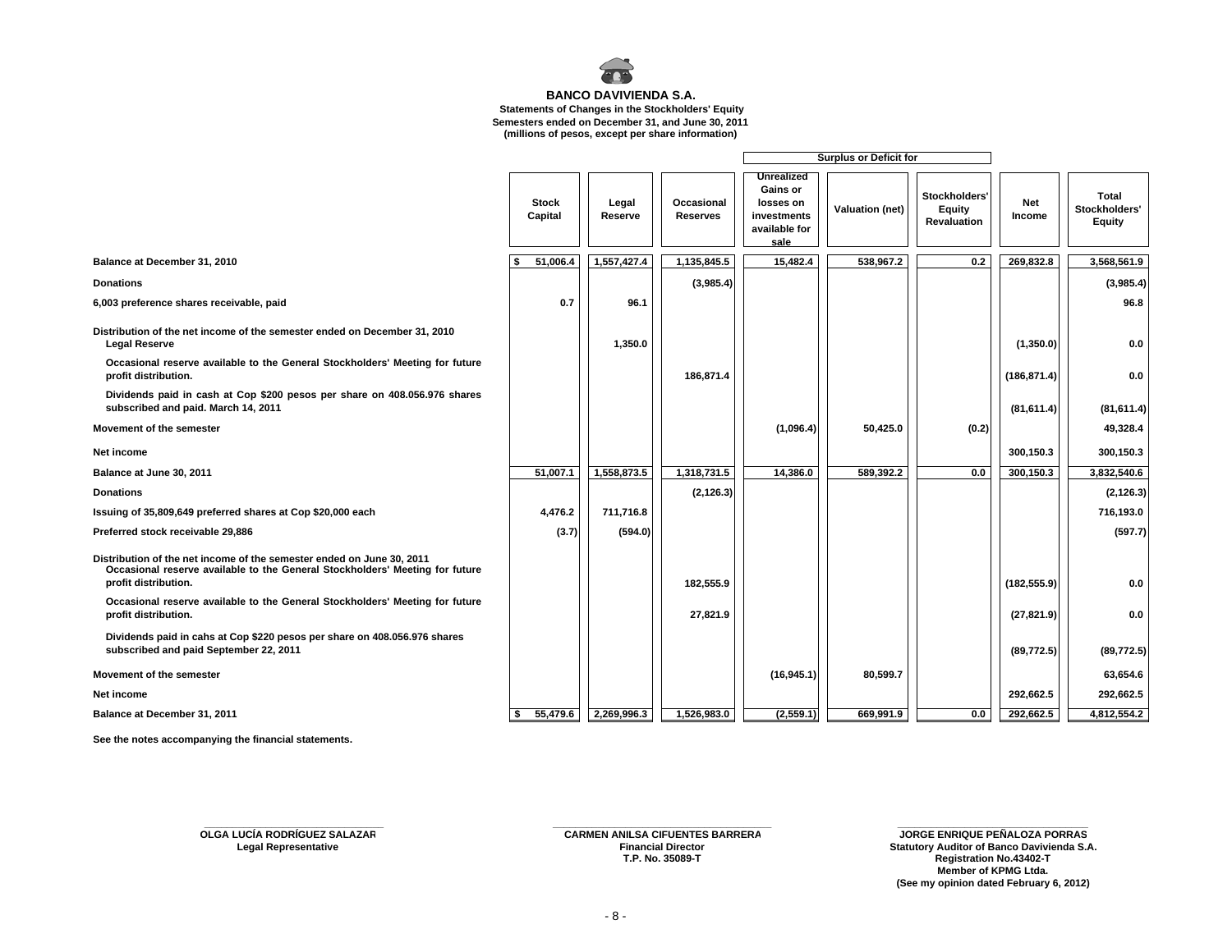**BANCO DAVIVIENDA S.A.**

**Statements of Changes in the Stockholders' Equity**
**Semesters ended on December 31, and June 30, 2011**
**(millions of pesos, except per share information)**

| | Stock Capital | Legal Reserve | Occasional Reserves | Surplus or Deficit for: Unrealized Gains or losses on investments available for sale | Surplus or Deficit for: Valuation (net) | Surplus or Deficit for: Stockholders' Equity Revaluation | Net Income | Total Stockholders' Equity |
|---|---|---|---|---|---|---|---|---|
| **Balance at December 31, 2010** | $ 51,006.4 | 1,557,427.4 | 1,135,845.5 | 15,482.4 | 538,967.2 | 0.2 | 269,832.8 | 3,568,561.9 |
| **Donations** | | | (3,985.4) | | | | | (3,985.4) |
| **6,003 preference shares receivable, paid** | 0.7 | 96.1 | | | | | | 96.8 |
| **Distribution of the net income of the semester ended on December 31, 2010** | | | | | | | | |
| **Legal Reserve** | | 1,350.0 | | | | | (1,350.0) | 0.0 |
| **Occasional reserve available to the General Stockholders' Meeting for future profit distribution.** | | | 186,871.4 | | | | (186,871.4) | 0.0 |
| **Dividends paid in cash at Cop $200 pesos per share on 408.056.976 shares subscribed and paid. March 14, 2011** | | | | | | | (81,611.4) | (81,611.4) |
| **Movement of the semester** | | | | (1,096.4) | 50,425.0 | (0.2) | | 49,328.4 |
| **Net income** | | | | | | | 300,150.3 | 300,150.3 |
| **Balance at June 30, 2011** | 51,007.1 | 1,558,873.5 | 1,318,731.5 | 14,386.0 | 589,392.2 | 0.0 | 300,150.3 | 3,832,540.6 |
| **Donations** | | | (2,126.3) | | | | | (2,126.3) |
| **Issuing of 35,809,649 preferred shares at Cop $20,000 each** | 4,476.2 | 711,716.8 | | | | | | 716,193.0 |
| **Preferred stock receivable 29,886** | (3.7) | (594.0) | | | | | | (597.7) |
| **Distribution of the net income of the semester ended on June 30, 2011** | | | | | | | | |
| **Occasional reserve available to the General Stockholders' Meeting for future profit distribution.** | | | 182,555.9 | | | | (182,555.9) | 0.0 |
| **Occasional reserve available to the General Stockholders' Meeting for future profit distribution.** | | | 27,821.9 | | | | (27,821.9) | 0.0 |
| **Dividends paid in cahs at Cop $220 pesos per share on 408.056.976 shares subscribed and paid September 22, 2011** | | | | | | | (89,772.5) | (89,772.5) |
| **Movement of the semester** | | | | (16,945.1) | 80,599.7 | | | 63,654.6 |
| **Net income** | | | | | | | 292,662.5 | 292,662.5 |
| **Balance at December 31, 2011** | $ 55,479.6 | 2,269,996.3 | 1,526,983.0 | (2,559.1) | 669,991.9 | 0.0 | 292,662.5 | 4,812,554.2 |

**See the notes accompanying the financial statements.**

**OLGA LUCÍA RODRÍGUEZ SALAZAR**
**Legal Representative**

**CARMEN ANILSA CIFUENTES BARRERA**
**Financial Director**
**T.P. No. 35089-T**

**JORGE ENRIQUE PEÑALOZA PORRAS**
**Statutory Auditor of Banco Davivienda S.A.**
**Registration No.43402-T**
**Member of KPMG Ltda.**
**(See my opinion dated February 6, 2012)**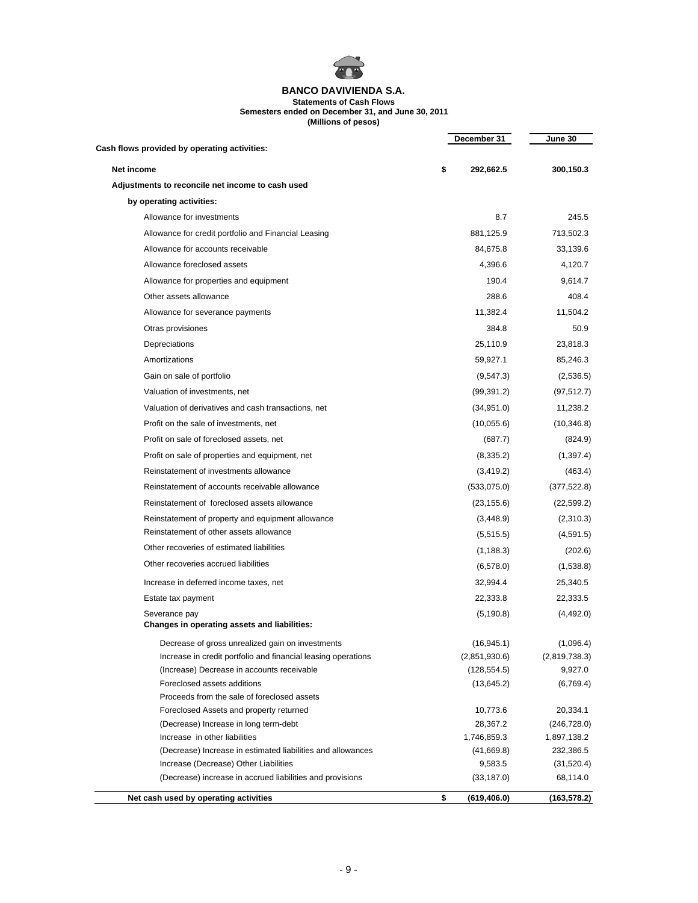# BANCO DAVIVIENDA S.A.

**Statements of Cash Flows**
**Semesters ended on December 31, and June 30, 2011**
**(Millions of pesos)**

| | | December 31 | June 30 |
|---|---|---|---|
| **Cash flows provided by operating activities:** | | | |
| **Net income** | **$** | **292,662.5** | **300,150.3** |
| **Adjustments to reconcile net income to cash used** | | | |
| **by operating activities:** | | | |
| Allowance for investments | | 8.7 | 245.5 |
| Allowance for credit portfolio and Financial Leasing | | 881,125.9 | 713,502.3 |
| Allowance for accounts receivable | | 84,675.8 | 33,139.6 |
| Allowance foreclosed assets | | 4,396.6 | 4,120.7 |
| Allowance for properties and equipment | | 190.4 | 9,614.7 |
| Other assets allowance | | 288.6 | 408.4 |
| Allowance for severance payments | | 11,382.4 | 11,504.2 |
| Otras provisiones | | 384.8 | 50.9 |
| Depreciations | | 25,110.9 | 23,818.3 |
| Amortizations | | 59,927.1 | 85,246.3 |
| Gain on sale of portfolio | | (9,547.3) | (2,536.5) |
| Valuation of investments, net | | (99,391.2) | (97,512.7) |
| Valuation of derivatives and cash transactions, net | | (34,951.0) | 11,238.2 |
| Profit on the sale of investments, net | | (10,055.6) | (10,346.8) |
| Profit on sale of foreclosed assets, net | | (687.7) | (824.9) |
| Profit on sale of properties and equipment, net | | (8,335.2) | (1,397.4) |
| Reinstatement of investments allowance | | (3,419.2) | (463.4) |
| Reinstatement of accounts receivable allowance | | (533,075.0) | (377,522.8) |
| Reinstatement of foreclosed assets allowance | | (23,155.6) | (22,599.2) |
| Reinstatement of property and equipment allowance | | (3,448.9) | (2,310.3) |
| Reinstatement of other assets allowance | | (5,515.5) | (4,591.5) |
| Other recoveries of estimated liabilities | | (1,188.3) | (202.6) |
| Other recoveries accrued liabilities | | (6,578.0) | (1,538.8) |
| Increase in deferred income taxes, net | | 32,994.4 | 25,340.5 |
| Estate tax payment | | 22,333.8 | 22,333.5 |
| Severance pay | | (5,190.8) | (4,492.0) |
| **Changes in operating assets and liabilities:** | | | |
| Decrease of gross unrealized gain on investments | | (16,945.1) | (1,096.4) |
| Increase in credit portfolio and financial leasing operations | | (2,851,930.6) | (2,819,738.3) |
| (Increase) Decrease in accounts receivable | | (128,554.5) | 9,927.0 |
| Foreclosed assets additions | | (13,645.2) | (6,769.4) |
| Proceeds from the sale of foreclosed assets | | | |
| Foreclosed Assets and property returned | | 10,773.6 | 20,334.1 |
| (Decrease) Increase in long term-debt | | 28,367.2 | (246,728.0) |
| Increase in other liabilities | | 1,746,859.3 | 1,897,138.2 |
| (Decrease) Increase in estimated liabilities and allowances | | (41,669.8) | 232,386.5 |
| Increase (Decrease) Other Liabilities | | 9,583.5 | (31,520.4) |
| (Decrease) increase in accrued liabilities and provisions | | (33,187.0) | 68,114.0 |
| **Net cash used by operating activities** | **$** | **(619,406.0)** | **(163,578.2)** |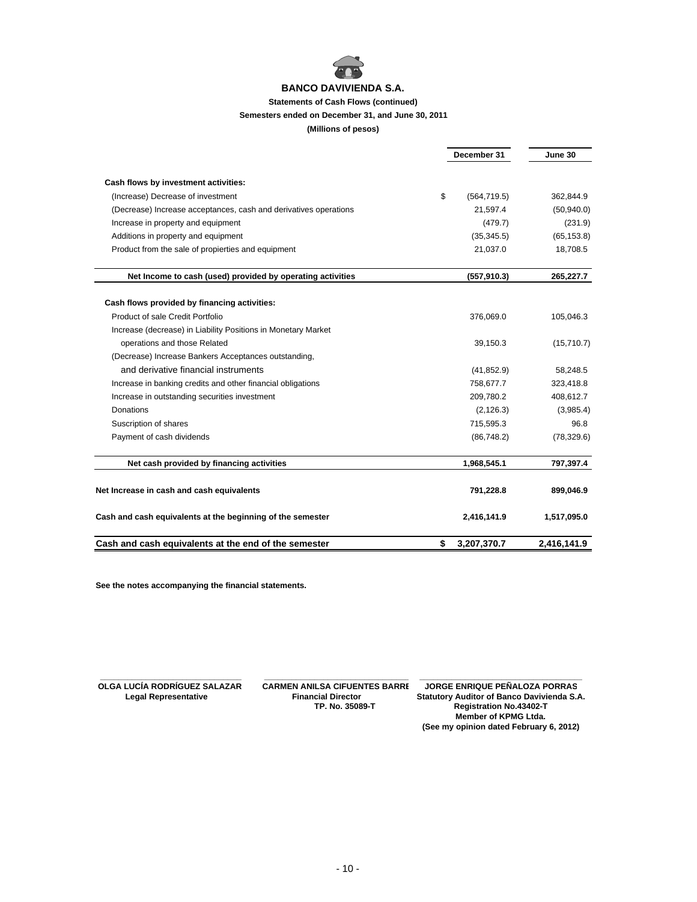# BANCO DAVIVIENDA S.A.

**Statements of Cash Flows (continued)**

**Semesters ended on December 31, and June 30, 2011**

**(Millions of pesos)**

| | December 31 | June 30 |
|---|---|---|
| **Cash flows by investment activities:** | | |
| (Increase) Decrease of investment | $ (564,719.5) | 362,844.9 |
| (Decrease) Increase acceptances, cash and derivatives operations | 21,597.4 | (50,940.0) |
| Increase in property and equipment | (479.7) | (231.9) |
| Additions in property and equipment | (35,345.5) | (65,153.8) |
| Product from the sale of propierties and equipment | 21,037.0 | 18,708.5 |
| **Net Income to cash (used) provided by operating activities** | **(557,910.3)** | **265,227.7** |
| **Cash flows provided by financing activities:** | | |
| Product of sale Credit Portfolio | 376,069.0 | 105,046.3 |
| Increase (decrease) in Liability Positions in Monetary Market operations and those Related | 39,150.3 | (15,710.7) |
| (Decrease) Increase Bankers Acceptances outstanding, and derivative financial instruments | (41,852.9) | 58,248.5 |
| Increase in banking credits and other financial obligations | 758,677.7 | 323,418.8 |
| Increase in outstanding securities investment | 209,780.2 | 408,612.7 |
| Donations | (2,126.3) | (3,985.4) |
| Suscription of shares | 715,595.3 | 96.8 |
| Payment of cash dividends | (86,748.2) | (78,329.6) |
| **Net cash provided by financing activities** | **1,968,545.1** | **797,397.4** |
| **Net Increase in cash and cash equivalents** | **791,228.8** | **899,046.9** |
| **Cash and cash equivalents at the beginning of the semester** | **2,416,141.9** | **1,517,095.0** |
| **Cash and cash equivalents at the end of the semester** | **$ 3,207,370.7** | **2,416,141.9** |

**See the notes accompanying the financial statements.**

**OLGA LUCÍA RODRÍGUEZ SALAZAR**
**Legal Representative**

**CARMEN ANILSA CIFUENTES BARRE**
**Financial Director**
**TP. No. 35089-T**

**JORGE ENRIQUE PEÑALOZA PORRAS**
**Statutory Auditor of Banco Davivienda S.A.**
**Registration No.43402-T**
**Member of KPMG Ltda.**
**(See my opinion dated February 6, 2012)**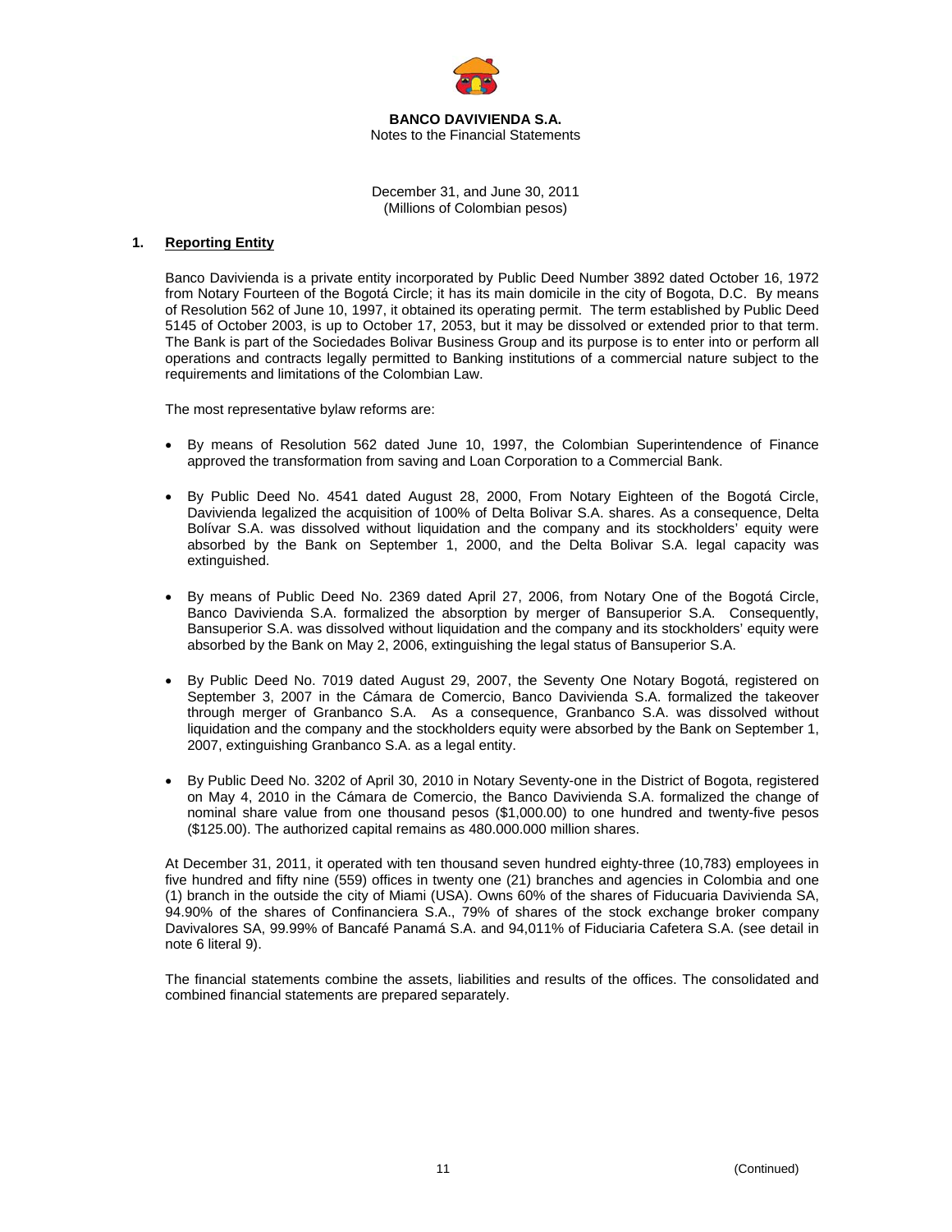**BANCO DAVIVIENDA S.A.**
Notes to the Financial Statements

December 31, and June 30, 2011
(Millions of Colombian pesos)

## 1. Reporting Entity

Banco Davivienda is a private entity incorporated by Public Deed Number 3892 dated October 16, 1972 from Notary Fourteen of the Bogotá Circle; it has its main domicile in the city of Bogota, D.C. By means of Resolution 562 of June 10, 1997, it obtained its operating permit. The term established by Public Deed 5145 of October 2003, is up to October 17, 2053, but it may be dissolved or extended prior to that term. The Bank is part of the Sociedades Bolivar Business Group and its purpose is to enter into or perform all operations and contracts legally permitted to Banking institutions of a commercial nature subject to the requirements and limitations of the Colombian Law.

The most representative bylaw reforms are:

- By means of Resolution 562 dated June 10, 1997, the Colombian Superintendence of Finance approved the transformation from saving and Loan Corporation to a Commercial Bank.

- By Public Deed No. 4541 dated August 28, 2000, From Notary Eighteen of the Bogotá Circle, Davivienda legalized the acquisition of 100% of Delta Bolivar S.A. shares. As a consequence, Delta Bolívar S.A. was dissolved without liquidation and the company and its stockholders' equity were absorbed by the Bank on September 1, 2000, and the Delta Bolivar S.A. legal capacity was extinguished.

- By means of Public Deed No. 2369 dated April 27, 2006, from Notary One of the Bogotá Circle, Banco Davivienda S.A. formalized the absorption by merger of Bansuperior S.A. Consequently, Bansuperior S.A. was dissolved without liquidation and the company and its stockholders' equity were absorbed by the Bank on May 2, 2006, extinguishing the legal status of Bansuperior S.A.

- By Public Deed No. 7019 dated August 29, 2007, the Seventy One Notary Bogotá, registered on September 3, 2007 in the Cámara de Comercio, Banco Davivienda S.A. formalized the takeover through merger of Granbanco S.A. As a consequence, Granbanco S.A. was dissolved without liquidation and the company and the stockholders equity were absorbed by the Bank on September 1, 2007, extinguishing Granbanco S.A. as a legal entity.

- By Public Deed No. 3202 of April 30, 2010 in Notary Seventy-one in the District of Bogota, registered on May 4, 2010 in the Cámara de Comercio, the Banco Davivienda S.A. formalized the change of nominal share value from one thousand pesos ($1,000.00) to one hundred and twenty-five pesos ($125.00). The authorized capital remains as 480.000.000 million shares.

At December 31, 2011, it operated with ten thousand seven hundred eighty-three (10,783) employees in five hundred and fifty nine (559) offices in twenty one (21) branches and agencies in Colombia and one (1) branch in the outside the city of Miami (USA). Owns 60% of the shares of Fiducuaria Davivienda SA, 94.90% of the shares of Confinanciera S.A., 79% of shares of the stock exchange broker company Davivalores SA, 99.99% of Bancafé Panamá S.A. and 94,011% of Fiduciaria Cafetera S.A. (see detail in note 6 literal 9).

The financial statements combine the assets, liabilities and results of the offices. The consolidated and combined financial statements are prepared separately.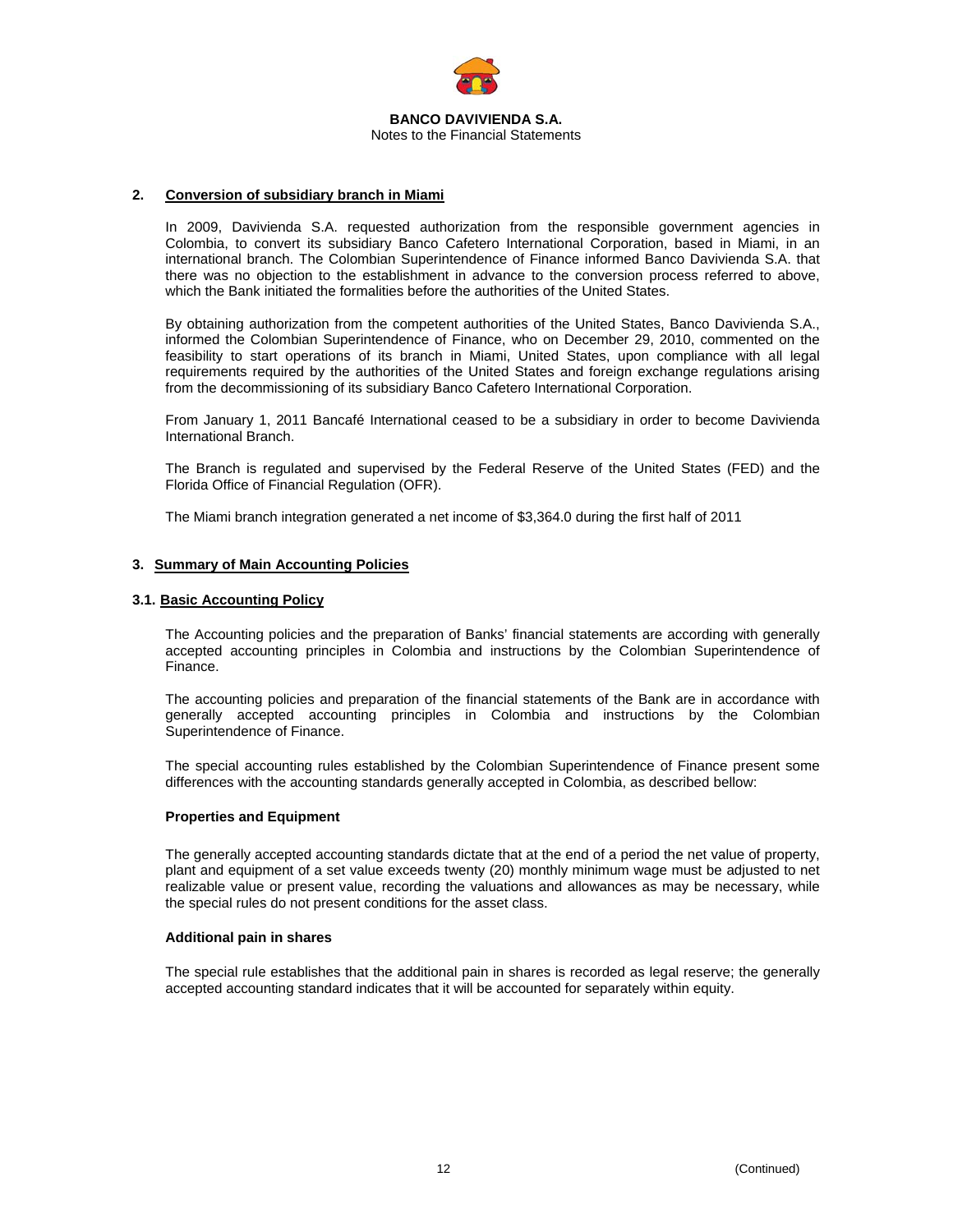## 2. Conversion of subsidiary branch in Miami

In 2009, Davivienda S.A. requested authorization from the responsible government agencies in Colombia, to convert its subsidiary Banco Cafetero International Corporation, based in Miami, in an international branch. The Colombian Superintendence of Finance informed Banco Davivienda S.A. that there was no objection to the establishment in advance to the conversion process referred to above, which the Bank initiated the formalities before the authorities of the United States.

By obtaining authorization from the competent authorities of the United States, Banco Davivienda S.A., informed the Colombian Superintendence of Finance, who on December 29, 2010, commented on the feasibility to start operations of its branch in Miami, United States, upon compliance with all legal requirements required by the authorities of the United States and foreign exchange regulations arising from the decommissioning of its subsidiary Banco Cafetero International Corporation.

From January 1, 2011 Bancafé International ceased to be a subsidiary in order to become Davivienda International Branch.

The Branch is regulated and supervised by the Federal Reserve of the United States (FED) and the Florida Office of Financial Regulation (OFR).

The Miami branch integration generated a net income of $3,364.0 during the first half of 2011

## 3. Summary of Main Accounting Policies

### 3.1. Basic Accounting Policy

The Accounting policies and the preparation of Banks' financial statements are according with generally accepted accounting principles in Colombia and instructions by the Colombian Superintendence of Finance.

The accounting policies and preparation of the financial statements of the Bank are in accordance with generally accepted accounting principles in Colombia and instructions by the Colombian Superintendence of Finance.

The special accounting rules established by the Colombian Superintendence of Finance present some differences with the accounting standards generally accepted in Colombia, as described bellow:

**Properties and Equipment**

The generally accepted accounting standards dictate that at the end of a period the net value of property, plant and equipment of a set value exceeds twenty (20) monthly minimum wage must be adjusted to net realizable value or present value, recording the valuations and allowances as may be necessary, while the special rules do not present conditions for the asset class.

**Additional pain in shares**

The special rule establishes that the additional pain in shares is recorded as legal reserve; the generally accepted accounting standard indicates that it will be accounted for separately within equity.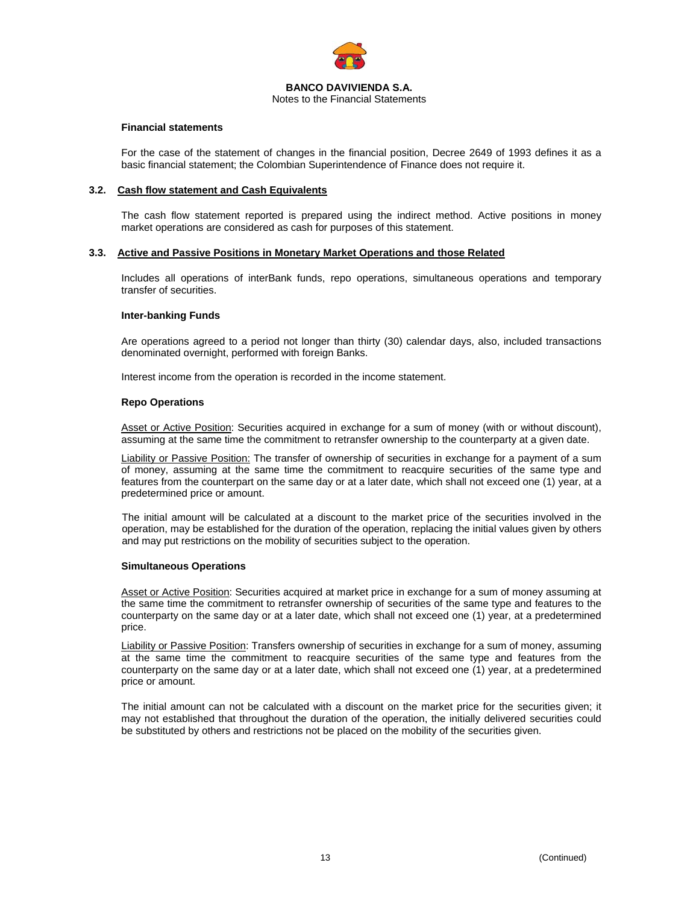**Financial statements**

For the case of the statement of changes in the financial position, Decree 2649 of 1993 defines it as a basic financial statement; the Colombian Superintendence of Finance does not require it.

## 3.2. Cash flow statement and Cash Equivalents

The cash flow statement reported is prepared using the indirect method. Active positions in money market operations are considered as cash for purposes of this statement.

## 3.3. Active and Passive Positions in Monetary Market Operations and those Related

Includes all operations of interBank funds, repo operations, simultaneous operations and temporary transfer of securities.

**Inter-banking Funds**

Are operations agreed to a period not longer than thirty (30) calendar days, also, included transactions denominated overnight, performed with foreign Banks.

Interest income from the operation is recorded in the income statement.

**Repo Operations**

Asset or Active Position: Securities acquired in exchange for a sum of money (with or without discount), assuming at the same time the commitment to retransfer ownership to the counterparty at a given date.

Liability or Passive Position: The transfer of ownership of securities in exchange for a payment of a sum of money, assuming at the same time the commitment to reacquire securities of the same type and features from the counterpart on the same day or at a later date, which shall not exceed one (1) year, at a predetermined price or amount.

The initial amount will be calculated at a discount to the market price of the securities involved in the operation, may be established for the duration of the operation, replacing the initial values given by others and may put restrictions on the mobility of securities subject to the operation.

**Simultaneous Operations**

Asset or Active Position: Securities acquired at market price in exchange for a sum of money assuming at the same time the commitment to retransfer ownership of securities of the same type and features to the counterparty on the same day or at a later date, which shall not exceed one (1) year, at a predetermined price.

Liability or Passive Position: Transfers ownership of securities in exchange for a sum of money, assuming at the same time the commitment to reacquire securities of the same type and features from the counterparty on the same day or at a later date, which shall not exceed one (1) year, at a predetermined price or amount.

The initial amount can not be calculated with a discount on the market price for the securities given; it may not established that throughout the duration of the operation, the initially delivered securities could be substituted by others and restrictions not be placed on the mobility of the securities given.

(Continued)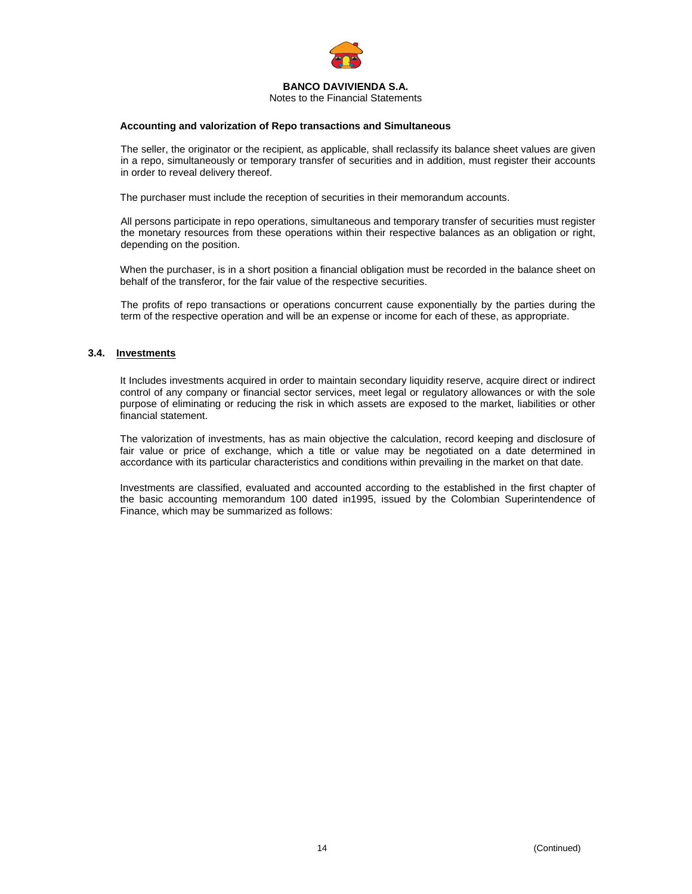**Accounting and valorization of Repo transactions and Simultaneous**

The seller, the originator or the recipient, as applicable, shall reclassify its balance sheet values are given in a repo, simultaneously or temporary transfer of securities and in addition, must register their accounts in order to reveal delivery thereof.

The purchaser must include the reception of securities in their memorandum accounts.

All persons participate in repo operations, simultaneous and temporary transfer of securities must register the monetary resources from these operations within their respective balances as an obligation or right, depending on the position.

When the purchaser, is in a short position a financial obligation must be recorded in the balance sheet on behalf of the transferor, for the fair value of the respective securities.

The profits of repo transactions or operations concurrent cause exponentially by the parties during the term of the respective operation and will be an expense or income for each of these, as appropriate.

## 3.4. Investments

It Includes investments acquired in order to maintain secondary liquidity reserve, acquire direct or indirect control of any company or financial sector services, meet legal or regulatory allowances or with the sole purpose of eliminating or reducing the risk in which assets are exposed to the market, liabilities or other financial statement.

The valorization of investments, has as main objective the calculation, record keeping and disclosure of fair value or price of exchange, which a title or value may be negotiated on a date determined in accordance with its particular characteristics and conditions within prevailing in the market on that date.

Investments are classified, evaluated and accounted according to the established in the first chapter of the basic accounting memorandum 100 dated in1995, issued by the Colombian Superintendence of Finance, which may be summarized as follows: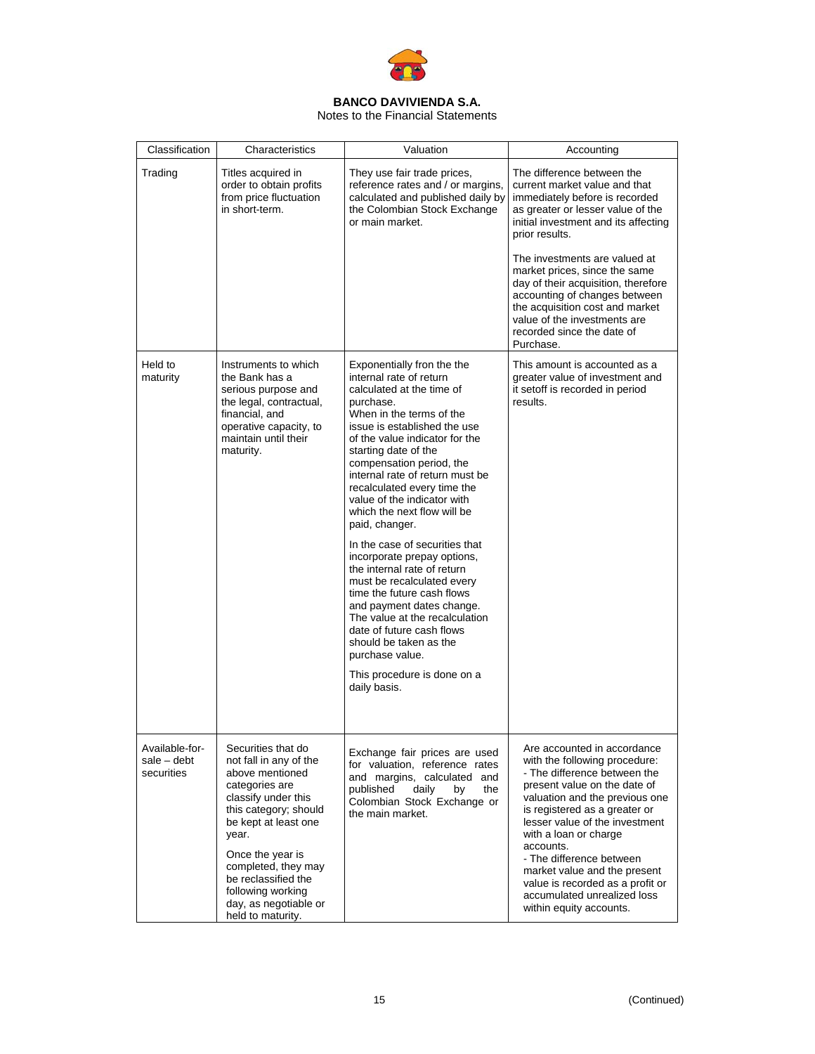**BANCO DAVIVIENDA S.A.**
Notes to the Financial Statements

| Classification | Characteristics | Valuation | Accounting |
|---|---|---|---|
| Trading | Titles acquired in order to obtain profits from price fluctuation in short-term. | They use fair trade prices, reference rates and / or margins, calculated and published daily by the Colombian Stock Exchange or main market. | The difference between the current market value and that immediately before is recorded as greater or lesser value of the initial investment and its affecting prior results.<br><br>The investments are valued at market prices, since the same day of their acquisition, therefore accounting of changes between the acquisition cost and market value of the investments are recorded since the date of Purchase. |
| Held to maturity | Instruments to which the Bank has a serious purpose and the legal, contractual, financial, and operative capacity, to maintain until their maturity. | Exponentially fron the the internal rate of return calculated at the time of purchase.<br>When in the terms of the issue is established the use of the value indicator for the starting date of the compensation period, the internal rate of return must be recalculated every time the value of the indicator with which the next flow will be paid, changer.<br><br>In the case of securities that incorporate prepay options, the internal rate of return must be recalculated every time the future cash flows and payment dates change. The value at the recalculation date of future cash flows should be taken as the purchase value.<br><br>This procedure is done on a daily basis. | This amount is accounted as a greater value of investment and it setoff is recorded in period results. |
| Available-for-sale – debt securities | Securities that do not fall in any of the above mentioned categories are classify under this this category; should be kept at least one year.<br><br>Once the year is completed, they may be reclassified the following working day, as negotiable or held to maturity. | Exchange fair prices are used for valuation, reference rates and margins, calculated and published daily by the Colombian Stock Exchange or the main market. | Are accounted in accordance with the following procedure:<br>- The difference between the present value on the date of valuation and the previous one is registered as a greater or lesser value of the investment with a loan or charge accounts.<br>- The difference between market value and the present value is recorded as a profit or accumulated unrealized loss within equity accounts. |

(Continued)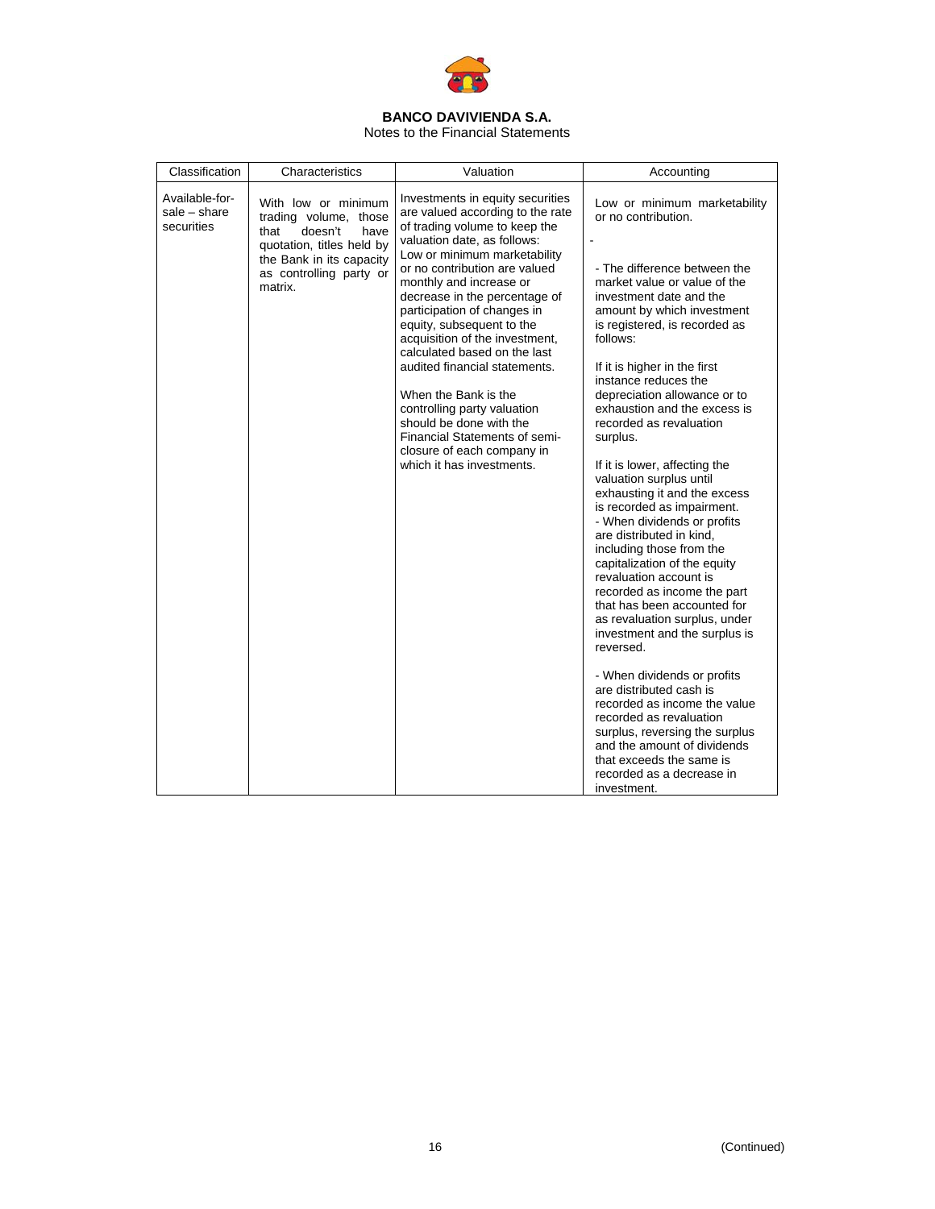# BANCO DAVIVIENDA S.A.

Notes to the Financial Statements

| Classification | Characteristics | Valuation | Accounting |
|---|---|---|---|
| Available-for-sale – share securities | With low or minimum trading volume, those that doesn't have quotation, titles held by the Bank in its capacity as controlling party or matrix. | Investments in equity securities are valued according to the rate of trading volume to keep the valuation date, as follows:<br>Low or minimum marketability or no contribution are valued monthly and increase or decrease in the percentage of participation of changes in equity, subsequent to the acquisition of the investment, calculated based on the last audited financial statements.<br><br>When the Bank is the controlling party valuation should be done with the Financial Statements of semi-closure of each company in which it has investments. | Low or minimum marketability or no contribution.<br><br>-<br><br>- The difference between the market value or value of the investment date and the amount by which investment is registered, is recorded as follows:<br><br>If it is higher in the first instance reduces the depreciation allowance or to exhaustion and the excess is recorded as revaluation surplus.<br><br>If it is lower, affecting the valuation surplus until exhausting it and the excess is recorded as impairment.<br>- When dividends or profits are distributed in kind, including those from the capitalization of the equity revaluation account is recorded as income the part that has been accounted for as revaluation surplus, under investment and the surplus is reversed.<br><br>- When dividends or profits are distributed cash is recorded as income the value recorded as revaluation surplus, reversing the surplus and the amount of dividends that exceeds the same is recorded as a decrease in investment. |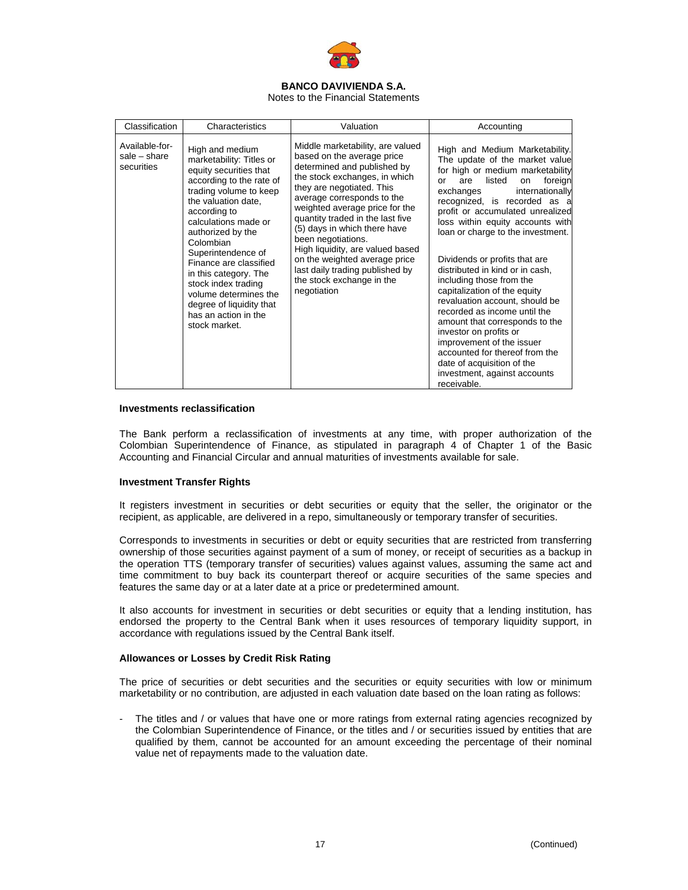| Classification | Characteristics | Valuation | Accounting |
|---|---|---|---|
| Available-for-sale – share securities | High and medium marketability: Titles or equity securities that according to the rate of trading volume to keep the valuation date, according to calculations made or authorized by the Colombian Superintendence of Finance are classified in this category. The stock index trading volume determines the degree of liquidity that has an action in the stock market. | Middle marketability, are valued based on the average price determined and published by the stock exchanges, in which they are negotiated. This average corresponds to the weighted average price for the quantity traded in the last five (5) days in which there have been negotiations. High liquidity, are valued based on the weighted average price last daily trading published by the stock exchange in the negotiation | High and Medium Marketability. The update of the market value for high or medium marketability or are listed on foreign exchanges internationally recognized, is recorded as a profit or accumulated unrealized loss within equity accounts with loan or charge to the investment. Dividends or profits that are distributed in kind or in cash, including those from the capitalization of the equity revaluation account, should be recorded as income until the amount that corresponds to the investor on profits or improvement of the issuer accounted for thereof from the date of acquisition of the investment, against accounts receivable. |

**Investments reclassification**

The Bank perform a reclassification of investments at any time, with proper authorization of the Colombian Superintendence of Finance, as stipulated in paragraph 4 of Chapter 1 of the Basic Accounting and Financial Circular and annual maturities of investments available for sale.

**Investment Transfer Rights**

It registers investment in securities or debt securities or equity that the seller, the originator or the recipient, as applicable, are delivered in a repo, simultaneously or temporary transfer of securities.

Corresponds to investments in securities or debt or equity securities that are restricted from transferring ownership of those securities against payment of a sum of money, or receipt of securities as a backup in the operation TTS (temporary transfer of securities) values against values, assuming the same act and time commitment to buy back its counterpart thereof or acquire securities of the same species and features the same day or at a later date at a price or predetermined amount.

It also accounts for investment in securities or debt securities or equity that a lending institution, has endorsed the property to the Central Bank when it uses resources of temporary liquidity support, in accordance with regulations issued by the Central Bank itself.

**Allowances or Losses by Credit Risk Rating**

The price of securities or debt securities and the securities or equity securities with low or minimum marketability or no contribution, are adjusted in each valuation date based on the loan rating as follows:

- The titles and / or values that have one or more ratings from external rating agencies recognized by the Colombian Superintendence of Finance, or the titles and / or securities issued by entities that are qualified by them, cannot be accounted for an amount exceeding the percentage of their nominal value net of repayments made to the valuation date.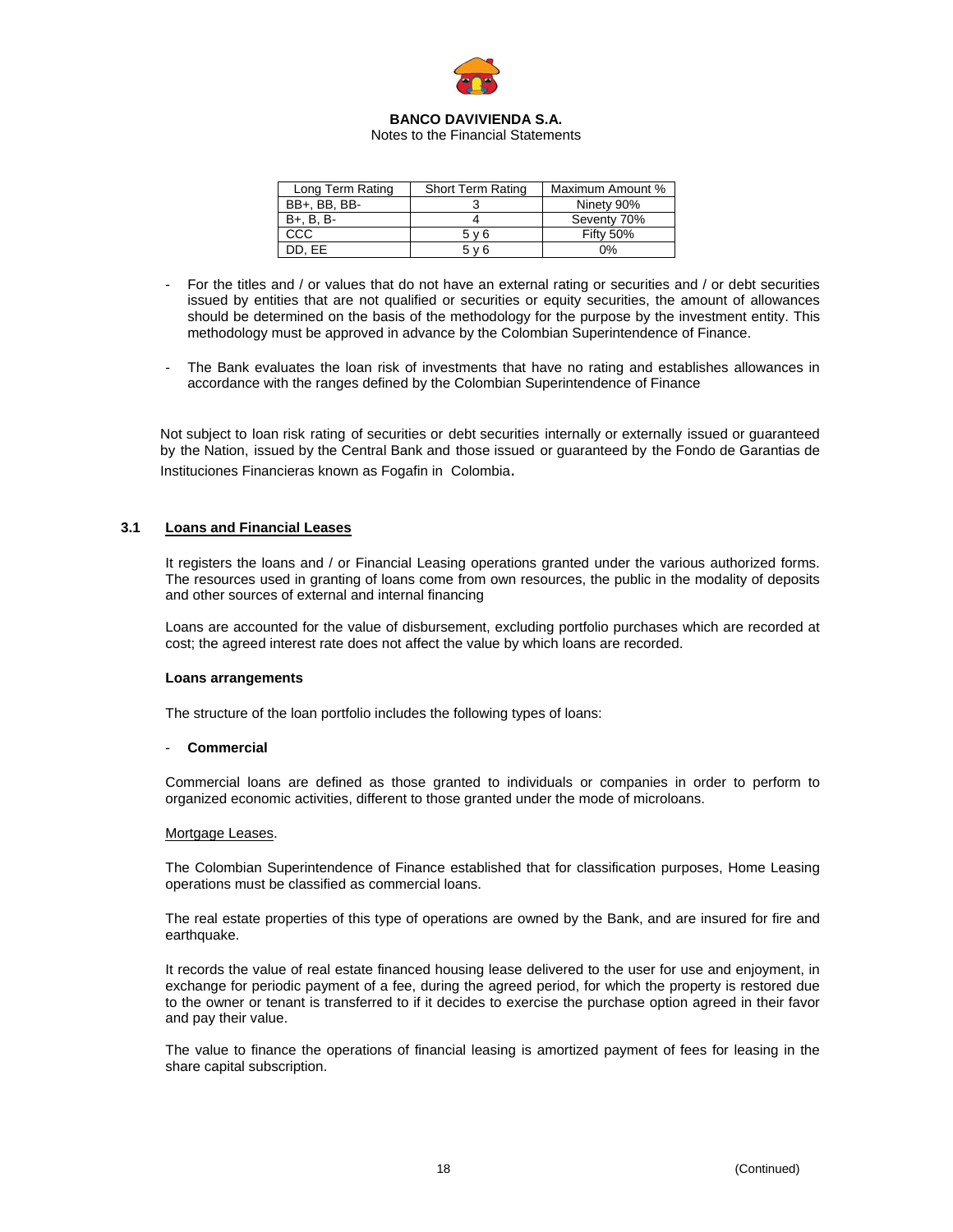| Long Term Rating | Short Term Rating | Maximum Amount % |
|---|---|---|
| BB+, BB, BB- | 3 | Ninety 90% |
| B+, B, B- | 4 | Seventy 70% |
| CCC | 5 y 6 | Fifty 50% |
| DD, EE | 5 y 6 | 0% |

- For the titles and / or values that do not have an external rating or securities and / or debt securities issued by entities that are not qualified or securities or equity securities, the amount of allowances should be determined on the basis of the methodology for the purpose by the investment entity. This methodology must be approved in advance by the Colombian Superintendence of Finance.

- The Bank evaluates the loan risk of investments that have no rating and establishes allowances in accordance with the ranges defined by the Colombian Superintendence of Finance

Not subject to loan risk rating of securities or debt securities internally or externally issued or guaranteed by the Nation, issued by the Central Bank and those issued or guaranteed by the Fondo de Garantias de Instituciones Financieras known as Fogafin in Colombia.

## 3.1 Loans and Financial Leases

It registers the loans and / or Financial Leasing operations granted under the various authorized forms. The resources used in granting of loans come from own resources, the public in the modality of deposits and other sources of external and internal financing

Loans are accounted for the value of disbursement, excluding portfolio purchases which are recorded at cost; the agreed interest rate does not affect the value by which loans are recorded.

**Loans arrangements**

The structure of the loan portfolio includes the following types of loans:

- **Commercial**

Commercial loans are defined as those granted to individuals or companies in order to perform to organized economic activities, different to those granted under the mode of microloans.

Mortgage Leases.

The Colombian Superintendence of Finance established that for classification purposes, Home Leasing operations must be classified as commercial loans.

The real estate properties of this type of operations are owned by the Bank, and are insured for fire and earthquake.

It records the value of real estate financed housing lease delivered to the user for use and enjoyment, in exchange for periodic payment of a fee, during the agreed period, for which the property is restored due to the owner or tenant is transferred to if it decides to exercise the purchase option agreed in their favor and pay their value.

The value to finance the operations of financial leasing is amortized payment of fees for leasing in the share capital subscription.

(Continued)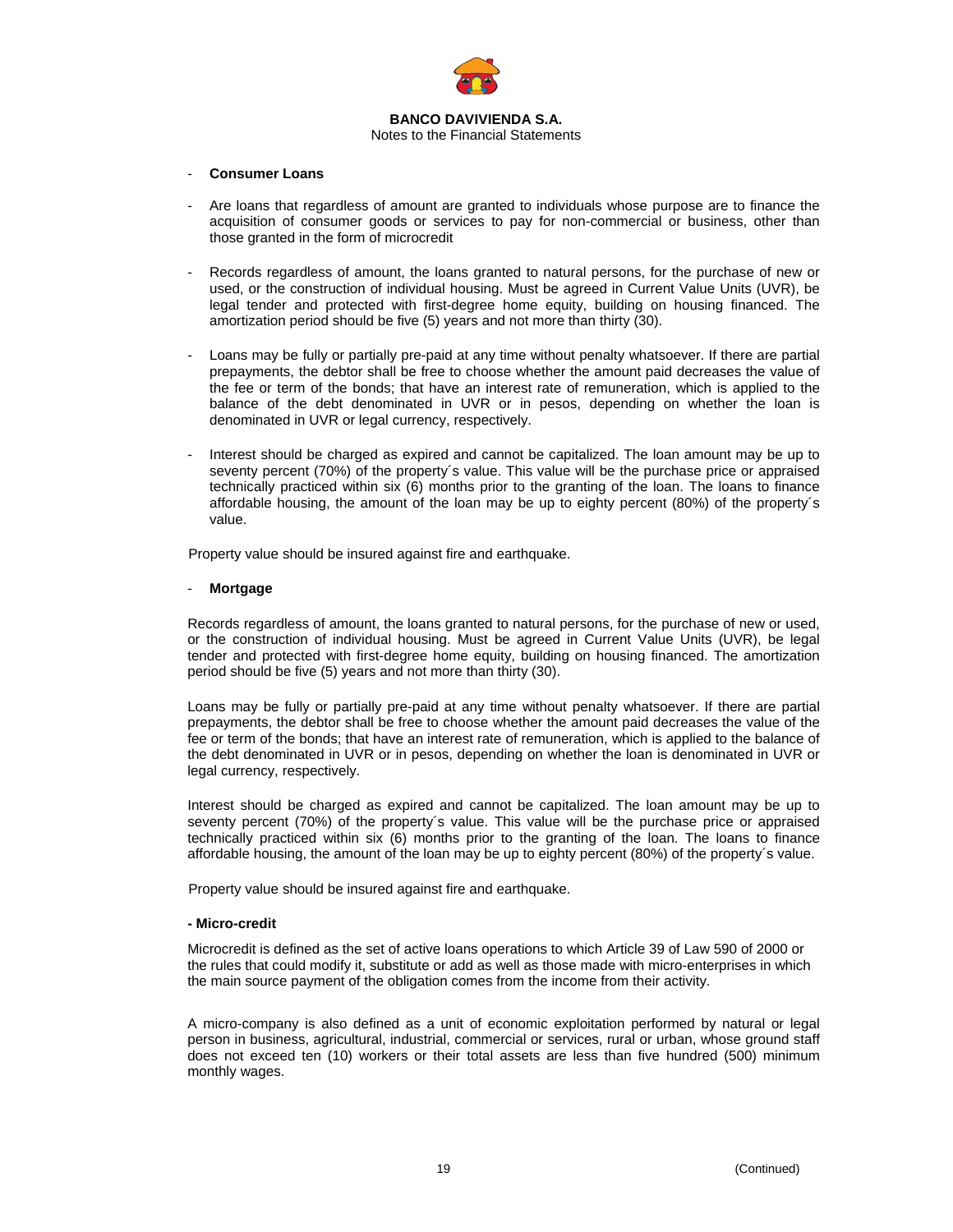- **Consumer Loans**

- Are loans that regardless of amount are granted to individuals whose purpose are to finance the acquisition of consumer goods or services to pay for non-commercial or business, other than those granted in the form of microcredit

- Records regardless of amount, the loans granted to natural persons, for the purchase of new or used, or the construction of individual housing. Must be agreed in Current Value Units (UVR), be legal tender and protected with first-degree home equity, building on housing financed. The amortization period should be five (5) years and not more than thirty (30).

- Loans may be fully or partially pre-paid at any time without penalty whatsoever. If there are partial prepayments, the debtor shall be free to choose whether the amount paid decreases the value of the fee or term of the bonds; that have an interest rate of remuneration, which is applied to the balance of the debt denominated in UVR or in pesos, depending on whether the loan is denominated in UVR or legal currency, respectively.

- Interest should be charged as expired and cannot be capitalized. The loan amount may be up to seventy percent (70%) of the property´s value. This value will be the purchase price or appraised technically practiced within six (6) months prior to the granting of the loan. The loans to finance affordable housing, the amount of the loan may be up to eighty percent (80%) of the property´s value.

Property value should be insured against fire and earthquake.

- **Mortgage**

Records regardless of amount, the loans granted to natural persons, for the purchase of new or used, or the construction of individual housing. Must be agreed in Current Value Units (UVR), be legal tender and protected with first-degree home equity, building on housing financed. The amortization period should be five (5) years and not more than thirty (30).

Loans may be fully or partially pre-paid at any time without penalty whatsoever. If there are partial prepayments, the debtor shall be free to choose whether the amount paid decreases the value of the fee or term of the bonds; that have an interest rate of remuneration, which is applied to the balance of the debt denominated in UVR or in pesos, depending on whether the loan is denominated in UVR or legal currency, respectively.

Interest should be charged as expired and cannot be capitalized. The loan amount may be up to seventy percent (70%) of the property´s value. This value will be the purchase price or appraised technically practiced within six (6) months prior to the granting of the loan. The loans to finance affordable housing, the amount of the loan may be up to eighty percent (80%) of the property´s value.

Property value should be insured against fire and earthquake.

**- Micro-credit**

Microcredit is defined as the set of active loans operations to which Article 39 of Law 590 of 2000 or the rules that could modify it, substitute or add as well as those made with micro-enterprises in which the main source payment of the obligation comes from the income from their activity.

A micro-company is also defined as a unit of economic exploitation performed by natural or legal person in business, agricultural, industrial, commercial or services, rural or urban, whose ground staff does not exceed ten (10) workers or their total assets are less than five hundred (500) minimum monthly wages.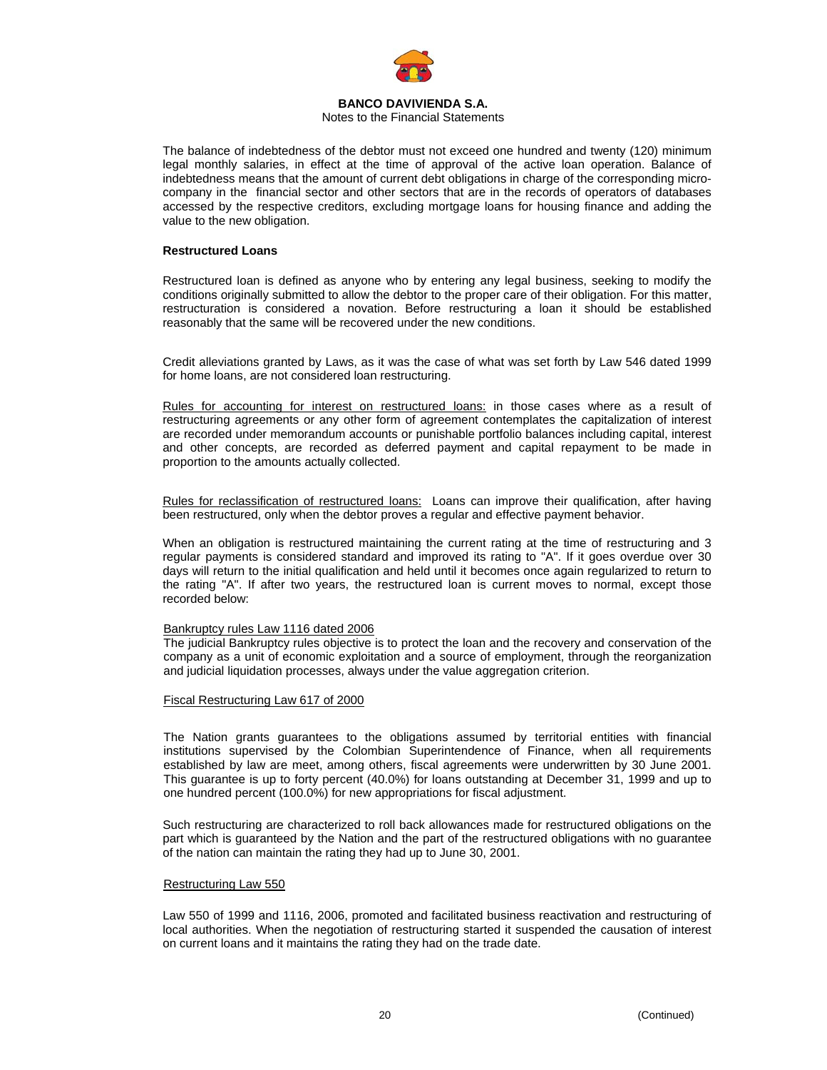The balance of indebtedness of the debtor must not exceed one hundred and twenty (120) minimum legal monthly salaries, in effect at the time of approval of the active loan operation. Balance of indebtedness means that the amount of current debt obligations in charge of the corresponding micro-company in the financial sector and other sectors that are in the records of operators of databases accessed by the respective creditors, excluding mortgage loans for housing finance and adding the value to the new obligation.

**Restructured Loans**

Restructured loan is defined as anyone who by entering any legal business, seeking to modify the conditions originally submitted to allow the debtor to the proper care of their obligation. For this matter, restructuration is considered a novation. Before restructuring a loan it should be established reasonably that the same will be recovered under the new conditions.

Credit alleviations granted by Laws, as it was the case of what was set forth by Law 546 dated 1999 for home loans, are not considered loan restructuring.

Rules for accounting for interest on restructured loans: in those cases where as a result of restructuring agreements or any other form of agreement contemplates the capitalization of interest are recorded under memorandum accounts or punishable portfolio balances including capital, interest and other concepts, are recorded as deferred payment and capital repayment to be made in proportion to the amounts actually collected.

Rules for reclassification of restructured loans: Loans can improve their qualification, after having been restructured, only when the debtor proves a regular and effective payment behavior.

When an obligation is restructured maintaining the current rating at the time of restructuring and 3 regular payments is considered standard and improved its rating to "A". If it goes overdue over 30 days will return to the initial qualification and held until it becomes once again regularized to return to the rating "A". If after two years, the restructured loan is current moves to normal, except those recorded below:

Bankruptcy rules Law 1116 dated 2006

The judicial Bankruptcy rules objective is to protect the loan and the recovery and conservation of the company as a unit of economic exploitation and a source of employment, through the reorganization and judicial liquidation processes, always under the value aggregation criterion.

Fiscal Restructuring Law 617 of 2000

The Nation grants guarantees to the obligations assumed by territorial entities with financial institutions supervised by the Colombian Superintendence of Finance, when all requirements established by law are meet, among others, fiscal agreements were underwritten by 30 June 2001. This guarantee is up to forty percent (40.0%) for loans outstanding at December 31, 1999 and up to one hundred percent (100.0%) for new appropriations for fiscal adjustment.

Such restructuring are characterized to roll back allowances made for restructured obligations on the part which is guaranteed by the Nation and the part of the restructured obligations with no guarantee of the nation can maintain the rating they had up to June 30, 2001.

Restructuring Law 550

Law 550 of 1999 and 1116, 2006, promoted and facilitated business reactivation and restructuring of local authorities. When the negotiation of restructuring started it suspended the causation of interest on current loans and it maintains the rating they had on the trade date.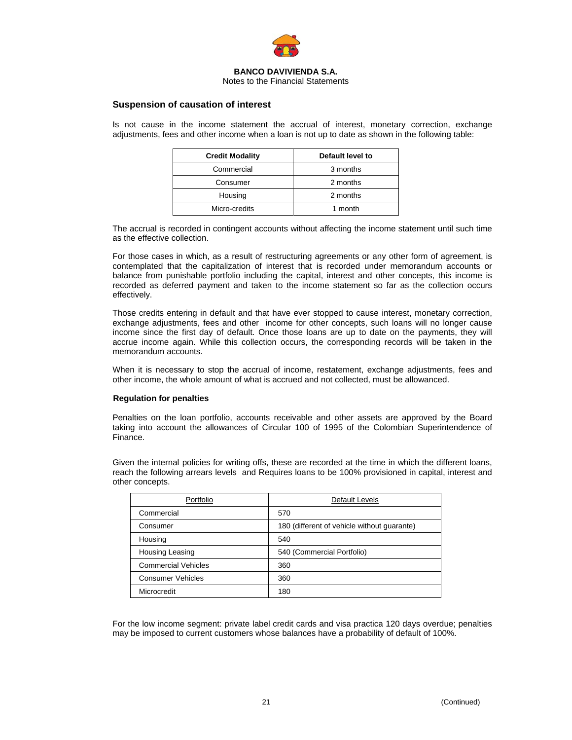## Suspension of causation of interest

Is not cause in the income statement the accrual of interest, monetary correction, exchange adjustments, fees and other income when a loan is not up to date as shown in the following table:

| Credit Modality | Default level to |
|---|---|
| Commercial | 3 months |
| Consumer | 2 months |
| Housing | 2 months |
| Micro-credits | 1 month |

The accrual is recorded in contingent accounts without affecting the income statement until such time as the effective collection.

For those cases in which, as a result of restructuring agreements or any other form of agreement, is contemplated that the capitalization of interest that is recorded under memorandum accounts or balance from punishable portfolio including the capital, interest and other concepts, this income is recorded as deferred payment and taken to the income statement so far as the collection occurs effectively.

Those credits entering in default and that have ever stopped to cause interest, monetary correction, exchange adjustments, fees and other income for other concepts, such loans will no longer cause income since the first day of default. Once those loans are up to date on the payments, they will accrue income again. While this collection occurs, the corresponding records will be taken in the memorandum accounts.

When it is necessary to stop the accrual of income, restatement, exchange adjustments, fees and other income, the whole amount of what is accrued and not collected, must be allowanced.

### Regulation for penalties

Penalties on the loan portfolio, accounts receivable and other assets are approved by the Board taking into account the allowances of Circular 100 of 1995 of the Colombian Superintendence of Finance.

Given the internal policies for writing offs, these are recorded at the time in which the different loans, reach the following arrears levels and Requires loans to be 100% provisioned in capital, interest and other concepts.

| Portfolio | Default Levels |
|---|---|
| Commercial | 570 |
| Consumer | 180 (different of vehicle without guarante) |
| Housing | 540 |
| Housing Leasing | 540 (Commercial Portfolio) |
| Commercial Vehicles | 360 |
| Consumer Vehicles | 360 |
| Microcredit | 180 |

For the low income segment: private label credit cards and visa practica 120 days overdue; penalties may be imposed to current customers whose balances have a probability of default of 100%.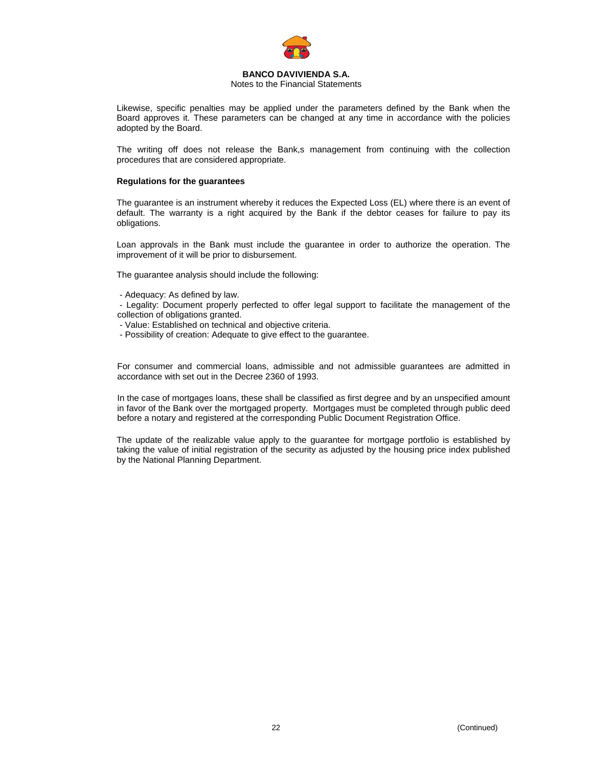Likewise, specific penalties may be applied under the parameters defined by the Bank when the Board approves it. These parameters can be changed at any time in accordance with the policies adopted by the Board.

The writing off does not release the Bank,s management from continuing with the collection procedures that are considered appropriate.

**Regulations for the guarantees**

The guarantee is an instrument whereby it reduces the Expected Loss (EL) where there is an event of default. The warranty is a right acquired by the Bank if the debtor ceases for failure to pay its obligations.

Loan approvals in the Bank must include the guarantee in order to authorize the operation. The improvement of it will be prior to disbursement.

The guarantee analysis should include the following:

- Adequacy: As defined by law.
- Legality: Document properly perfected to offer legal support to facilitate the management of the collection of obligations granted.
- Value: Established on technical and objective criteria.
- Possibility of creation: Adequate to give effect to the guarantee.

For consumer and commercial loans, admissible and not admissible guarantees are admitted in accordance with set out in the Decree 2360 of 1993.

In the case of mortgages loans, these shall be classified as first degree and by an unspecified amount in favor of the Bank over the mortgaged property. Mortgages must be completed through public deed before a notary and registered at the corresponding Public Document Registration Office.

The update of the realizable value apply to the guarantee for mortgage portfolio is established by taking the value of initial registration of the security as adjusted by the housing price index published by the National Planning Department.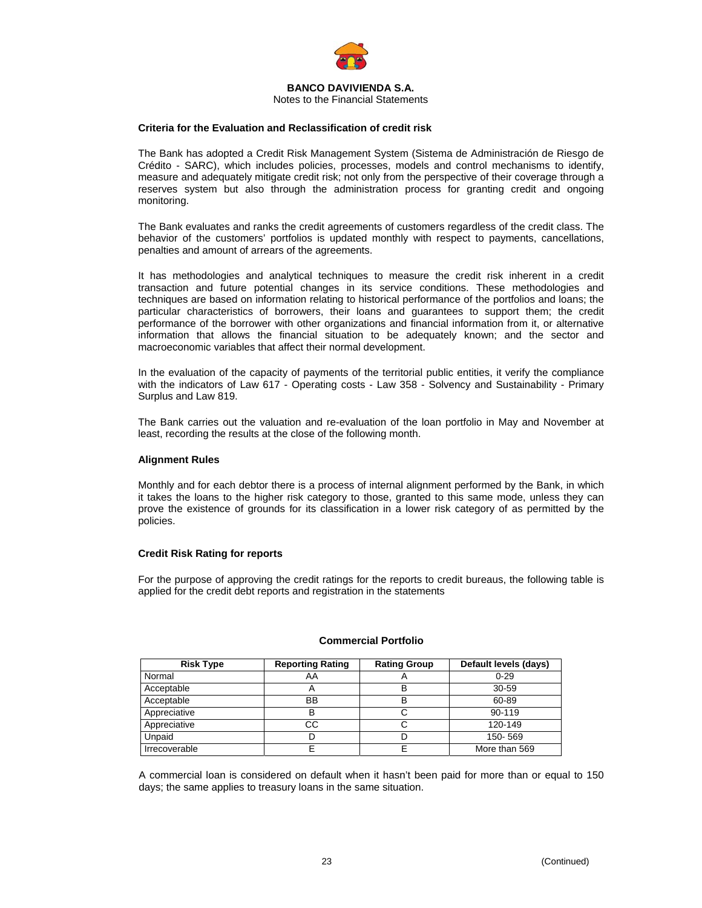### Criteria for the Evaluation and Reclassification of credit risk

The Bank has adopted a Credit Risk Management System (Sistema de Administración de Riesgo de Crédito - SARC), which includes policies, processes, models and control mechanisms to identify, measure and adequately mitigate credit risk; not only from the perspective of their coverage through a reserves system but also through the administration process for granting credit and ongoing monitoring.

The Bank evaluates and ranks the credit agreements of customers regardless of the credit class. The behavior of the customers' portfolios is updated monthly with respect to payments, cancellations, penalties and amount of arrears of the agreements.

It has methodologies and analytical techniques to measure the credit risk inherent in a credit transaction and future potential changes in its service conditions. These methodologies and techniques are based on information relating to historical performance of the portfolios and loans; the particular characteristics of borrowers, their loans and guarantees to support them; the credit performance of the borrower with other organizations and financial information from it, or alternative information that allows the financial situation to be adequately known; and the sector and macroeconomic variables that affect their normal development.

In the evaluation of the capacity of payments of the territorial public entities, it verify the compliance with the indicators of Law 617 - Operating costs - Law 358 - Solvency and Sustainability - Primary Surplus and Law 819.

The Bank carries out the valuation and re-evaluation of the loan portfolio in May and November at least, recording the results at the close of the following month.

### Alignment Rules

Monthly and for each debtor there is a process of internal alignment performed by the Bank, in which it takes the loans to the higher risk category to those, granted to this same mode, unless they can prove the existence of grounds for its classification in a lower risk category of as permitted by the policies.

### Credit Risk Rating for reports

For the purpose of approving the credit ratings for the reports to credit bureaus, the following table is applied for the credit debt reports and registration in the statements

**Commercial Portfolio**

| Risk Type | Reporting Rating | Rating Group | Default levels (days) |
|---|---|---|---|
| Normal | AA | A | 0-29 |
| Acceptable | A | B | 30-59 |
| Acceptable | BB | B | 60-89 |
| Appreciative | B | C | 90-119 |
| Appreciative | CC | C | 120-149 |
| Unpaid | D | D | 150- 569 |
| Irrecoverable | E | E | More than 569 |

A commercial loan is considered on default when it hasn't been paid for more than or equal to 150 days; the same applies to treasury loans in the same situation.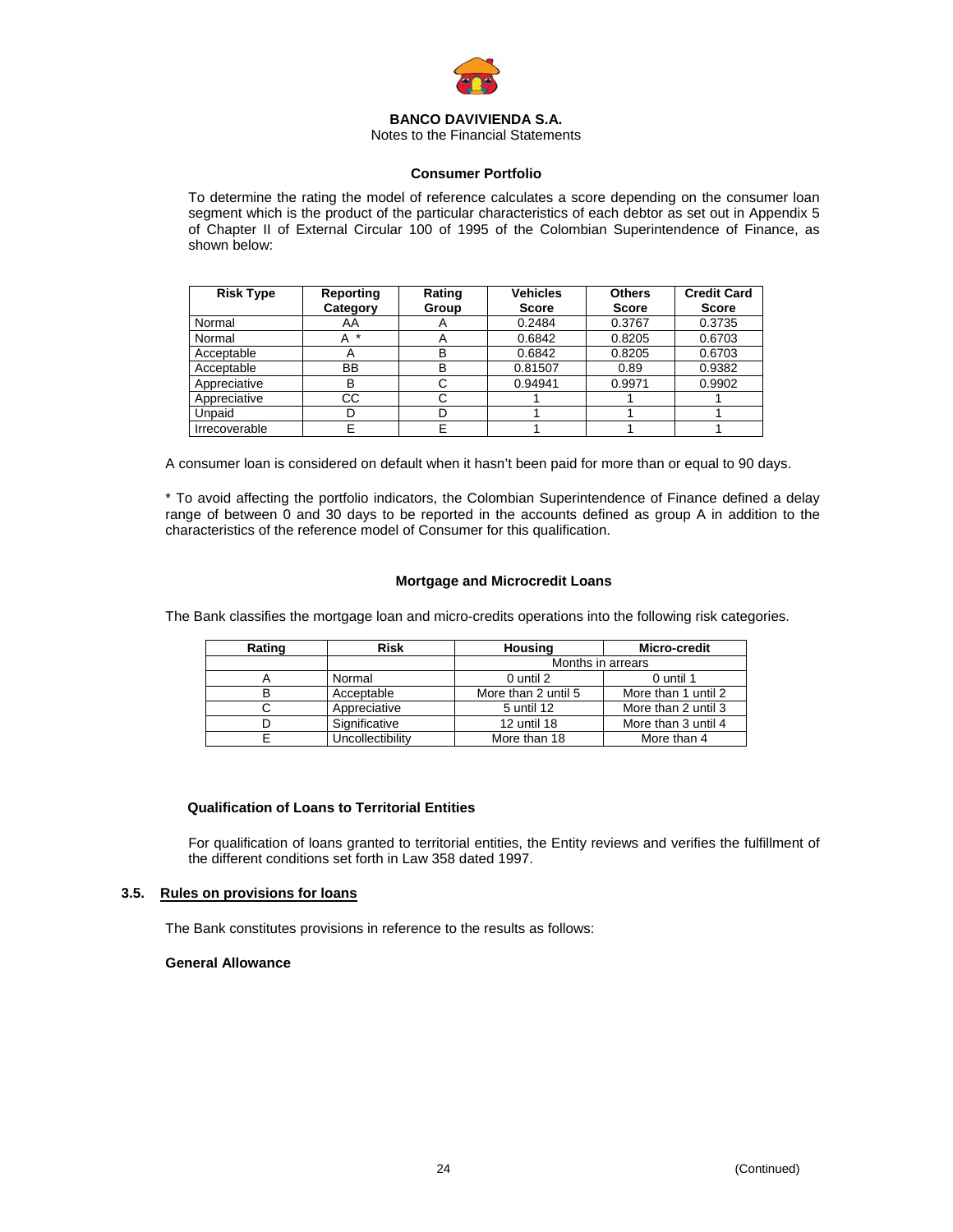#### Consumer Portfolio

To determine the rating the model of reference calculates a score depending on the consumer loan segment which is the product of the particular characteristics of each debtor as set out in Appendix 5 of Chapter II of External Circular 100 of 1995 of the Colombian Superintendence of Finance, as shown below:

| Risk Type | Reporting Category | Rating Group | Vehicles Score | Others Score | Credit Card Score |
|---|---|---|---|---|---|
| Normal | AA | A | 0.2484 | 0.3767 | 0.3735 |
| Normal | A * | A | 0.6842 | 0.8205 | 0.6703 |
| Acceptable | A | B | 0.6842 | 0.8205 | 0.6703 |
| Acceptable | BB | B | 0.81507 | 0.89 | 0.9382 |
| Appreciative | B | C | 0.94941 | 0.9971 | 0.9902 |
| Appreciative | CC | C | 1 | 1 | 1 |
| Unpaid | D | D | 1 | 1 | 1 |
| Irrecoverable | E | E | 1 | 1 | 1 |

A consumer loan is considered on default when it hasn't been paid for more than or equal to 90 days.

* To avoid affecting the portfolio indicators, the Colombian Superintendence of Finance defined a delay range of between 0 and 30 days to be reported in the accounts defined as group A in addition to the characteristics of the reference model of Consumer for this qualification.

#### Mortgage and Microcredit Loans

The Bank classifies the mortgage loan and micro-credits operations into the following risk categories.

| Rating | Risk | Housing | Micro-credit |
|---|---|---|---|
| | | Months in arrears | |
| A | Normal | 0 until 2 | 0 until 1 |
| B | Acceptable | More than 2 until 5 | More than 1 until 2 |
| C | Appreciative | 5 until 12 | More than 2 until 3 |
| D | Significative | 12 until 18 | More than 3 until 4 |
| E | Uncollectibility | More than 18 | More than 4 |

#### Qualification of Loans to Territorial Entities

For qualification of loans granted to territorial entities, the Entity reviews and verifies the fulfillment of the different conditions set forth in Law 358 dated 1997.

### 3.5. Rules on provisions for loans

The Bank constitutes provisions in reference to the results as follows:

#### General Allowance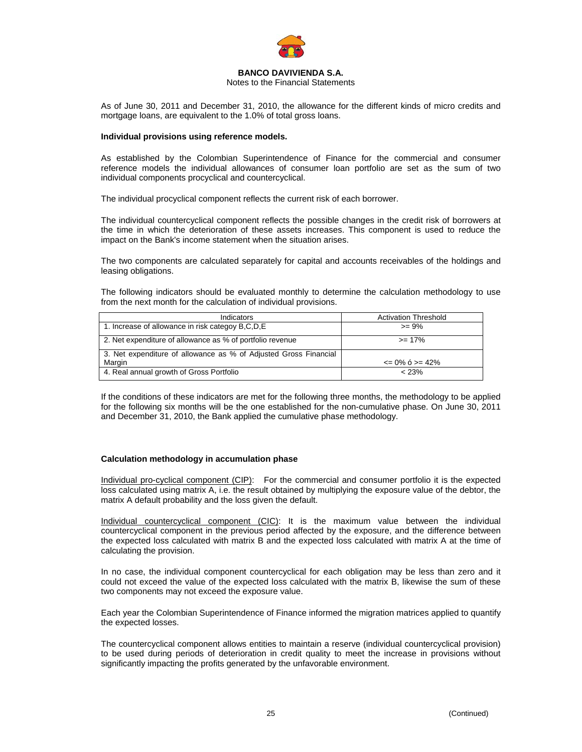As of June 30, 2011 and December 31, 2010, the allowance for the different kinds of micro credits and mortgage loans, are equivalent to the 1.0% of total gross loans.

**Individual provisions using reference models.**

As established by the Colombian Superintendence of Finance for the commercial and consumer reference models the individual allowances of consumer loan portfolio are set as the sum of two individual components procyclical and countercyclical.

The individual procyclical component reflects the current risk of each borrower.

The individual countercyclical component reflects the possible changes in the credit risk of borrowers at the time in which the deterioration of these assets increases. This component is used to reduce the impact on the Bank's income statement when the situation arises.

The two components are calculated separately for capital and accounts receivables of the holdings and leasing obligations.

The following indicators should be evaluated monthly to determine the calculation methodology to use from the next month for the calculation of individual provisions.

| Indicators | Activation Threshold |
|---|---|
| 1. Increase of allowance in risk categoy B,C,D,E | >= 9% |
| 2. Net expenditure of allowance as % of portfolio revenue | >= 17% |
| 3. Net expenditure of allowance as % of Adjusted Gross Financial Margin | <= 0% ó >= 42% |
| 4. Real annual growth of Gross Portfolio | < 23% |

If the conditions of these indicators are met for the following three months, the methodology to be applied for the following six months will be the one established for the non-cumulative phase. On June 30, 2011 and December 31, 2010, the Bank applied the cumulative phase methodology.

**Calculation methodology in accumulation phase**

Individual pro-cyclical component (CIP): For the commercial and consumer portfolio it is the expected loss calculated using matrix A, i.e. the result obtained by multiplying the exposure value of the debtor, the matrix A default probability and the loss given the default.

Individual countercyclical component (CIC): It is the maximum value between the individual countercyclical component in the previous period affected by the exposure, and the difference between the expected loss calculated with matrix B and the expected loss calculated with matrix A at the time of calculating the provision.

In no case, the individual component countercyclical for each obligation may be less than zero and it could not exceed the value of the expected loss calculated with the matrix B, likewise the sum of these two components may not exceed the exposure value.

Each year the Colombian Superintendence of Finance informed the migration matrices applied to quantify the expected losses.

The countercyclical component allows entities to maintain a reserve (individual countercyclical provision) to be used during periods of deterioration in credit quality to meet the increase in provisions without significantly impacting the profits generated by the unfavorable environment.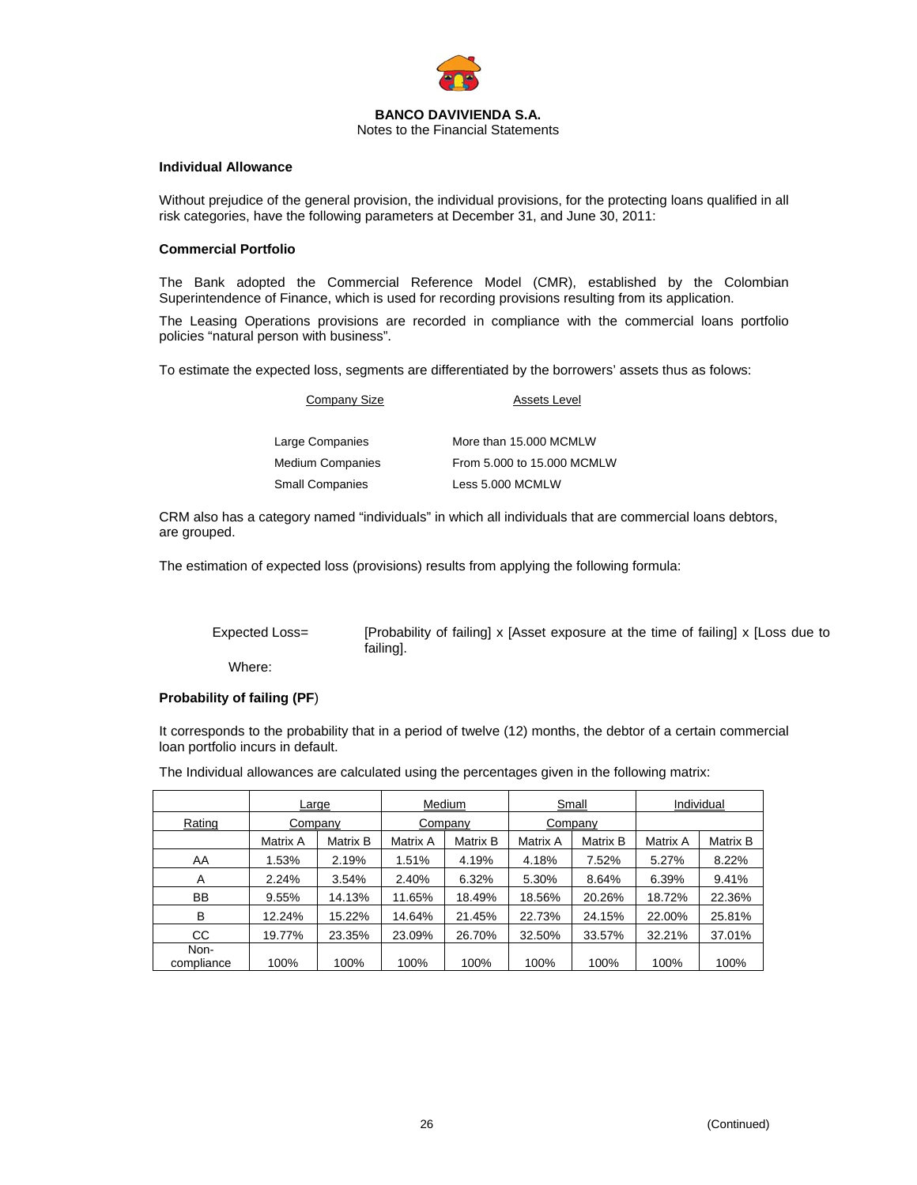#### Individual Allowance

Without prejudice of the general provision, the individual provisions, for the protecting loans qualified in all risk categories, have the following parameters at December 31, and June 30, 2011:

#### Commercial Portfolio

The Bank adopted the Commercial Reference Model (CMR), established by the Colombian Superintendence of Finance, which is used for recording provisions resulting from its application.

The Leasing Operations provisions are recorded in compliance with the commercial loans portfolio policies “natural person with business”.

To estimate the expected loss, segments are differentiated by the borrowers’ assets thus as folows:

| Company Size | Assets Level |
|---|---|
| Large Companies | More than 15.000 MCMLW |
| Medium Companies | From 5.000 to 15.000 MCMLW |
| Small Companies | Less 5.000 MCMLW |

CRM also has a category named “individuals” in which all individuals that are commercial loans debtors, are grouped.

The estimation of expected loss (provisions) results from applying the following formula:

Expected Loss= [Probability of failing] x [Asset exposure at the time of failing] x [Loss due to failing].

Where:

#### Probability of failing (PF)

It corresponds to the probability that in a period of twelve (12) months, the debtor of a certain commercial loan portfolio incurs in default.

The Individual allowances are calculated using the percentages given in the following matrix:

| Rating | Large Company | | Medium Company | | Small Company | | Individual | |
|---|---|---|---|---|---|---|---|---|
| | Matrix A | Matrix B | Matrix A | Matrix B | Matrix A | Matrix B | Matrix A | Matrix B |
| AA | 1.53% | 2.19% | 1.51% | 4.19% | 4.18% | 7.52% | 5.27% | 8.22% |
| A | 2.24% | 3.54% | 2.40% | 6.32% | 5.30% | 8.64% | 6.39% | 9.41% |
| BB | 9.55% | 14.13% | 11.65% | 18.49% | 18.56% | 20.26% | 18.72% | 22.36% |
| B | 12.24% | 15.22% | 14.64% | 21.45% | 22.73% | 24.15% | 22.00% | 25.81% |
| CC | 19.77% | 23.35% | 23.09% | 26.70% | 32.50% | 33.57% | 32.21% | 37.01% |
| Non-compliance | 100% | 100% | 100% | 100% | 100% | 100% | 100% | 100% |

(Continued)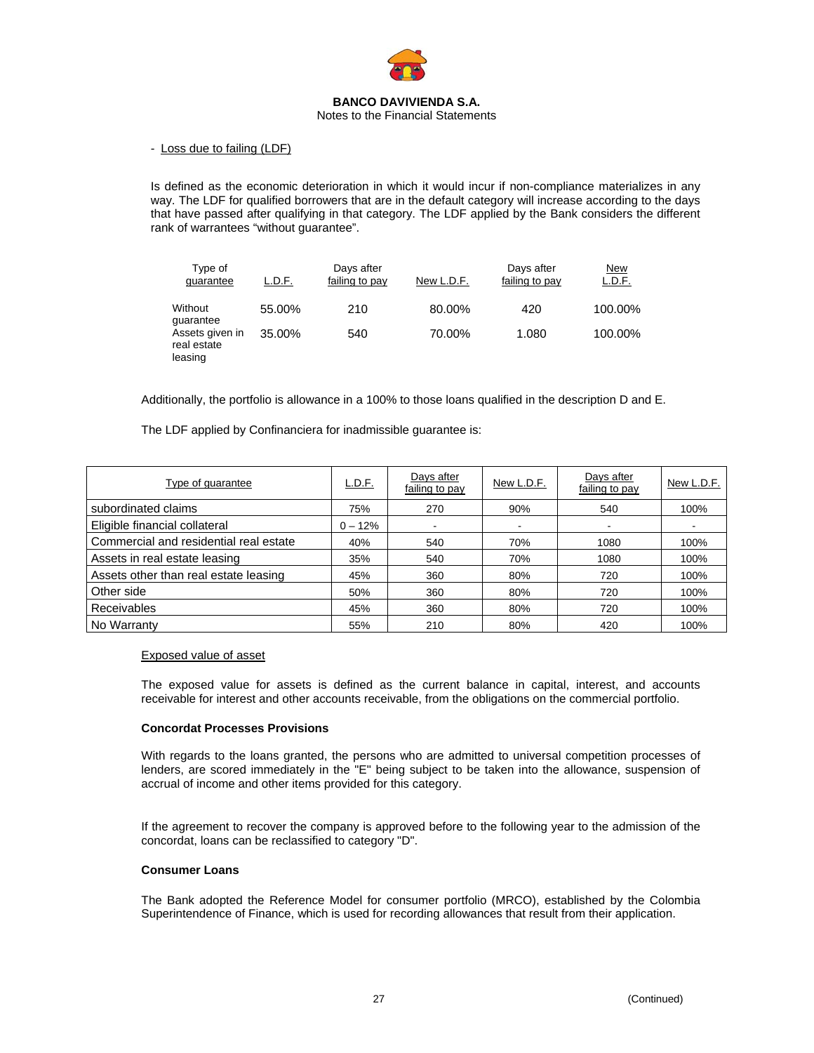- Loss due to failing (LDF)

Is defined as the economic deterioration in which it would incur if non-compliance materializes in any way. The LDF for qualified borrowers that are in the default category will increase according to the days that have passed after qualifying in that category. The LDF applied by the Bank considers the different rank of warrantees "without guarantee".

| Type of guarantee | L.D.F. | Days after failing to pay | New L.D.F. | Days after failing to pay | New L.D.F. |
|---|---|---|---|---|---|
| Without guarantee | 55.00% | 210 | 80.00% | 420 | 100.00% |
| Assets given in real estate leasing | 35.00% | 540 | 70.00% | 1.080 | 100.00% |

Additionally, the portfolio is allowance in a 100% to those loans qualified in the description D and E.

The LDF applied by Confinanciera for inadmissible guarantee is:

| Type of guarantee | L.D.F. | Days after failing to pay | New L.D.F. | Days after failing to pay | New L.D.F. |
|---|---|---|---|---|---|
| subordinated claims | 75% | 270 | 90% | 540 | 100% |
| Eligible financial collateral | 0 – 12% | - | - | - | - |
| Commercial and residential real estate | 40% | 540 | 70% | 1080 | 100% |
| Assets in real estate leasing | 35% | 540 | 70% | 1080 | 100% |
| Assets other than real estate leasing | 45% | 360 | 80% | 720 | 100% |
| Other side | 50% | 360 | 80% | 720 | 100% |
| Receivables | 45% | 360 | 80% | 720 | 100% |
| No Warranty | 55% | 210 | 80% | 420 | 100% |

Exposed value of asset

The exposed value for assets is defined as the current balance in capital, interest, and accounts receivable for interest and other accounts receivable, from the obligations on the commercial portfolio.

**Concordat Processes Provisions**

With regards to the loans granted, the persons who are admitted to universal competition processes of lenders, are scored immediately in the "E" being subject to be taken into the allowance, suspension of accrual of income and other items provided for this category.

If the agreement to recover the company is approved before to the following year to the admission of the concordat, loans can be reclassified to category "D".

**Consumer Loans**

The Bank adopted the Reference Model for consumer portfolio (MRCO), established by the Colombia Superintendence of Finance, which is used for recording allowances that result from their application.

(Continued)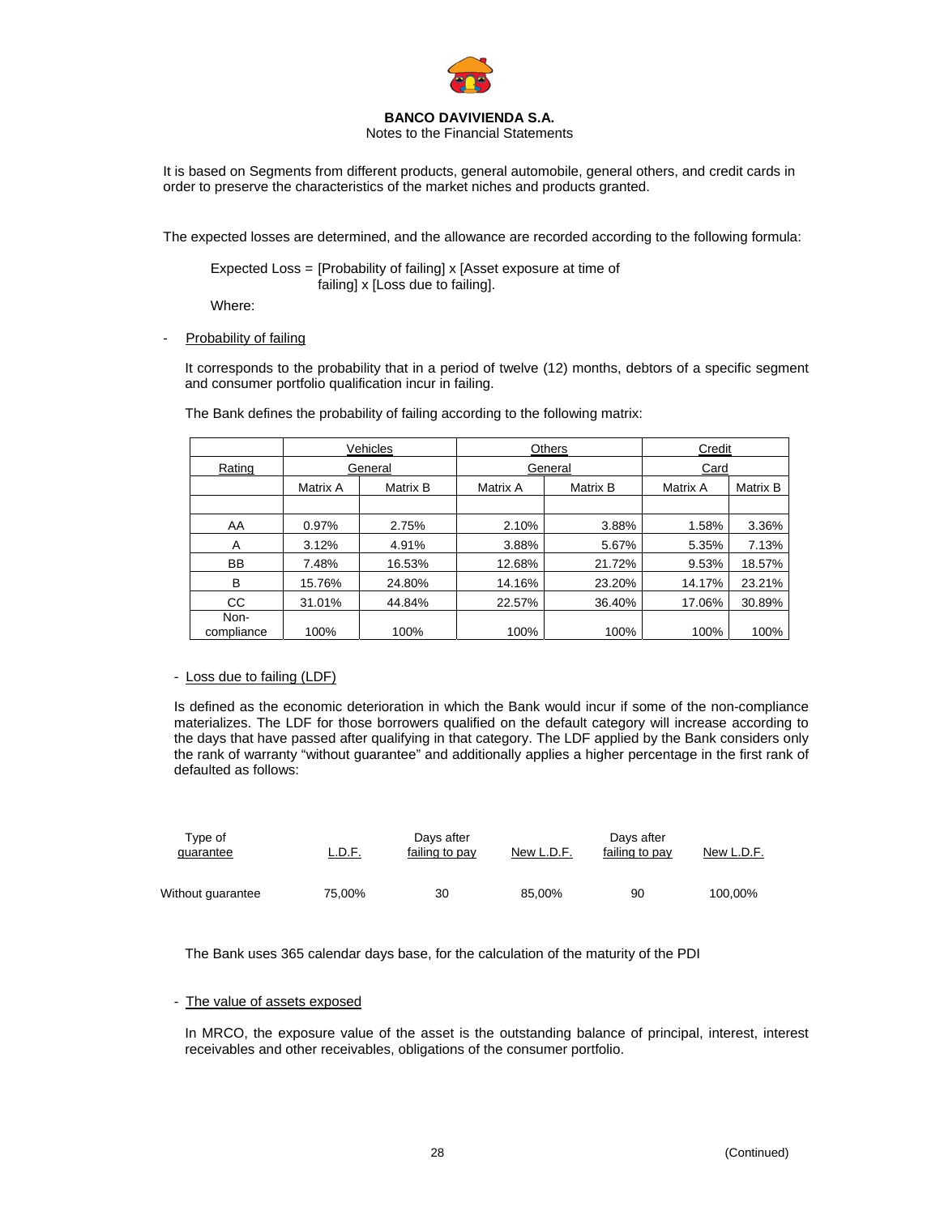It is based on Segments from different products, general automobile, general others, and credit cards in order to preserve the characteristics of the market niches and products granted.

The expected losses are determined, and the allowance are recorded according to the following formula:

Expected Loss = [Probability of failing] x [Asset exposure at time of failing] x [Loss due to failing].

Where:

- Probability of failing

  It corresponds to the probability that in a period of twelve (12) months, debtors of a specific segment and consumer portfolio qualification incur in failing.

  The Bank defines the probability of failing according to the following matrix:

| | Vehicles | | Others | | Credit | |
|---|---|---|---|---|---|---|
| Rating | General | | General | | Card | |
| | Matrix A | Matrix B | Matrix A | Matrix B | Matrix A | Matrix B |
| AA | 0.97% | 2.75% | 2.10% | 3.88% | 1.58% | 3.36% |
| A | 3.12% | 4.91% | 3.88% | 5.67% | 5.35% | 7.13% |
| BB | 7.48% | 16.53% | 12.68% | 21.72% | 9.53% | 18.57% |
| B | 15.76% | 24.80% | 14.16% | 23.20% | 14.17% | 23.21% |
| CC | 31.01% | 44.84% | 22.57% | 36.40% | 17.06% | 30.89% |
| Non-compliance | 100% | 100% | 100% | 100% | 100% | 100% |

- Loss due to failing (LDF)

  Is defined as the economic deterioration in which the Bank would incur if some of the non-compliance materializes. The LDF for those borrowers qualified on the default category will increase according to the days that have passed after qualifying in that category. The LDF applied by the Bank considers only the rank of warranty "without guarantee" and additionally applies a higher percentage in the first rank of defaulted as follows:

| Type of guarantee | L.D.F. | Days after failing to pay | New L.D.F. | Days after failing to pay | New L.D.F. |
|---|---|---|---|---|---|
| Without guarantee | 75,00% | 30 | 85,00% | 90 | 100,00% |

  The Bank uses 365 calendar days base, for the calculation of the maturity of the PDI

- The value of assets exposed

  In MRCO, the exposure value of the asset is the outstanding balance of principal, interest, interest receivables and other receivables, obligations of the consumer portfolio.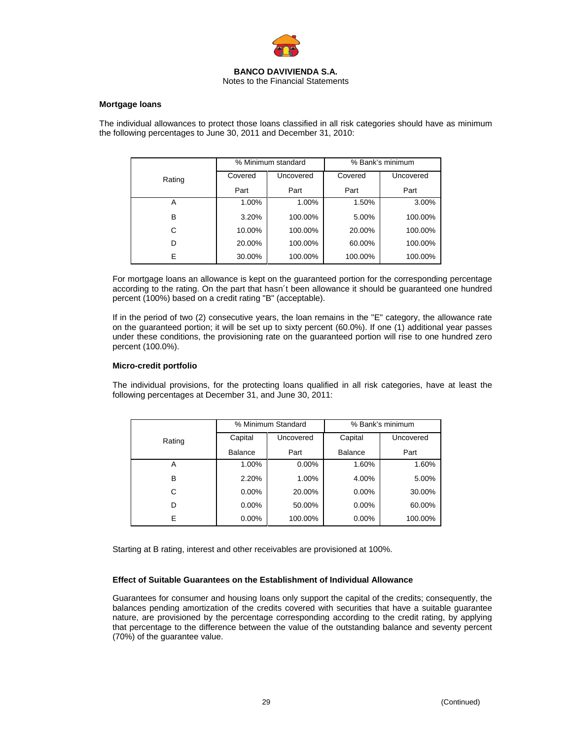### Mortgage loans

The individual allowances to protect those loans classified in all risk categories should have as minimum the following percentages to June 30, 2011 and December 31, 2010:

| Rating | % Minimum standard | | % Bank's minimum | |
|---|---|---|---|---|
| | Covered Part | Uncovered Part | Covered Part | Uncovered Part |
| A | 1.00% | 1.00% | 1.50% | 3.00% |
| B | 3.20% | 100.00% | 5.00% | 100.00% |
| C | 10.00% | 100.00% | 20.00% | 100.00% |
| D | 20.00% | 100.00% | 60.00% | 100.00% |
| E | 30.00% | 100.00% | 100.00% | 100.00% |

For mortgage loans an allowance is kept on the guaranteed portion for the corresponding percentage according to the rating. On the part that hasn´t been allowance it should be guaranteed one hundred percent (100%) based on a credit rating "B" (acceptable).

If in the period of two (2) consecutive years, the loan remains in the "E" category, the allowance rate on the guaranteed portion; it will be set up to sixty percent (60.0%). If one (1) additional year passes under these conditions, the provisioning rate on the guaranteed portion will rise to one hundred zero percent (100.0%).

### Micro-credit portfolio

The individual provisions, for the protecting loans qualified in all risk categories, have at least the following percentages at December 31, and June 30, 2011:

| Rating | % Minimum Standard | | % Bank's minimum | |
|---|---|---|---|---|
| | Capital Balance | Uncovered Part | Capital Balance | Uncovered Part |
| A | 1.00% | 0.00% | 1.60% | 1.60% |
| B | 2.20% | 1.00% | 4.00% | 5.00% |
| C | 0.00% | 20.00% | 0.00% | 30.00% |
| D | 0.00% | 50.00% | 0.00% | 60.00% |
| E | 0.00% | 100.00% | 0.00% | 100.00% |

Starting at B rating, interest and other receivables are provisioned at 100%.

### Effect of Suitable Guarantees on the Establishment of Individual Allowance

Guarantees for consumer and housing loans only support the capital of the credits; consequently, the balances pending amortization of the credits covered with securities that have a suitable guarantee nature, are provisioned by the percentage corresponding according to the credit rating, by applying that percentage to the difference between the value of the outstanding balance and seventy percent (70%) of the guarantee value.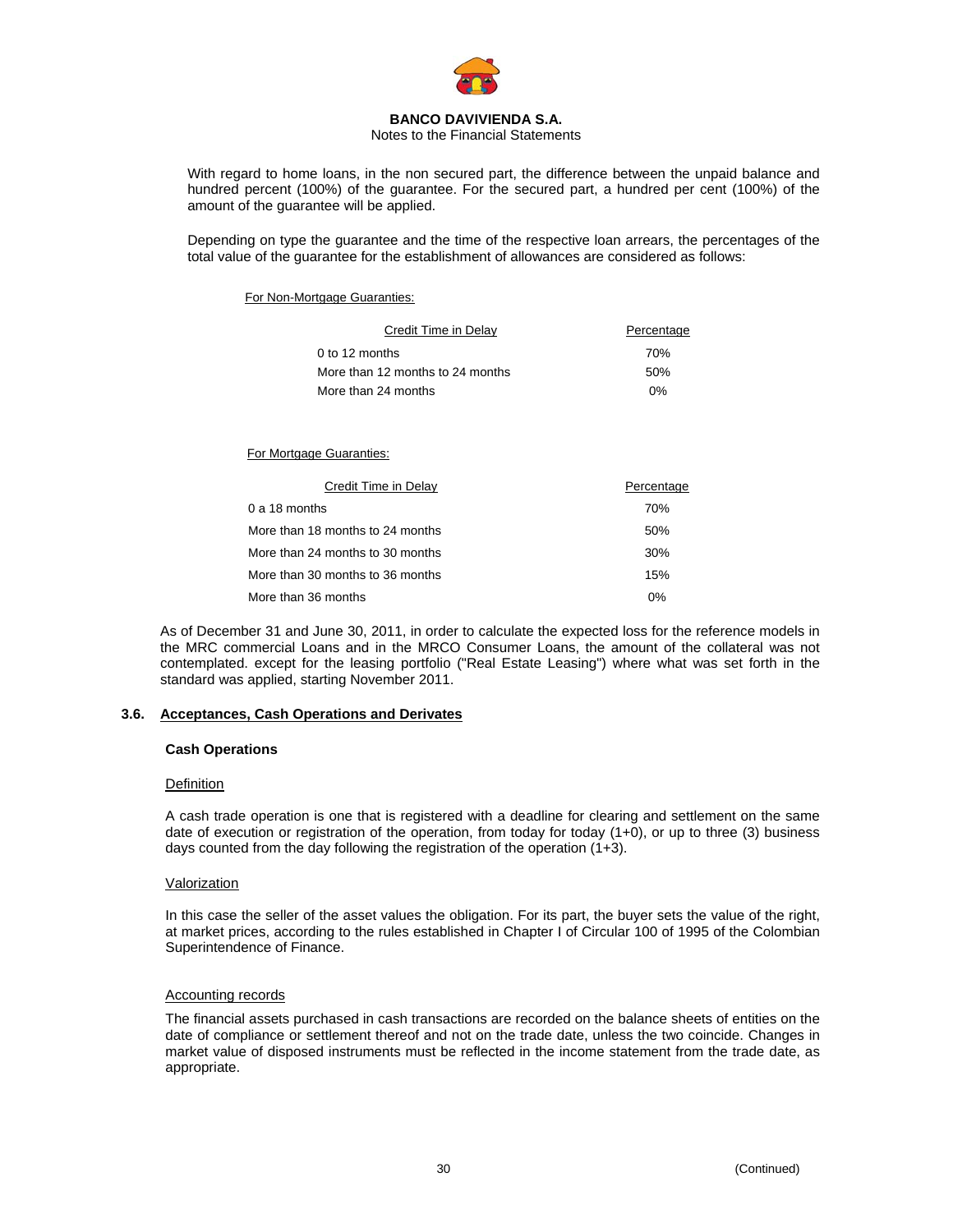With regard to home loans, in the non secured part, the difference between the unpaid balance and hundred percent (100%) of the guarantee. For the secured part, a hundred per cent (100%) of the amount of the guarantee will be applied.

Depending on type the guarantee and the time of the respective loan arrears, the percentages of the total value of the guarantee for the establishment of allowances are considered as follows:

For Non-Mortgage Guaranties:

| Credit Time in Delay | Percentage |
|---|---|
| 0 to 12 months | 70% |
| More than 12 months to 24 months | 50% |
| More than 24 months | 0% |

For Mortgage Guaranties:

| Credit Time in Delay | Percentage |
|---|---|
| 0 a 18 months | 70% |
| More than 18 months to 24 months | 50% |
| More than 24 months to 30 months | 30% |
| More than 30 months to 36 months | 15% |
| More than 36 months | 0% |

As of December 31 and June 30, 2011, in order to calculate the expected loss for the reference models in the MRC commercial Loans and in the MRCO Consumer Loans, the amount of the collateral was not contemplated. except for the leasing portfolio ("Real Estate Leasing") where what was set forth in the standard was applied, starting November 2011.

## 3.6. Acceptances, Cash Operations and Derivates

**Cash Operations**

Definition

A cash trade operation is one that is registered with a deadline for clearing and settlement on the same date of execution or registration of the operation, from today for today (1+0), or up to three (3) business days counted from the day following the registration of the operation (1+3).

Valorization

In this case the seller of the asset values the obligation. For its part, the buyer sets the value of the right, at market prices, according to the rules established in Chapter I of Circular 100 of 1995 of the Colombian Superintendence of Finance.

Accounting records

The financial assets purchased in cash transactions are recorded on the balance sheets of entities on the date of compliance or settlement thereof and not on the trade date, unless the two coincide. Changes in market value of disposed instruments must be reflected in the income statement from the trade date, as appropriate.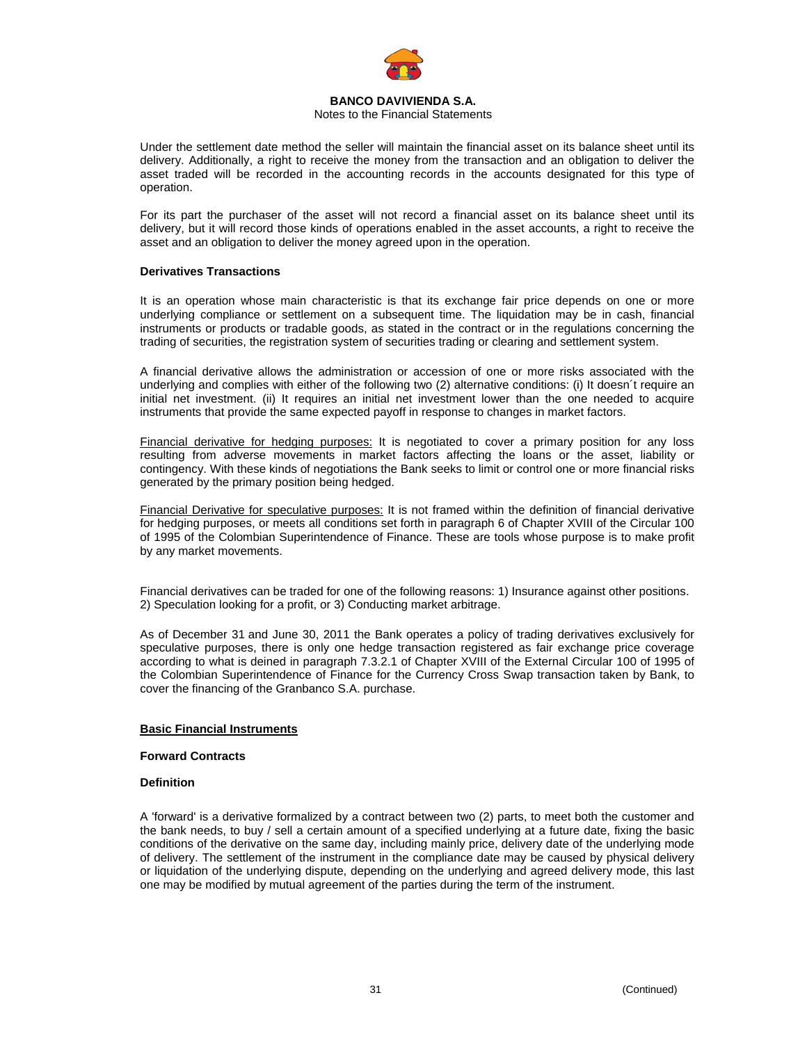Under the settlement date method the seller will maintain the financial asset on its balance sheet until its delivery. Additionally, a right to receive the money from the transaction and an obligation to deliver the asset traded will be recorded in the accounting records in the accounts designated for this type of operation.

For its part the purchaser of the asset will not record a financial asset on its balance sheet until its delivery, but it will record those kinds of operations enabled in the asset accounts, a right to receive the asset and an obligation to deliver the money agreed upon in the operation.

**Derivatives Transactions**

It is an operation whose main characteristic is that its exchange fair price depends on one or more underlying compliance or settlement on a subsequent time. The liquidation may be in cash, financial instruments or products or tradable goods, as stated in the contract or in the regulations concerning the trading of securities, the registration system of securities trading or clearing and settlement system.

A financial derivative allows the administration or accession of one or more risks associated with the underlying and complies with either of the following two (2) alternative conditions: (i) It doesn´t require an initial net investment. (ii) It requires an initial net investment lower than the one needed to acquire instruments that provide the same expected payoff in response to changes in market factors.

Financial derivative for hedging purposes: It is negotiated to cover a primary position for any loss resulting from adverse movements in market factors affecting the loans or the asset, liability or contingency. With these kinds of negotiations the Bank seeks to limit or control one or more financial risks generated by the primary position being hedged.

Financial Derivative for speculative purposes: It is not framed within the definition of financial derivative for hedging purposes, or meets all conditions set forth in paragraph 6 of Chapter XVIII of the Circular 100 of 1995 of the Colombian Superintendence of Finance. These are tools whose purpose is to make profit by any market movements.

Financial derivatives can be traded for one of the following reasons: 1) Insurance against other positions. 2) Speculation looking for a profit, or 3) Conducting market arbitrage.

As of December 31 and June 30, 2011 the Bank operates a policy of trading derivatives exclusively for speculative purposes, there is only one hedge transaction registered as fair exchange price coverage according to what is deined in paragraph 7.3.2.1 of Chapter XVIII of the External Circular 100 of 1995 of the Colombian Superintendence of Finance for the Currency Cross Swap transaction taken by Bank, to cover the financing of the Granbanco S.A. purchase.

**Basic Financial Instruments**

**Forward Contracts**

**Definition**

A 'forward' is a derivative formalized by a contract between two (2) parts, to meet both the customer and the bank needs, to buy / sell a certain amount of a specified underlying at a future date, fixing the basic conditions of the derivative on the same day, including mainly price, delivery date of the underlying mode of delivery. The settlement of the instrument in the compliance date may be caused by physical delivery or liquidation of the underlying dispute, depending on the underlying and agreed delivery mode, this last one may be modified by mutual agreement of the parties during the term of the instrument.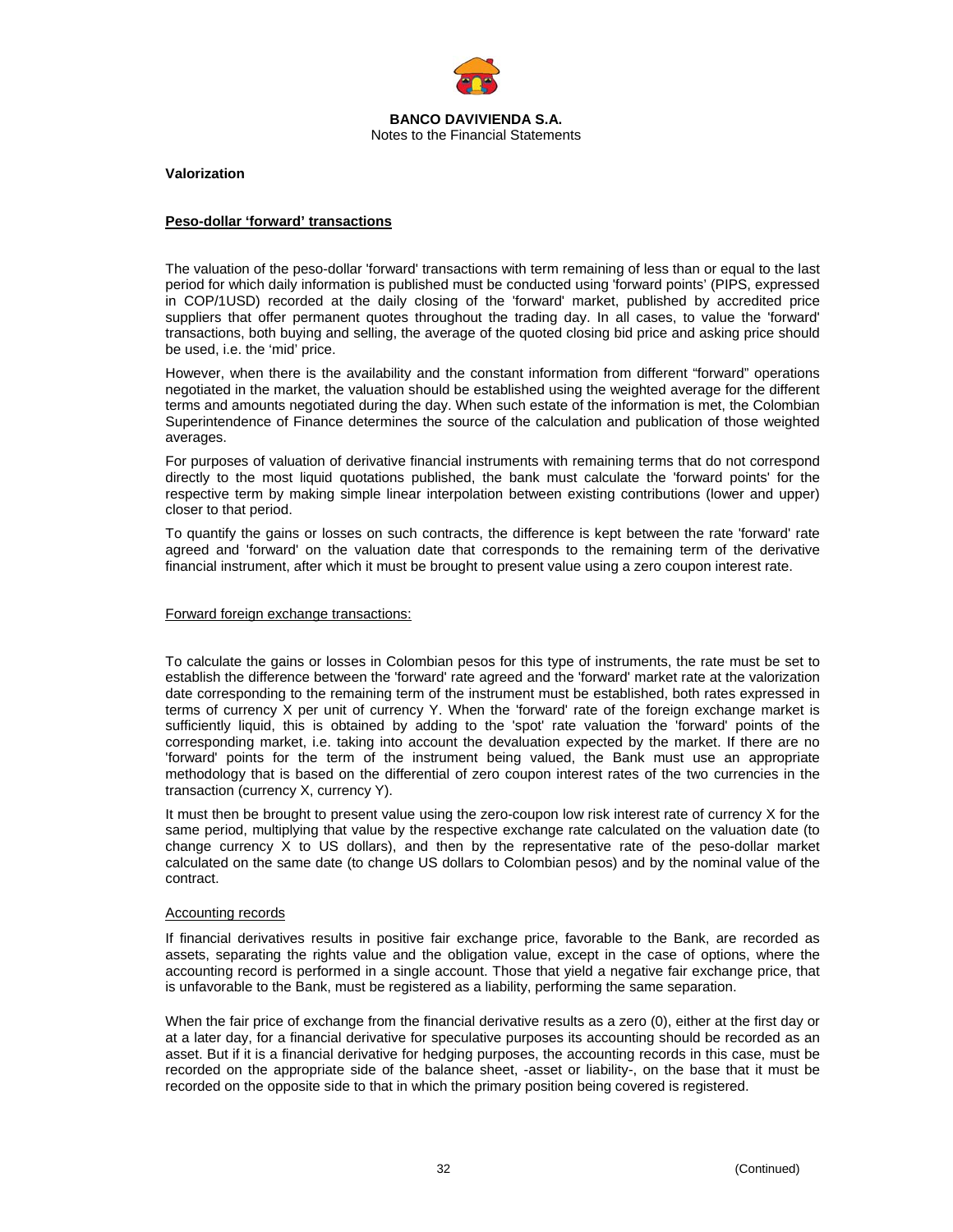**Valorization**

**Peso-dollar 'forward' transactions**

The valuation of the peso-dollar 'forward' transactions with term remaining of less than or equal to the last period for which daily information is published must be conducted using 'forward points' (PIPS, expressed in COP/1USD) recorded at the daily closing of the 'forward' market, published by accredited price suppliers that offer permanent quotes throughout the trading day. In all cases, to value the 'forward' transactions, both buying and selling, the average of the quoted closing bid price and asking price should be used, i.e. the 'mid' price.

However, when there is the availability and the constant information from different "forward" operations negotiated in the market, the valuation should be established using the weighted average for the different terms and amounts negotiated during the day. When such estate of the information is met, the Colombian Superintendence of Finance determines the source of the calculation and publication of those weighted averages.

For purposes of valuation of derivative financial instruments with remaining terms that do not correspond directly to the most liquid quotations published, the bank must calculate the 'forward points' for the respective term by making simple linear interpolation between existing contributions (lower and upper) closer to that period.

To quantify the gains or losses on such contracts, the difference is kept between the rate 'forward' rate agreed and 'forward' on the valuation date that corresponds to the remaining term of the derivative financial instrument, after which it must be brought to present value using a zero coupon interest rate.

Forward foreign exchange transactions:

To calculate the gains or losses in Colombian pesos for this type of instruments, the rate must be set to establish the difference between the 'forward' rate agreed and the 'forward' market rate at the valorization date corresponding to the remaining term of the instrument must be established, both rates expressed in terms of currency X per unit of currency Y. When the 'forward' rate of the foreign exchange market is sufficiently liquid, this is obtained by adding to the 'spot' rate valuation the 'forward' points of the corresponding market, i.e. taking into account the devaluation expected by the market. If there are no 'forward' points for the term of the instrument being valued, the Bank must use an appropriate methodology that is based on the differential of zero coupon interest rates of the two currencies in the transaction (currency X, currency Y).

It must then be brought to present value using the zero-coupon low risk interest rate of currency X for the same period, multiplying that value by the respective exchange rate calculated on the valuation date (to change currency X to US dollars), and then by the representative rate of the peso-dollar market calculated on the same date (to change US dollars to Colombian pesos) and by the nominal value of the contract.

Accounting records

If financial derivatives results in positive fair exchange price, favorable to the Bank, are recorded as assets, separating the rights value and the obligation value, except in the case of options, where the accounting record is performed in a single account. Those that yield a negative fair exchange price, that is unfavorable to the Bank, must be registered as a liability, performing the same separation.

When the fair price of exchange from the financial derivative results as a zero (0), either at the first day or at a later day, for a financial derivative for speculative purposes its accounting should be recorded as an asset. But if it is a financial derivative for hedging purposes, the accounting records in this case, must be recorded on the appropriate side of the balance sheet, -asset or liability-, on the base that it must be recorded on the opposite side to that in which the primary position being covered is registered.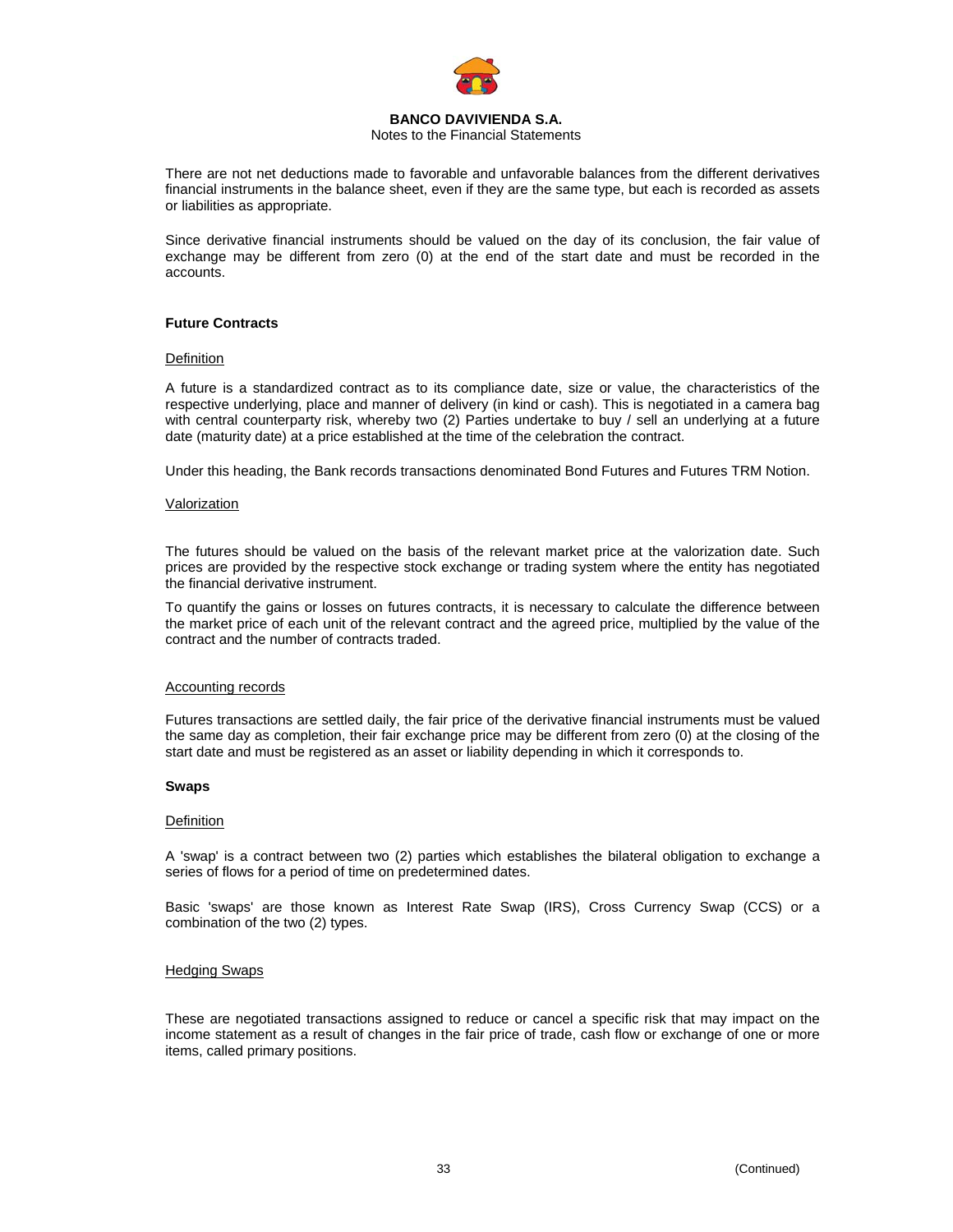There are not net deductions made to favorable and unfavorable balances from the different derivatives financial instruments in the balance sheet, even if they are the same type, but each is recorded as assets or liabilities as appropriate.

Since derivative financial instruments should be valued on the day of its conclusion, the fair value of exchange may be different from zero (0) at the end of the start date and must be recorded in the accounts.

**Future Contracts**

Definition

A future is a standardized contract as to its compliance date, size or value, the characteristics of the respective underlying, place and manner of delivery (in kind or cash). This is negotiated in a camera bag with central counterparty risk, whereby two (2) Parties undertake to buy / sell an underlying at a future date (maturity date) at a price established at the time of the celebration the contract.

Under this heading, the Bank records transactions denominated Bond Futures and Futures TRM Notion.

Valorization

The futures should be valued on the basis of the relevant market price at the valorization date. Such prices are provided by the respective stock exchange or trading system where the entity has negotiated the financial derivative instrument.

To quantify the gains or losses on futures contracts, it is necessary to calculate the difference between the market price of each unit of the relevant contract and the agreed price, multiplied by the value of the contract and the number of contracts traded.

Accounting records

Futures transactions are settled daily, the fair price of the derivative financial instruments must be valued the same day as completion, their fair exchange price may be different from zero (0) at the closing of the start date and must be registered as an asset or liability depending in which it corresponds to.

**Swaps**

Definition

A 'swap' is a contract between two (2) parties which establishes the bilateral obligation to exchange a series of flows for a period of time on predetermined dates.

Basic 'swaps' are those known as Interest Rate Swap (IRS), Cross Currency Swap (CCS) or a combination of the two (2) types.

Hedging Swaps

These are negotiated transactions assigned to reduce or cancel a specific risk that may impact on the income statement as a result of changes in the fair price of trade, cash flow or exchange of one or more items, called primary positions.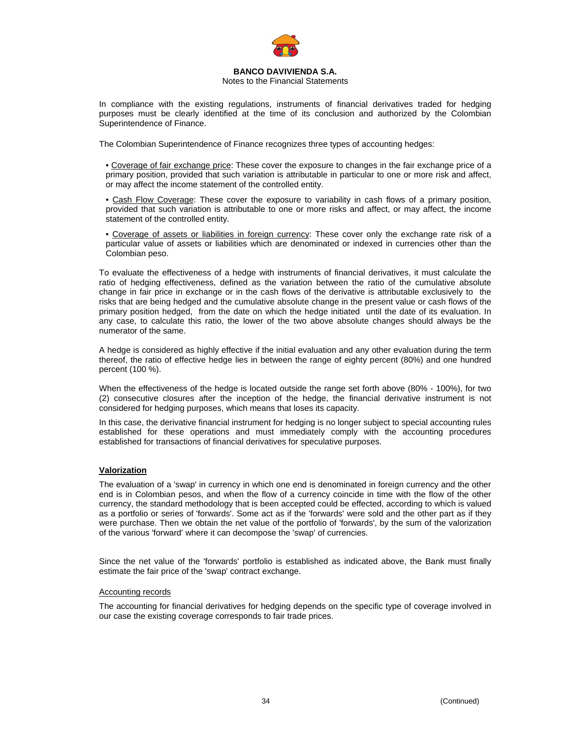In compliance with the existing regulations, instruments of financial derivatives traded for hedging purposes must be clearly identified at the time of its conclusion and authorized by the Colombian Superintendence of Finance.

The Colombian Superintendence of Finance recognizes three types of accounting hedges:

- Coverage of fair exchange price: These cover the exposure to changes in the fair exchange price of a primary position, provided that such variation is attributable in particular to one or more risk and affect, or may affect the income statement of the controlled entity.

- Cash Flow Coverage: These cover the exposure to variability in cash flows of a primary position, provided that such variation is attributable to one or more risks and affect, or may affect, the income statement of the controlled entity.

- Coverage of assets or liabilities in foreign currency: These cover only the exchange rate risk of a particular value of assets or liabilities which are denominated or indexed in currencies other than the Colombian peso.

To evaluate the effectiveness of a hedge with instruments of financial derivatives, it must calculate the ratio of hedging effectiveness, defined as the variation between the ratio of the cumulative absolute change in fair price in exchange or in the cash flows of the derivative is attributable exclusively to the risks that are being hedged and the cumulative absolute change in the present value or cash flows of the primary position hedged, from the date on which the hedge initiated until the date of its evaluation. In any case, to calculate this ratio, the lower of the two above absolute changes should always be the numerator of the same.

A hedge is considered as highly effective if the initial evaluation and any other evaluation during the term thereof, the ratio of effective hedge lies in between the range of eighty percent (80%) and one hundred percent (100 %).

When the effectiveness of the hedge is located outside the range set forth above (80% - 100%), for two (2) consecutive closures after the inception of the hedge, the financial derivative instrument is not considered for hedging purposes, which means that loses its capacity.

In this case, the derivative financial instrument for hedging is no longer subject to special accounting rules established for these operations and must immediately comply with the accounting procedures established for transactions of financial derivatives for speculative purposes.

**Valorization**

The evaluation of a 'swap' in currency in which one end is denominated in foreign currency and the other end is in Colombian pesos, and when the flow of a currency coincide in time with the flow of the other currency, the standard methodology that is been accepted could be effected, according to which is valued as a portfolio or series of 'forwards'. Some act as if the 'forwards' were sold and the other part as if they were purchase. Then we obtain the net value of the portfolio of 'forwards', by the sum of the valorization of the various 'forward' where it can decompose the 'swap' of currencies.

Since the net value of the 'forwards' portfolio is established as indicated above, the Bank must finally estimate the fair price of the 'swap' contract exchange.

Accounting records

The accounting for financial derivatives for hedging depends on the specific type of coverage involved in our case the existing coverage corresponds to fair trade prices.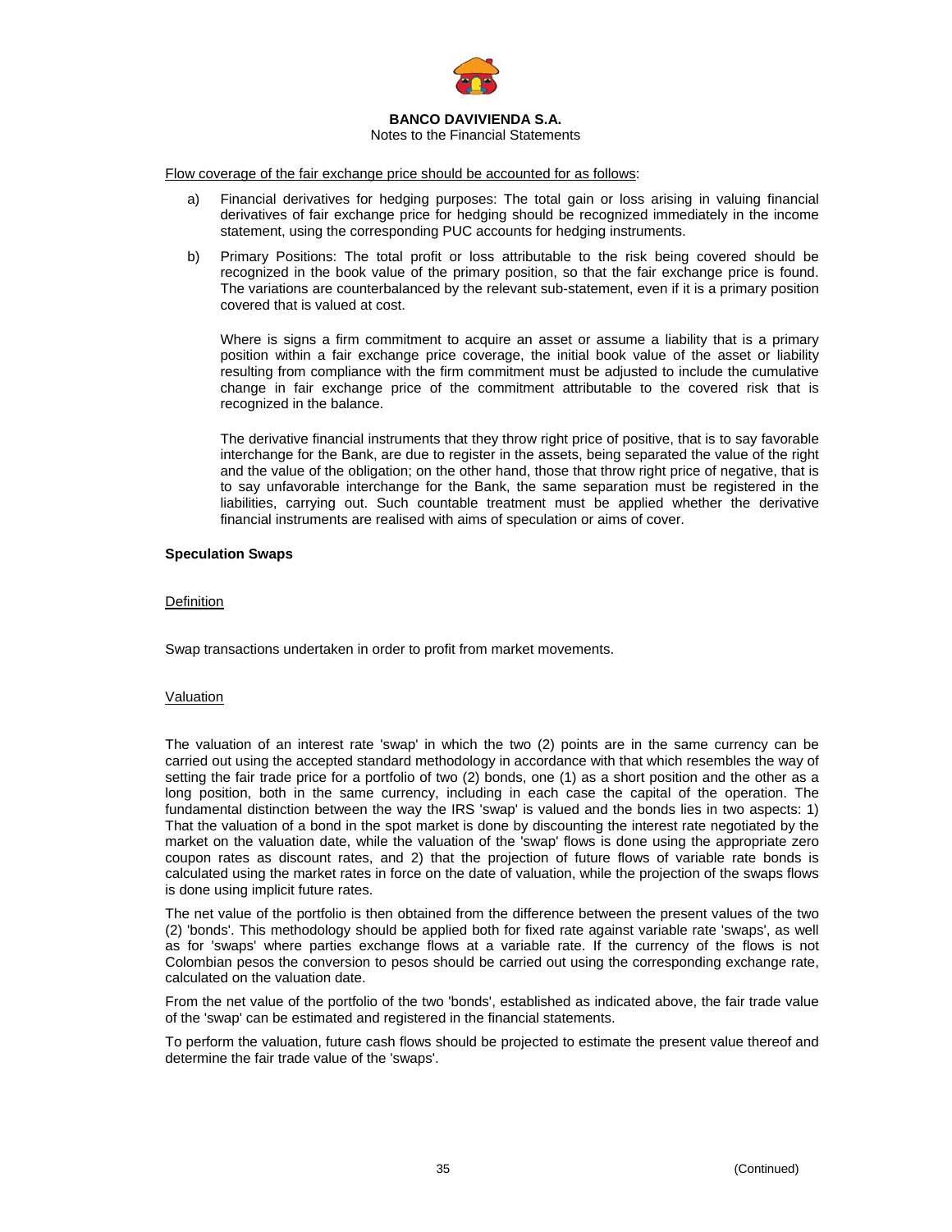Flow coverage of the fair exchange price should be accounted for as follows:

a) Financial derivatives for hedging purposes: The total gain or loss arising in valuing financial derivatives of fair exchange price for hedging should be recognized immediately in the income statement, using the corresponding PUC accounts for hedging instruments.

b) Primary Positions: The total profit or loss attributable to the risk being covered should be recognized in the book value of the primary position, so that the fair exchange price is found. The variations are counterbalanced by the relevant sub-statement, even if it is a primary position covered that is valued at cost.

   Where is signs a firm commitment to acquire an asset or assume a liability that is a primary position within a fair exchange price coverage, the initial book value of the asset or liability resulting from compliance with the firm commitment must be adjusted to include the cumulative change in fair exchange price of the commitment attributable to the covered risk that is recognized in the balance.

   The derivative financial instruments that they throw right price of positive, that is to say favorable interchange for the Bank, are due to register in the assets, being separated the value of the right and the value of the obligation; on the other hand, those that throw right price of negative, that is to say unfavorable interchange for the Bank, the same separation must be registered in the liabilities, carrying out. Such countable treatment must be applied whether the derivative financial instruments are realised with aims of speculation or aims of cover.

**Speculation Swaps**

Definition

Swap transactions undertaken in order to profit from market movements.

Valuation

The valuation of an interest rate 'swap' in which the two (2) points are in the same currency can be carried out using the accepted standard methodology in accordance with that which resembles the way of setting the fair trade price for a portfolio of two (2) bonds, one (1) as a short position and the other as a long position, both in the same currency, including in each case the capital of the operation. The fundamental distinction between the way the IRS 'swap' is valued and the bonds lies in two aspects: 1) That the valuation of a bond in the spot market is done by discounting the interest rate negotiated by the market on the valuation date, while the valuation of the 'swap' flows is done using the appropriate zero coupon rates as discount rates, and 2) that the projection of future flows of variable rate bonds is calculated using the market rates in force on the date of valuation, while the projection of the swaps flows is done using implicit future rates.

The net value of the portfolio is then obtained from the difference between the present values of the two (2) 'bonds'. This methodology should be applied both for fixed rate against variable rate 'swaps', as well as for 'swaps' where parties exchange flows at a variable rate. If the currency of the flows is not Colombian pesos the conversion to pesos should be carried out using the corresponding exchange rate, calculated on the valuation date.

From the net value of the portfolio of the two 'bonds', established as indicated above, the fair trade value of the 'swap' can be estimated and registered in the financial statements.

To perform the valuation, future cash flows should be projected to estimate the present value thereof and determine the fair trade value of the 'swaps'.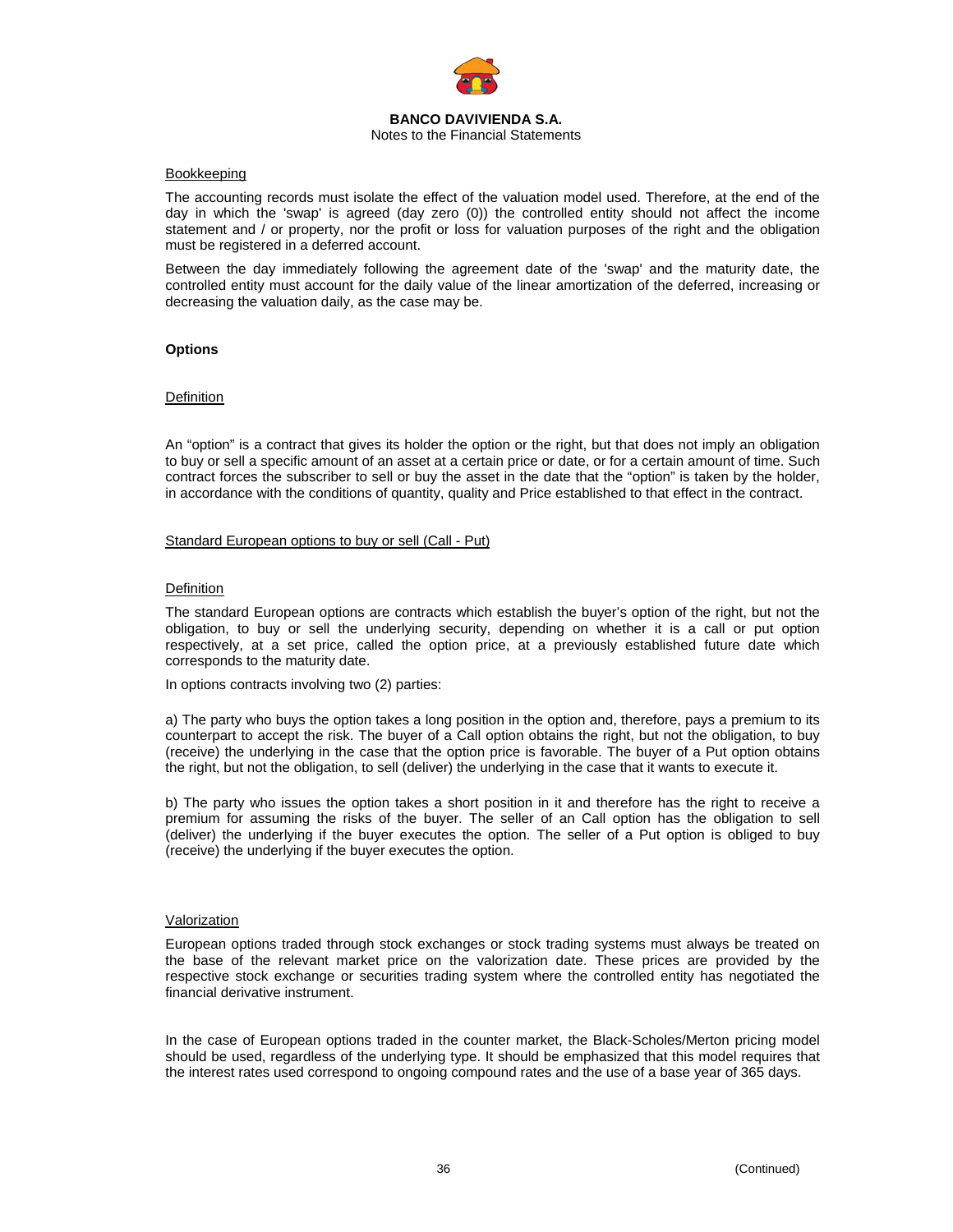Bookkeeping

The accounting records must isolate the effect of the valuation model used. Therefore, at the end of the day in which the 'swap' is agreed (day zero (0)) the controlled entity should not affect the income statement and / or property, nor the profit or loss for valuation purposes of the right and the obligation must be registered in a deferred account.

Between the day immediately following the agreement date of the 'swap' and the maturity date, the controlled entity must account for the daily value of the linear amortization of the deferred, increasing or decreasing the valuation daily, as the case may be.

**Options**

Definition

An "option" is a contract that gives its holder the option or the right, but that does not imply an obligation to buy or sell a specific amount of an asset at a certain price or date, or for a certain amount of time. Such contract forces the subscriber to sell or buy the asset in the date that the "option" is taken by the holder, in accordance with the conditions of quantity, quality and Price established to that effect in the contract.

Standard European options to buy or sell (Call - Put)

Definition

The standard European options are contracts which establish the buyer's option of the right, but not the obligation, to buy or sell the underlying security, depending on whether it is a call or put option respectively, at a set price, called the option price, at a previously established future date which corresponds to the maturity date.

In options contracts involving two (2) parties:

a) The party who buys the option takes a long position in the option and, therefore, pays a premium to its counterpart to accept the risk. The buyer of a Call option obtains the right, but not the obligation, to buy (receive) the underlying in the case that the option price is favorable. The buyer of a Put option obtains the right, but not the obligation, to sell (deliver) the underlying in the case that it wants to execute it.

b) The party who issues the option takes a short position in it and therefore has the right to receive a premium for assuming the risks of the buyer. The seller of an Call option has the obligation to sell (deliver) the underlying if the buyer executes the option. The seller of a Put option is obliged to buy (receive) the underlying if the buyer executes the option.

Valorization

European options traded through stock exchanges or stock trading systems must always be treated on the base of the relevant market price on the valorization date. These prices are provided by the respective stock exchange or securities trading system where the controlled entity has negotiated the financial derivative instrument.

In the case of European options traded in the counter market, the Black-Scholes/Merton pricing model should be used, regardless of the underlying type. It should be emphasized that this model requires that the interest rates used correspond to ongoing compound rates and the use of a base year of 365 days.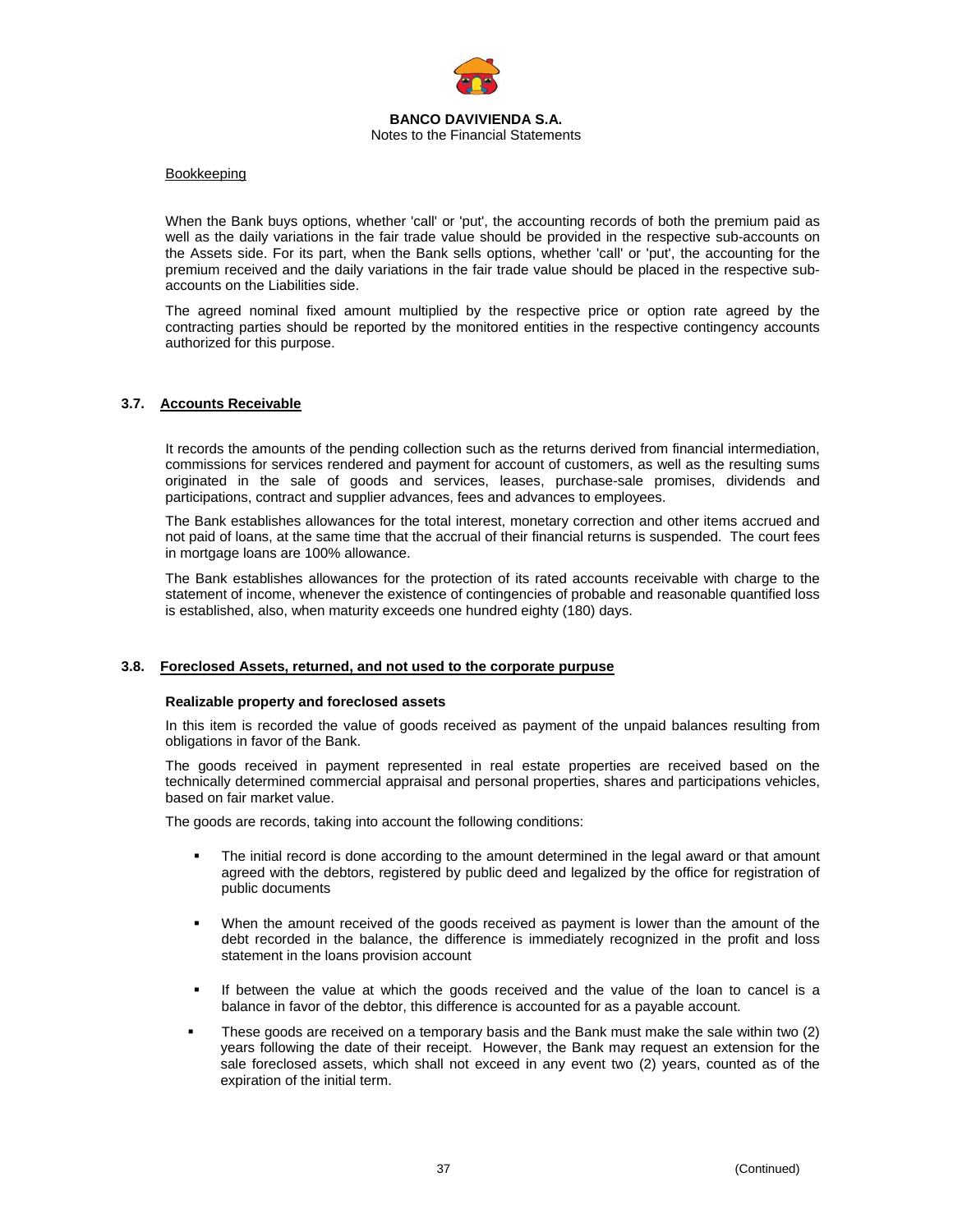Bookkeeping

When the Bank buys options, whether 'call' or 'put', the accounting records of both the premium paid as well as the daily variations in the fair trade value should be provided in the respective sub-accounts on the Assets side. For its part, when the Bank sells options, whether 'call' or 'put', the accounting for the premium received and the daily variations in the fair trade value should be placed in the respective sub-accounts on the Liabilities side.

The agreed nominal fixed amount multiplied by the respective price or option rate agreed by the contracting parties should be reported by the monitored entities in the respective contingency accounts authorized for this purpose.

## 3.7. Accounts Receivable

It records the amounts of the pending collection such as the returns derived from financial intermediation, commissions for services rendered and payment for account of customers, as well as the resulting sums originated in the sale of goods and services, leases, purchase-sale promises, dividends and participations, contract and supplier advances, fees and advances to employees.

The Bank establishes allowances for the total interest, monetary correction and other items accrued and not paid of loans, at the same time that the accrual of their financial returns is suspended. The court fees in mortgage loans are 100% allowance.

The Bank establishes allowances for the protection of its rated accounts receivable with charge to the statement of income, whenever the existence of contingencies of probable and reasonable quantified loss is established, also, when maturity exceeds one hundred eighty (180) days.

## 3.8. Foreclosed Assets, returned, and not used to the corporate purpuse

**Realizable property and foreclosed assets**

In this item is recorded the value of goods received as payment of the unpaid balances resulting from obligations in favor of the Bank.

The goods received in payment represented in real estate properties are received based on the technically determined commercial appraisal and personal properties, shares and participations vehicles, based on fair market value.

The goods are records, taking into account the following conditions:

- The initial record is done according to the amount determined in the legal award or that amount agreed with the debtors, registered by public deed and legalized by the office for registration of public documents
- When the amount received of the goods received as payment is lower than the amount of the debt recorded in the balance, the difference is immediately recognized in the profit and loss statement in the loans provision account
- If between the value at which the goods received and the value of the loan to cancel is a balance in favor of the debtor, this difference is accounted for as a payable account.
- These goods are received on a temporary basis and the Bank must make the sale within two (2) years following the date of their receipt. However, the Bank may request an extension for the sale foreclosed assets, which shall not exceed in any event two (2) years, counted as of the expiration of the initial term.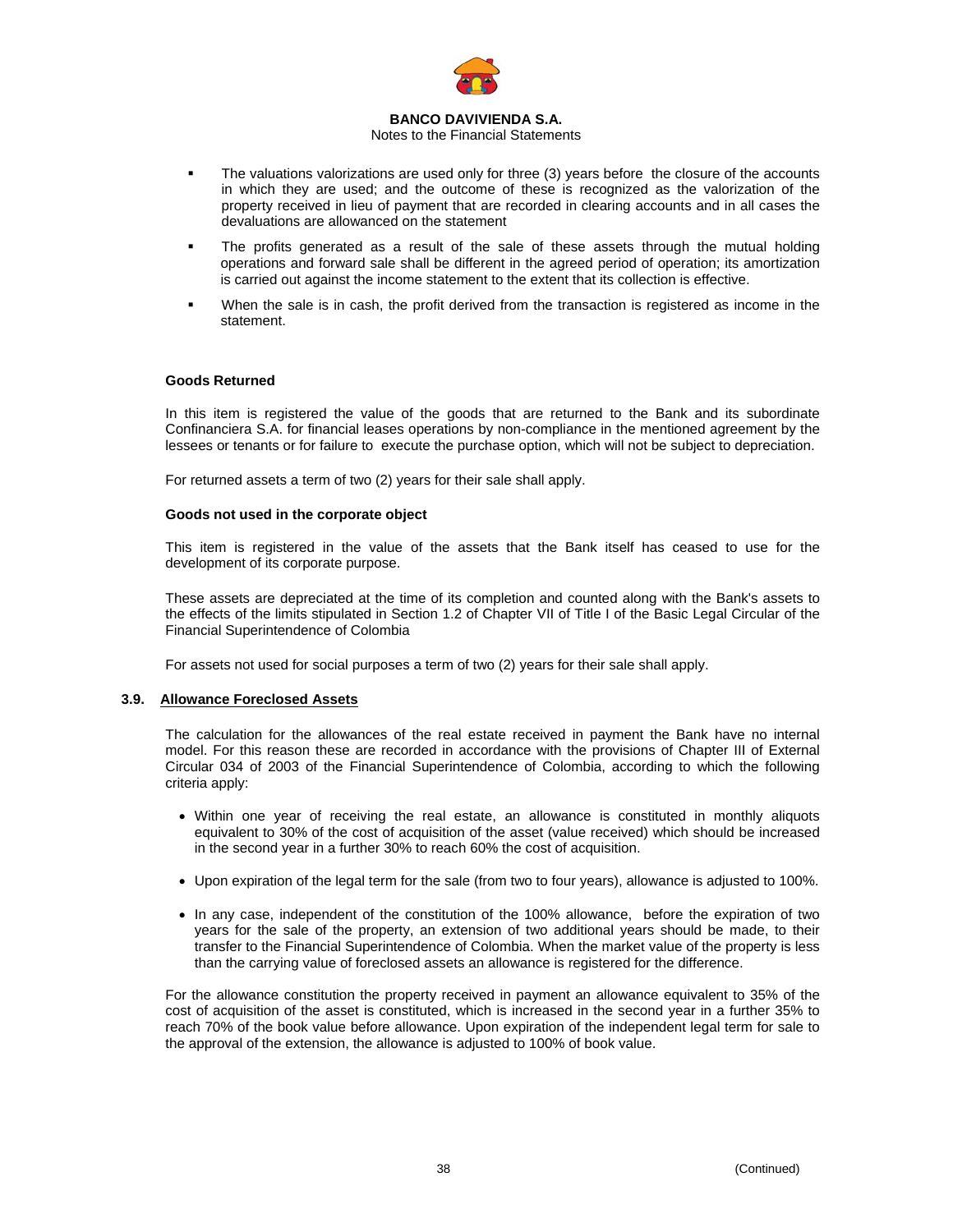- The valuations valorizations are used only for three (3) years before the closure of the accounts in which they are used; and the outcome of these is recognized as the valorization of the property received in lieu of payment that are recorded in clearing accounts and in all cases the devaluations are allowanced on the statement
- The profits generated as a result of the sale of these assets through the mutual holding operations and forward sale shall be different in the agreed period of operation; its amortization is carried out against the income statement to the extent that its collection is effective.
- When the sale is in cash, the profit derived from the transaction is registered as income in the statement.

**Goods Returned**

In this item is registered the value of the goods that are returned to the Bank and its subordinate Confinanciera S.A. for financial leases operations by non-compliance in the mentioned agreement by the lessees or tenants or for failure to execute the purchase option, which will not be subject to depreciation.

For returned assets a term of two (2) years for their sale shall apply.

**Goods not used in the corporate object**

This item is registered in the value of the assets that the Bank itself has ceased to use for the development of its corporate purpose.

These assets are depreciated at the time of its completion and counted along with the Bank's assets to the effects of the limits stipulated in Section 1.2 of Chapter VII of Title I of the Basic Legal Circular of the Financial Superintendence of Colombia

For assets not used for social purposes a term of two (2) years for their sale shall apply.

### 3.9. Allowance Foreclosed Assets

The calculation for the allowances of the real estate received in payment the Bank have no internal model. For this reason these are recorded in accordance with the provisions of Chapter III of External Circular 034 of 2003 of the Financial Superintendence of Colombia, according to which the following criteria apply:

- Within one year of receiving the real estate, an allowance is constituted in monthly aliquots equivalent to 30% of the cost of acquisition of the asset (value received) which should be increased in the second year in a further 30% to reach 60% the cost of acquisition.
- Upon expiration of the legal term for the sale (from two to four years), allowance is adjusted to 100%.
- In any case, independent of the constitution of the 100% allowance, before the expiration of two years for the sale of the property, an extension of two additional years should be made, to their transfer to the Financial Superintendence of Colombia. When the market value of the property is less than the carrying value of foreclosed assets an allowance is registered for the difference.

For the allowance constitution the property received in payment an allowance equivalent to 35% of the cost of acquisition of the asset is constituted, which is increased in the second year in a further 35% to reach 70% of the book value before allowance. Upon expiration of the independent legal term for sale to the approval of the extension, the allowance is adjusted to 100% of book value.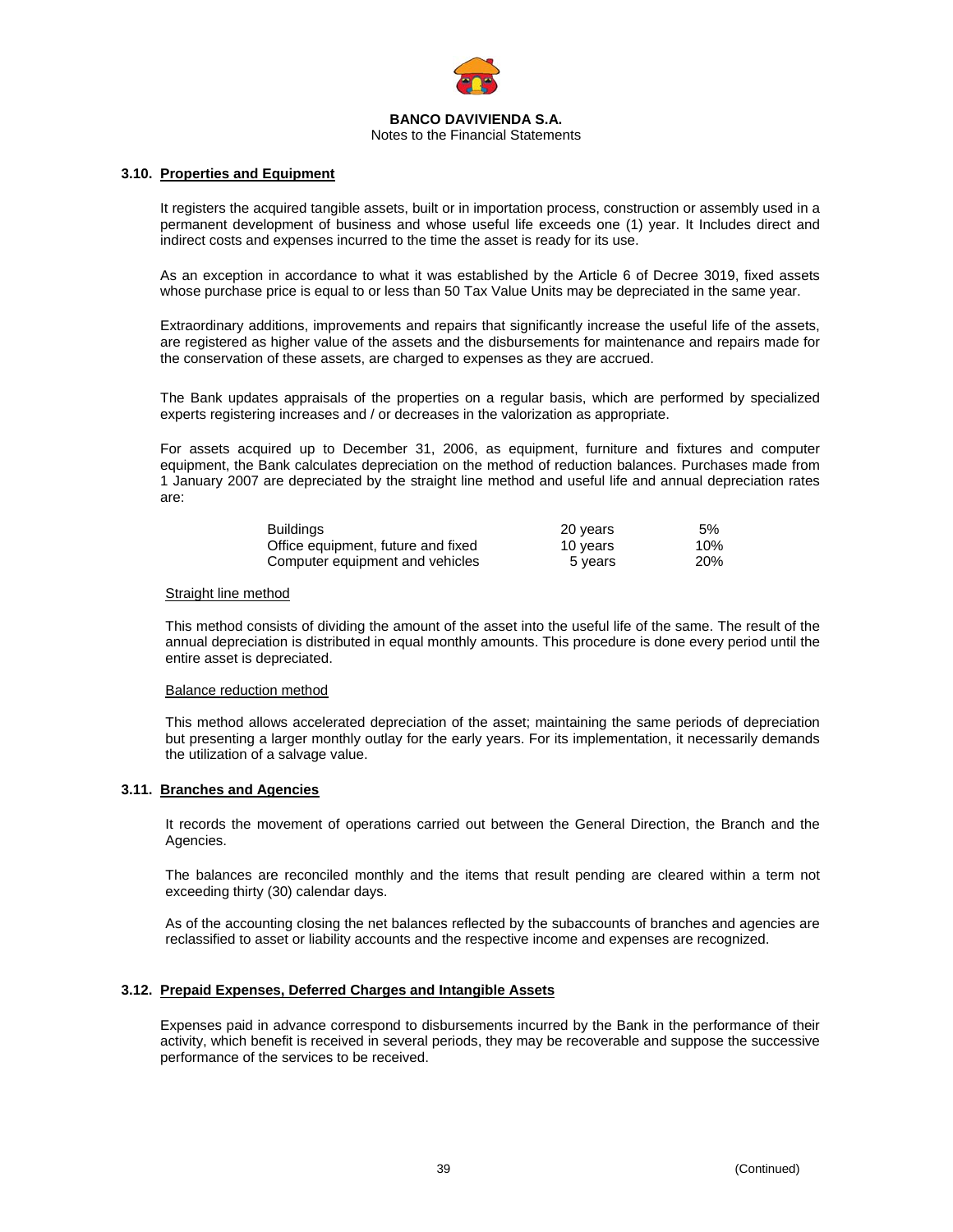### 3.10. Properties and Equipment

It registers the acquired tangible assets, built or in importation process, construction or assembly used in a permanent development of business and whose useful life exceeds one (1) year. It Includes direct and indirect costs and expenses incurred to the time the asset is ready for its use.

As an exception in accordance to what it was established by the Article 6 of Decree 3019, fixed assets whose purchase price is equal to or less than 50 Tax Value Units may be depreciated in the same year.

Extraordinary additions, improvements and repairs that significantly increase the useful life of the assets, are registered as higher value of the assets and the disbursements for maintenance and repairs made for the conservation of these assets, are charged to expenses as they are accrued.

The Bank updates appraisals of the properties on a regular basis, which are performed by specialized experts registering increases and / or decreases in the valorization as appropriate.

For assets acquired up to December 31, 2006, as equipment, furniture and fixtures and computer equipment, the Bank calculates depreciation on the method of reduction balances. Purchases made from 1 January 2007 are depreciated by the straight line method and useful life and annual depreciation rates are:

| | | |
|---|---|---|
| Buildings | 20 years | 5% |
| Office equipment, future and fixed | 10 years | 10% |
| Computer equipment and vehicles | 5 years | 20% |

Straight line method

This method consists of dividing the amount of the asset into the useful life of the same. The result of the annual depreciation is distributed in equal monthly amounts. This procedure is done every period until the entire asset is depreciated.

Balance reduction method

This method allows accelerated depreciation of the asset; maintaining the same periods of depreciation but presenting a larger monthly outlay for the early years. For its implementation, it necessarily demands the utilization of a salvage value.

### 3.11. Branches and Agencies

It records the movement of operations carried out between the General Direction, the Branch and the Agencies.

The balances are reconciled monthly and the items that result pending are cleared within a term not exceeding thirty (30) calendar days.

As of the accounting closing the net balances reflected by the subaccounts of branches and agencies are reclassified to asset or liability accounts and the respective income and expenses are recognized.

### 3.12. Prepaid Expenses, Deferred Charges and Intangible Assets

Expenses paid in advance correspond to disbursements incurred by the Bank in the performance of their activity, which benefit is received in several periods, they may be recoverable and suppose the successive performance of the services to be received.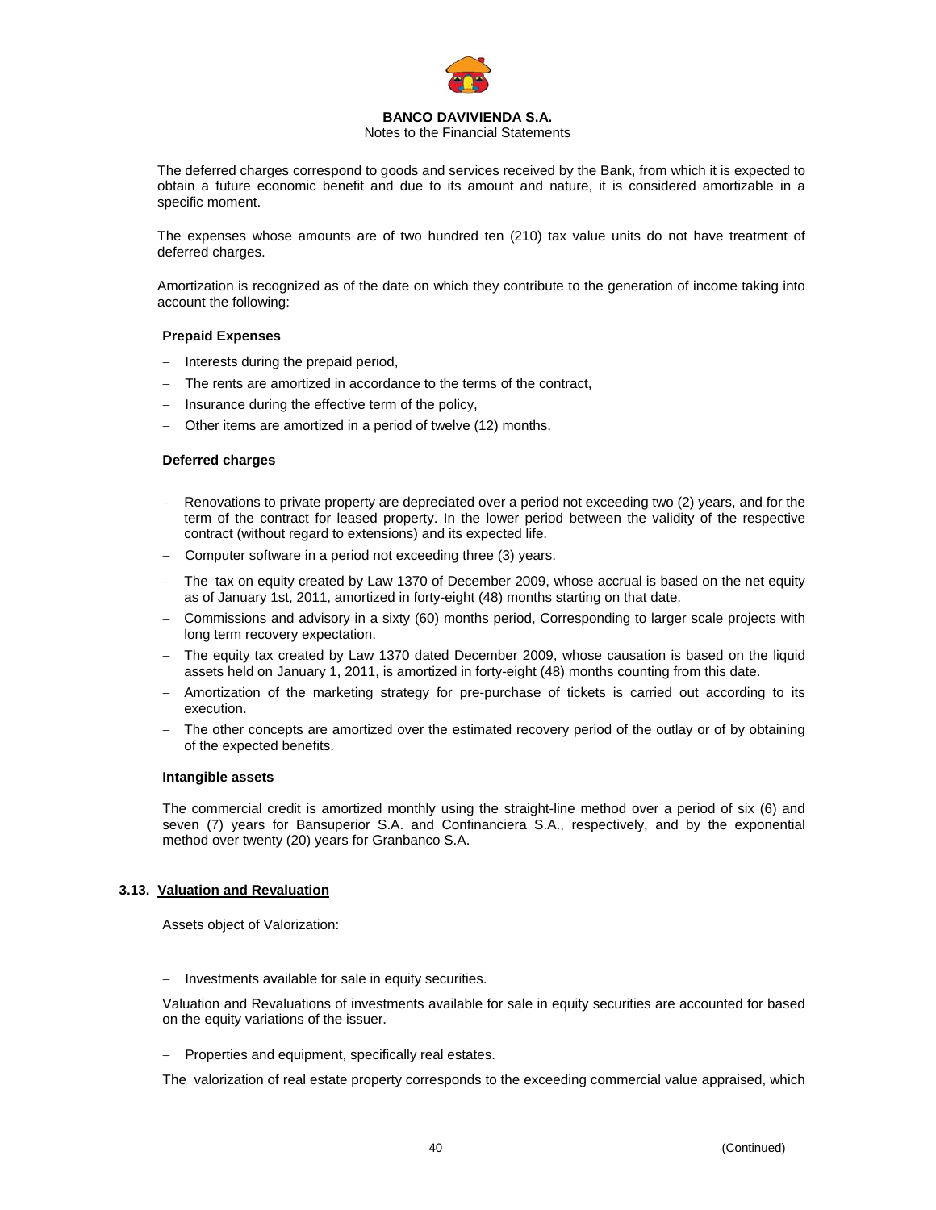The deferred charges correspond to goods and services received by the Bank, from which it is expected to obtain a future economic benefit and due to its amount and nature, it is considered amortizable in a specific moment.

The expenses whose amounts are of two hundred ten (210) tax value units do not have treatment of deferred charges.

Amortization is recognized as of the date on which they contribute to the generation of income taking into account the following:

**Prepaid Expenses**

- Interests during the prepaid period,
- The rents are amortized in accordance to the terms of the contract,
- Insurance during the effective term of the policy,
- Other items are amortized in a period of twelve (12) months.

**Deferred charges**

- Renovations to private property are depreciated over a period not exceeding two (2) years, and for the term of the contract for leased property. In the lower period between the validity of the respective contract (without regard to extensions) and its expected life.
- Computer software in a period not exceeding three (3) years.
- The tax on equity created by Law 1370 of December 2009, whose accrual is based on the net equity as of January 1st, 2011, amortized in forty-eight (48) months starting on that date.
- Commissions and advisory in a sixty (60) months period, Corresponding to larger scale projects with long term recovery expectation.
- The equity tax created by Law 1370 dated December 2009, whose causation is based on the liquid assets held on January 1, 2011, is amortized in forty-eight (48) months counting from this date.
- Amortization of the marketing strategy for pre-purchase of tickets is carried out according to its execution.
- The other concepts are amortized over the estimated recovery period of the outlay or of by obtaining of the expected benefits.

**Intangible assets**

The commercial credit is amortized monthly using the straight-line method over a period of six (6) and seven (7) years for Bansuperior S.A. and Confinanciera S.A., respectively, and by the exponential method over twenty (20) years for Granbanco S.A.

## 3.13. Valuation and Revaluation

Assets object of Valorization:

- Investments available for sale in equity securities.

Valuation and Revaluations of investments available for sale in equity securities are accounted for based on the equity variations of the issuer.

- Properties and equipment, specifically real estates.

The valorization of real estate property corresponds to the exceeding commercial value appraised, which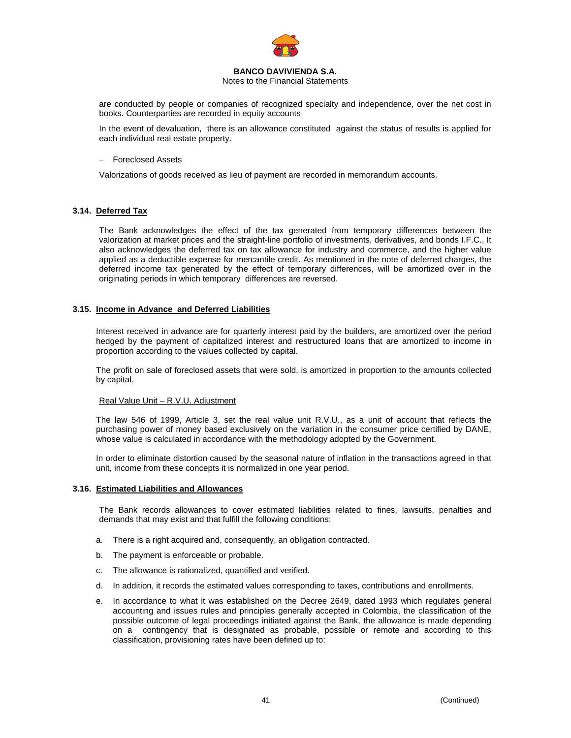are conducted by people or companies of recognized specialty and independence, over the net cost in books. Counterparties are recorded in equity accounts

In the event of devaluation, there is an allowance constituted against the status of results is applied for each individual real estate property.

- Foreclosed Assets

Valorizations of goods received as lieu of payment are recorded in memorandum accounts.

### 3.14. Deferred Tax

The Bank acknowledges the effect of the tax generated from temporary differences between the valorization at market prices and the straight-line portfolio of investments, derivatives, and bonds I.F.C., It also acknowledges the deferred tax on tax allowance for industry and commerce, and the higher value applied as a deductible expense for mercantile credit. As mentioned in the note of deferred charges, the deferred income tax generated by the effect of temporary differences, will be amortized over in the originating periods in which temporary differences are reversed.

### 3.15. Income in Advance and Deferred Liabilities

Interest received in advance are for quarterly interest paid by the builders, are amortized over the period hedged by the payment of capitalized interest and restructured loans that are amortized to income in proportion according to the values collected by capital.

The profit on sale of foreclosed assets that were sold, is amortized in proportion to the amounts collected by capital.

Real Value Unit – R.V.U. Adjustment

The law 546 of 1999, Article 3, set the real value unit R.V.U., as a unit of account that reflects the purchasing power of money based exclusively on the variation in the consumer price certified by DANE, whose value is calculated in accordance with the methodology adopted by the Government.

In order to eliminate distortion caused by the seasonal nature of inflation in the transactions agreed in that unit, income from these concepts it is normalized in one year period.

### 3.16. Estimated Liabilities and Allowances

The Bank records allowances to cover estimated liabilities related to fines, lawsuits, penalties and demands that may exist and that fulfill the following conditions:

a. There is a right acquired and, consequently, an obligation contracted.

b. The payment is enforceable or probable.

c. The allowance is rationalized, quantified and verified.

d. In addition, it records the estimated values corresponding to taxes, contributions and enrollments.

e. In accordance to what it was established on the Decree 2649, dated 1993 which regulates general accounting and issues rules and principles generally accepted in Colombia, the classification of the possible outcome of legal proceedings initiated against the Bank, the allowance is made depending on a contingency that is designated as probable, possible or remote and according to this classification, provisioning rates have been defined up to: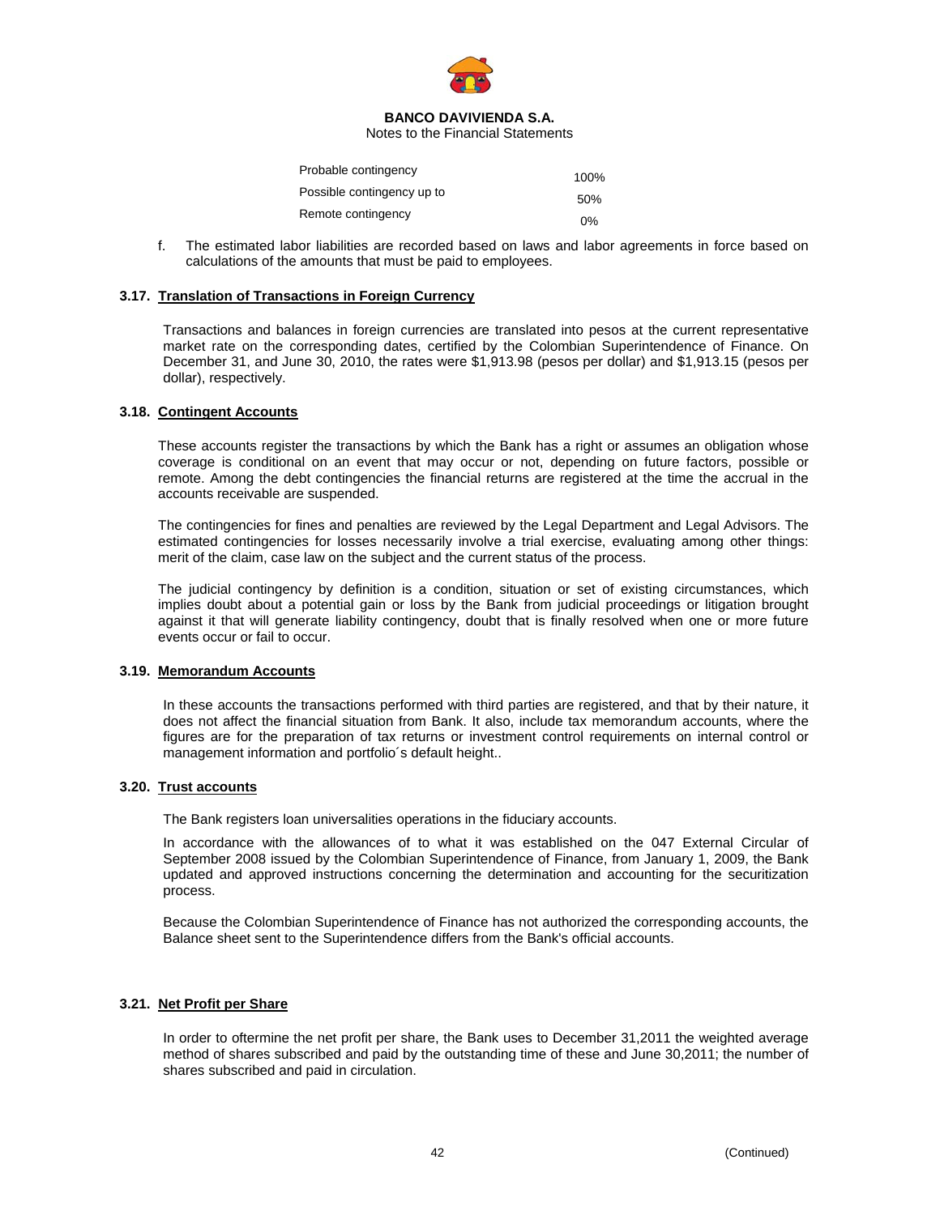| | |
|---|---|
| Probable contingency | 100% |
| Possible contingency up to | 50% |
| Remote contingency | 0% |

f. The estimated labor liabilities are recorded based on laws and labor agreements in force based on calculations of the amounts that must be paid to employees.

### 3.17. Translation of Transactions in Foreign Currency

Transactions and balances in foreign currencies are translated into pesos at the current representative market rate on the corresponding dates, certified by the Colombian Superintendence of Finance. On December 31, and June 30, 2010, the rates were $1,913.98 (pesos per dollar) and $1,913.15 (pesos per dollar), respectively.

### 3.18. Contingent Accounts

These accounts register the transactions by which the Bank has a right or assumes an obligation whose coverage is conditional on an event that may occur or not, depending on future factors, possible or remote. Among the debt contingencies the financial returns are registered at the time the accrual in the accounts receivable are suspended.

The contingencies for fines and penalties are reviewed by the Legal Department and Legal Advisors. The estimated contingencies for losses necessarily involve a trial exercise, evaluating among other things: merit of the claim, case law on the subject and the current status of the process.

The judicial contingency by definition is a condition, situation or set of existing circumstances, which implies doubt about a potential gain or loss by the Bank from judicial proceedings or litigation brought against it that will generate liability contingency, doubt that is finally resolved when one or more future events occur or fail to occur.

### 3.19. Memorandum Accounts

In these accounts the transactions performed with third parties are registered, and that by their nature, it does not affect the financial situation from Bank. It also, include tax memorandum accounts, where the figures are for the preparation of tax returns or investment control requirements on internal control or management information and portfolio´s default height..

### 3.20. Trust accounts

The Bank registers loan universalities operations in the fiduciary accounts.

In accordance with the allowances of to what it was established on the 047 External Circular of September 2008 issued by the Colombian Superintendence of Finance, from January 1, 2009, the Bank updated and approved instructions concerning the determination and accounting for the securitization process.

Because the Colombian Superintendence of Finance has not authorized the corresponding accounts, the Balance sheet sent to the Superintendence differs from the Bank's official accounts.

### 3.21. Net Profit per Share

In order to oftermine the net profit per share, the Bank uses to December 31,2011 the weighted average method of shares subscribed and paid by the outstanding time of these and June 30,2011; the number of shares subscribed and paid in circulation.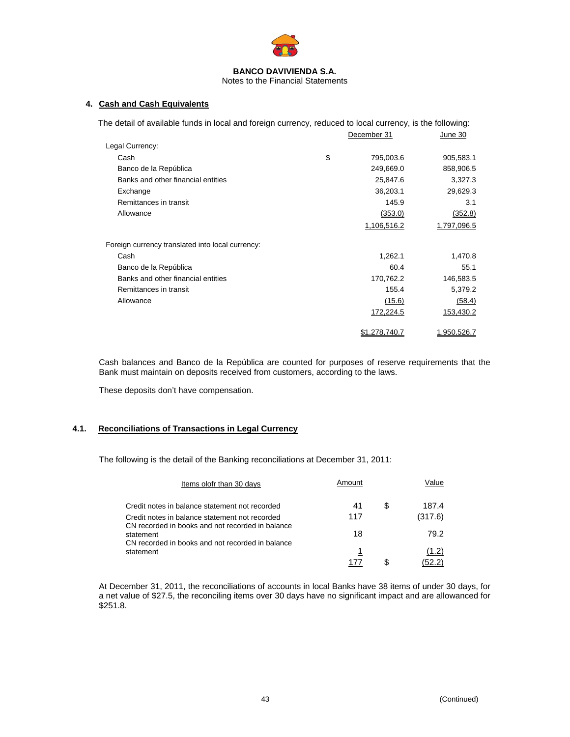BANCO DAVIVIENDA S.A.
Notes to the Financial Statements

## 4. Cash and Cash Equivalents

The detail of available funds in local and foreign currency, reduced to local currency, is the following:

| | | December 31 | June 30 |
|---|---|---|---|
| Legal Currency: | | | |
| Cash | $ | 795,003.6 | 905,583.1 |
| Banco de la República | | 249,669.0 | 858,906.5 |
| Banks and other financial entities | | 25,847.6 | 3,327.3 |
| Exchange | | 36,203.1 | 29,629.3 |
| Remittances in transit | | 145.9 | 3.1 |
| Allowance | | (353.0) | (352.8) |
| | | 1,106,516.2 | 1,797,096.5 |
| Foreign currency translated into local currency: | | | |
| Cash | | 1,262.1 | 1,470.8 |
| Banco de la República | | 60.4 | 55.1 |
| Banks and other financial entities | | 170,762.2 | 146,583.5 |
| Remittances in transit | | 155.4 | 5,379.2 |
| Allowance | | (15.6) | (58.4) |
| | | 172,224.5 | 153,430.2 |
| | | $1,278,740.7 | 1,950,526.7 |

Cash balances and Banco de la República are counted for purposes of reserve requirements that the Bank must maintain on deposits received from customers, according to the laws.

These deposits don't have compensation.

### 4.1. Reconciliations of Transactions in Legal Currency

The following is the detail of the Banking reconciliations at December 31, 2011:

| Items olofr than 30 days | Amount | | Value |
|---|---|---|---|
| Credit notes in balance statement not recorded | 41 | $ | 187.4 |
| Credit notes in balance statement not recorded | 117 | | (317.6) |
| CN recorded in books and not recorded in balance statement | 18 | | 79.2 |
| CN recorded in books and not recorded in balance statement | 1 | | (1.2) |
| | 177 | $ | (52.2) |

At December 31, 2011, the reconciliations of accounts in local Banks have 38 items of under 30 days, for a net value of $27.5, the reconciling items over 30 days have no significant impact and are allowanced for $251.8.

(Continued)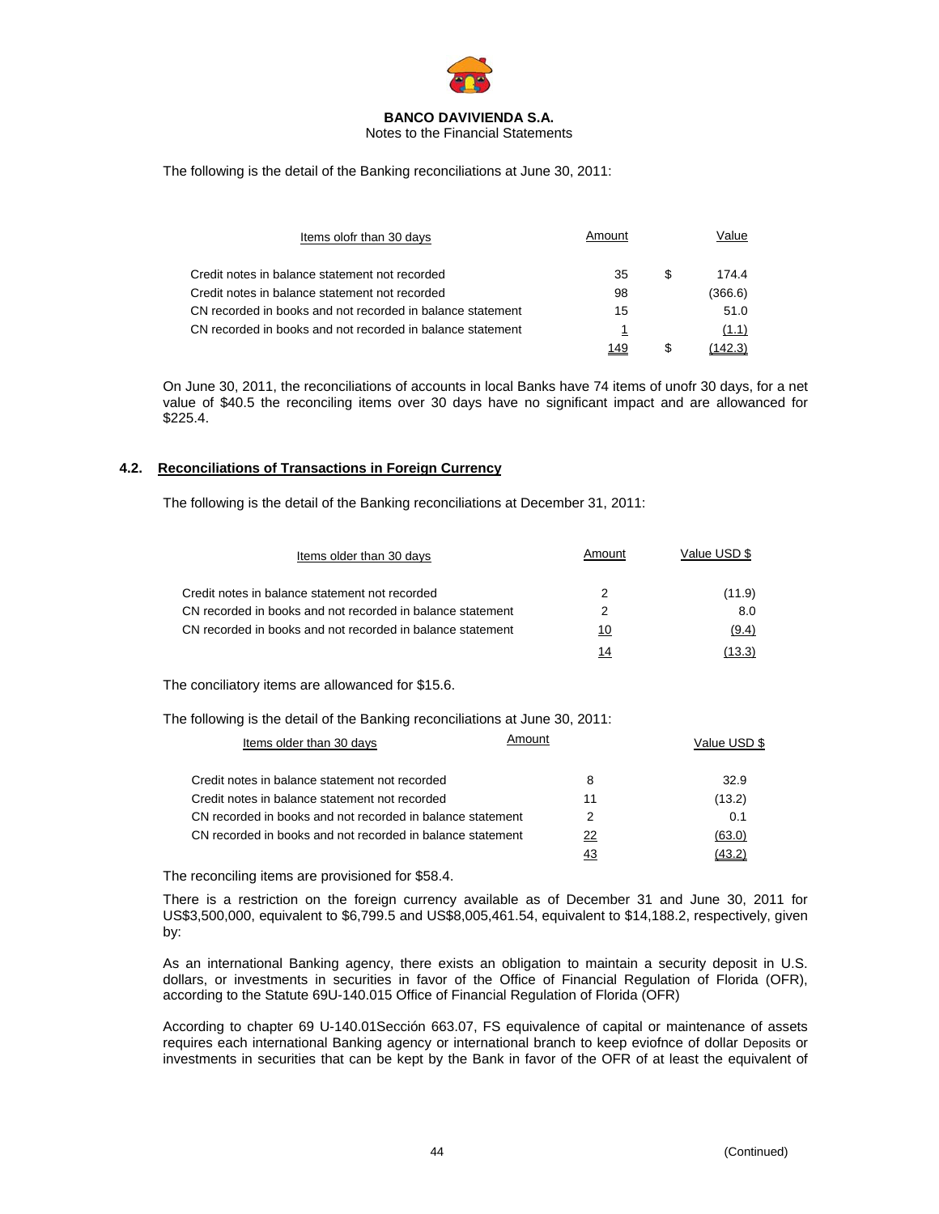The following is the detail of the Banking reconciliations at June 30, 2011:

| Items olofr than 30 days | Amount | | Value |
|---|---|---|---|
| Credit notes in balance statement not recorded | 35 | $ | 174.4 |
| Credit notes in balance statement not recorded | 98 | | (366.6) |
| CN recorded in books and not recorded in balance statement | 15 | | 51.0 |
| CN recorded in books and not recorded in balance statement | 1 | | (1.1) |
| | 149 | $ | (142.3) |

On June 30, 2011, the reconciliations of accounts in local Banks have 74 items of unofr 30 days, for a net value of $40.5 the reconciling items over 30 days have no significant impact and are allowanced for $225.4.

### 4.2. Reconciliations of Transactions in Foreign Currency

The following is the detail of the Banking reconciliations at December 31, 2011:

| Items older than 30 days | Amount | Value USD $ |
|---|---|---|
| Credit notes in balance statement not recorded | 2 | (11.9) |
| CN recorded in books and not recorded in balance statement | 2 | 8.0 |
| CN recorded in books and not recorded in balance statement | 10 | (9.4) |
| | 14 | (13.3) |

The conciliatory items are allowanced for $15.6.

The following is the detail of the Banking reconciliations at June 30, 2011:

| Items older than 30 days | Amount | Value USD $ |
|---|---|---|
| Credit notes in balance statement not recorded | 8 | 32.9 |
| Credit notes in balance statement not recorded | 11 | (13.2) |
| CN recorded in books and not recorded in balance statement | 2 | 0.1 |
| CN recorded in books and not recorded in balance statement | 22 | (63.0) |
| | 43 | (43.2) |

The reconciling items are provisioned for $58.4.

There is a restriction on the foreign currency available as of December 31 and June 30, 2011 for US$3,500,000, equivalent to $6,799.5 and US$8,005,461.54, equivalent to $14,188.2, respectively, given by:

As an international Banking agency, there exists an obligation to maintain a security deposit in U.S. dollars, or investments in securities in favor of the Office of Financial Regulation of Florida (OFR), according to the Statute 69U-140.015 Office of Financial Regulation of Florida (OFR)

According to chapter 69 U-140.01Sección 663.07, FS equivalence of capital or maintenance of assets requires each international Banking agency or international branch to keep eviofnce of dollar Deposits or investments in securities that can be kept by the Bank in favor of the OFR of at least the equivalent of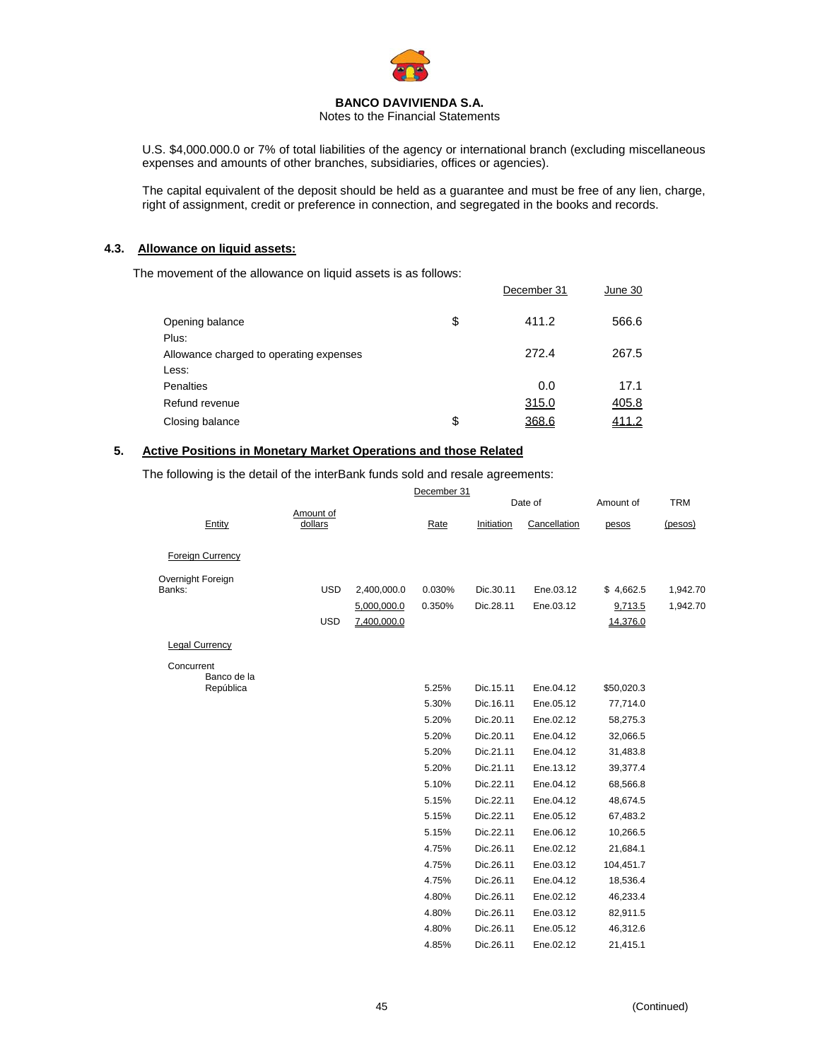U.S. $4,000.000.0 or 7% of total liabilities of the agency or international branch (excluding miscellaneous expenses and amounts of other branches, subsidiaries, offices or agencies).

The capital equivalent of the deposit should be held as a guarantee and must be free of any lien, charge, right of assignment, credit or preference in connection, and segregated in the books and records.

### 4.3. Allowance on liquid assets:

The movement of the allowance on liquid assets is as follows:

| | | December 31 | June 30 |
|---|---|---|---|
| Opening balance | $ | 411.2 | 566.6 |
| Plus: | | | |
| Allowance charged to operating expenses | | 272.4 | 267.5 |
| Less: | | | |
| Penalties | | 0.0 | 17.1 |
| Refund revenue | | 315.0 | 405.8 |
| Closing balance | $ | 368.6 | 411.2 |

## 5. Active Positions in Monetary Market Operations and those Related

The following is the detail of the interBank funds sold and resale agreements:

December 31

| Entity | Amount of dollars | | Rate | Date of Initiation | Date of Cancellation | Amount of pesos | TRM (pesos) |
|---|---|---|---|---|---|---|---|
| Foreign Currency | | | | | | | |
| Overnight Foreign Banks: | USD | 2,400,000.0 | 0.030% | Dic.30.11 | Ene.03.12 | $ 4,662.5 | 1,942.70 |
| | | 5,000,000.0 | 0.350% | Dic.28.11 | Ene.03.12 | 9,713.5 | 1,942.70 |
| | USD | 7,400,000.0 | | | | 14,376.0 | |
| Legal Currency | | | | | | | |
| Concurrent Banco de la República | | | 5.25% | Dic.15.11 | Ene.04.12 | $50,020.3 | |
| | | | 5.30% | Dic.16.11 | Ene.05.12 | 77,714.0 | |
| | | | 5.20% | Dic.20.11 | Ene.02.12 | 58,275.3 | |
| | | | 5.20% | Dic.20.11 | Ene.04.12 | 32,066.5 | |
| | | | 5.20% | Dic.21.11 | Ene.04.12 | 31,483.8 | |
| | | | 5.20% | Dic.21.11 | Ene.13.12 | 39,377.4 | |
| | | | 5.10% | Dic.22.11 | Ene.04.12 | 68,566.8 | |
| | | | 5.15% | Dic.22.11 | Ene.04.12 | 48,674.5 | |
| | | | 5.15% | Dic.22.11 | Ene.05.12 | 67,483.2 | |
| | | | 5.15% | Dic.22.11 | Ene.06.12 | 10,266.5 | |
| | | | 4.75% | Dic.26.11 | Ene.02.12 | 21,684.1 | |
| | | | 4.75% | Dic.26.11 | Ene.03.12 | 104,451.7 | |
| | | | 4.75% | Dic.26.11 | Ene.04.12 | 18,536.4 | |
| | | | 4.80% | Dic.26.11 | Ene.02.12 | 46,233.4 | |
| | | | 4.80% | Dic.26.11 | Ene.03.12 | 82,911.5 | |
| | | | 4.80% | Dic.26.11 | Ene.05.12 | 46,312.6 | |
| | | | 4.85% | Dic.26.11 | Ene.02.12 | 21,415.1 | |

(Continued)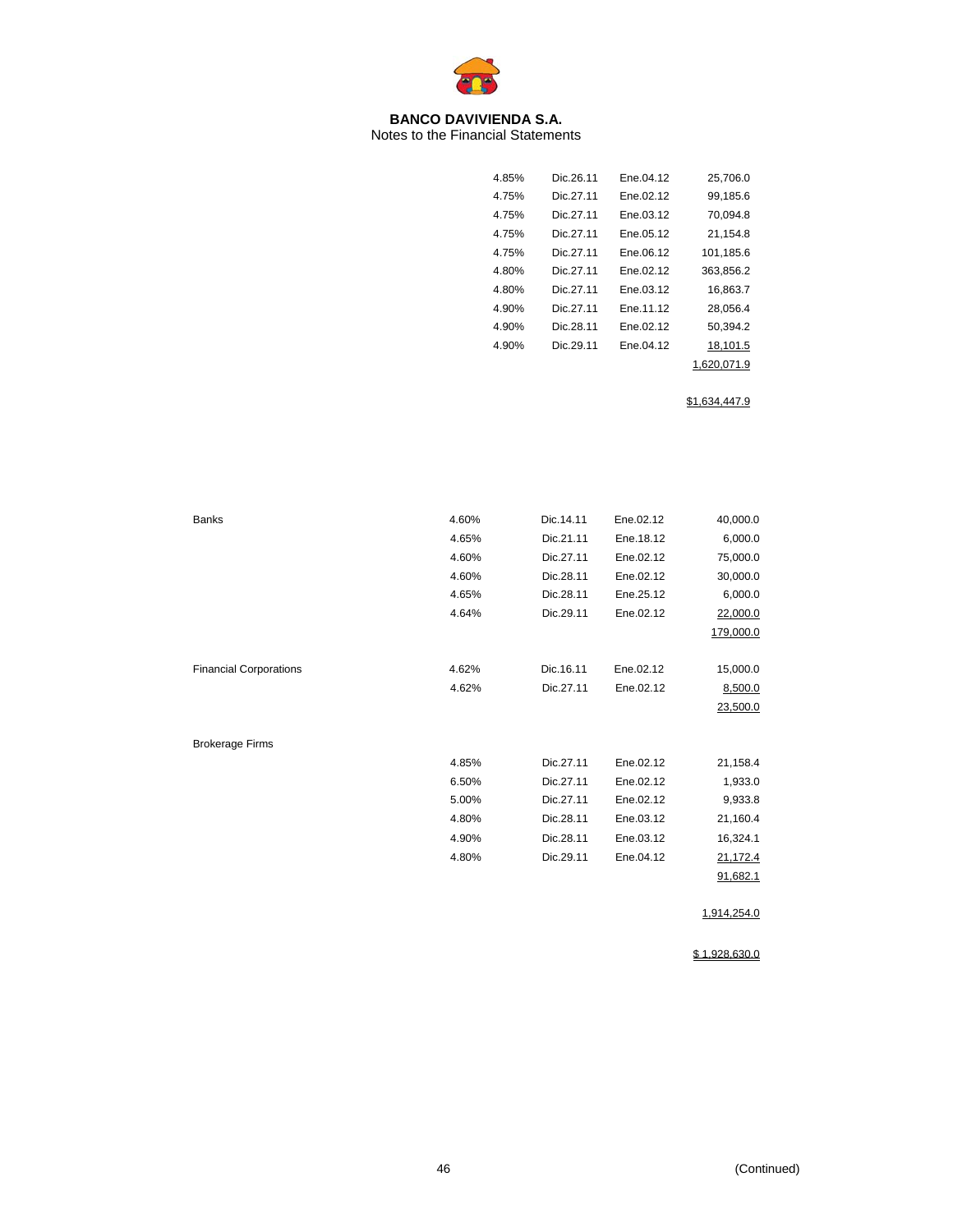**BANCO DAVIVIENDA S.A.**
Notes to the Financial Statements

| | | | |
|---|---|---|---|
| 4.85% | Dic.26.11 | Ene.04.12 | 25,706.0 |
| 4.75% | Dic.27.11 | Ene.02.12 | 99,185.6 |
| 4.75% | Dic.27.11 | Ene.03.12 | 70,094.8 |
| 4.75% | Dic.27.11 | Ene.05.12 | 21,154.8 |
| 4.75% | Dic.27.11 | Ene.06.12 | 101,185.6 |
| 4.80% | Dic.27.11 | Ene.02.12 | 363,856.2 |
| 4.80% | Dic.27.11 | Ene.03.12 | 16,863.7 |
| 4.90% | Dic.27.11 | Ene.11.12 | 28,056.4 |
| 4.90% | Dic.28.11 | Ene.02.12 | 50,394.2 |
| 4.90% | Dic.29.11 | Ene.04.12 | 18,101.5 |
| | | | 1,620,071.9 |
| | | | $1,634,447.9 |

| | | | | |
|---|---|---|---|---|
| Banks | 4.60% | Dic.14.11 | Ene.02.12 | 40,000.0 |
| | 4.65% | Dic.21.11 | Ene.18.12 | 6,000.0 |
| | 4.60% | Dic.27.11 | Ene.02.12 | 75,000.0 |
| | 4.60% | Dic.28.11 | Ene.02.12 | 30,000.0 |
| | 4.65% | Dic.28.11 | Ene.25.12 | 6,000.0 |
| | 4.64% | Dic.29.11 | Ene.02.12 | 22,000.0 |
| | | | | 179,000.0 |
| Financial Corporations | 4.62% | Dic.16.11 | Ene.02.12 | 15,000.0 |
| | 4.62% | Dic.27.11 | Ene.02.12 | 8,500.0 |
| | | | | 23,500.0 |
| Brokerage Firms | | | | |
| | 4.85% | Dic.27.11 | Ene.02.12 | 21,158.4 |
| | 6.50% | Dic.27.11 | Ene.02.12 | 1,933.0 |
| | 5.00% | Dic.27.11 | Ene.02.12 | 9,933.8 |
| | 4.80% | Dic.28.11 | Ene.03.12 | 21,160.4 |
| | 4.90% | Dic.28.11 | Ene.03.12 | 16,324.1 |
| | 4.80% | Dic.29.11 | Ene.04.12 | 21,172.4 |
| | | | | 91,682.1 |
| | | | | 1,914,254.0 |
| | | | | $ 1,928,630.0 |

(Continued)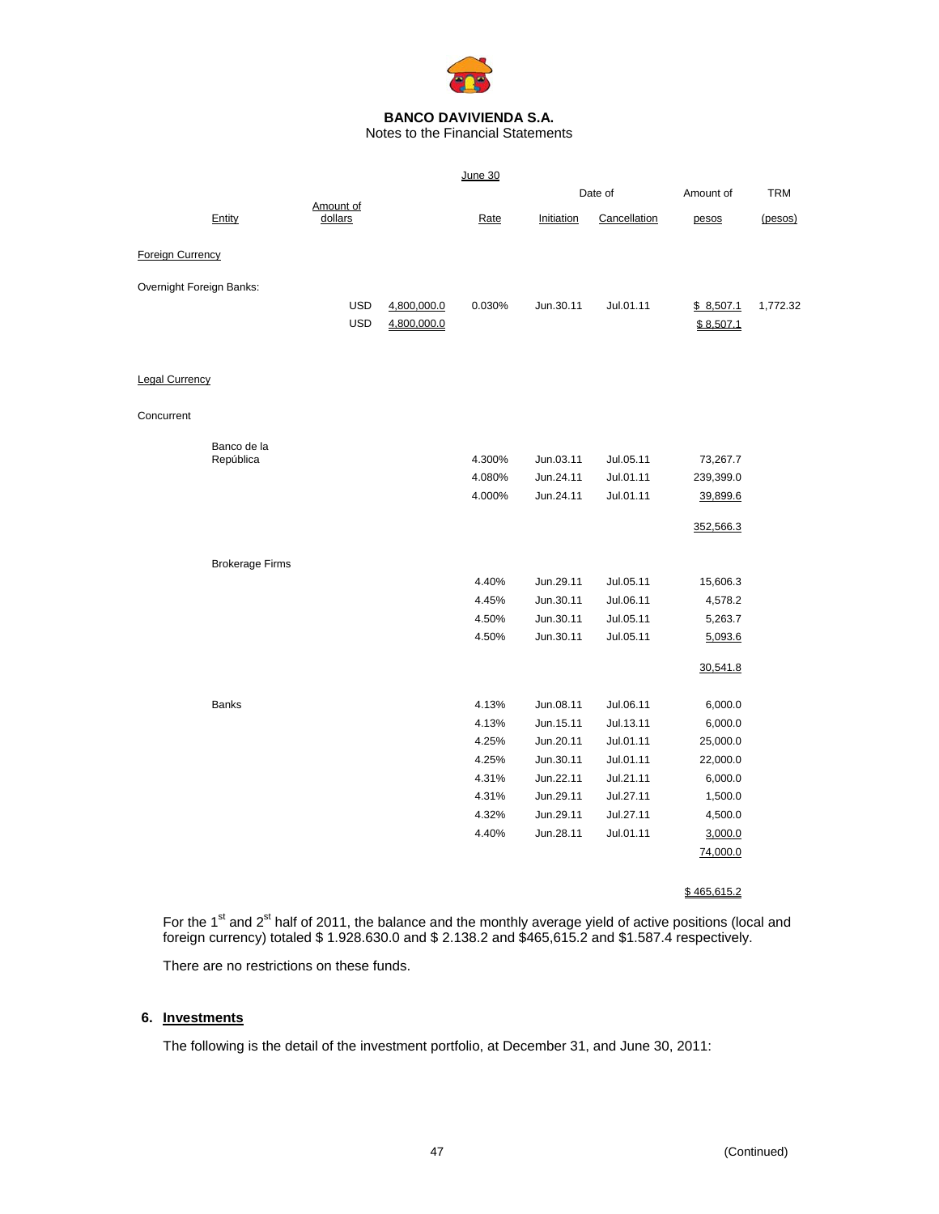**BANCO DAVIVIENDA S.A.**
Notes to the Financial Statements

| Entity | Amount of dollars | | June 30 Rate | Date of Initiation | Date of Cancellation | Amount of pesos | TRM (pesos) |
|---|---|---|---|---|---|---|---|
| **Foreign Currency** | | | | | | | |
| Overnight Foreign Banks: | | | | | | | |
| | USD | 4,800,000.0 | 0.030% | Jun.30.11 | Jul.01.11 | $ 8,507.1 | 1,772.32 |
| | USD | 4,800,000.0 | | | | $ 8,507.1 | |
| **Legal Currency** | | | | | | | |
| Concurrent | | | | | | | |
| Banco de la República | | | 4.300% | Jun.03.11 | Jul.05.11 | 73,267.7 | |
| | | | 4.080% | Jun.24.11 | Jul.01.11 | 239,399.0 | |
| | | | 4.000% | Jun.24.11 | Jul.01.11 | 39,899.6 | |
| | | | | | | 352,566.3 | |
| Brokerage Firms | | | 4.40% | Jun.29.11 | Jul.05.11 | 15,606.3 | |
| | | | 4.45% | Jun.30.11 | Jul.06.11 | 4,578.2 | |
| | | | 4.50% | Jun.30.11 | Jul.05.11 | 5,263.7 | |
| | | | 4.50% | Jun.30.11 | Jul.05.11 | 5,093.6 | |
| | | | | | | 30,541.8 | |
| Banks | | | 4.13% | Jun.08.11 | Jul.06.11 | 6,000.0 | |
| | | | 4.13% | Jun.15.11 | Jul.13.11 | 6,000.0 | |
| | | | 4.25% | Jun.20.11 | Jul.01.11 | 25,000.0 | |
| | | | 4.25% | Jun.30.11 | Jul.01.11 | 22,000.0 | |
| | | | 4.31% | Jun.22.11 | Jul.21.11 | 6,000.0 | |
| | | | 4.31% | Jun.29.11 | Jul.27.11 | 1,500.0 | |
| | | | 4.32% | Jun.29.11 | Jul.27.11 | 4,500.0 | |
| | | | 4.40% | Jun.28.11 | Jul.01.11 | 3,000.0 | |
| | | | | | | 74,000.0 | |
| | | | | | | $ 465,615.2 | |

For the 1st and 2st half of 2011, the balance and the monthly average yield of active positions (local and foreign currency) totaled $ 1.928.630.0 and $ 2.138.2 and $465,615.2 and $1.587.4 respectively.

There are no restrictions on these funds.

## 6. Investments

The following is the detail of the investment portfolio, at December 31, and June 30, 2011: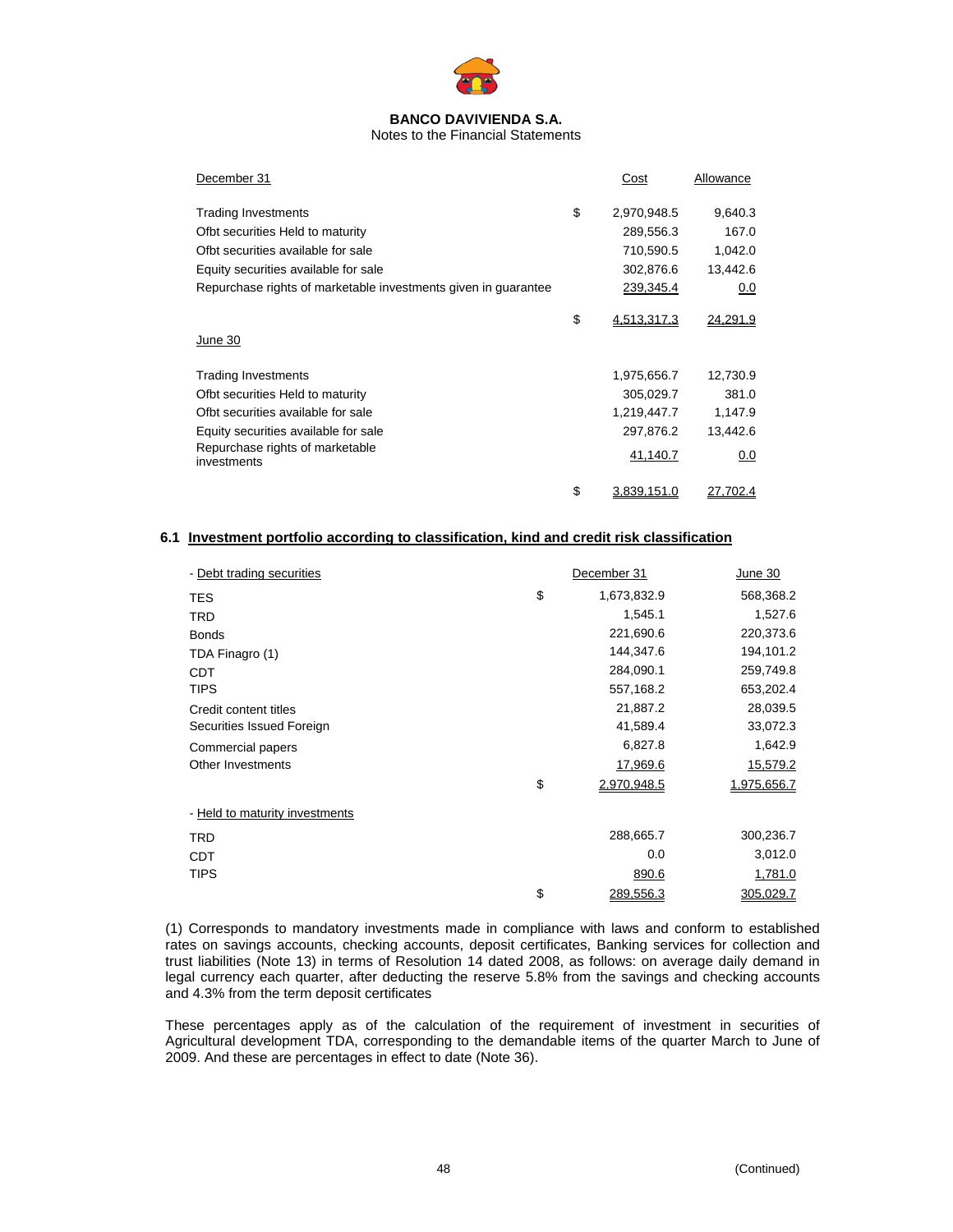**BANCO DAVIVIENDA S.A.**
Notes to the Financial Statements

| December 31 | | Cost | Allowance |
|---|---|---|---|
| Trading Investments | $ | 2,970,948.5 | 9,640.3 |
| Ofbt securities Held to maturity | | 289,556.3 | 167.0 |
| Ofbt securities available for sale | | 710,590.5 | 1,042.0 |
| Equity securities available for sale | | 302,876.6 | 13,442.6 |
| Repurchase rights of marketable investments given in guarantee | | 239,345.4 | 0.0 |
| | $ | 4,513,317.3 | 24,291.9 |
| **June 30** | | | |
| Trading Investments | | 1,975,656.7 | 12,730.9 |
| Ofbt securities Held to maturity | | 305,029.7 | 381.0 |
| Ofbt securities available for sale | | 1,219,447.7 | 1,147.9 |
| Equity securities available for sale | | 297,876.2 | 13,442.6 |
| Repurchase rights of marketable investments | | 41,140.7 | 0.0 |
| | $ | 3,839,151.0 | 27,702.4 |

## 6.1 Investment portfolio according to classification, kind and credit risk classification

| - Debt trading securities | | December 31 | June 30 |
|---|---|---|---|
| TES | $ | 1,673,832.9 | 568,368.2 |
| TRD | | 1,545.1 | 1,527.6 |
| Bonds | | 221,690.6 | 220,373.6 |
| TDA Finagro (1) | | 144,347.6 | 194,101.2 |
| CDT | | 284,090.1 | 259,749.8 |
| TIPS | | 557,168.2 | 653,202.4 |
| Credit content titles | | 21,887.2 | 28,039.5 |
| Securities Issued Foreign | | 41,589.4 | 33,072.3 |
| Commercial papers | | 6,827.8 | 1,642.9 |
| Other Investments | | 17,969.6 | 15,579.2 |
| | $ | 2,970,948.5 | 1,975,656.7 |
| **- Held to maturity investments** | | | |
| TRD | | 288,665.7 | 300,236.7 |
| CDT | | 0.0 | 3,012.0 |
| TIPS | | 890.6 | 1,781.0 |
| | $ | 289,556.3 | 305,029.7 |

(1) Corresponds to mandatory investments made in compliance with laws and conform to established rates on savings accounts, checking accounts, deposit certificates, Banking services for collection and trust liabilities (Note 13) in terms of Resolution 14 dated 2008, as follows: on average daily demand in legal currency each quarter, after deducting the reserve 5.8% from the savings and checking accounts and 4.3% from the term deposit certificates

These percentages apply as of the calculation of the requirement of investment in securities of Agricultural development TDA, corresponding to the demandable items of the quarter March to June of 2009. And these are percentages in effect to date (Note 36).

(Continued)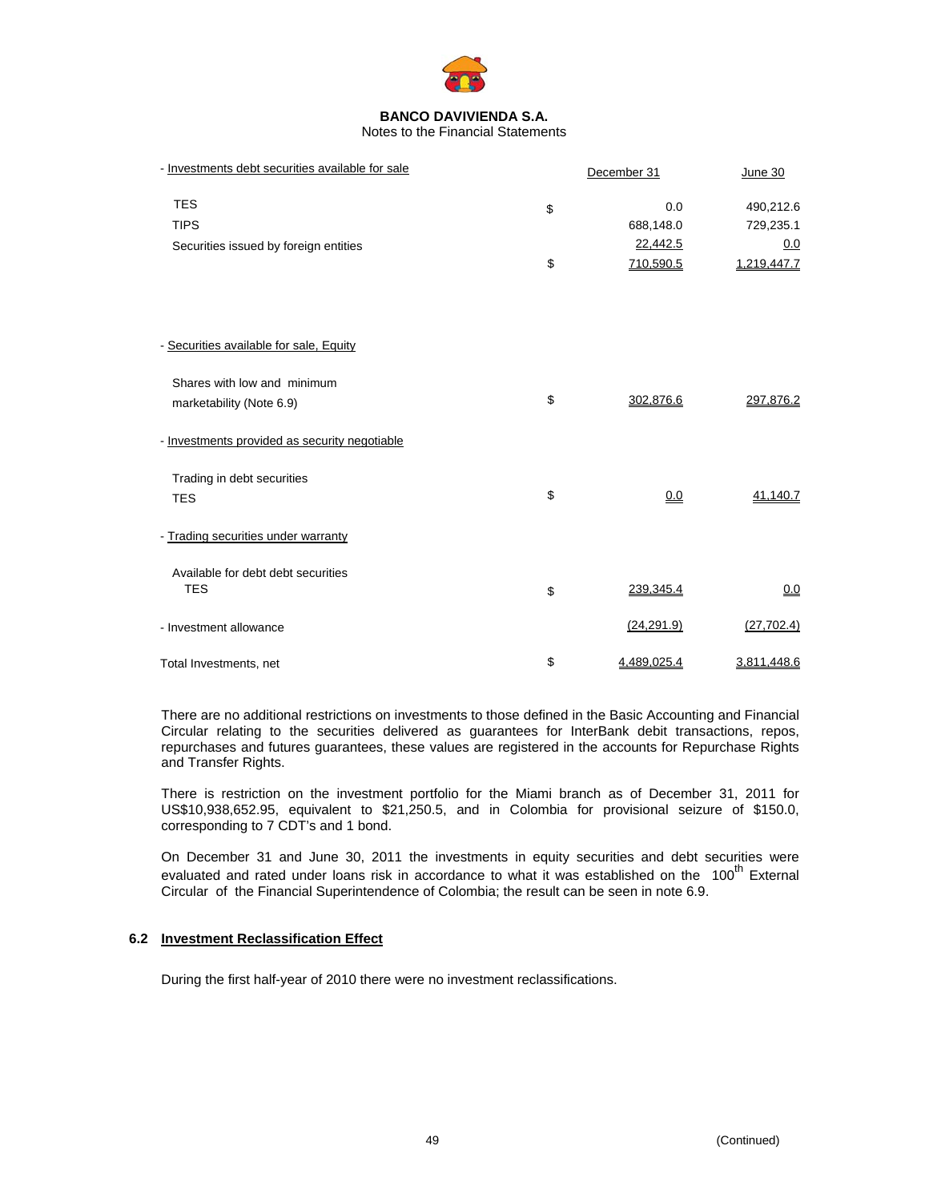| - Investments debt securities available for sale | | December 31 | June 30 |
|---|---|---|---|
| TES | $ | 0.0 | 490,212.6 |
| TIPS | | 688,148.0 | 729,235.1 |
| Securities issued by foreign entities | | 22,442.5 | 0.0 |
| | $ | 710,590.5 | 1,219,447.7 |
| | | | |
| - Securities available for sale, Equity | | | |
| Shares with low and minimum marketability (Note 6.9) | $ | 302,876.6 | 297,876.2 |
| | | | |
| - Investments provided as security negotiable | | | |
| Trading in debt securities TES | $ | 0.0 | 41,140.7 |
| | | | |
| - Trading securities under warranty | | | |
| Available for debt debt securities TES | $ | 239,345.4 | 0.0 |
| | | | |
| - Investment allowance | | (24,291.9) | (27,702.4) |
| | | | |
| Total Investments, net | $ | 4,489,025.4 | 3,811,448.6 |

There are no additional restrictions on investments to those defined in the Basic Accounting and Financial Circular relating to the securities delivered as guarantees for InterBank debit transactions, repos, repurchases and futures guarantees, these values are registered in the accounts for Repurchase Rights and Transfer Rights.

There is restriction on the investment portfolio for the Miami branch as of December 31, 2011 for US$10,938,652.95, equivalent to $21,250.5, and in Colombia for provisional seizure of $150.0, corresponding to 7 CDT's and 1 bond.

On December 31 and June 30, 2011 the investments in equity securities and debt securities were evaluated and rated under loans risk in accordance to what it was established on the 100th External Circular of the Financial Superintendence of Colombia; the result can be seen in note 6.9.

### 6.2 Investment Reclassification Effect

During the first half-year of 2010 there were no investment reclassifications.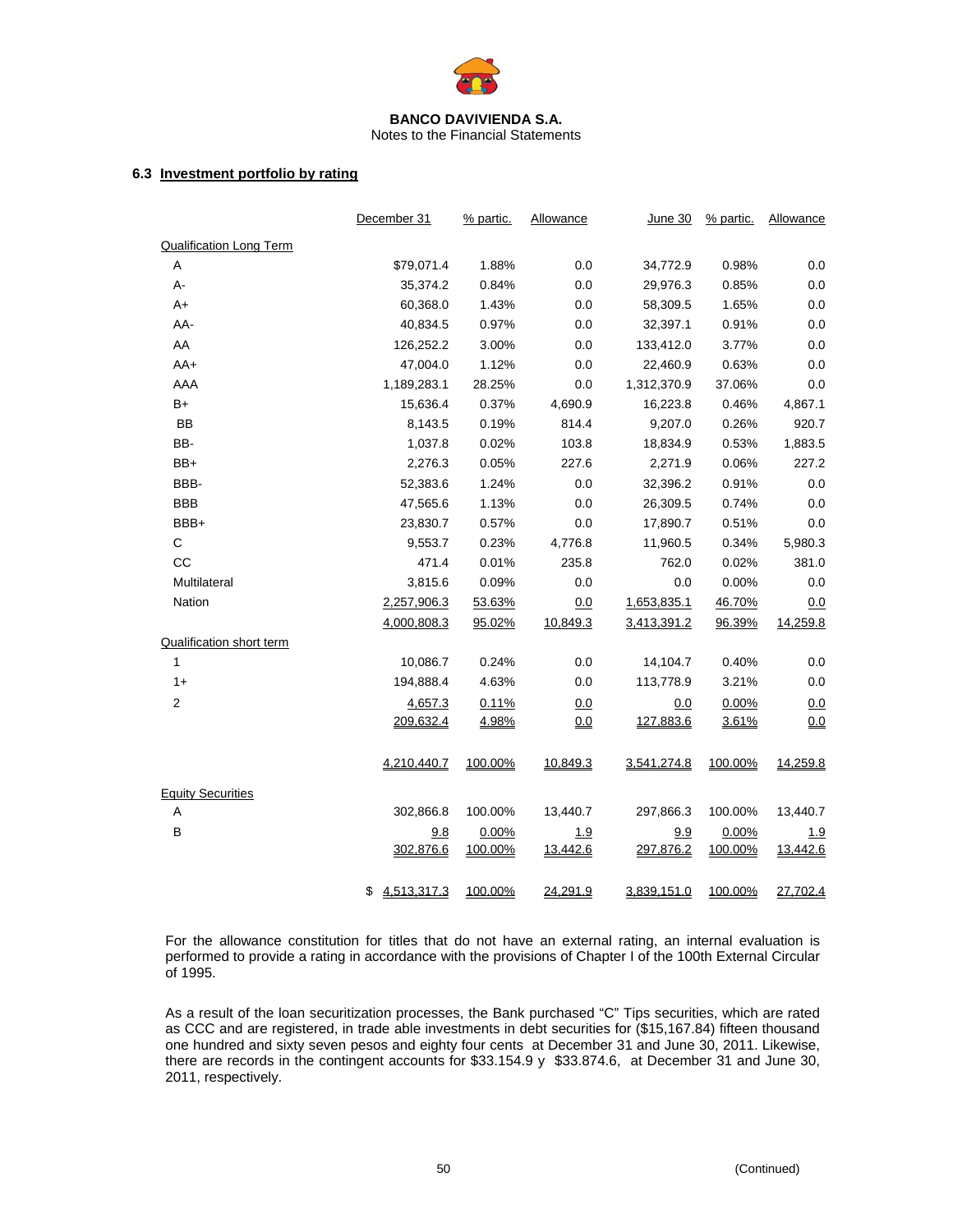### 6.3 Investment portfolio by rating

| | December 31 | % partic. | Allowance | June 30 | % partic. | Allowance |
|---|---|---|---|---|---|---|
| Qualification Long Term | | | | | | |
| A | $79,071.4 | 1.88% | 0.0 | 34,772.9 | 0.98% | 0.0 |
| A- | 35,374.2 | 0.84% | 0.0 | 29,976.3 | 0.85% | 0.0 |
| A+ | 60,368.0 | 1.43% | 0.0 | 58,309.5 | 1.65% | 0.0 |
| AA- | 40,834.5 | 0.97% | 0.0 | 32,397.1 | 0.91% | 0.0 |
| AA | 126,252.2 | 3.00% | 0.0 | 133,412.0 | 3.77% | 0.0 |
| AA+ | 47,004.0 | 1.12% | 0.0 | 22,460.9 | 0.63% | 0.0 |
| AAA | 1,189,283.1 | 28.25% | 0.0 | 1,312,370.9 | 37.06% | 0.0 |
| B+ | 15,636.4 | 0.37% | 4,690.9 | 16,223.8 | 0.46% | 4,867.1 |
| BB | 8,143.5 | 0.19% | 814.4 | 9,207.0 | 0.26% | 920.7 |
| BB- | 1,037.8 | 0.02% | 103.8 | 18,834.9 | 0.53% | 1,883.5 |
| BB+ | 2,276.3 | 0.05% | 227.6 | 2,271.9 | 0.06% | 227.2 |
| BBB- | 52,383.6 | 1.24% | 0.0 | 32,396.2 | 0.91% | 0.0 |
| BBB | 47,565.6 | 1.13% | 0.0 | 26,309.5 | 0.74% | 0.0 |
| BBB+ | 23,830.7 | 0.57% | 0.0 | 17,890.7 | 0.51% | 0.0 |
| C | 9,553.7 | 0.23% | 4,776.8 | 11,960.5 | 0.34% | 5,980.3 |
| CC | 471.4 | 0.01% | 235.8 | 762.0 | 0.02% | 381.0 |
| Multilateral | 3,815.6 | 0.09% | 0.0 | 0.0 | 0.00% | 0.0 |
| Nation | 2,257,906.3 | 53.63% | 0.0 | 1,653,835.1 | 46.70% | 0.0 |
| | 4,000,808.3 | 95.02% | 10,849.3 | 3,413,391.2 | 96.39% | 14,259.8 |
| Qualification short term | | | | | | |
| 1 | 10,086.7 | 0.24% | 0.0 | 14,104.7 | 0.40% | 0.0 |
| 1+ | 194,888.4 | 4.63% | 0.0 | 113,778.9 | 3.21% | 0.0 |
| 2 | 4,657.3 | 0.11% | 0.0 | 0.0 | 0.00% | 0.0 |
| | 209,632.4 | 4.98% | 0.0 | 127,883.6 | 3.61% | 0.0 |
| | 4,210,440.7 | 100.00% | 10,849.3 | 3,541,274.8 | 100.00% | 14,259.8 |
| Equity Securities | | | | | | |
| A | 302,866.8 | 100.00% | 13,440.7 | 297,866.3 | 100.00% | 13,440.7 |
| B | 9.8 | 0.00% | 1.9 | 9.9 | 0.00% | 1.9 |
| | 302,876.6 | 100.00% | 13,442.6 | 297,876.2 | 100.00% | 13,442.6 |
| | $ 4,513,317.3 | 100.00% | 24,291.9 | 3,839,151.0 | 100.00% | 27,702.4 |

For the allowance constitution for titles that do not have an external rating, an internal evaluation is performed to provide a rating in accordance with the provisions of Chapter I of the 100th External Circular of 1995.

As a result of the loan securitization processes, the Bank purchased "C" Tips securities, which are rated as CCC and are registered, in trade able investments in debt securities for ($15,167.84) fifteen thousand one hundred and sixty seven pesos and eighty four cents at December 31 and June 30, 2011. Likewise, there are records in the contingent accounts for $33.154.9 y $33.874.6, at December 31 and June 30, 2011, respectively.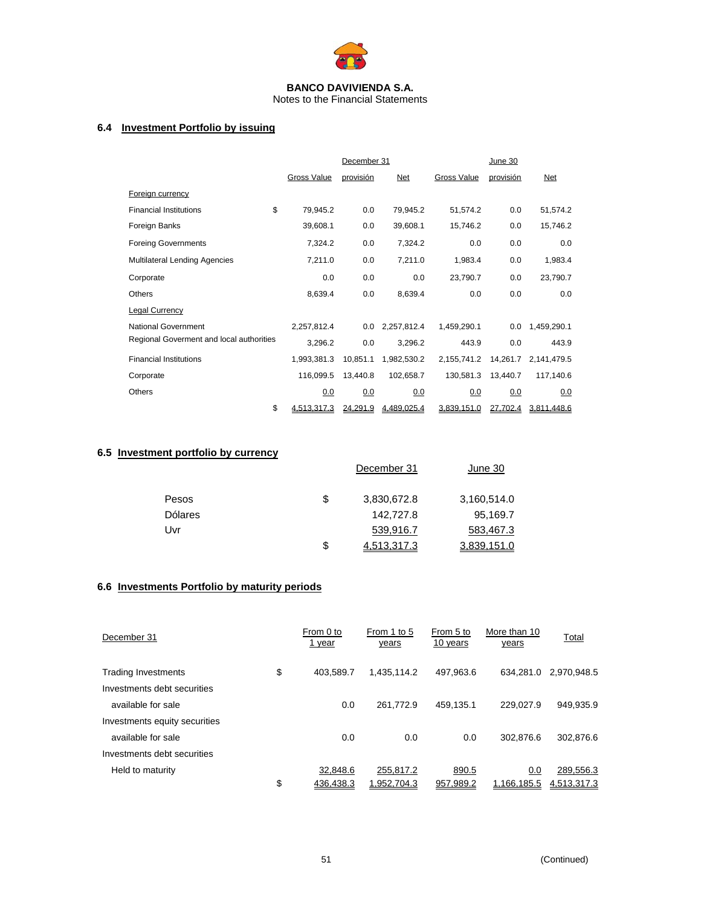BANCO DAVIVIENDA S.A.
Notes to the Financial Statements

### 6.4 Investment Portfolio by issuing

| | | December 31 | | | June 30 | |
|---|---|---|---|---|---|---|
| | Gross Value | provisión | Net | Gross Value | provisión | Net |
| Foreign currency | | | | | | |
| Financial Institutions | $ 79,945.2 | 0.0 | 79,945.2 | 51,574.2 | 0.0 | 51,574.2 |
| Foreign Banks | 39,608.1 | 0.0 | 39,608.1 | 15,746.2 | 0.0 | 15,746.2 |
| Foreing Governments | 7,324.2 | 0.0 | 7,324.2 | 0.0 | 0.0 | 0.0 |
| Multilateral Lending Agencies | 7,211.0 | 0.0 | 7,211.0 | 1,983.4 | 0.0 | 1,983.4 |
| Corporate | 0.0 | 0.0 | 0.0 | 23,790.7 | 0.0 | 23,790.7 |
| Others | 8,639.4 | 0.0 | 8,639.4 | 0.0 | 0.0 | 0.0 |
| Legal Currency | | | | | | |
| National Government | 2,257,812.4 | 0.0 | 2,257,812.4 | 1,459,290.1 | 0.0 | 1,459,290.1 |
| Regional Goverment and local authorities | 3,296.2 | 0.0 | 3,296.2 | 443.9 | 0.0 | 443.9 |
| Financial Institutions | 1,993,381.3 | 10,851.1 | 1,982,530.2 | 2,155,741.2 | 14,261.7 | 2,141,479.5 |
| Corporate | 116,099.5 | 13,440.8 | 102,658.7 | 130,581.3 | 13,440.7 | 117,140.6 |
| Others | 0.0 | 0.0 | 0.0 | 0.0 | 0.0 | 0.0 |
| | $ 4,513,317.3 | 24,291.9 | 4,489,025.4 | 3,839,151.0 | 27,702.4 | 3,811,448.6 |

### 6.5 Investment portfolio by currency

| | December 31 | June 30 |
|---|---|---|
| Pesos | $ 3,830,672.8 | 3,160,514.0 |
| Dólares | 142,727.8 | 95,169.7 |
| Uvr | 539,916.7 | 583,467.3 |
| | $ 4,513,317.3 | 3,839,151.0 |

### 6.6 Investments Portfolio by maturity periods

| December 31 | From 0 to 1 year | From 1 to 5 years | From 5 to 10 years | More than 10 years | Total |
|---|---|---|---|---|---|
| Trading Investments | $ 403,589.7 | 1,435,114.2 | 497,963.6 | 634,281.0 | 2,970,948.5 |
| Investments debt securities available for sale | 0.0 | 261,772.9 | 459,135.1 | 229,027.9 | 949,935.9 |
| Investments equity securities available for sale | 0.0 | 0.0 | 0.0 | 302,876.6 | 302,876.6 |
| Investments debt securities Held to maturity | 32,848.6 | 255,817.2 | 890.5 | 0.0 | 289,556.3 |
| | $ 436,438.3 | 1,952,704.3 | 957,989.2 | 1,166,185.5 | 4,513,317.3 |

(Continued)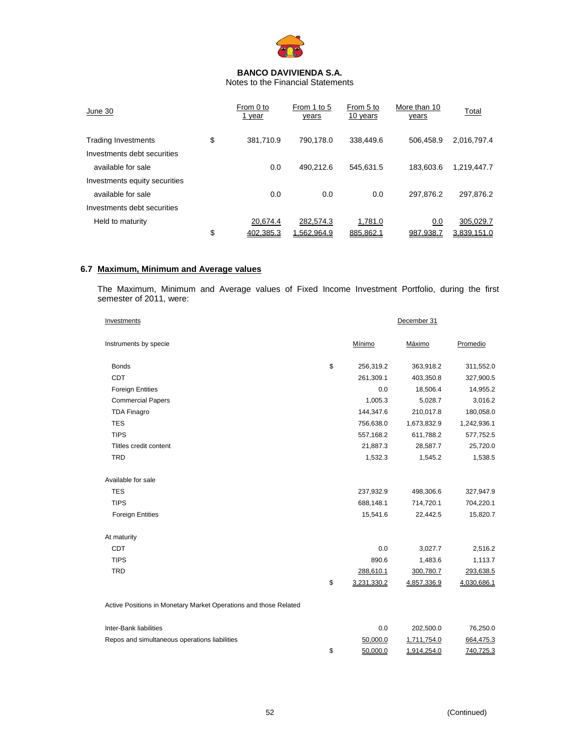**BANCO DAVIVIENDA S.A.**
Notes to the Financial Statements

| June 30 | | From 0 to 1 year | From 1 to 5 years | From 5 to 10 years | More than 10 years | Total |
|---|---|---|---|---|---|---|
| Trading Investments | $ | 381,710.9 | 790,178.0 | 338,449.6 | 506,458.9 | 2,016,797.4 |
| Investments debt securities available for sale | | 0.0 | 490,212.6 | 545,631.5 | 183,603.6 | 1,219,447.7 |
| Investments equity securities available for sale | | 0.0 | 0.0 | 0.0 | 297,876.2 | 297,876.2 |
| Investments debt securities Held to maturity | | 20,674.4 | 282,574.3 | 1,781.0 | 0.0 | 305,029.7 |
| | $ | 402,385.3 | 1,562,964.9 | 885,862.1 | 987,938.7 | 3,839,151.0 |

## 6.7 Maximum, Minimum and Average values

The Maximum, Minimum and Average values of Fixed Income Investment Portfolio, during the first semester of 2011, were:

| Investments | | December 31 | | |
|---|---|---|---|---|
| Instruments by specie | | Mínimo | Máximo | Promedio |
| Bonds | $ | 256,319.2 | 363,918.2 | 311,552.0 |
| CDT | | 261,309.1 | 403,350.8 | 327,900.5 |
| Foreign Entities | | 0.0 | 18,506.4 | 14,955.2 |
| Commercial Papers | | 1,005.3 | 5,028.7 | 3,016.2 |
| TDA Finagro | | 144,347.6 | 210,017.8 | 180,058.0 |
| TES | | 756,638.0 | 1,673,832.9 | 1,242,936.1 |
| TIPS | | 557,168.2 | 611,788.2 | 577,752.5 |
| Tlitles credit content | | 21,887.3 | 28,587.7 | 25,720.0 |
| TRD | | 1,532.3 | 1,545.2 | 1,538.5 |
| Available for sale | | | | |
| TES | | 237,932.9 | 498,306.6 | 327,947.9 |
| TIPS | | 688,148.1 | 714,720.1 | 704,220.1 |
| Foreign Entities | | 15,541.6 | 22,442.5 | 15,820.7 |
| At maturity | | | | |
| CDT | | 0.0 | 3,027.7 | 2,516.2 |
| TIPS | | 890.6 | 1,483.6 | 1,113.7 |
| TRD | | 288,610.1 | 300,780.7 | 293,638.5 |
| | $ | 3,231,330.2 | 4,857,336.9 | 4,030,686.1 |

| Active Positions in Monetary Market Operations and those Related | | | | |
|---|---|---|---|---|
| Inter-Bank liabilities | | 0.0 | 202,500.0 | 76,250.0 |
| Repos and simultaneous operations liabilities | | 50,000.0 | 1,711,754.0 | 664,475.3 |
| | $ | 50,000.0 | 1,914,254.0 | 740,725.3 |

(Continued)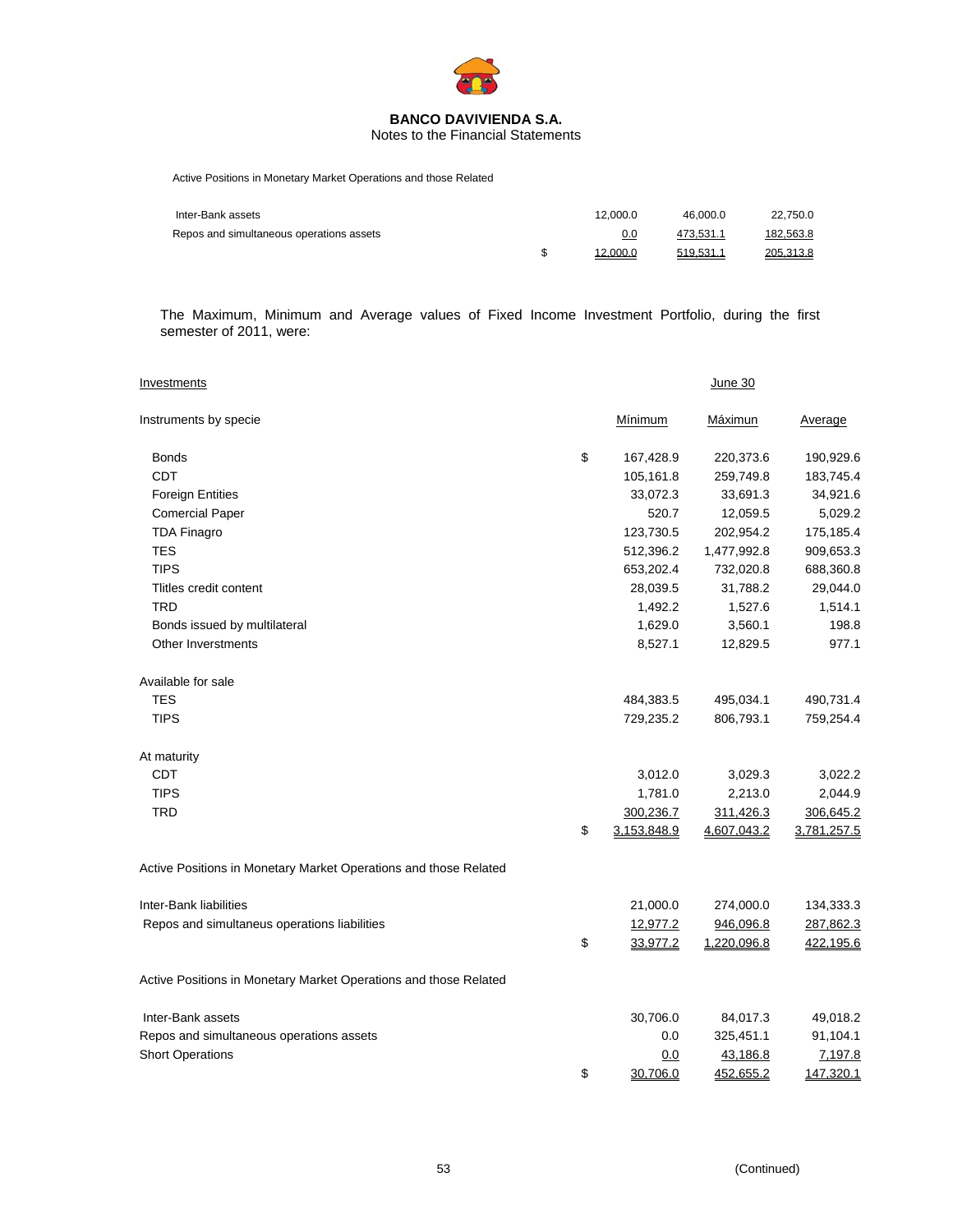**BANCO DAVIVIENDA S.A.**
Notes to the Financial Statements

Active Positions in Monetary Market Operations and those Related

| | | | | |
|---|---|---|---|---|
| Inter-Bank assets | | 12,000.0 | 46,000.0 | 22,750.0 |
| Repos and simultaneous operations assets | | 0.0 | 473,531.1 | 182,563.8 |
| | $ | 12,000.0 | 519,531.1 | 205,313.8 |

The Maximum, Minimum and Average values of Fixed Income Investment Portfolio, during the first semester of 2011, were:

| Investments | | June 30 | | |
|---|---|---|---|---|
| Instruments by specie | | Mínimum | Máximun | Average |
| Bonds | $ | 167,428.9 | 220,373.6 | 190,929.6 |
| CDT | | 105,161.8 | 259,749.8 | 183,745.4 |
| Foreign Entities | | 33,072.3 | 33,691.3 | 34,921.6 |
| Comercial Paper | | 520.7 | 12,059.5 | 5,029.2 |
| TDA Finagro | | 123,730.5 | 202,954.2 | 175,185.4 |
| TES | | 512,396.2 | 1,477,992.8 | 909,653.3 |
| TIPS | | 653,202.4 | 732,020.8 | 688,360.8 |
| Tlitles credit content | | 28,039.5 | 31,788.2 | 29,044.0 |
| TRD | | 1,492.2 | 1,527.6 | 1,514.1 |
| Bonds issued by multilateral | | 1,629.0 | 3,560.1 | 198.8 |
| Other Inverstments | | 8,527.1 | 12,829.5 | 977.1 |
| Available for sale | | | | |
| TES | | 484,383.5 | 495,034.1 | 490,731.4 |
| TIPS | | 729,235.2 | 806,793.1 | 759,254.4 |
| At maturity | | | | |
| CDT | | 3,012.0 | 3,029.3 | 3,022.2 |
| TIPS | | 1,781.0 | 2,213.0 | 2,044.9 |
| TRD | | 300,236.7 | 311,426.3 | 306,645.2 |
| | $ | 3,153,848.9 | 4,607,043.2 | 3,781,257.5 |

Active Positions in Monetary Market Operations and those Related

| | | | | |
|---|---|---|---|---|
| Inter-Bank liabilities | | 21,000.0 | 274,000.0 | 134,333.3 |
| Repos and simultaneus operations liabilities | | 12,977.2 | 946,096.8 | 287,862.3 |
| | $ | 33,977.2 | 1,220,096.8 | 422,195.6 |

Active Positions in Monetary Market Operations and those Related

| | | | | |
|---|---|---|---|---|
| Inter-Bank assets | | 30,706.0 | 84,017.3 | 49,018.2 |
| Repos and simultaneous operations assets | | 0.0 | 325,451.1 | 91,104.1 |
| Short Operations | | 0.0 | 43,186.8 | 7,197.8 |
| | $ | 30,706.0 | 452,655.2 | 147,320.1 |

(Continued)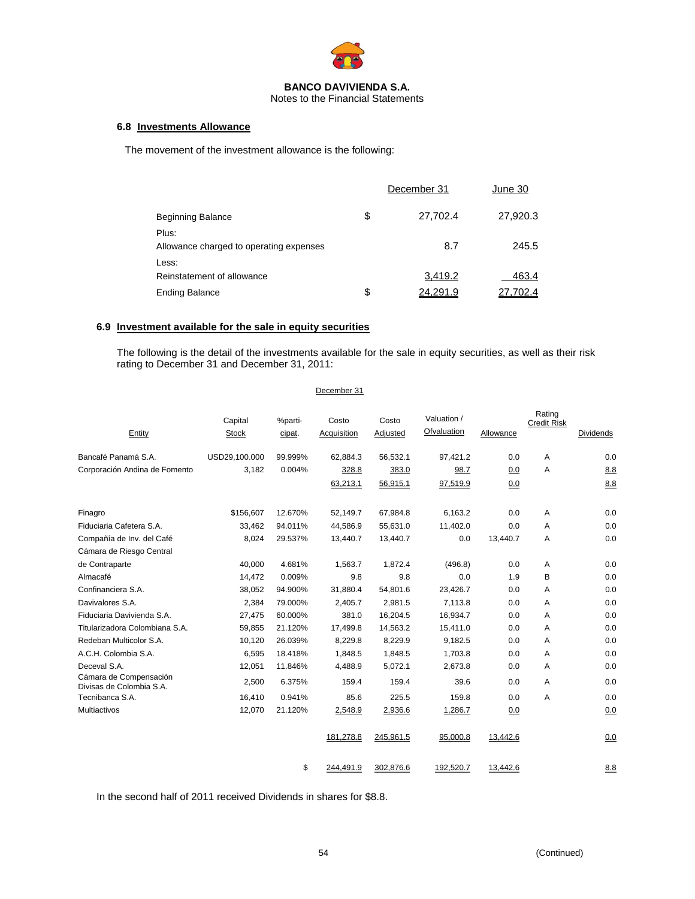BANCO DAVIVIENDA S.A.
Notes to the Financial Statements

### 6.8 Investments Allowance

The movement of the investment allowance is the following:

| | | December 31 | June 30 |
|---|---|---|---|
| Beginning Balance | $ | 27,702.4 | 27,920.3 |
| Plus: | | | |
| Allowance charged to operating expenses | | 8.7 | 245.5 |
| Less: | | | |
| Reinstatement of allowance | | 3,419.2 | 463.4 |
| Ending Balance | $ | 24,291.9 | 27,702.4 |

### 6.9 Investment available for the sale in equity securities

The following is the detail of the investments available for the sale in equity securities, as well as their risk rating to December 31 and December 31, 2011:

December 31

| Entity | Capital Stock | %participat. | Costo Acquisition | Costo Adjusted | Valuation / Ofvaluation | Allowance | Rating Credit Risk | Dividends |
|---|---|---|---|---|---|---|---|---|
| Bancafé Panamá S.A. | USD29,100.000 | 99.999% | 62,884.3 | 56,532.1 | 97,421.2 | 0.0 | A | 0.0 |
| Corporación Andina de Fomento | 3,182 | 0.004% | 328.8 | 383.0 | 98.7 | 0.0 | A | 8.8 |
| | | | 63,213.1 | 56,915.1 | 97,519.9 | 0.0 | | 8.8 |
| Finagro | $156,607 | 12.670% | 52,149.7 | 67,984.8 | 6,163.2 | 0.0 | A | 0.0 |
| Fiduciaria Cafetera S.A. | 33,462 | 94.011% | 44,586.9 | 55,631.0 | 11,402.0 | 0.0 | A | 0.0 |
| Compañía de Inv. del Café | 8,024 | 29.537% | 13,440.7 | 13,440.7 | 0.0 | 13,440.7 | A | 0.0 |
| Cámara de Riesgo Central de Contraparte | 40,000 | 4.681% | 1,563.7 | 1,872.4 | (496.8) | 0.0 | A | 0.0 |
| Almacafé | 14,472 | 0.009% | 9.8 | 9.8 | 0.0 | 1.9 | B | 0.0 |
| Confinanciera S.A. | 38,052 | 94.900% | 31,880.4 | 54,801.6 | 23,426.7 | 0.0 | A | 0.0 |
| Davivalores S.A. | 2,384 | 79.000% | 2,405.7 | 2,981.5 | 7,113.8 | 0.0 | A | 0.0 |
| Fiduciaria Davivienda S.A. | 27,475 | 60.000% | 381.0 | 16,204.5 | 16,934.7 | 0.0 | A | 0.0 |
| Titularizadora Colombiana S.A. | 59,855 | 21.120% | 17,499.8 | 14,563.2 | 15,411.0 | 0.0 | A | 0.0 |
| Redeban Multicolor S.A. | 10,120 | 26.039% | 8,229.8 | 8,229.9 | 9,182.5 | 0.0 | A | 0.0 |
| A.C.H. Colombia S.A. | 6,595 | 18.418% | 1,848.5 | 1,848.5 | 1,703.8 | 0.0 | A | 0.0 |
| Deceval S.A. | 12,051 | 11.846% | 4,488.9 | 5,072.1 | 2,673.8 | 0.0 | A | 0.0 |
| Cámara de Compensación Divisas de Colombia S.A. | 2,500 | 6.375% | 159.4 | 159.4 | 39.6 | 0.0 | A | 0.0 |
| Tecnibanca S.A. | 16,410 | 0.941% | 85.6 | 225.5 | 159.8 | 0.0 | A | 0.0 |
| Multiactivos | 12,070 | 21.120% | 2,548.9 | 2,936.6 | 1,286.7 | 0.0 | | 0.0 |
| | | | 181,278.8 | 245,961.5 | 95,000.8 | 13,442.6 | | 0.0 |
| | | $ | 244,491.9 | 302,876.6 | 192,520.7 | 13,442.6 | | 8.8 |

In the second half of 2011 received Dividends in shares for $8.8.

(Continued)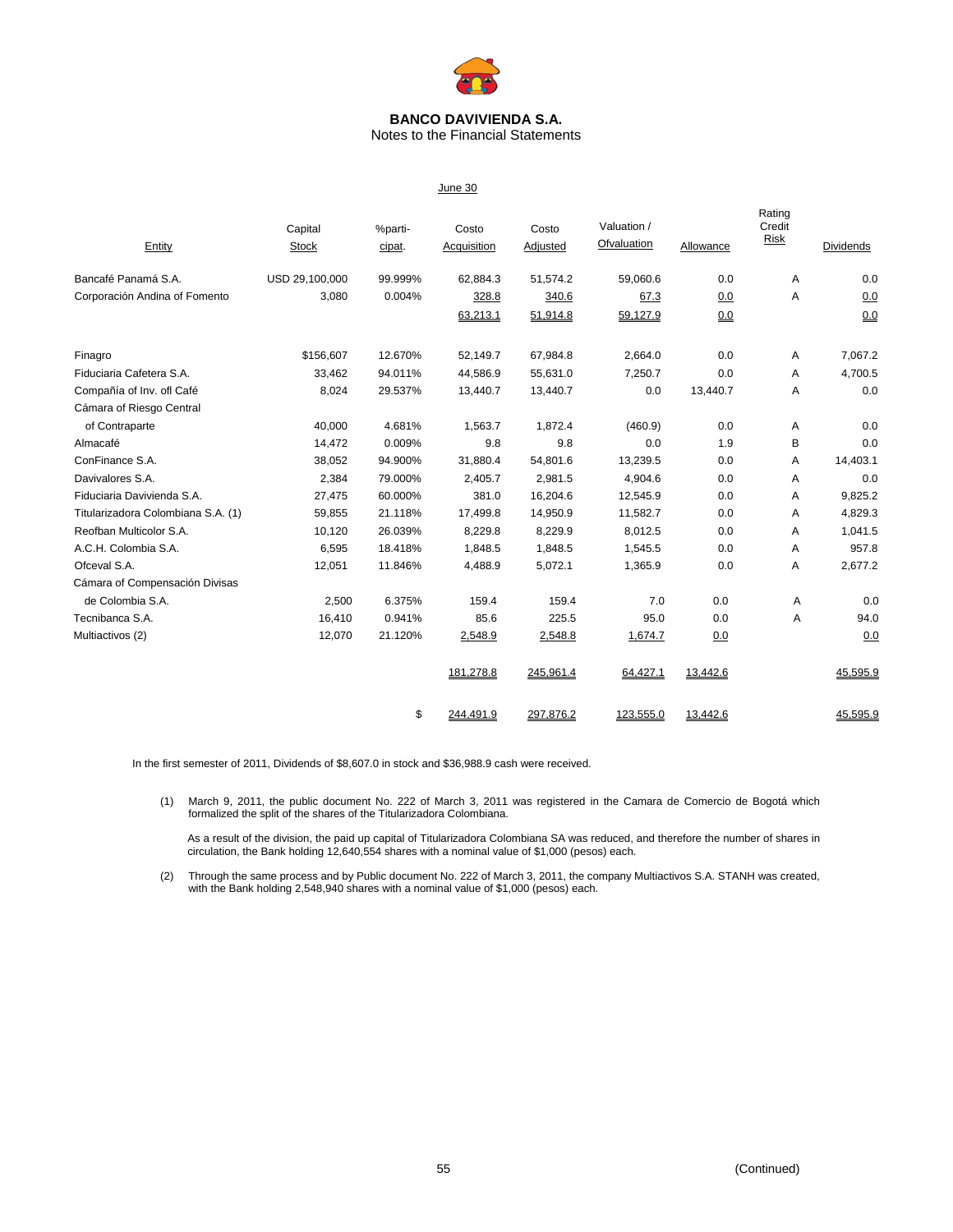**BANCO DAVIVIENDA S.A.**
Notes to the Financial Statements

June 30

| Entity | Capital Stock | %parti-cipat. | Costo Acquisition | Costo Adjusted | Valuation / Ofvaluation | Allowance | Rating Credit Risk | Dividends |
|---|---|---|---|---|---|---|---|---|
| Bancafé Panamá S.A. | USD 29,100,000 | 99.999% | 62,884.3 | 51,574.2 | 59,060.6 | 0.0 | A | 0.0 |
| Corporación Andina of Fomento | 3,080 | 0.004% | 328.8 | 340.6 | 67.3 | 0.0 | A | 0.0 |
| | | | 63,213.1 | 51,914.8 | 59,127.9 | 0.0 | | 0.0 |
| Finagro | $156,607 | 12.670% | 52,149.7 | 67,984.8 | 2,664.0 | 0.0 | A | 7,067.2 |
| Fiduciaria Cafetera S.A. | 33,462 | 94.011% | 44,586.9 | 55,631.0 | 7,250.7 | 0.0 | A | 4,700.5 |
| Compañía of Inv. ofl Café | 8,024 | 29.537% | 13,440.7 | 13,440.7 | 0.0 | 13,440.7 | A | 0.0 |
| Cámara of Riesgo Central of Contraparte | 40,000 | 4.681% | 1,563.7 | 1,872.4 | (460.9) | 0.0 | A | 0.0 |
| Almacafé | 14,472 | 0.009% | 9.8 | 9.8 | 0.0 | 1.9 | B | 0.0 |
| ConFinance S.A. | 38,052 | 94.900% | 31,880.4 | 54,801.6 | 13,239.5 | 0.0 | A | 14,403.1 |
| Davivalores S.A. | 2,384 | 79.000% | 2,405.7 | 2,981.5 | 4,904.6 | 0.0 | A | 0.0 |
| Fiduciaria Davivienda S.A. | 27,475 | 60.000% | 381.0 | 16,204.6 | 12,545.9 | 0.0 | A | 9,825.2 |
| Titularizadora Colombiana S.A. (1) | 59,855 | 21.118% | 17,499.8 | 14,950.9 | 11,582.7 | 0.0 | A | 4,829.3 |
| Reofban Multicolor S.A. | 10,120 | 26.039% | 8,229.8 | 8,229.9 | 8,012.5 | 0.0 | A | 1,041.5 |
| A.C.H. Colombia S.A. | 6,595 | 18.418% | 1,848.5 | 1,848.5 | 1,545.5 | 0.0 | A | 957.8 |
| Ofceval S.A. | 12,051 | 11.846% | 4,488.9 | 5,072.1 | 1,365.9 | 0.0 | A | 2,677.2 |
| Cámara of Compensación Divisas de Colombia S.A. | 2,500 | 6.375% | 159.4 | 159.4 | 7.0 | 0.0 | A | 0.0 |
| Tecnibanca S.A. | 16,410 | 0.941% | 85.6 | 225.5 | 95.0 | 0.0 | A | 94.0 |
| Multiactivos (2) | 12,070 | 21.120% | 2,548.9 | 2,548.8 | 1,674.7 | 0.0 | | 0.0 |
| | | | 181,278.8 | 245,961.4 | 64,427.1 | 13,442.6 | | 45,595.9 |
| | | $ | 244,491.9 | 297,876.2 | 123,555.0 | 13,442.6 | | 45,595.9 |

In the first semester of 2011, Dividends of $8,607.0 in stock and $36,988.9 cash were received.

(1) March 9, 2011, the public document No. 222 of March 3, 2011 was registered in the Camara de Comercio de Bogotá which formalized the split of the shares of the Titularizadora Colombiana.

As a result of the division, the paid up capital of Titularizadora Colombiana SA was reduced, and therefore the number of shares in circulation, the Bank holding 12,640,554 shares with a nominal value of $1,000 (pesos) each.

(2) Through the same process and by Public document No. 222 of March 3, 2011, the company Multiactivos S.A. STANH was created, with the Bank holding 2,548,940 shares with a nominal value of $1,000 (pesos) each.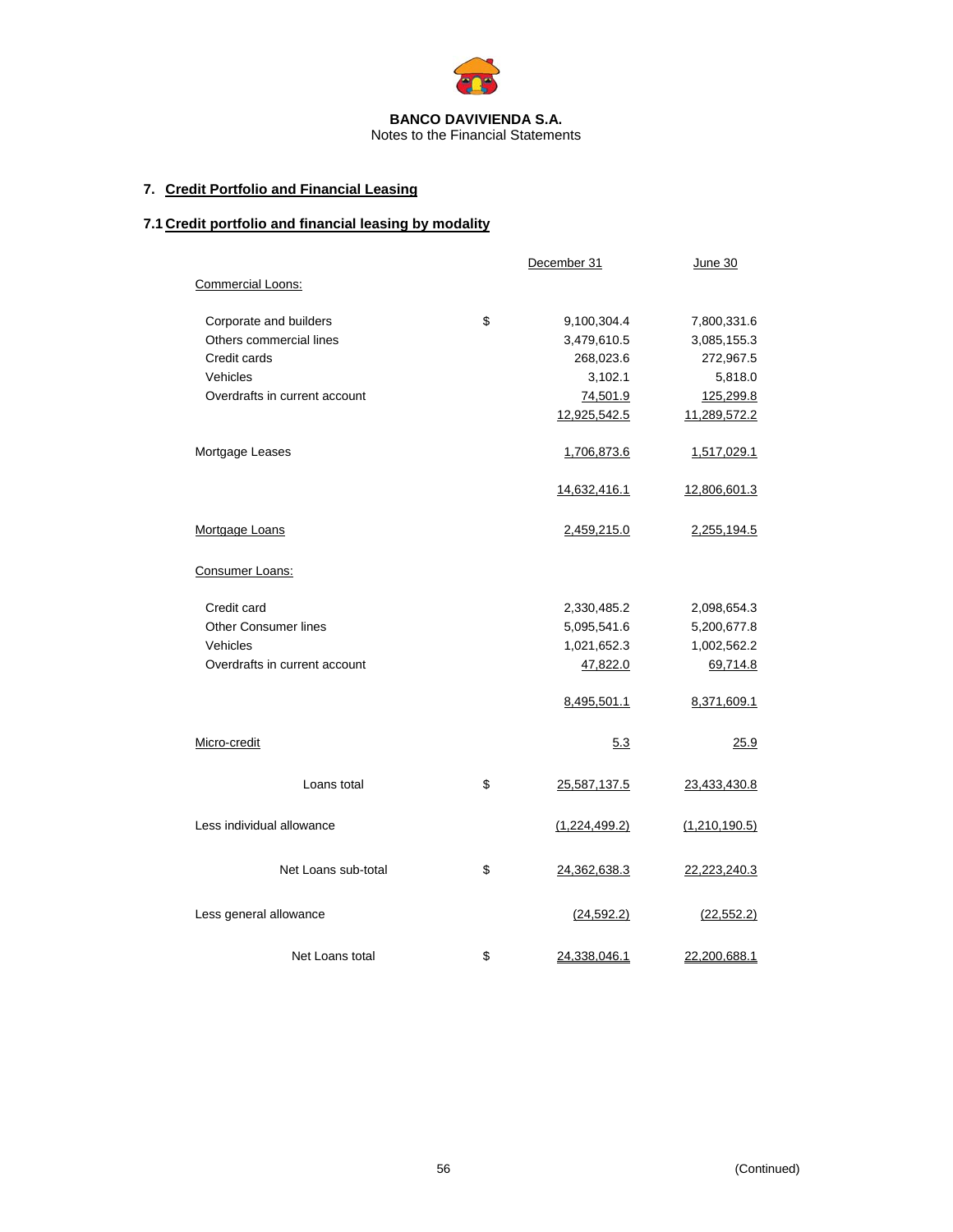**BANCO DAVIVIENDA S.A.**
Notes to the Financial Statements

## 7. Credit Portfolio and Financial Leasing

### 7.1 Credit portfolio and financial leasing by modality

| | | December 31 | June 30 |
|---|---|---|---|
| Commercial Loons: | | | |
| Corporate and builders | $ | 9,100,304.4 | 7,800,331.6 |
| Others commercial lines | | 3,479,610.5 | 3,085,155.3 |
| Credit cards | | 268,023.6 | 272,967.5 |
| Vehicles | | 3,102.1 | 5,818.0 |
| Overdrafts in current account | | 74,501.9 | 125,299.8 |
| | | 12,925,542.5 | 11,289,572.2 |
| Mortgage Leases | | 1,706,873.6 | 1,517,029.1 |
| | | 14,632,416.1 | 12,806,601.3 |
| Mortgage Loans | | 2,459,215.0 | 2,255,194.5 |
| Consumer Loans: | | | |
| Credit card | | 2,330,485.2 | 2,098,654.3 |
| Other Consumer lines | | 5,095,541.6 | 5,200,677.8 |
| Vehicles | | 1,021,652.3 | 1,002,562.2 |
| Overdrafts in current account | | 47,822.0 | 69,714.8 |
| | | 8,495,501.1 | 8,371,609.1 |
| Micro-credit | | 5.3 | 25.9 |
| Loans total | $ | 25,587,137.5 | 23,433,430.8 |
| Less individual allowance | | (1,224,499.2) | (1,210,190.5) |
| Net Loans sub-total | $ | 24,362,638.3 | 22,223,240.3 |
| Less general allowance | | (24,592.2) | (22,552.2) |
| Net Loans total | $ | 24,338,046.1 | 22,200,688.1 |

(Continued)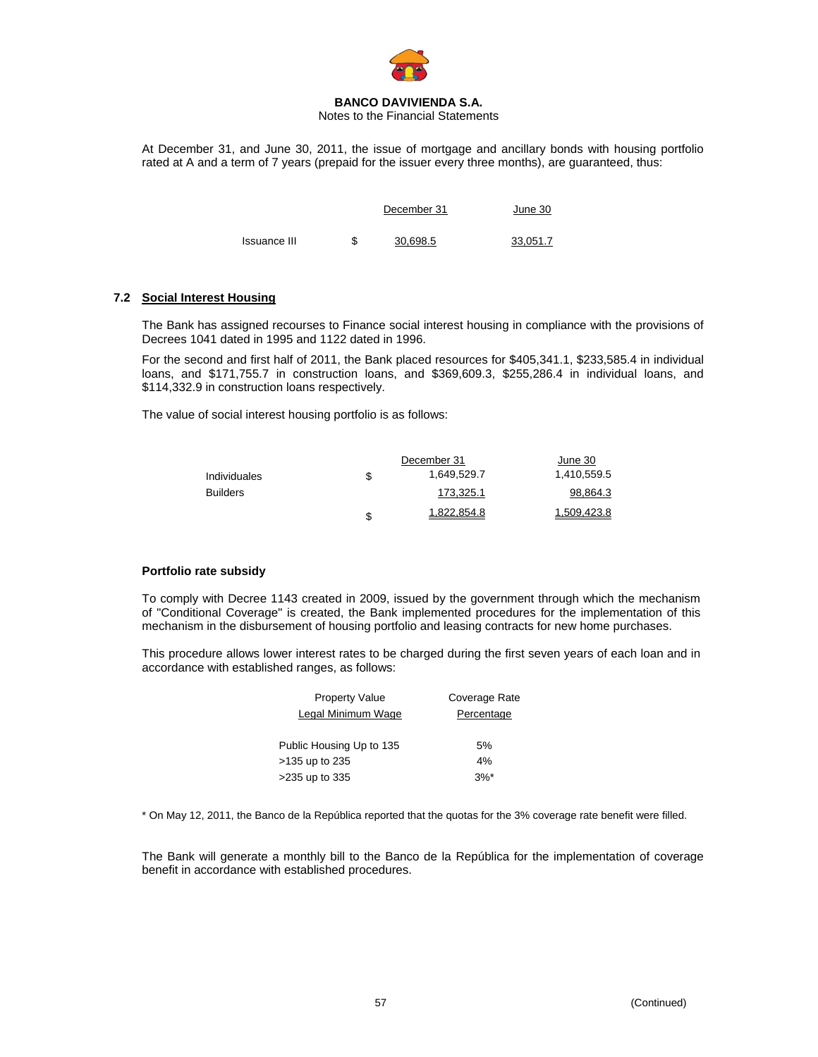At December 31, and June 30, 2011, the issue of mortgage and ancillary bonds with housing portfolio rated at A and a term of 7 years (prepaid for the issuer every three months), are guaranteed, thus:

| | | December 31 | June 30 |
|---|---|---|---|
| Issuance III | $ | 30,698.5 | 33,051.7 |

### 7.2 Social Interest Housing

The Bank has assigned recourses to Finance social interest housing in compliance with the provisions of Decrees 1041 dated in 1995 and 1122 dated in 1996.

For the second and first half of 2011, the Bank placed resources for $405,341.1, $233,585.4 in individual loans, and $171,755.7 in construction loans, and $369,609.3, $255,286.4 in individual loans, and $114,332.9 in construction loans respectively.

The value of social interest housing portfolio is as follows:

| | | December 31 | June 30 |
|---|---|---|---|
| Individuales | $ | 1,649,529.7 | 1,410,559.5 |
| Builders | | 173,325.1 | 98,864.3 |
| | $ | 1,822,854.8 | 1,509,423.8 |

**Portfolio rate subsidy**

To comply with Decree 1143 created in 2009, issued by the government through which the mechanism of "Conditional Coverage" is created, the Bank implemented procedures for the implementation of this mechanism in the disbursement of housing portfolio and leasing contracts for new home purchases.

This procedure allows lower interest rates to be charged during the first seven years of each loan and in accordance with established ranges, as follows:

| Property Value Legal Minimum Wage | Coverage Rate Percentage |
|---|---|
| Public Housing Up to 135 | 5% |
| >135 up to 235 | 4% |
| >235 up to 335 | 3%* |

\* On May 12, 2011, the Banco de la República reported that the quotas for the 3% coverage rate benefit were filled.

The Bank will generate a monthly bill to the Banco de la República for the implementation of coverage benefit in accordance with established procedures.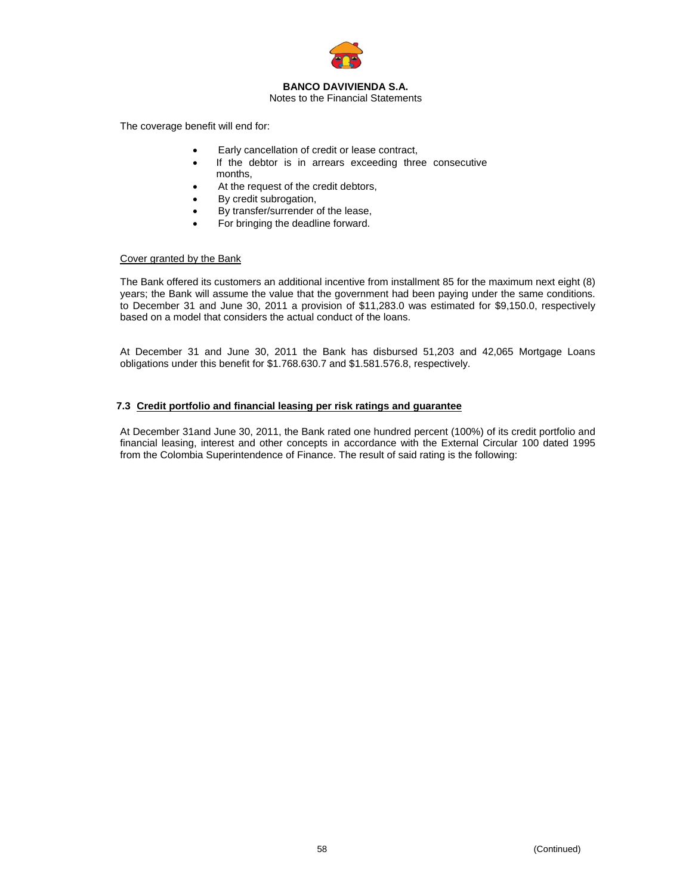The coverage benefit will end for:

- Early cancellation of credit or lease contract,
- If the debtor is in arrears exceeding three consecutive months,
- At the request of the credit debtors,
- By credit subrogation,
- By transfer/surrender of the lease,
- For bringing the deadline forward.

Cover granted by the Bank

The Bank offered its customers an additional incentive from installment 85 for the maximum next eight (8) years; the Bank will assume the value that the government had been paying under the same conditions. to December 31 and June 30, 2011 a provision of $11,283.0 was estimated for $9,150.0, respectively based on a model that considers the actual conduct of the loans.

At December 31 and June 30, 2011 the Bank has disbursed 51,203 and 42,065 Mortgage Loans obligations under this benefit for $1.768.630.7 and $1.581.576.8, respectively.

### 7.3 Credit portfolio and financial leasing per risk ratings and guarantee

At December 31and June 30, 2011, the Bank rated one hundred percent (100%) of its credit portfolio and financial leasing, interest and other concepts in accordance with the External Circular 100 dated 1995 from the Colombia Superintendence of Finance. The result of said rating is the following: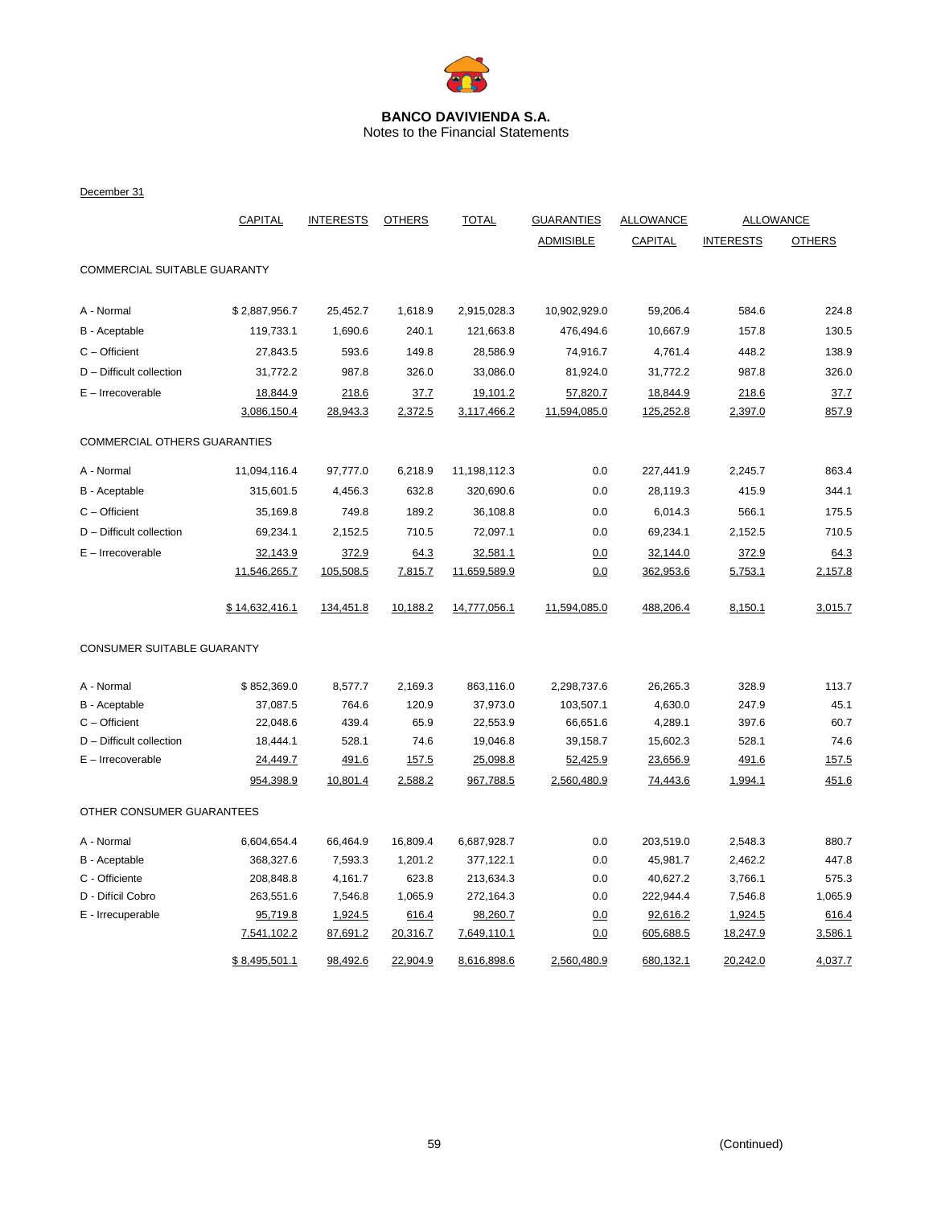**BANCO DAVIVIENDA S.A.**
Notes to the Financial Statements

December 31

| | CAPITAL | INTERESTS | OTHERS | TOTAL | GUARANTIES ADMISIBLE | ALLOWANCE CAPITAL | ALLOWANCE INTERESTS | ALLOWANCE OTHERS |
|---|---|---|---|---|---|---|---|---|
| COMMERCIAL SUITABLE GUARANTY | | | | | | | | |
| A - Normal | $ 2,887,956.7 | 25,452.7 | 1,618.9 | 2,915,028.3 | 10,902,929.0 | 59,206.4 | 584.6 | 224.8 |
| B - Aceptable | 119,733.1 | 1,690.6 | 240.1 | 121,663.8 | 476,494.6 | 10,667.9 | 157.8 | 130.5 |
| C – Officient | 27,843.5 | 593.6 | 149.8 | 28,586.9 | 74,916.7 | 4,761.4 | 448.2 | 138.9 |
| D – Difficult collection | 31,772.2 | 987.8 | 326.0 | 33,086.0 | 81,924.0 | 31,772.2 | 987.8 | 326.0 |
| E – Irrecoverable | 18,844.9 | 218.6 | 37.7 | 19,101.2 | 57,820.7 | 18,844.9 | 218.6 | 37.7 |
| | 3,086,150.4 | 28,943.3 | 2,372.5 | 3,117,466.2 | 11,594,085.0 | 125,252.8 | 2,397.0 | 857.9 |
| COMMERCIAL OTHERS GUARANTIES | | | | | | | | |
| A - Normal | 11,094,116.4 | 97,777.0 | 6,218.9 | 11,198,112.3 | 0.0 | 227,441.9 | 2,245.7 | 863.4 |
| B - Aceptable | 315,601.5 | 4,456.3 | 632.8 | 320,690.6 | 0.0 | 28,119.3 | 415.9 | 344.1 |
| C – Officient | 35,169.8 | 749.8 | 189.2 | 36,108.8 | 0.0 | 6,014.3 | 566.1 | 175.5 |
| D – Difficult collection | 69,234.1 | 2,152.5 | 710.5 | 72,097.1 | 0.0 | 69,234.1 | 2,152.5 | 710.5 |
| E – Irrecoverable | 32,143.9 | 372.9 | 64.3 | 32,581.1 | 0.0 | 32,144.0 | 372.9 | 64.3 |
| | 11,546,265.7 | 105,508.5 | 7,815.7 | 11,659,589.9 | 0.0 | 362,953.6 | 5,753.1 | 2,157.8 |
| | $ 14,632,416.1 | 134,451.8 | 10,188.2 | 14,777,056.1 | 11,594,085.0 | 488,206.4 | 8,150.1 | 3,015.7 |
| CONSUMER SUITABLE GUARANTY | | | | | | | | |
| A - Normal | $ 852,369.0 | 8,577.7 | 2,169.3 | 863,116.0 | 2,298,737.6 | 26,265.3 | 328.9 | 113.7 |
| B - Aceptable | 37,087.5 | 764.6 | 120.9 | 37,973.0 | 103,507.1 | 4,630.0 | 247.9 | 45.1 |
| C – Officient | 22,048.6 | 439.4 | 65.9 | 22,553.9 | 66,651.6 | 4,289.1 | 397.6 | 60.7 |
| D – Difficult collection | 18,444.1 | 528.1 | 74.6 | 19,046.8 | 39,158.7 | 15,602.3 | 528.1 | 74.6 |
| E – Irrecoverable | 24,449.7 | 491.6 | 157.5 | 25,098.8 | 52,425.9 | 23,656.9 | 491.6 | 157.5 |
| | 954,398.9 | 10,801.4 | 2,588.2 | 967,788.5 | 2,560,480.9 | 74,443.6 | 1,994.1 | 451.6 |
| OTHER CONSUMER GUARANTEES | | | | | | | | |
| A - Normal | 6,604,654.4 | 66,464.9 | 16,809.4 | 6,687,928.7 | 0.0 | 203,519.0 | 2,548.3 | 880.7 |
| B - Aceptable | 368,327.6 | 7,593.3 | 1,201.2 | 377,122.1 | 0.0 | 45,981.7 | 2,462.2 | 447.8 |
| C - Officiente | 208,848.8 | 4,161.7 | 623.8 | 213,634.3 | 0.0 | 40,627.2 | 3,766.1 | 575.3 |
| D - Difícil Cobro | 263,551.6 | 7,546.8 | 1,065.9 | 272,164.3 | 0.0 | 222,944.4 | 7,546.8 | 1,065.9 |
| E - Irrecuperable | 95,719.8 | 1,924.5 | 616.4 | 98,260.7 | 0.0 | 92,616.2 | 1,924.5 | 616.4 |
| | 7,541,102.2 | 87,691.2 | 20,316.7 | 7,649,110.1 | 0.0 | 605,688.5 | 18,247.9 | 3,586.1 |
| | $ 8,495,501.1 | 98,492.6 | 22,904.9 | 8,616,898.6 | 2,560,480.9 | 680,132.1 | 20,242.0 | 4,037.7 |

(Continued)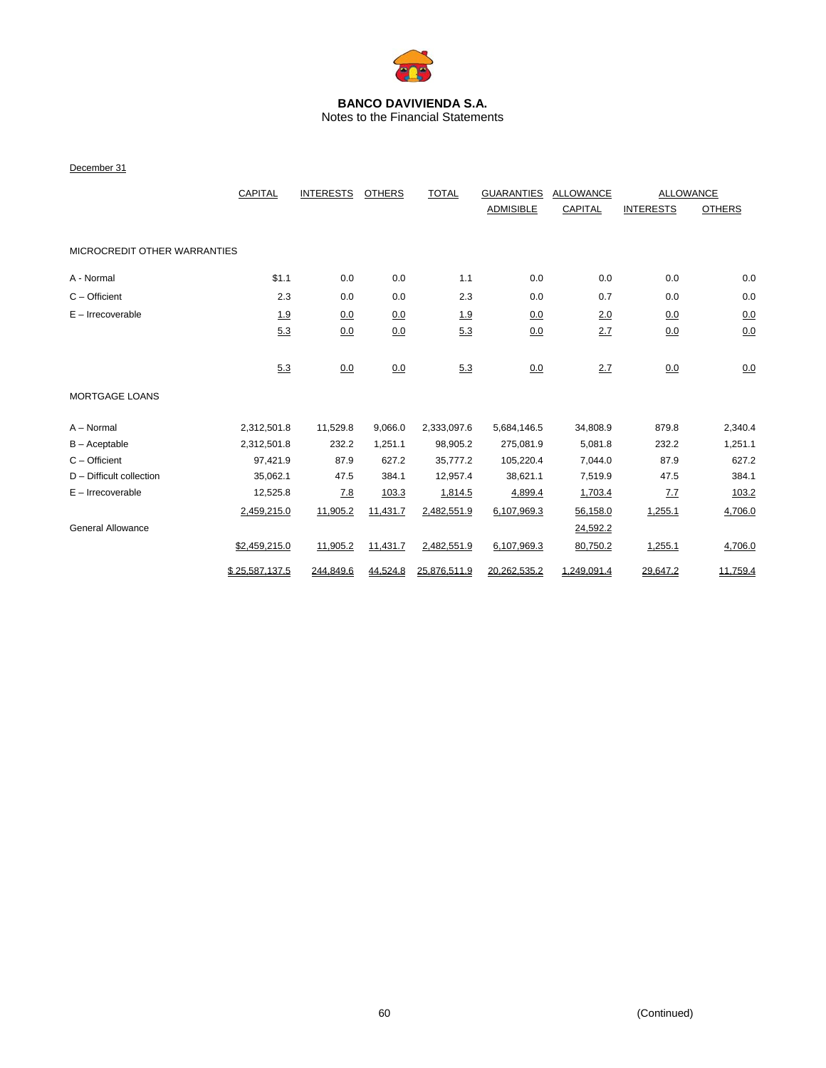**BANCO DAVIVIENDA S.A.**
Notes to the Financial Statements

December 31

| | CAPITAL | INTERESTS | OTHERS | TOTAL | GUARANTIES ADMISIBLE | ALLOWANCE CAPITAL | ALLOWANCE INTERESTS | ALLOWANCE OTHERS |
|---|---|---|---|---|---|---|---|---|
| MICROCREDIT OTHER WARRANTIES | | | | | | | | |
| A - Normal | $1.1 | 0.0 | 0.0 | 1.1 | 0.0 | 0.0 | 0.0 | 0.0 |
| C – Officient | 2.3 | 0.0 | 0.0 | 2.3 | 0.0 | 0.7 | 0.0 | 0.0 |
| E – Irrecoverable | 1.9 | 0.0 | 0.0 | 1.9 | 0.0 | 2.0 | 0.0 | 0.0 |
| | 5.3 | 0.0 | 0.0 | 5.3 | 0.0 | 2.7 | 0.0 | 0.0 |
| | 5.3 | 0.0 | 0.0 | 5.3 | 0.0 | 2.7 | 0.0 | 0.0 |
| MORTGAGE LOANS | | | | | | | | |
| A – Normal | 2,312,501.8 | 11,529.8 | 9,066.0 | 2,333,097.6 | 5,684,146.5 | 34,808.9 | 879.8 | 2,340.4 |
| B – Aceptable | 2,312,501.8 | 232.2 | 1,251.1 | 98,905.2 | 275,081.9 | 5,081.8 | 232.2 | 1,251.1 |
| C – Officient | 97,421.9 | 87.9 | 627.2 | 35,777.2 | 105,220.4 | 7,044.0 | 87.9 | 627.2 |
| D – Difficult collection | 35,062.1 | 47.5 | 384.1 | 12,957.4 | 38,621.1 | 7,519.9 | 47.5 | 384.1 |
| E – Irrecoverable | 12,525.8 | 7.8 | 103.3 | 1,814.5 | 4,899.4 | 1,703.4 | 7.7 | 103.2 |
| | 2,459,215.0 | 11,905.2 | 11,431.7 | 2,482,551.9 | 6,107,969.3 | 56,158.0 | 1,255.1 | 4,706.0 |
| General Allowance | | | | | | 24,592.2 | | |
| | $2,459,215.0 | 11,905.2 | 11,431.7 | 2,482,551.9 | 6,107,969.3 | 80,750.2 | 1,255.1 | 4,706.0 |
| | $ 25,587,137.5 | 244,849.6 | 44,524.8 | 25,876,511.9 | 20,262,535.2 | 1,249,091.4 | 29,647.2 | 11,759.4 |

(Continued)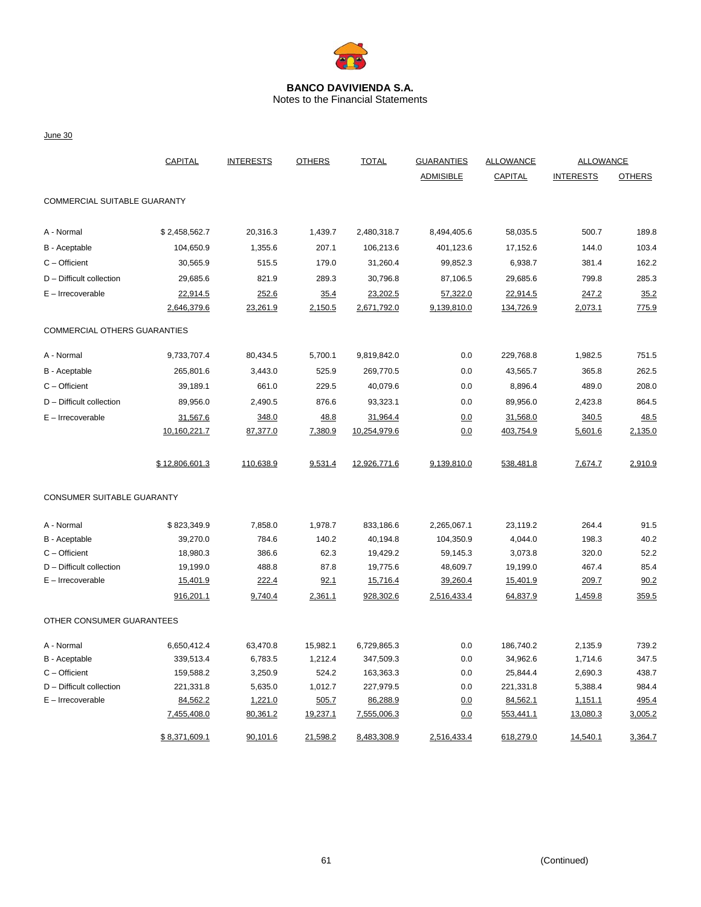**BANCO DAVIVIENDA S.A.**
Notes to the Financial Statements

June 30

| | CAPITAL | INTERESTS | OTHERS | TOTAL | GUARANTIES ADMISIBLE | ALLOWANCE CAPITAL | ALLOWANCE INTERESTS | ALLOWANCE OTHERS |
|---|---|---|---|---|---|---|---|---|
| COMMERCIAL SUITABLE GUARANTY | | | | | | | | |
| A - Normal | $ 2,458,562.7 | 20,316.3 | 1,439.7 | 2,480,318.7 | 8,494,405.6 | 58,035.5 | 500.7 | 189.8 |
| B - Aceptable | 104,650.9 | 1,355.6 | 207.1 | 106,213.6 | 401,123.6 | 17,152.6 | 144.0 | 103.4 |
| C – Officient | 30,565.9 | 515.5 | 179.0 | 31,260.4 | 99,852.3 | 6,938.7 | 381.4 | 162.2 |
| D – Difficult collection | 29,685.6 | 821.9 | 289.3 | 30,796.8 | 87,106.5 | 29,685.6 | 799.8 | 285.3 |
| E – Irrecoverable | 22,914.5 | 252.6 | 35.4 | 23,202.5 | 57,322.0 | 22,914.5 | 247.2 | 35.2 |
| | 2,646,379.6 | 23,261.9 | 2,150.5 | 2,671,792.0 | 9,139,810.0 | 134,726.9 | 2,073.1 | 775.9 |
| COMMERCIAL OTHERS GUARANTIES | | | | | | | | |
| A - Normal | 9,733,707.4 | 80,434.5 | 5,700.1 | 9,819,842.0 | 0.0 | 229,768.8 | 1,982.5 | 751.5 |
| B - Aceptable | 265,801.6 | 3,443.0 | 525.9 | 269,770.5 | 0.0 | 43,565.7 | 365.8 | 262.5 |
| C – Officient | 39,189.1 | 661.0 | 229.5 | 40,079.6 | 0.0 | 8,896.4 | 489.0 | 208.0 |
| D – Difficult collection | 89,956.0 | 2,490.5 | 876.6 | 93,323.1 | 0.0 | 89,956.0 | 2,423.8 | 864.5 |
| E – Irrecoverable | 31,567.6 | 348.0 | 48.8 | 31,964.4 | 0.0 | 31,568.0 | 340.5 | 48.5 |
| | 10,160,221.7 | 87,377.0 | 7,380.9 | 10,254,979.6 | 0.0 | 403,754.9 | 5,601.6 | 2,135.0 |
| | $ 12,806,601.3 | 110,638.9 | 9,531.4 | 12,926,771.6 | 9,139,810.0 | 538,481.8 | 7,674.7 | 2,910.9 |
| CONSUMER SUITABLE GUARANTY | | | | | | | | |
| A - Normal | $ 823,349.9 | 7,858.0 | 1,978.7 | 833,186.6 | 2,265,067.1 | 23,119.2 | 264.4 | 91.5 |
| B - Aceptable | 39,270.0 | 784.6 | 140.2 | 40,194.8 | 104,350.9 | 4,044.0 | 198.3 | 40.2 |
| C – Officient | 18,980.3 | 386.6 | 62.3 | 19,429.2 | 59,145.3 | 3,073.8 | 320.0 | 52.2 |
| D – Difficult collection | 19,199.0 | 488.8 | 87.8 | 19,775.6 | 48,609.7 | 19,199.0 | 467.4 | 85.4 |
| E – Irrecoverable | 15,401.9 | 222.4 | 92.1 | 15,716.4 | 39,260.4 | 15,401.9 | 209.7 | 90.2 |
| | 916,201.1 | 9,740.4 | 2,361.1 | 928,302.6 | 2,516,433.4 | 64,837.9 | 1,459.8 | 359.5 |
| OTHER CONSUMER GUARANTEES | | | | | | | | |
| A - Normal | 6,650,412.4 | 63,470.8 | 15,982.1 | 6,729,865.3 | 0.0 | 186,740.2 | 2,135.9 | 739.2 |
| B - Aceptable | 339,513.4 | 6,783.5 | 1,212.4 | 347,509.3 | 0.0 | 34,962.6 | 1,714.6 | 347.5 |
| C – Officient | 159,588.2 | 3,250.9 | 524.2 | 163,363.3 | 0.0 | 25,844.4 | 2,690.3 | 438.7 |
| D – Difficult collection | 221,331.8 | 5,635.0 | 1,012.7 | 227,979.5 | 0.0 | 221,331.8 | 5,388.4 | 984.4 |
| E – Irrecoverable | 84,562.2 | 1,221.0 | 505.7 | 86,288.9 | 0.0 | 84,562.1 | 1,151.1 | 495.4 |
| | 7,455,408.0 | 80,361.2 | 19,237.1 | 7,555,006.3 | 0.0 | 553,441.1 | 13,080.3 | 3,005.2 |
| | $ 8,371,609.1 | 90,101.6 | 21,598.2 | 8,483,308.9 | 2,516,433.4 | 618,279.0 | 14,540.1 | 3,364.7 |

(Continued)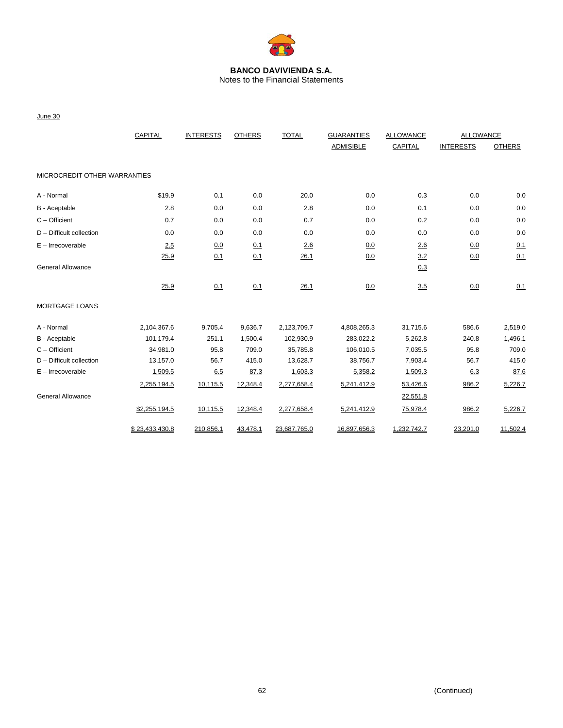**BANCO DAVIVIENDA S.A.**
Notes to the Financial Statements

June 30

| | CAPITAL | INTERESTS | OTHERS | TOTAL | GUARANTIES ADMISIBLE | ALLOWANCE CAPITAL | ALLOWANCE INTERESTS | ALLOWANCE OTHERS |
|---|---|---|---|---|---|---|---|---|
| MICROCREDIT OTHER WARRANTIES | | | | | | | | |
| A - Normal | $19.9 | 0.1 | 0.0 | 20.0 | 0.0 | 0.3 | 0.0 | 0.0 |
| B - Aceptable | 2.8 | 0.0 | 0.0 | 2.8 | 0.0 | 0.1 | 0.0 | 0.0 |
| C – Officient | 0.7 | 0.0 | 0.0 | 0.7 | 0.0 | 0.2 | 0.0 | 0.0 |
| D – Difficult collection | 0.0 | 0.0 | 0.0 | 0.0 | 0.0 | 0.0 | 0.0 | 0.0 |
| E – Irrecoverable | 2.5 | 0.0 | 0.1 | 2.6 | 0.0 | 2.6 | 0.0 | 0.1 |
| | 25.9 | 0.1 | 0.1 | 26.1 | 0.0 | 3.2 | 0.0 | 0.1 |
| General Allowance | | | | | | 0.3 | | |
| | 25.9 | 0.1 | 0.1 | 26.1 | 0.0 | 3.5 | 0.0 | 0.1 |
| MORTGAGE LOANS | | | | | | | | |
| A - Normal | 2,104,367.6 | 9,705.4 | 9,636.7 | 2,123,709.7 | 4,808,265.3 | 31,715.6 | 586.6 | 2,519.0 |
| B - Aceptable | 101,179.4 | 251.1 | 1,500.4 | 102,930.9 | 283,022.2 | 5,262.8 | 240.8 | 1,496.1 |
| C – Officient | 34,981.0 | 95.8 | 709.0 | 35,785.8 | 106,010.5 | 7,035.5 | 95.8 | 709.0 |
| D – Difficult collection | 13,157.0 | 56.7 | 415.0 | 13,628.7 | 38,756.7 | 7,903.4 | 56.7 | 415.0 |
| E – Irrecoverable | 1,509.5 | 6.5 | 87.3 | 1,603.3 | 5,358.2 | 1,509.3 | 6.3 | 87.6 |
| | 2,255,194.5 | 10,115.5 | 12,348.4 | 2,277,658.4 | 5,241,412.9 | 53,426.6 | 986.2 | 5,226.7 |
| General Allowance | | | | | | 22,551.8 | | |
| | $2,255,194.5 | 10,115.5 | 12,348.4 | 2,277,658.4 | 5,241,412.9 | 75,978.4 | 986.2 | 5,226.7 |
| | $ 23,433,430.8 | 210,856.1 | 43,478.1 | 23,687,765.0 | 16,897,656.3 | 1,232,742.7 | 23,201.0 | 11,502.4 |

(Continued)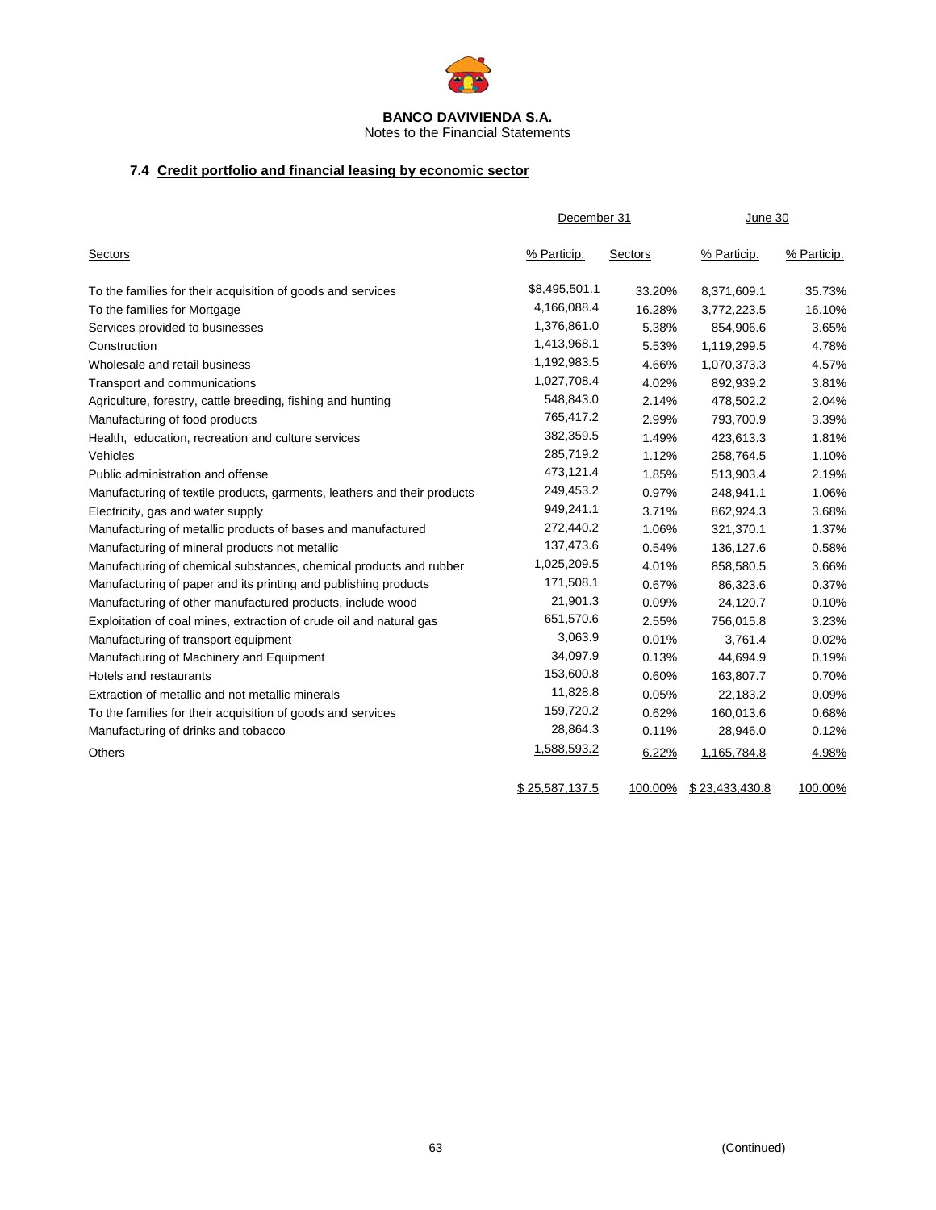**BANCO DAVIVIENDA S.A.**
Notes to the Financial Statements

### 7.4 Credit portfolio and financial leasing by economic sector

| | December 31 | | June 30 | |
|---|---|---|---|---|
| Sectors | % Particip. | Sectors | % Particip. | % Particip. |
| To the families for their acquisition of goods and services | $8,495,501.1 | 33.20% | 8,371,609.1 | 35.73% |
| To the families for Mortgage | 4,166,088.4 | 16.28% | 3,772,223.5 | 16.10% |
| Services provided to businesses | 1,376,861.0 | 5.38% | 854,906.6 | 3.65% |
| Construction | 1,413,968.1 | 5.53% | 1,119,299.5 | 4.78% |
| Wholesale and retail business | 1,192,983.5 | 4.66% | 1,070,373.3 | 4.57% |
| Transport and communications | 1,027,708.4 | 4.02% | 892,939.2 | 3.81% |
| Agriculture, forestry, cattle breeding, fishing and hunting | 548,843.0 | 2.14% | 478,502.2 | 2.04% |
| Manufacturing of food products | 765,417.2 | 2.99% | 793,700.9 | 3.39% |
| Health, education, recreation and culture services | 382,359.5 | 1.49% | 423,613.3 | 1.81% |
| Vehicles | 285,719.2 | 1.12% | 258,764.5 | 1.10% |
| Public administration and offense | 473,121.4 | 1.85% | 513,903.4 | 2.19% |
| Manufacturing of textile products, garments, leathers and their products | 249,453.2 | 0.97% | 248,941.1 | 1.06% |
| Electricity, gas and water supply | 949,241.1 | 3.71% | 862,924.3 | 3.68% |
| Manufacturing of metallic products of bases and manufactured | 272,440.2 | 1.06% | 321,370.1 | 1.37% |
| Manufacturing of mineral products not metallic | 137,473.6 | 0.54% | 136,127.6 | 0.58% |
| Manufacturing of chemical substances, chemical products and rubber | 1,025,209.5 | 4.01% | 858,580.5 | 3.66% |
| Manufacturing of paper and its printing and publishing products | 171,508.1 | 0.67% | 86,323.6 | 0.37% |
| Manufacturing of other manufactured products, include wood | 21,901.3 | 0.09% | 24,120.7 | 0.10% |
| Exploitation of coal mines, extraction of crude oil and natural gas | 651,570.6 | 2.55% | 756,015.8 | 3.23% |
| Manufacturing of transport equipment | 3,063.9 | 0.01% | 3,761.4 | 0.02% |
| Manufacturing of Machinery and Equipment | 34,097.9 | 0.13% | 44,694.9 | 0.19% |
| Hotels and restaurants | 153,600.8 | 0.60% | 163,807.7 | 0.70% |
| Extraction of metallic and not metallic minerals | 11,828.8 | 0.05% | 22,183.2 | 0.09% |
| To the families for their acquisition of goods and services | 159,720.2 | 0.62% | 160,013.6 | 0.68% |
| Manufacturing of drinks and tobacco | 28,864.3 | 0.11% | 28,946.0 | 0.12% |
| Others | 1,588,593.2 | 6.22% | 1,165,784.8 | 4.98% |
| | $ 25,587,137.5 | 100.00% | $ 23,433,430.8 | 100.00% |

(Continued)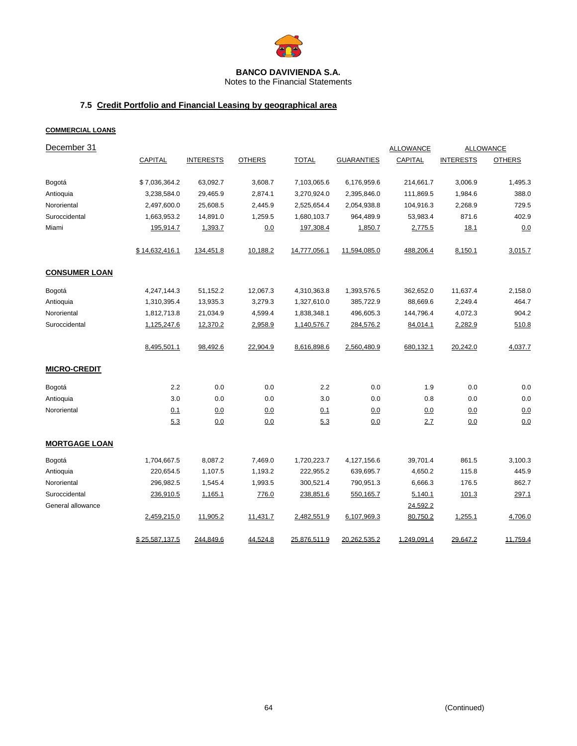**BANCO DAVIVIENDA S.A.**
Notes to the Financial Statements

## 7.5 Credit Portfolio and Financial Leasing by geographical area

**COMMERCIAL LOANS**

| December 31 | CAPITAL | INTERESTS | OTHERS | TOTAL | GUARANTIES | ALLOWANCE CAPITAL | ALLOWANCE INTERESTS | ALLOWANCE OTHERS |
|---|---|---|---|---|---|---|---|---|
| Bogotá | $ 7,036,364.2 | 63,092.7 | 3,608.7 | 7,103,065.6 | 6,176,959.6 | 214,661.7 | 3,006.9 | 1,495.3 |
| Antioquia | 3,238,584.0 | 29,465.9 | 2,874.1 | 3,270,924.0 | 2,395,846.0 | 111,869.5 | 1,984.6 | 388.0 |
| Nororiental | 2,497,600.0 | 25,608.5 | 2,445.9 | 2,525,654.4 | 2,054,938.8 | 104,916.3 | 2,268.9 | 729.5 |
| Suroccidental | 1,663,953.2 | 14,891.0 | 1,259.5 | 1,680,103.7 | 964,489.9 | 53,983.4 | 871.6 | 402.9 |
| Miami | 195,914.7 | 1,393.7 | 0.0 | 197,308.4 | 1,850.7 | 2,775.5 | 18.1 | 0.0 |
| | $ 14,632,416.1 | 134,451.8 | 10,188.2 | 14,777,056.1 | 11,594,085.0 | 488,206.4 | 8,150.1 | 3,015.7 |
| **CONSUMER LOAN** | | | | | | | | |
| Bogotá | 4,247,144.3 | 51,152.2 | 12,067.3 | 4,310,363.8 | 1,393,576.5 | 362,652.0 | 11,637.4 | 2,158.0 |
| Antioquia | 1,310,395.4 | 13,935.3 | 3,279.3 | 1,327,610.0 | 385,722.9 | 88,669.6 | 2,249.4 | 464.7 |
| Nororiental | 1,812,713.8 | 21,034.9 | 4,599.4 | 1,838,348.1 | 496,605.3 | 144,796.4 | 4,072.3 | 904.2 |
| Suroccidental | 1,125,247.6 | 12,370.2 | 2,958.9 | 1,140,576.7 | 284,576.2 | 84,014.1 | 2,282.9 | 510.8 |
| | 8,495,501.1 | 98,492.6 | 22,904.9 | 8,616,898.6 | 2,560,480.9 | 680,132.1 | 20,242.0 | 4,037.7 |
| **MICRO-CREDIT** | | | | | | | | |
| Bogotá | 2.2 | 0.0 | 0.0 | 2.2 | 0.0 | 1.9 | 0.0 | 0.0 |
| Antioquia | 3.0 | 0.0 | 0.0 | 3.0 | 0.0 | 0.8 | 0.0 | 0.0 |
| Nororiental | 0.1 | 0.0 | 0.0 | 0.1 | 0.0 | 0.0 | 0.0 | 0.0 |
| | 5.3 | 0.0 | 0.0 | 5.3 | 0.0 | 2.7 | 0.0 | 0.0 |
| **MORTGAGE LOAN** | | | | | | | | |
| Bogotá | 1,704,667.5 | 8,087.2 | 7,469.0 | 1,720,223.7 | 4,127,156.6 | 39,701.4 | 861.5 | 3,100.3 |
| Antioquia | 220,654.5 | 1,107.5 | 1,193.2 | 222,955.2 | 639,695.7 | 4,650.2 | 115.8 | 445.9 |
| Nororiental | 296,982.5 | 1,545.4 | 1,993.5 | 300,521.4 | 790,951.3 | 6,666.3 | 176.5 | 862.7 |
| Suroccidental | 236,910.5 | 1,165.1 | 776.0 | 238,851.6 | 550,165.7 | 5,140.1 | 101.3 | 297.1 |
| General allowance | | | | | | 24,592.2 | | |
| | 2,459,215.0 | 11,905.2 | 11,431.7 | 2,482,551.9 | 6,107,969.3 | 80,750.2 | 1,255.1 | 4,706.0 |
| | $ 25,587,137.5 | 244,849.6 | 44,524.8 | 25,876,511.9 | 20,262,535.2 | 1,249,091.4 | 29,647.2 | 11,759.4 |

(Continued)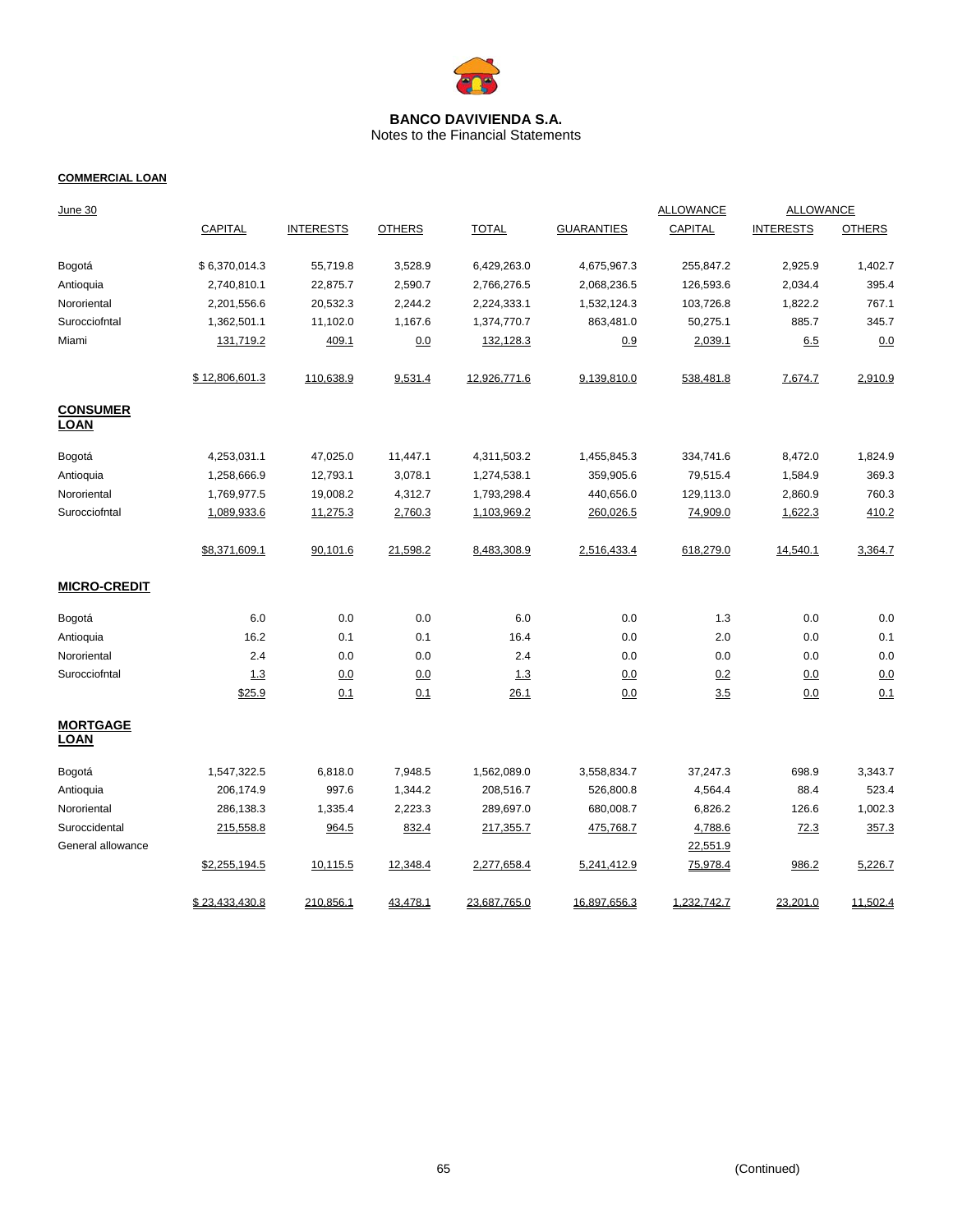**BANCO DAVIVIENDA S.A.**
Notes to the Financial Statements

**COMMERCIAL LOAN**

| June 30 | CAPITAL | INTERESTS | OTHERS | TOTAL | GUARANTIES | ALLOWANCE CAPITAL | ALLOWANCE INTERESTS | ALLOWANCE OTHERS |
|---|---|---|---|---|---|---|---|---|
| Bogotá | $ 6,370,014.3 | 55,719.8 | 3,528.9 | 6,429,263.0 | 4,675,967.3 | 255,847.2 | 2,925.9 | 1,402.7 |
| Antioquia | 2,740,810.1 | 22,875.7 | 2,590.7 | 2,766,276.5 | 2,068,236.5 | 126,593.6 | 2,034.4 | 395.4 |
| Nororiental | 2,201,556.6 | 20,532.3 | 2,244.2 | 2,224,333.1 | 1,532,124.3 | 103,726.8 | 1,822.2 | 767.1 |
| Surocciofntal | 1,362,501.1 | 11,102.0 | 1,167.6 | 1,374,770.7 | 863,481.0 | 50,275.1 | 885.7 | 345.7 |
| Miami | 131,719.2 | 409.1 | 0.0 | 132,128.3 | 0.9 | 2,039.1 | 6.5 | 0.0 |
| | $ 12,806,601.3 | 110,638.9 | 9,531.4 | 12,926,771.6 | 9,139,810.0 | 538,481.8 | 7,674.7 | 2,910.9 |
| **CONSUMER LOAN** | | | | | | | | |
| Bogotá | 4,253,031.1 | 47,025.0 | 11,447.1 | 4,311,503.2 | 1,455,845.3 | 334,741.6 | 8,472.0 | 1,824.9 |
| Antioquia | 1,258,666.9 | 12,793.1 | 3,078.1 | 1,274,538.1 | 359,905.6 | 79,515.4 | 1,584.9 | 369.3 |
| Nororiental | 1,769,977.5 | 19,008.2 | 4,312.7 | 1,793,298.4 | 440,656.0 | 129,113.0 | 2,860.9 | 760.3 |
| Surocciofntal | 1,089,933.6 | 11,275.3 | 2,760.3 | 1,103,969.2 | 260,026.5 | 74,909.0 | 1,622.3 | 410.2 |
| | $8,371,609.1 | 90,101.6 | 21,598.2 | 8,483,308.9 | 2,516,433.4 | 618,279.0 | 14,540.1 | 3,364.7 |
| **MICRO-CREDIT** | | | | | | | | |
| Bogotá | 6.0 | 0.0 | 0.0 | 6.0 | 0.0 | 1.3 | 0.0 | 0.0 |
| Antioquia | 16.2 | 0.1 | 0.1 | 16.4 | 0.0 | 2.0 | 0.0 | 0.1 |
| Nororiental | 2.4 | 0.0 | 0.0 | 2.4 | 0.0 | 0.0 | 0.0 | 0.0 |
| Surocciofntal | 1.3 | 0.0 | 0.0 | 1.3 | 0.0 | 0.2 | 0.0 | 0.0 |
| | $25.9 | 0.1 | 0.1 | 26.1 | 0.0 | 3.5 | 0.0 | 0.1 |
| **MORTGAGE LOAN** | | | | | | | | |
| Bogotá | 1,547,322.5 | 6,818.0 | 7,948.5 | 1,562,089.0 | 3,558,834.7 | 37,247.3 | 698.9 | 3,343.7 |
| Antioquia | 206,174.9 | 997.6 | 1,344.2 | 208,516.7 | 526,800.8 | 4,564.4 | 88.4 | 523.4 |
| Nororiental | 286,138.3 | 1,335.4 | 2,223.3 | 289,697.0 | 680,008.7 | 6,826.2 | 126.6 | 1,002.3 |
| Suroccidental | 215,558.8 | 964.5 | 832.4 | 217,355.7 | 475,768.7 | 4,788.6 | 72.3 | 357.3 |
| General allowance | | | | | | 22,551.9 | | |
| | $2,255,194.5 | 10,115.5 | 12,348.4 | 2,277,658.4 | 5,241,412.9 | 75,978.4 | 986.2 | 5,226.7 |
| | $ 23,433,430.8 | 210,856.1 | 43,478.1 | 23,687,765.0 | 16,897,656.3 | 1,232,742.7 | 23,201.0 | 11,502.4 |

(Continued)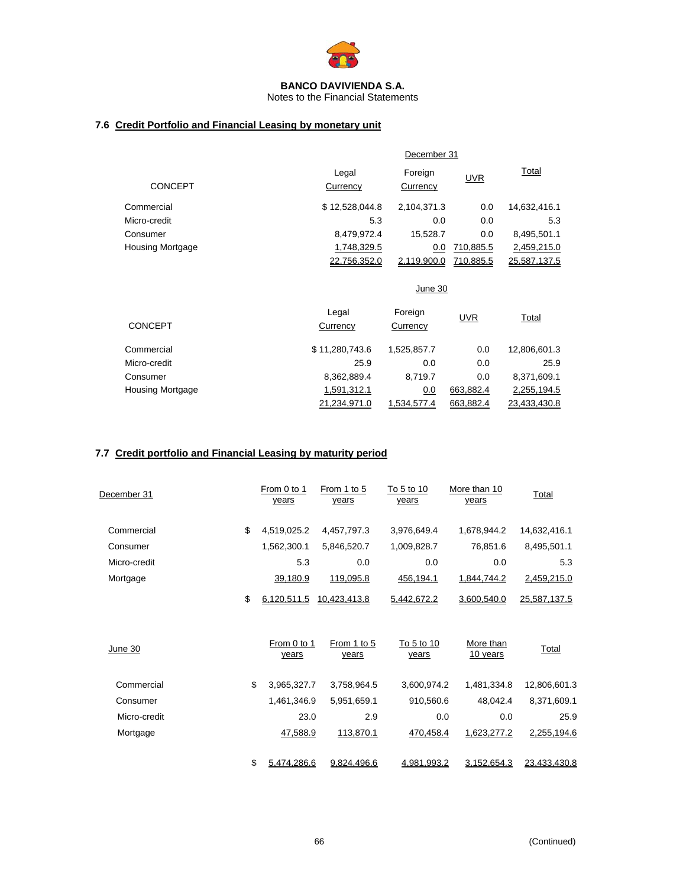**BANCO DAVIVIENDA S.A.**
Notes to the Financial Statements

## 7.6 Credit Portfolio and Financial Leasing by monetary unit

| CONCEPT | December 31 | | | |
|---|---|---|---|---|
| | Legal Currency | Foreign Currency | UVR | Total |
| Commercial | $ 12,528,044.8 | 2,104,371.3 | 0.0 | 14,632,416.1 |
| Micro-credit | 5.3 | 0.0 | 0.0 | 5.3 |
| Consumer | 8,479,972.4 | 15,528.7 | 0.0 | 8,495,501.1 |
| Housing Mortgage | 1,748,329.5 | 0.0 | 710,885.5 | 2,459,215.0 |
| | 22,756,352.0 | 2,119,900.0 | 710,885.5 | 25,587,137.5 |

| CONCEPT | June 30 | | | |
|---|---|---|---|---|
| | Legal Currency | Foreign Currency | UVR | Total |
| Commercial | $ 11,280,743.6 | 1,525,857.7 | 0.0 | 12,806,601.3 |
| Micro-credit | 25.9 | 0.0 | 0.0 | 25.9 |
| Consumer | 8,362,889.4 | 8,719.7 | 0.0 | 8,371,609.1 |
| Housing Mortgage | 1,591,312.1 | 0.0 | 663,882.4 | 2,255,194.5 |
| | 21,234,971.0 | 1,534,577.4 | 663,882.4 | 23,433,430.8 |

## 7.7 Credit portfolio and Financial Leasing by maturity period

| December 31 | From 0 to 1 years | From 1 to 5 years | To 5 to 10 years | More than 10 years | Total |
|---|---|---|---|---|---|
| Commercial | $ 4,519,025.2 | 4,457,797.3 | 3,976,649.4 | 1,678,944.2 | 14,632,416.1 |
| Consumer | 1,562,300.1 | 5,846,520.7 | 1,009,828.7 | 76,851.6 | 8,495,501.1 |
| Micro-credit | 5.3 | 0.0 | 0.0 | 0.0 | 5.3 |
| Mortgage | 39,180.9 | 119,095.8 | 456,194.1 | 1,844,744.2 | 2,459,215.0 |
| | $ 6,120,511.5 | 10,423,413.8 | 5,442,672.2 | 3,600,540.0 | 25,587,137.5 |

| June 30 | From 0 to 1 years | From 1 to 5 years | To 5 to 10 years | More than 10 years | Total |
|---|---|---|---|---|---|
| Commercial | $ 3,965,327.7 | 3,758,964.5 | 3,600,974.2 | 1,481,334.8 | 12,806,601.3 |
| Consumer | 1,461,346.9 | 5,951,659.1 | 910,560.6 | 48,042.4 | 8,371,609.1 |
| Micro-credit | 23.0 | 2.9 | 0.0 | 0.0 | 25.9 |
| Mortgage | 47,588.9 | 113,870.1 | 470,458.4 | 1,623,277.2 | 2,255,194.6 |
| | $ 5,474,286.6 | 9,824,496.6 | 4,981,993.2 | 3,152,654.3 | 23,433,430.8 |

(Continued)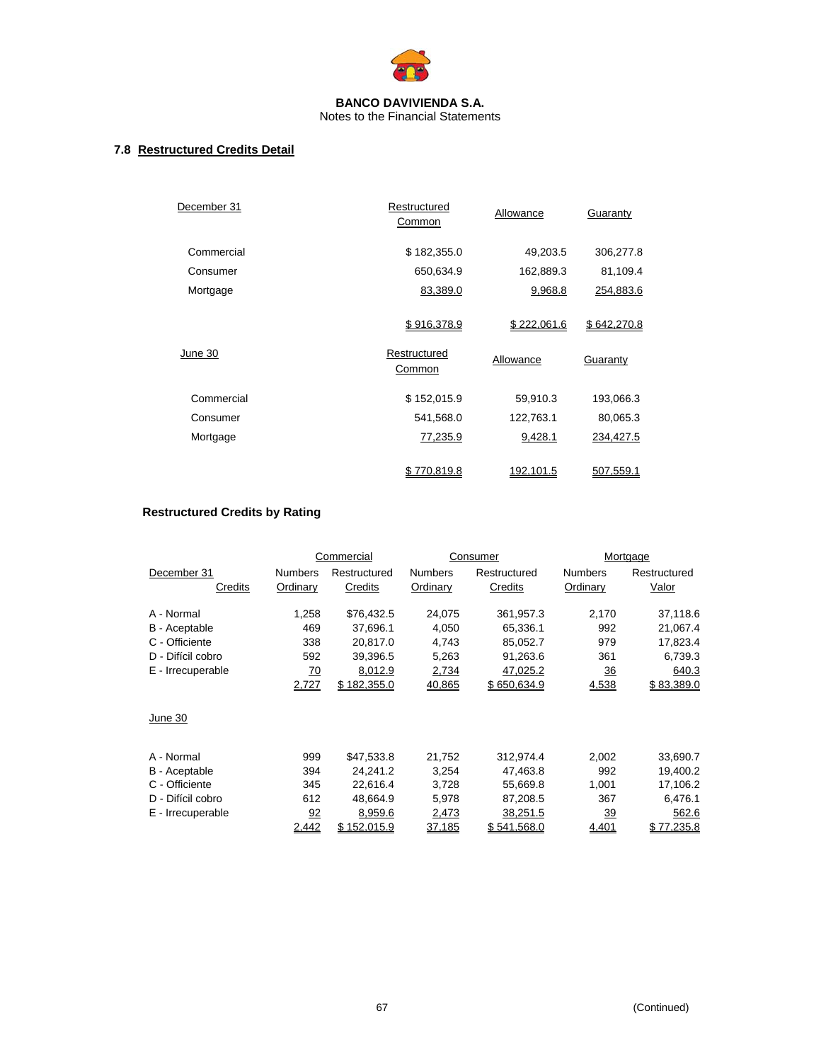**BANCO DAVIVIENDA S.A.**
Notes to the Financial Statements

## 7.8 Restructured Credits Detail

| December 31 | Restructured Common | Allowance | Guaranty |
|---|---|---|---|
| Commercial | $ 182,355.0 | 49,203.5 | 306,277.8 |
| Consumer | 650,634.9 | 162,889.3 | 81,109.4 |
| Mortgage | 83,389.0 | 9,968.8 | 254,883.6 |
| | $ 916,378.9 | $ 222,061.6 | $ 642,270.8 |

| June 30 | Restructured Common | Allowance | Guaranty |
|---|---|---|---|
| Commercial | $ 152,015.9 | 59,910.3 | 193,066.3 |
| Consumer | 541,568.0 | 122,763.1 | 80,065.3 |
| Mortgage | 77,235.9 | 9,428.1 | 234,427.5 |
| | $ 770,819.8 | 192,101.5 | 507,559.1 |

### Restructured Credits by Rating

| | Commercial | | Consumer | | Mortgage | |
|---|---|---|---|---|---|---|
| December 31 Credits | Numbers Ordinary | Restructured Credits | Numbers Ordinary | Restructured Credits | Numbers Ordinary | Restructured Valor |
| A - Normal | 1,258 | $76,432.5 | 24,075 | 361,957.3 | 2,170 | 37,118.6 |
| B - Aceptable | 469 | 37,696.1 | 4,050 | 65,336.1 | 992 | 21,067.4 |
| C - Officiente | 338 | 20,817.0 | 4,743 | 85,052.7 | 979 | 17,823.4 |
| D - Difícil cobro | 592 | 39,396.5 | 5,263 | 91,263.6 | 361 | 6,739.3 |
| E - Irrecuperable | 70 | 8,012.9 | 2,734 | 47,025.2 | 36 | 640.3 |
| | 2,727 | $ 182,355.0 | 40,865 | $ 650,634.9 | 4,538 | $ 83,389.0 |
| **June 30** | | | | | | |
| A - Normal | 999 | $47,533.8 | 21,752 | 312,974.4 | 2,002 | 33,690.7 |
| B - Aceptable | 394 | 24,241.2 | 3,254 | 47,463.8 | 992 | 19,400.2 |
| C - Officiente | 345 | 22,616.4 | 3,728 | 55,669.8 | 1,001 | 17,106.2 |
| D - Difícil cobro | 612 | 48,664.9 | 5,978 | 87,208.5 | 367 | 6,476.1 |
| E - Irrecuperable | 92 | 8,959.6 | 2,473 | 38,251.5 | 39 | 562.6 |
| | 2,442 | $ 152,015.9 | 37,185 | $ 541,568.0 | 4,401 | $ 77,235.8 |

(Continued)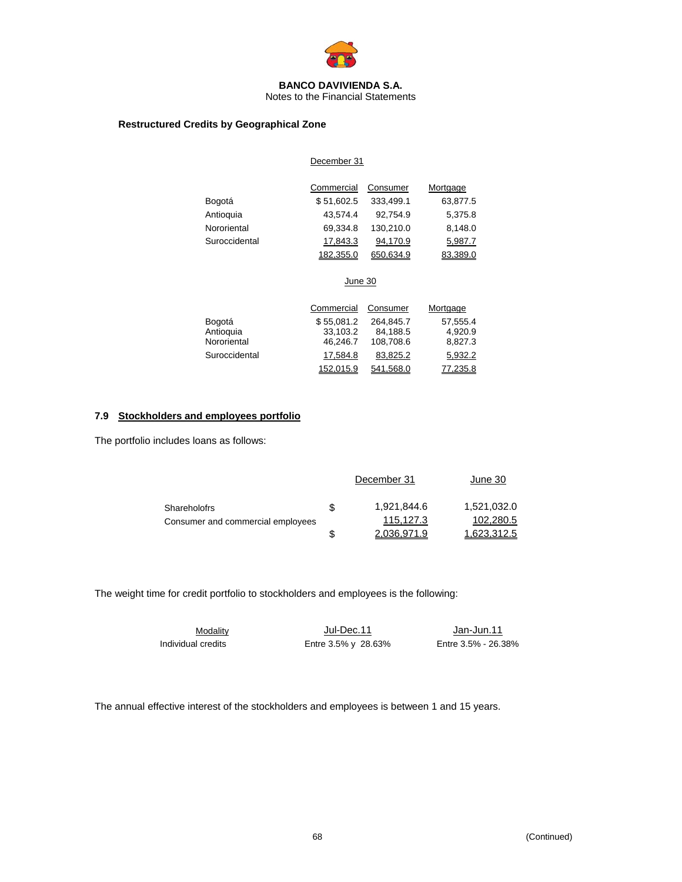**BANCO DAVIVIENDA S.A.**
Notes to the Financial Statements

**Restructured Credits by Geographical Zone**

December 31

| | Commercial | Consumer | Mortgage |
|---|---|---|---|
| Bogotá | $ 51,602.5 | 333,499.1 | 63,877.5 |
| Antioquia | 43,574.4 | 92,754.9 | 5,375.8 |
| Nororiental | 69,334.8 | 130,210.0 | 8,148.0 |
| Suroccidental | 17,843.3 | 94,170.9 | 5,987.7 |
| | 182,355.0 | 650,634.9 | 83,389.0 |

June 30

| | Commercial | Consumer | Mortgage |
|---|---|---|---|
| Bogotá | $ 55,081.2 | 264,845.7 | 57,555.4 |
| Antioquia | 33,103.2 | 84,188.5 | 4,920.9 |
| Nororiental | 46,246.7 | 108,708.6 | 8,827.3 |
| Suroccidental | 17,584.8 | 83,825.2 | 5,932.2 |
| | 152,015.9 | 541,568.0 | 77,235.8 |

## 7.9 Stockholders and employees portfolio

The portfolio includes loans as follows:

| | | December 31 | June 30 |
|---|---|---|---|
| Shareholofrs | $ | 1,921,844.6 | 1,521,032.0 |
| Consumer and commercial employees | | 115,127.3 | 102,280.5 |
| | $ | 2,036,971.9 | 1,623,312.5 |

The weight time for credit portfolio to stockholders and employees is the following:

| Modality | Jul-Dec.11 | Jan-Jun.11 |
|---|---|---|
| Individual credits | Entre 3.5% y 28.63% | Entre 3.5% - 26.38% |

The annual effective interest of the stockholders and employees is between 1 and 15 years.

(Continued)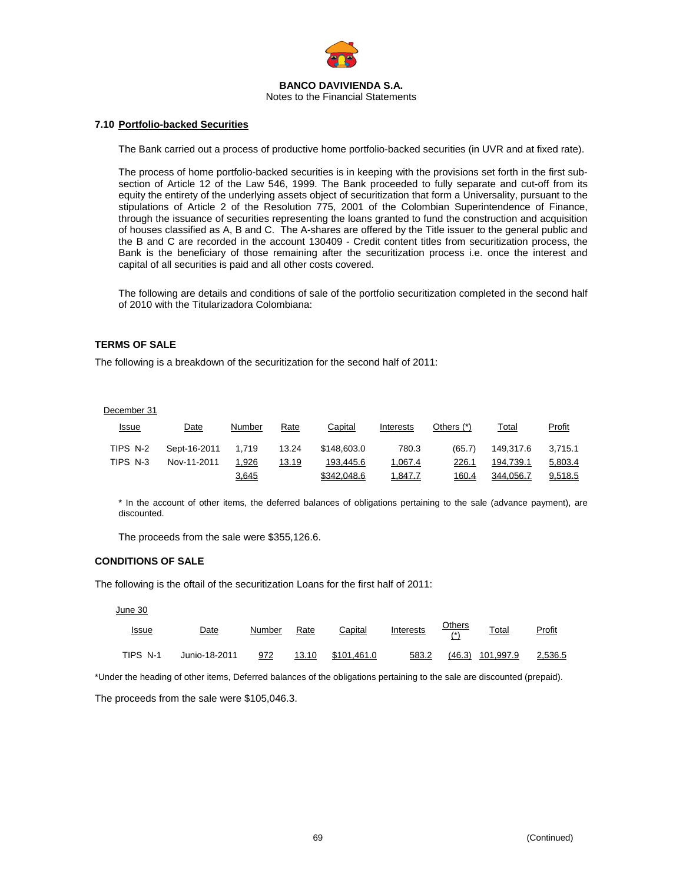## 7.10 Portfolio-backed Securities

The Bank carried out a process of productive home portfolio-backed securities (in UVR and at fixed rate).

The process of home portfolio-backed securities is in keeping with the provisions set forth in the first sub-section of Article 12 of the Law 546, 1999. The Bank proceeded to fully separate and cut-off from its equity the entirety of the underlying assets object of securitization that form a Universality, pursuant to the stipulations of Article 2 of the Resolution 775, 2001 of the Colombian Superintendence of Finance, through the issuance of securities representing the loans granted to fund the construction and acquisition of houses classified as A, B and C. The A-shares are offered by the Title issuer to the general public and the B and C are recorded in the account 130409 - Credit content titles from securitization process, the Bank is the beneficiary of those remaining after the securitization process i.e. once the interest and capital of all securities is paid and all other costs covered.

The following are details and conditions of sale of the portfolio securitization completed in the second half of 2010 with the Titularizadora Colombiana:

### TERMS OF SALE

The following is a breakdown of the securitization for the second half of 2011:

December 31

| Issue | Date | Number | Rate | Capital | Interests | Others (*) | Total | Profit |
|---|---|---|---|---|---|---|---|---|
| TIPS N-2 | Sept-16-2011 | 1,719 | 13.24 | $148,603.0 | 780.3 | (65.7) | 149,317.6 | 3,715.1 |
| TIPS N-3 | Nov-11-2011 | 1,926 | 13.19 | 193,445.6 | 1,067.4 | 226.1 | 194,739.1 | 5,803.4 |
| | | 3,645 | | $342,048.6 | 1,847.7 | 160.4 | 344,056.7 | 9,518.5 |

\* In the account of other items, the deferred balances of obligations pertaining to the sale (advance payment), are discounted.

The proceeds from the sale were $355,126.6.

### CONDITIONS OF SALE

The following is the oftail of the securitization Loans for the first half of 2011:

June 30

| Issue | Date | Number | Rate | Capital | Interests | Others (*) | Total | Profit |
|---|---|---|---|---|---|---|---|---|
| TIPS N-1 | Junio-18-2011 | 972 | 13.10 | $101,461.0 | 583.2 | (46.3) | 101,997.9 | 2,536.5 |

*Under the heading of other items, Deferred balances of the obligations pertaining to the sale are discounted (prepaid).

The proceeds from the sale were $105,046.3.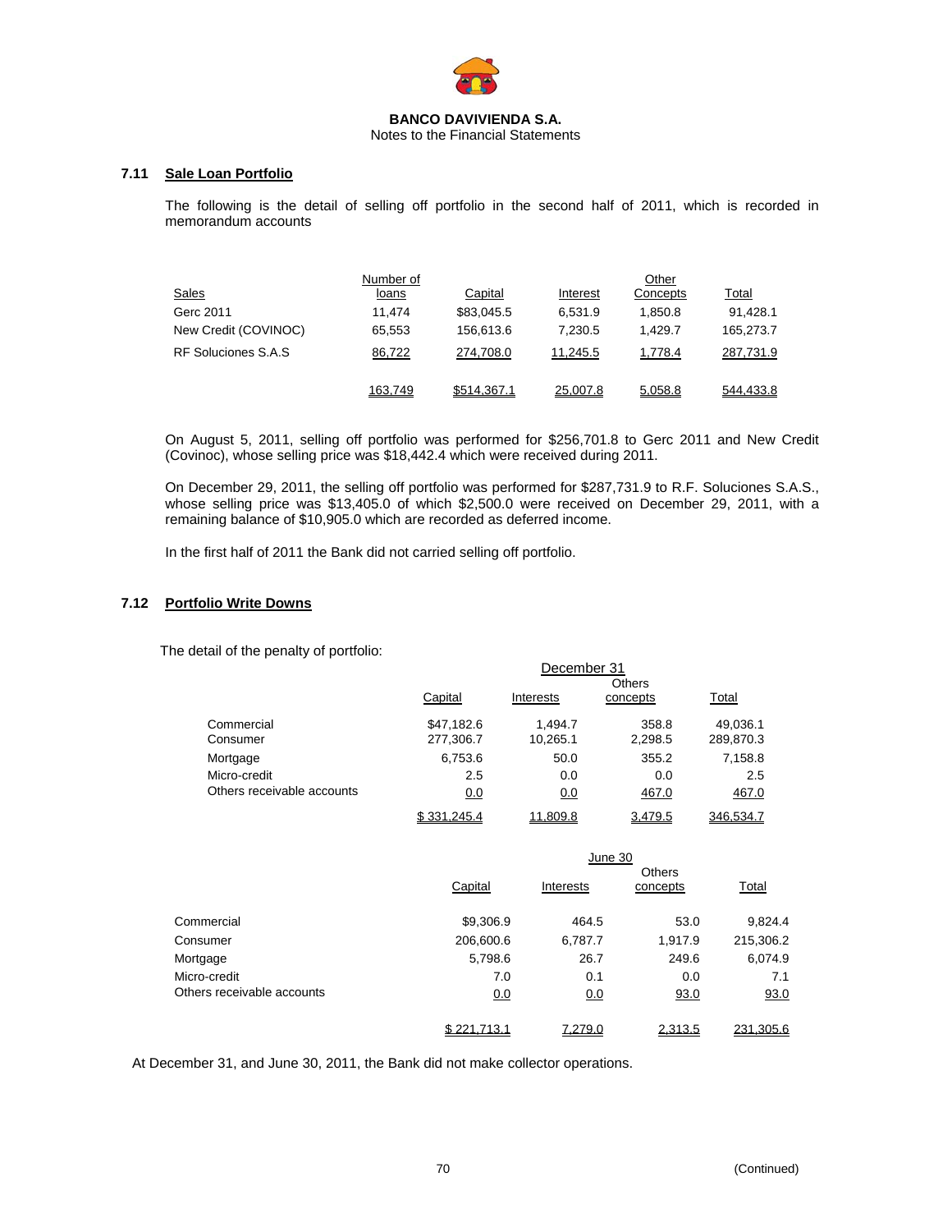**BANCO DAVIVIENDA S.A.**
Notes to the Financial Statements

## 7.11 Sale Loan Portfolio

The following is the detail of selling off portfolio in the second half of 2011, which is recorded in memorandum accounts

| Sales | Number of loans | Capital | Interest | Other Concepts | Total |
|---|---|---|---|---|---|
| Gerc 2011 | 11,474 | $83,045.5 | 6,531.9 | 1,850.8 | 91,428.1 |
| New Credit (COVINOC) | 65,553 | 156,613.6 | 7,230.5 | 1,429.7 | 165,273.7 |
| RF Soluciones S.A.S | 86,722 | 274,708.0 | 11,245.5 | 1,778.4 | 287,731.9 |
| | 163,749 | $514,367.1 | 25,007.8 | 5,058.8 | 544,433.8 |

On August 5, 2011, selling off portfolio was performed for $256,701.8 to Gerc 2011 and New Credit (Covinoc), whose selling price was $18,442.4 which were received during 2011.

On December 29, 2011, the selling off portfolio was performed for $287,731.9 to R.F. Soluciones S.A.S., whose selling price was $13,405.0 of which $2,500.0 were received on December 29, 2011, with a remaining balance of $10,905.0 which are recorded as deferred income.

In the first half of 2011 the Bank did not carried selling off portfolio.

## 7.12 Portfolio Write Downs

The detail of the penalty of portfolio:

| | December 31 | | | |
|---|---|---|---|---|
| | Capital | Interests | Others concepts | Total |
| Commercial | $47,182.6 | 1,494.7 | 358.8 | 49,036.1 |
| Consumer | 277,306.7 | 10,265.1 | 2,298.5 | 289,870.3 |
| Mortgage | 6,753.6 | 50.0 | 355.2 | 7,158.8 |
| Micro-credit | 2.5 | 0.0 | 0.0 | 2.5 |
| Others receivable accounts | 0.0 | 0.0 | 467.0 | 467.0 |
| | $ 331,245.4 | 11,809.8 | 3,479.5 | 346,534.7 |

| | June 30 | | | |
|---|---|---|---|---|
| | Capital | Interests | Others concepts | Total |
| Commercial | $9,306.9 | 464.5 | 53.0 | 9,824.4 |
| Consumer | 206,600.6 | 6,787.7 | 1,917.9 | 215,306.2 |
| Mortgage | 5,798.6 | 26.7 | 249.6 | 6,074.9 |
| Micro-credit | 7.0 | 0.1 | 0.0 | 7.1 |
| Others receivable accounts | 0.0 | 0.0 | 93.0 | 93.0 |
| | $ 221,713.1 | 7,279.0 | 2,313.5 | 231,305.6 |

At December 31, and June 30, 2011, the Bank did not make collector operations.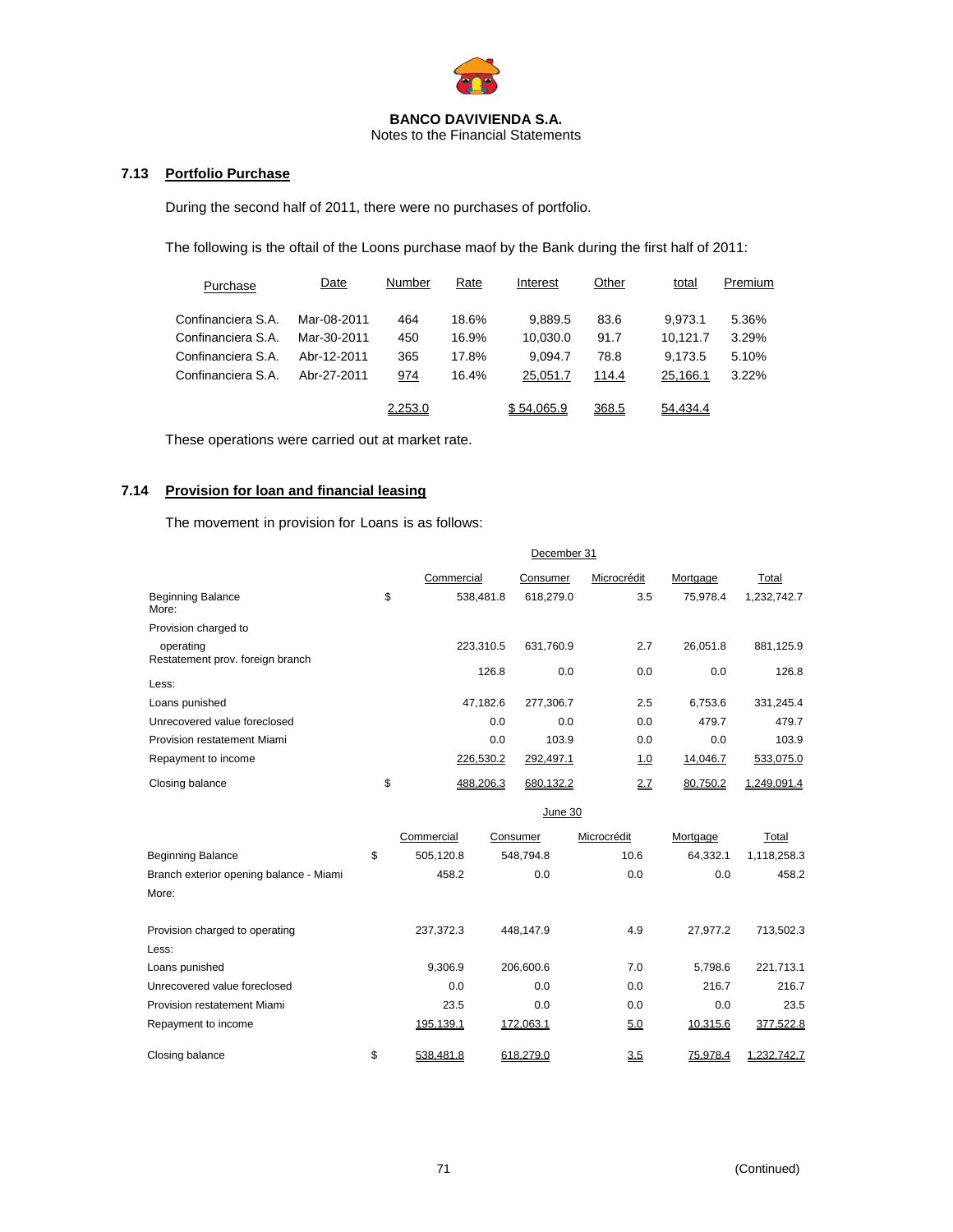**BANCO DAVIVIENDA S.A.**
Notes to the Financial Statements

### 7.13 Portfolio Purchase

During the second half of 2011, there were no purchases of portfolio.

The following is the oftail of the Loons purchase maof by the Bank during the first half of 2011:

| Purchase | Date | Number | Rate | Interest | Other | total | Premium |
|---|---|---|---|---|---|---|---|
| Confinanciera S.A. | Mar-08-2011 | 464 | 18.6% | 9,889.5 | 83.6 | 9,973.1 | 5.36% |
| Confinanciera S.A. | Mar-30-2011 | 450 | 16.9% | 10,030.0 | 91.7 | 10,121.7 | 3.29% |
| Confinanciera S.A. | Abr-12-2011 | 365 | 17.8% | 9,094.7 | 78.8 | 9,173.5 | 5.10% |
| Confinanciera S.A. | Abr-27-2011 | 974 | 16.4% | 25,051.7 | 114.4 | 25,166.1 | 3.22% |
| | | 2,253.0 | | $ 54,065.9 | 368.5 | 54,434.4 | |

These operations were carried out at market rate.

### 7.14 Provision for loan and financial leasing

The movement in provision for Loans is as follows:

| December 31 | | Commercial | Consumer | Microcrédit | Mortgage | Total |
|---|---|---|---|---|---|---|
| Beginning Balance | $ | 538,481.8 | 618,279.0 | 3.5 | 75,978.4 | 1,232,742.7 |
| More: | | | | | | |
| Provision charged to operating | | 223,310.5 | 631,760.9 | 2.7 | 26,051.8 | 881,125.9 |
| Restatement prov. foreign branch | | 126.8 | 0.0 | 0.0 | 0.0 | 126.8 |
| Less: | | | | | | |
| Loans punished | | 47,182.6 | 277,306.7 | 2.5 | 6,753.6 | 331,245.4 |
| Unrecovered value foreclosed | | 0.0 | 0.0 | 0.0 | 479.7 | 479.7 |
| Provision restatement Miami | | 0.0 | 103.9 | 0.0 | 0.0 | 103.9 |
| Repayment to income | | 226,530.2 | 292,497.1 | 1.0 | 14,046.7 | 533,075.0 |
| Closing balance | $ | 488,206.3 | 680,132.2 | 2.7 | 80,750.2 | 1,249,091.4 |

| June 30 | | Commercial | Consumer | Microcrédit | Mortgage | Total |
|---|---|---|---|---|---|---|
| Beginning Balance | $ | 505,120.8 | 548,794.8 | 10.6 | 64,332.1 | 1,118,258.3 |
| Branch exterior opening balance - Miami | | 458.2 | 0.0 | 0.0 | 0.0 | 458.2 |
| More: | | | | | | |
| Provision charged to operating | | 237,372.3 | 448,147.9 | 4.9 | 27,977.2 | 713,502.3 |
| Less: | | | | | | |
| Loans punished | | 9,306.9 | 206,600.6 | 7.0 | 5,798.6 | 221,713.1 |
| Unrecovered value foreclosed | | 0.0 | 0.0 | 0.0 | 216.7 | 216.7 |
| Provision restatement Miami | | 23.5 | 0.0 | 0.0 | 0.0 | 23.5 |
| Repayment to income | | 195,139.1 | 172,063.1 | 5.0 | 10,315.6 | 377,522.8 |
| Closing balance | $ | 538,481.8 | 618,279.0 | 3.5 | 75,978.4 | 1,232,742.7 |

(Continued)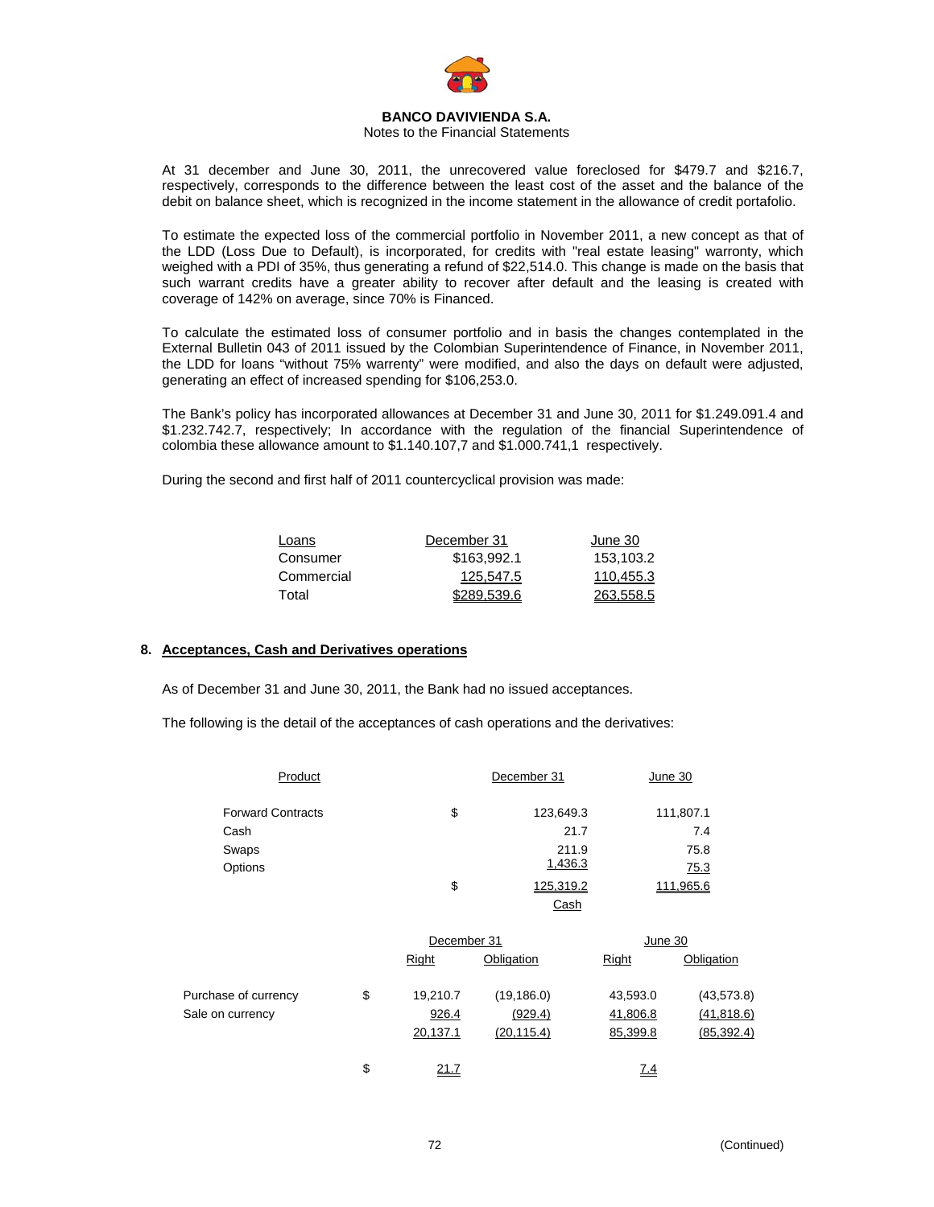At 31 december and June 30, 2011, the unrecovered value foreclosed for $479.7 and $216.7, respectively, corresponds to the difference between the least cost of the asset and the balance of the debit on balance sheet, which is recognized in the income statement in the allowance of credit portafolio.

To estimate the expected loss of the commercial portfolio in November 2011, a new concept as that of the LDD (Loss Due to Default), is incorporated, for credits with "real estate leasing" warronty, which weighed with a PDI of 35%, thus generating a refund of $22,514.0. This change is made on the basis that such warrant credits have a greater ability to recover after default and the leasing is created with coverage of 142% on average, since 70% is Financed.

To calculate the estimated loss of consumer portfolio and in basis the changes contemplated in the External Bulletin 043 of 2011 issued by the Colombian Superintendence of Finance, in November 2011, the LDD for loans "without 75% warrenty" were modified, and also the days on default were adjusted, generating an effect of increased spending for $106,253.0.

The Bank's policy has incorporated allowances at December 31 and June 30, 2011 for $1.249.091.4 and $1.232.742.7, respectively; In accordance with the regulation of the financial Superintendence of colombia these allowance amount to $1.140.107,7 and $1.000.741,1 respectively.

During the second and first half of 2011 countercyclical provision was made:

| Loans | December 31 | June 30 |
|---|---|---|
| Consumer | $163,992.1 | 153,103.2 |
| Commercial | 125,547.5 | 110,455.3 |
| Total | $289,539.6 | 263,558.5 |

## 8. Acceptances, Cash and Derivatives operations

As of December 31 and June 30, 2011, the Bank had no issued acceptances.

The following is the detail of the acceptances of cash operations and the derivatives:

| Product | | December 31 | June 30 |
|---|---|---|---|
| Forward Contracts | $ | 123,649.3 | 111,807.1 |
| Cash | | 21.7 | 7.4 |
| Swaps | | 211.9 | 75.8 |
| Options | | 1,436.3 | 75.3 |
| | $ | 125,319.2 | 111,965.6 |

Cash

| | | December 31 | | June 30 | |
|---|---|---|---|---|---|
| | | Right | Obligation | Right | Obligation |
| Purchase of currency | $ | 19,210.7 | (19,186.0) | 43,593.0 | (43,573.8) |
| Sale on currency | | 926.4 | (929.4) | 41,806.8 | (41,818.6) |
| | | 20,137.1 | (20,115.4) | 85,399.8 | (85,392.4) |
| | $ | 21.7 | | 7.4 | |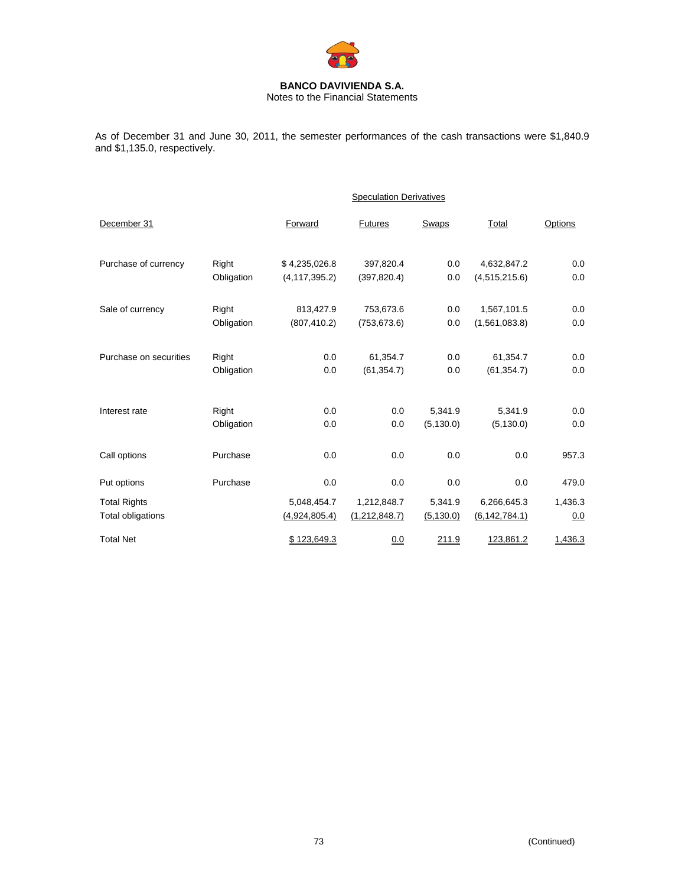**BANCO DAVIVIENDA S.A.**
Notes to the Financial Statements

As of December 31 and June 30, 2011, the semester performances of the cash transactions were $1,840.9 and $1,135.0, respectively.

| | | Speculation Derivatives | | | | |
|---|---|---|---|---|---|---|
| December 31 | | Forward | Futures | Swaps | Total | Options |
| Purchase of currency | Right | $ 4,235,026.8 | 397,820.4 | 0.0 | 4,632,847.2 | 0.0 |
| | Obligation | (4,117,395.2) | (397,820.4) | 0.0 | (4,515,215.6) | 0.0 |
| Sale of currency | Right | 813,427.9 | 753,673.6 | 0.0 | 1,567,101.5 | 0.0 |
| | Obligation | (807,410.2) | (753,673.6) | 0.0 | (1,561,083.8) | 0.0 |
| Purchase on securities | Right | 0.0 | 61,354.7 | 0.0 | 61,354.7 | 0.0 |
| | Obligation | 0.0 | (61,354.7) | 0.0 | (61,354.7) | 0.0 |
| Interest rate | Right | 0.0 | 0.0 | 5,341.9 | 5,341.9 | 0.0 |
| | Obligation | 0.0 | 0.0 | (5,130.0) | (5,130.0) | 0.0 |
| Call options | Purchase | 0.0 | 0.0 | 0.0 | 0.0 | 957.3 |
| Put options | Purchase | 0.0 | 0.0 | 0.0 | 0.0 | 479.0 |
| Total Rights | | 5,048,454.7 | 1,212,848.7 | 5,341.9 | 6,266,645.3 | 1,436.3 |
| Total obligations | | (4,924,805.4) | (1,212,848.7) | (5,130.0) | (6,142,784.1) | 0.0 |
| Total Net | | $ 123,649.3 | 0.0 | 211.9 | 123,861.2 | 1,436.3 |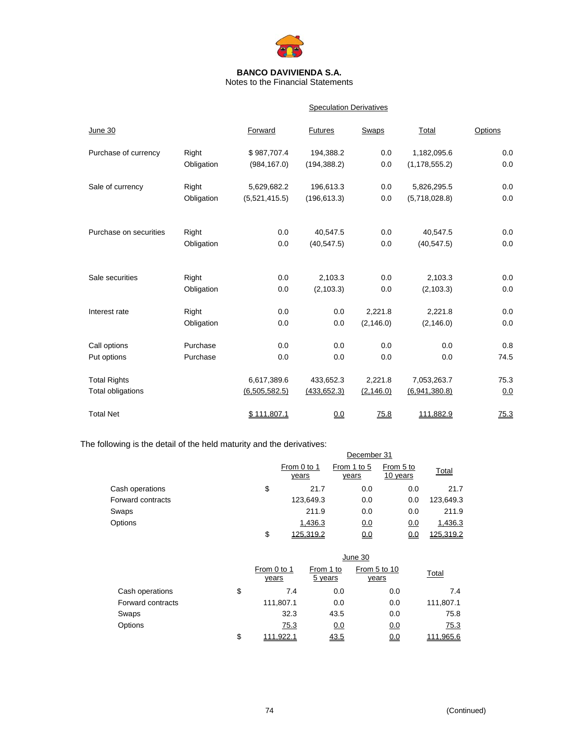**BANCO DAVIVIENDA S.A.**
Notes to the Financial Statements

| June 30 | | Speculation Derivatives | | | | |
|---|---|---|---|---|---|---|
| | | Forward | Futures | Swaps | Total | Options |
| Purchase of currency | Right | $ 987,707.4 | 194,388.2 | 0.0 | 1,182,095.6 | 0.0 |
| | Obligation | (984,167.0) | (194,388.2) | 0.0 | (1,178,555.2) | 0.0 |
| Sale of currency | Right | 5,629,682.2 | 196,613.3 | 0.0 | 5,826,295.5 | 0.0 |
| | Obligation | (5,521,415.5) | (196,613.3) | 0.0 | (5,718,028.8) | 0.0 |
| Purchase on securities | Right | 0.0 | 40,547.5 | 0.0 | 40,547.5 | 0.0 |
| | Obligation | 0.0 | (40,547.5) | 0.0 | (40,547.5) | 0.0 |
| Sale securities | Right | 0.0 | 2,103.3 | 0.0 | 2,103.3 | 0.0 |
| | Obligation | 0.0 | (2,103.3) | 0.0 | (2,103.3) | 0.0 |
| Interest rate | Right | 0.0 | 0.0 | 2,221.8 | 2,221.8 | 0.0 |
| | Obligation | 0.0 | 0.0 | (2,146.0) | (2,146.0) | 0.0 |
| Call options | Purchase | 0.0 | 0.0 | 0.0 | 0.0 | 0.8 |
| Put options | Purchase | 0.0 | 0.0 | 0.0 | 0.0 | 74.5 |
| Total Rights | | 6,617,389.6 | 433,652.3 | 2,221.8 | 7,053,263.7 | 75.3 |
| Total obligations | | (6,505,582.5) | (433,652.3) | (2,146.0) | (6,941,380.8) | 0.0 |
| Total Net | | $ 111,807.1 | 0.0 | 75.8 | 111,882.9 | 75.3 |

The following is the detail of the held maturity and the derivatives:

| | | December 31 | | | |
|---|---|---|---|---|---|
| | | From 0 to 1 years | From 1 to 5 years | From 5 to 10 years | Total |
| Cash operations | $ | 21.7 | 0.0 | 0.0 | 21.7 |
| Forward contracts | | 123,649.3 | 0.0 | 0.0 | 123,649.3 |
| Swaps | | 211.9 | 0.0 | 0.0 | 211.9 |
| Options | | 1,436.3 | 0.0 | 0.0 | 1,436.3 |
| | $ | 125,319.2 | 0.0 | 0.0 | 125,319.2 |

| | | June 30 | | | |
|---|---|---|---|---|---|
| | | From 0 to 1 years | From 1 to 5 years | From 5 to 10 years | Total |
| Cash operations | $ | 7.4 | 0.0 | 0.0 | 7.4 |
| Forward contracts | | 111,807.1 | 0.0 | 0.0 | 111,807.1 |
| Swaps | | 32.3 | 43.5 | 0.0 | 75.8 |
| Options | | 75.3 | 0.0 | 0.0 | 75.3 |
| | $ | 111,922.1 | 43.5 | 0.0 | 111,965.6 |

(Continued)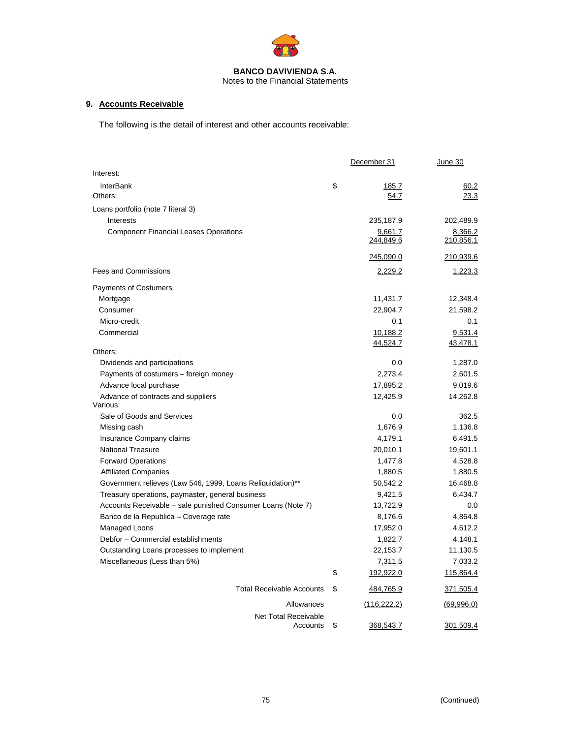## 9. Accounts Receivable

The following is the detail of interest and other accounts receivable:

| | | December 31 | June 30 |
|---|---|---|---|
| Interest: | | | |
| InterBank | $ | 185.7 | 60.2 |
| Others: | | 54.7 | 23.3 |
| Loans portfolio (note 7 literal 3) | | | |
| Interests | | 235,187.9 | 202,489.9 |
| Component Financial Leases Operations | | 9,661.7 | 8,366.2 |
| | | 244,849.6 | 210,856.1 |
| | | 245,090.0 | 210,939.6 |
| Fees and Commissions | | 2,229.2 | 1,223.3 |
| Payments of Costumers | | | |
| Mortgage | | 11,431.7 | 12,348.4 |
| Consumer | | 22,904.7 | 21,598.2 |
| Micro-credit | | 0.1 | 0.1 |
| Commercial | | 10,188.2 | 9,531.4 |
| | | 44,524.7 | 43,478.1 |
| Others: | | | |
| Dividends and participations | | 0.0 | 1,287.0 |
| Payments of costumers – foreign money | | 2,273.4 | 2,601.5 |
| Advance local purchase | | 17,895.2 | 9,019.6 |
| Advance of contracts and suppliers | | 12,425.9 | 14,262.8 |
| Various: | | | |
| Sale of Goods and Services | | 0.0 | 362.5 |
| Missing cash | | 1,676.9 | 1,136.8 |
| Insurance Company claims | | 4,179.1 | 6,491.5 |
| National Treasure | | 20,010.1 | 19,601.1 |
| Forward Operations | | 1,477.8 | 4,528.8 |
| Affiliated Companies | | 1,880.5 | 1,880.5 |
| Government relieves (Law 546, 1999, Loans Reliquidation)** | | 50,542.2 | 16,468.8 |
| Treasury operations, paymaster, general business | | 9,421.5 | 6,434.7 |
| Accounts Receivable – sale punished Consumer Loans (Note 7) | | 13,722.9 | 0.0 |
| Banco de la Republica – Coverage rate | | 8,176.6 | 4,864.8 |
| Managed Loons | | 17,952.0 | 4,612.2 |
| Debfor – Commercial establishments | | 1,822.7 | 4,148.1 |
| Outstanding Loans processes to implement | | 22,153.7 | 11,130.5 |
| Miscellaneous (Less than 5%) | | 7,311.5 | 7,033.2 |
| | $ | 192,922.0 | 115,864.4 |
| Total Receivable Accounts | $ | 484,765.9 | 371,505.4 |
| Allowances | | (116,222.2) | (69,996.0) |
| Net Total Receivable Accounts | $ | 368,543.7 | 301,509.4 |

(Continued)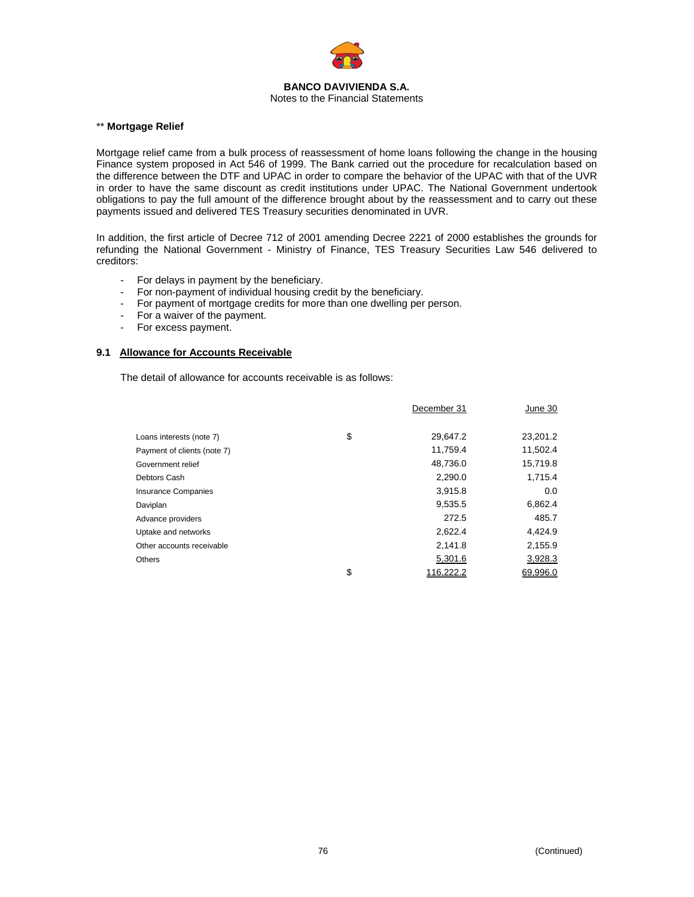**BANCO DAVIVIENDA S.A.**
Notes to the Financial Statements

** **Mortgage Relief**

Mortgage relief came from a bulk process of reassessment of home loans following the change in the housing Finance system proposed in Act 546 of 1999. The Bank carried out the procedure for recalculation based on the difference between the DTF and UPAC in order to compare the behavior of the UPAC with that of the UVR in order to have the same discount as credit institutions under UPAC. The National Government undertook obligations to pay the full amount of the difference brought about by the reassessment and to carry out these payments issued and delivered TES Treasury securities denominated in UVR.

In addition, the first article of Decree 712 of 2001 amending Decree 2221 of 2000 establishes the grounds for refunding the National Government - Ministry of Finance, TES Treasury Securities Law 546 delivered to creditors:

- For delays in payment by the beneficiary.
- For non-payment of individual housing credit by the beneficiary.
- For payment of mortgage credits for more than one dwelling per person.
- For a waiver of the payment.
- For excess payment.

### 9.1 Allowance for Accounts Receivable

The detail of allowance for accounts receivable is as follows:

| | | December 31 | June 30 |
|---|---|---|---|
| Loans interests (note 7) | $ | 29,647.2 | 23,201.2 |
| Payment of clients (note 7) | | 11,759.4 | 11,502.4 |
| Government relief | | 48,736.0 | 15,719.8 |
| Debtors Cash | | 2,290.0 | 1,715.4 |
| Insurance Companies | | 3,915.8 | 0.0 |
| Daviplan | | 9,535.5 | 6,862.4 |
| Advance providers | | 272.5 | 485.7 |
| Uptake and networks | | 2,622.4 | 4,424.9 |
| Other accounts receivable | | 2,141.8 | 2,155.9 |
| Others | | 5,301.6 | 3,928.3 |
| | $ | 116,222.2 | 69,996.0 |

(Continued)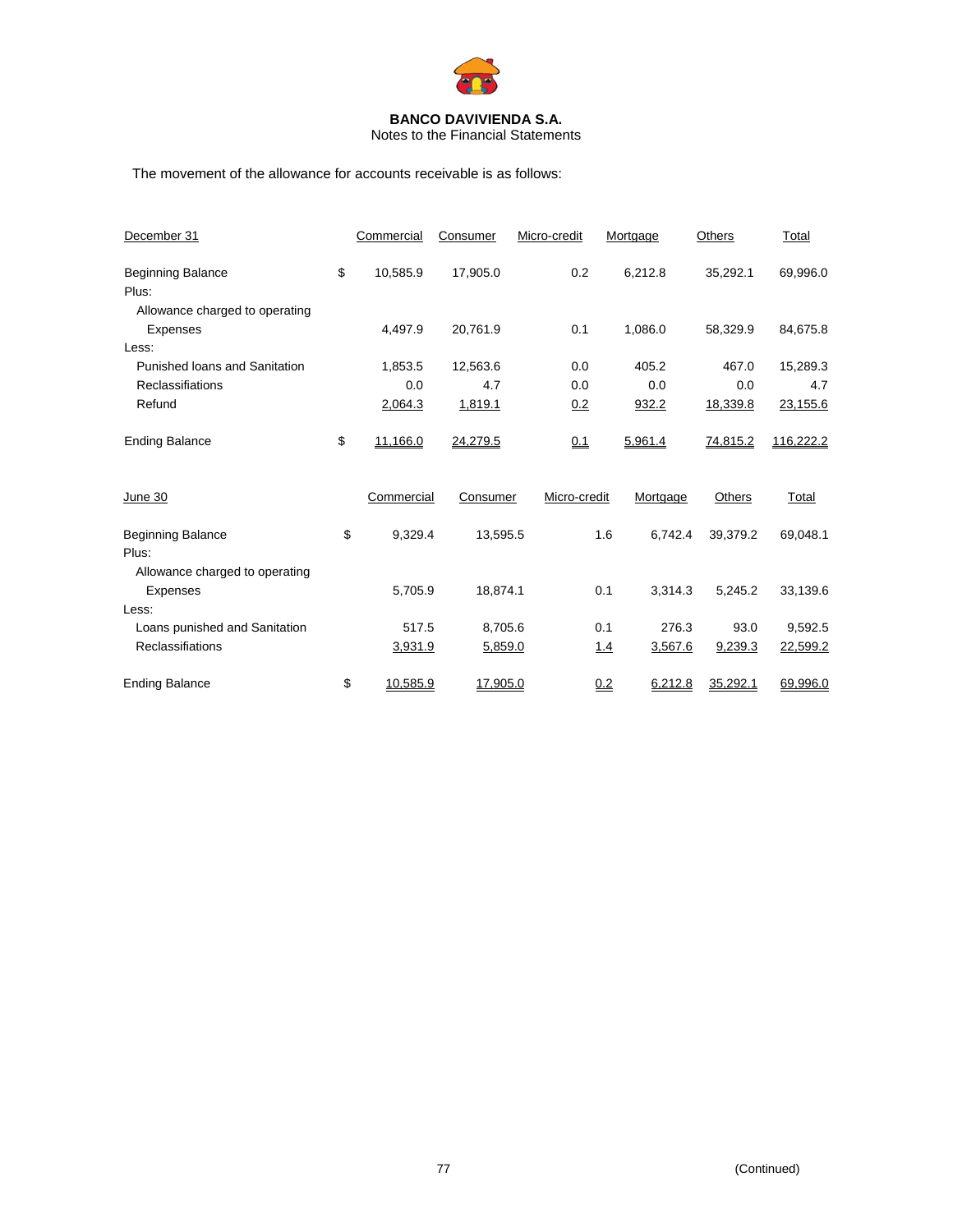**BANCO DAVIVIENDA S.A.**
Notes to the Financial Statements

The movement of the allowance for accounts receivable is as follows:

| December 31 | | Commercial | Consumer | Micro-credit | Mortgage | Others | Total |
|---|---|---|---|---|---|---|---|
| Beginning Balance | $ | 10,585.9 | 17,905.0 | 0.2 | 6,212.8 | 35,292.1 | 69,996.0 |
| Plus: | | | | | | | |
| Allowance charged to operating Expenses | | 4,497.9 | 20,761.9 | 0.1 | 1,086.0 | 58,329.9 | 84,675.8 |
| Less: | | | | | | | |
| Punished loans and Sanitation | | 1,853.5 | 12,563.6 | 0.0 | 405.2 | 467.0 | 15,289.3 |
| Reclassifiations | | 0.0 | 4.7 | 0.0 | 0.0 | 0.0 | 4.7 |
| Refund | | 2,064.3 | 1,819.1 | 0.2 | 932.2 | 18,339.8 | 23,155.6 |
| Ending Balance | $ | 11,166.0 | 24,279.5 | 0.1 | 5,961.4 | 74,815.2 | 116,222.2 |

| June 30 | | Commercial | Consumer | Micro-credit | Mortgage | Others | Total |
|---|---|---|---|---|---|---|---|
| Beginning Balance | $ | 9,329.4 | 13,595.5 | 1.6 | 6,742.4 | 39,379.2 | 69,048.1 |
| Plus: | | | | | | | |
| Allowance charged to operating Expenses | | 5,705.9 | 18,874.1 | 0.1 | 3,314.3 | 5,245.2 | 33,139.6 |
| Less: | | | | | | | |
| Loans punished and Sanitation | | 517.5 | 8,705.6 | 0.1 | 276.3 | 93.0 | 9,592.5 |
| Reclassifiations | | 3,931.9 | 5,859.0 | 1.4 | 3,567.6 | 9,239.3 | 22,599.2 |
| Ending Balance | $ | 10,585.9 | 17,905.0 | 0.2 | 6,212.8 | 35,292.1 | 69,996.0 |

(Continued)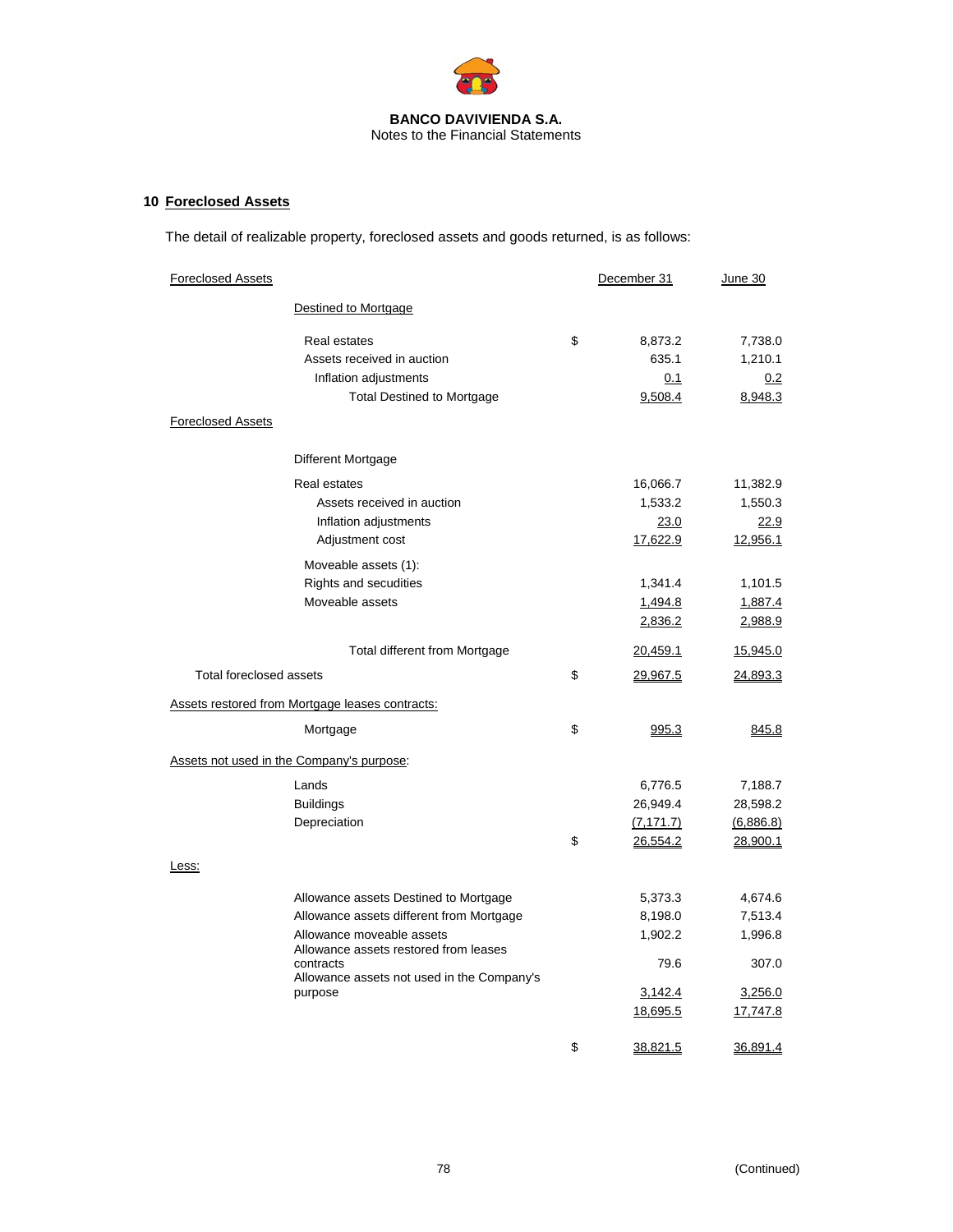## 10 Foreclosed Assets

The detail of realizable property, foreclosed assets and goods returned, is as follows:

| Foreclosed Assets | | December 31 | June 30 |
|---|---|---|---|
| **Destined to Mortgage** | | | |
| Real estates | $ | 8,873.2 | 7,738.0 |
| Assets received in auction | | 635.1 | 1,210.1 |
| Inflation adjustments | | 0.1 | 0.2 |
| Total Destined to Mortgage | | 9,508.4 | 8,948.3 |
| **Foreclosed Assets** | | | |
| Different Mortgage | | | |
| Real estates | | 16,066.7 | 11,382.9 |
| Assets received in auction | | 1,533.2 | 1,550.3 |
| Inflation adjustments | | 23.0 | 22.9 |
| Adjustment cost | | 17,622.9 | 12,956.1 |
| Moveable assets (1): | | | |
| Rights and secudities | | 1,341.4 | 1,101.5 |
| Moveable assets | | 1,494.8 | 1,887.4 |
| | | 2,836.2 | 2,988.9 |
| Total different from Mortgage | | 20,459.1 | 15,945.0 |
| Total foreclosed assets | $ | 29,967.5 | 24,893.3 |
| **Assets restored from Mortgage leases contracts:** | | | |
| Mortgage | $ | 995.3 | 845.8 |
| **Assets not used in the Company's purpose:** | | | |
| Lands | | 6,776.5 | 7,188.7 |
| Buildings | | 26,949.4 | 28,598.2 |
| Depreciation | | (7,171.7) | (6,886.8) |
| | $ | 26,554.2 | 28,900.1 |
| **Less:** | | | |
| Allowance assets Destined to Mortgage | | 5,373.3 | 4,674.6 |
| Allowance assets different from Mortgage | | 8,198.0 | 7,513.4 |
| Allowance moveable assets | | 1,902.2 | 1,996.8 |
| Allowance assets restored from leases contracts | | 79.6 | 307.0 |
| Allowance assets not used in the Company's purpose | | 3,142.4 | 3,256.0 |
| | | 18,695.5 | 17,747.8 |
| | $ | 38,821.5 | 36,891.4 |

(Continued)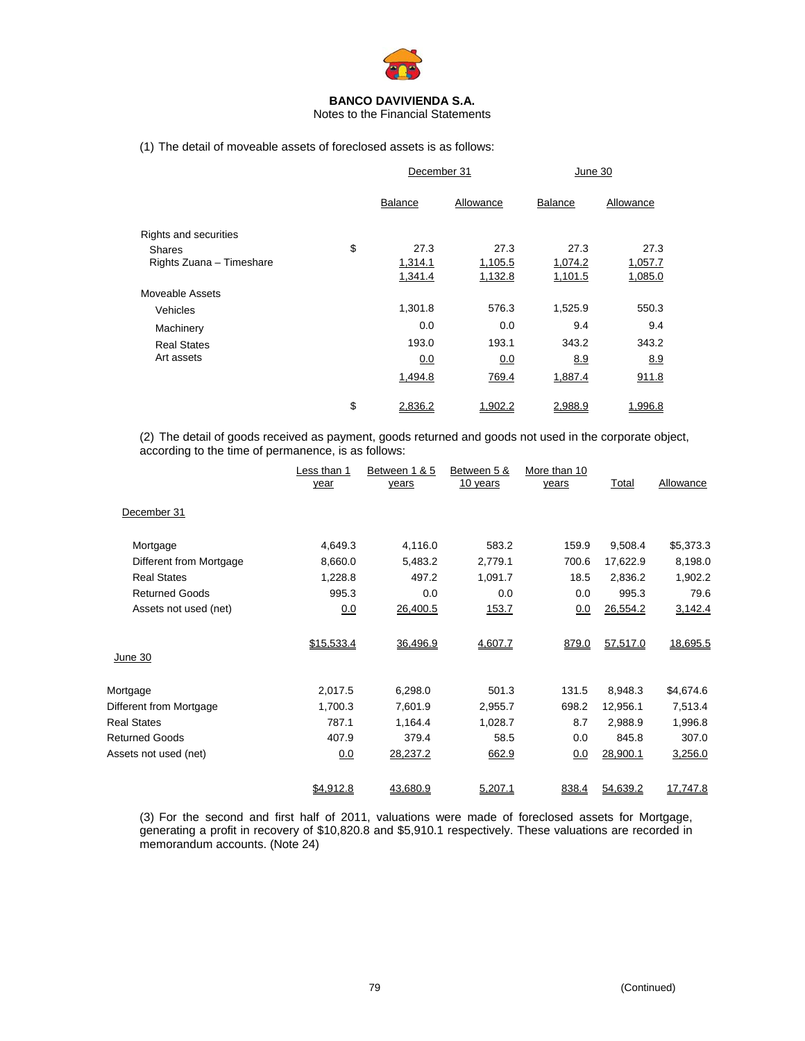**BANCO DAVIVIENDA S.A.**
Notes to the Financial Statements

(1) The detail of moveable assets of foreclosed assets is as follows:

| | | December 31 | | June 30 | |
|---|---|---|---|---|---|
| | | Balance | Allowance | Balance | Allowance |
| Rights and securities | | | | | |
| Shares | $ | 27.3 | 27.3 | 27.3 | 27.3 |
| Rights Zuana – Timeshare | | 1,314.1 | 1,105.5 | 1,074.2 | 1,057.7 |
| | | 1,341.4 | 1,132.8 | 1,101.5 | 1,085.0 |
| Moveable Assets | | | | | |
| Vehicles | | 1,301.8 | 576.3 | 1,525.9 | 550.3 |
| Machinery | | 0.0 | 0.0 | 9.4 | 9.4 |
| Real States | | 193.0 | 193.1 | 343.2 | 343.2 |
| Art assets | | 0.0 | 0.0 | 8.9 | 8.9 |
| | | 1,494.8 | 769.4 | 1,887.4 | 911.8 |
| | $ | 2,836.2 | 1,902.2 | 2,988.9 | 1,996.8 |

(2) The detail of goods received as payment, goods returned and goods not used in the corporate object, according to the time of permanence, is as follows:

| | Less than 1 year | Between 1 & 5 years | Between 5 & 10 years | More than 10 years | Total | Allowance |
|---|---|---|---|---|---|---|
| **December 31** | | | | | | |
| Mortgage | 4,649.3 | 4,116.0 | 583.2 | 159.9 | 9,508.4 | $5,373.3 |
| Different from Mortgage | 8,660.0 | 5,483.2 | 2,779.1 | 700.6 | 17,622.9 | 8,198.0 |
| Real States | 1,228.8 | 497.2 | 1,091.7 | 18.5 | 2,836.2 | 1,902.2 |
| Returned Goods | 995.3 | 0.0 | 0.0 | 0.0 | 995.3 | 79.6 |
| Assets not used (net) | 0.0 | 26,400.5 | 153.7 | 0.0 | 26,554.2 | 3,142.4 |
| | $15,533.4 | 36,496.9 | 4,607.7 | 879.0 | 57,517.0 | 18,695.5 |
| **June 30** | | | | | | |
| Mortgage | 2,017.5 | 6,298.0 | 501.3 | 131.5 | 8,948.3 | $4,674.6 |
| Different from Mortgage | 1,700.3 | 7,601.9 | 2,955.7 | 698.2 | 12,956.1 | 7,513.4 |
| Real States | 787.1 | 1,164.4 | 1,028.7 | 8.7 | 2,988.9 | 1,996.8 |
| Returned Goods | 407.9 | 379.4 | 58.5 | 0.0 | 845.8 | 307.0 |
| Assets not used (net) | 0.0 | 28,237.2 | 662.9 | 0.0 | 28,900.1 | 3,256.0 |
| | $4,912.8 | 43,680.9 | 5,207.1 | 838.4 | 54,639.2 | 17,747.8 |

(3) For the second and first half of 2011, valuations were made of foreclosed assets for Mortgage, generating a profit in recovery of $10,820.8 and $5,910.1 respectively. These valuations are recorded in memorandum accounts. (Note 24)

(Continued)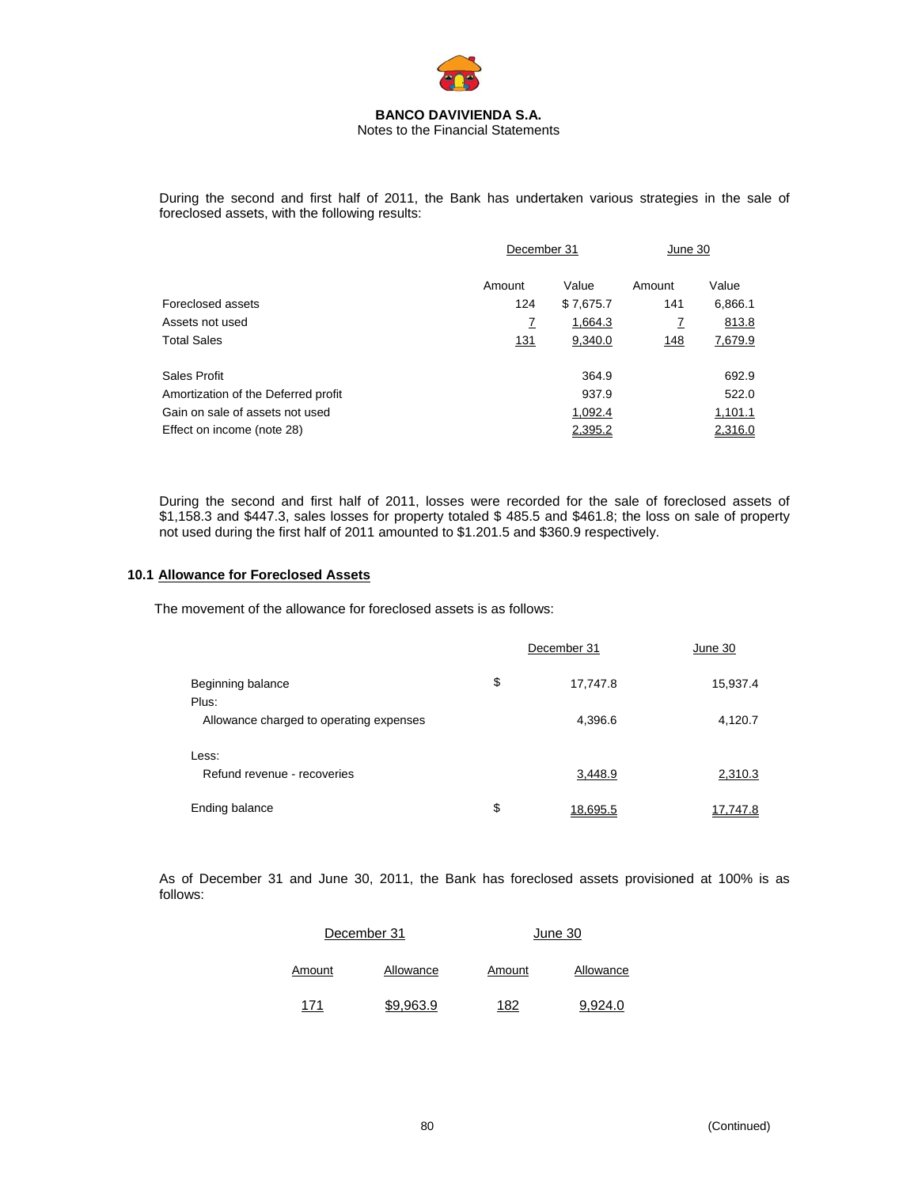During the second and first half of 2011, the Bank has undertaken various strategies in the sale of foreclosed assets, with the following results:

| | December 31 | | June 30 | |
|---|---|---|---|---|
| | Amount | Value | Amount | Value |
| Foreclosed assets | 124 | $ 7,675.7 | 141 | 6,866.1 |
| Assets not used | 7 | 1,664.3 | 7 | 813.8 |
| Total Sales | 131 | 9,340.0 | 148 | 7,679.9 |
| Sales Profit | | 364.9 | | 692.9 |
| Amortization of the Deferred profit | | 937.9 | | 522.0 |
| Gain on sale of assets not used | | 1,092.4 | | 1,101.1 |
| Effect on income (note 28) | | 2,395.2 | | 2,316.0 |

During the second and first half of 2011, losses were recorded for the sale of foreclosed assets of $1,158.3 and $447.3, sales losses for property totaled $ 485.5 and $461.8; the loss on sale of property not used during the first half of 2011 amounted to $1.201.5 and $360.9 respectively.

## 10.1 Allowance for Foreclosed Assets

The movement of the allowance for foreclosed assets is as follows:

| | | December 31 | June 30 |
|---|---|---|---|
| Beginning balance | $ | 17,747.8 | 15,937.4 |
| Plus: | | | |
| Allowance charged to operating expenses | | 4,396.6 | 4,120.7 |
| Less: | | | |
| Refund revenue - recoveries | | 3,448.9 | 2,310.3 |
| Ending balance | $ | 18,695.5 | 17,747.8 |

As of December 31 and June 30, 2011, the Bank has foreclosed assets provisioned at 100% is as follows:

| December 31 | | June 30 | |
|---|---|---|---|
| Amount | Allowance | Amount | Allowance |
| 171 | $9,963.9 | 182 | 9,924.0 |

(Continued)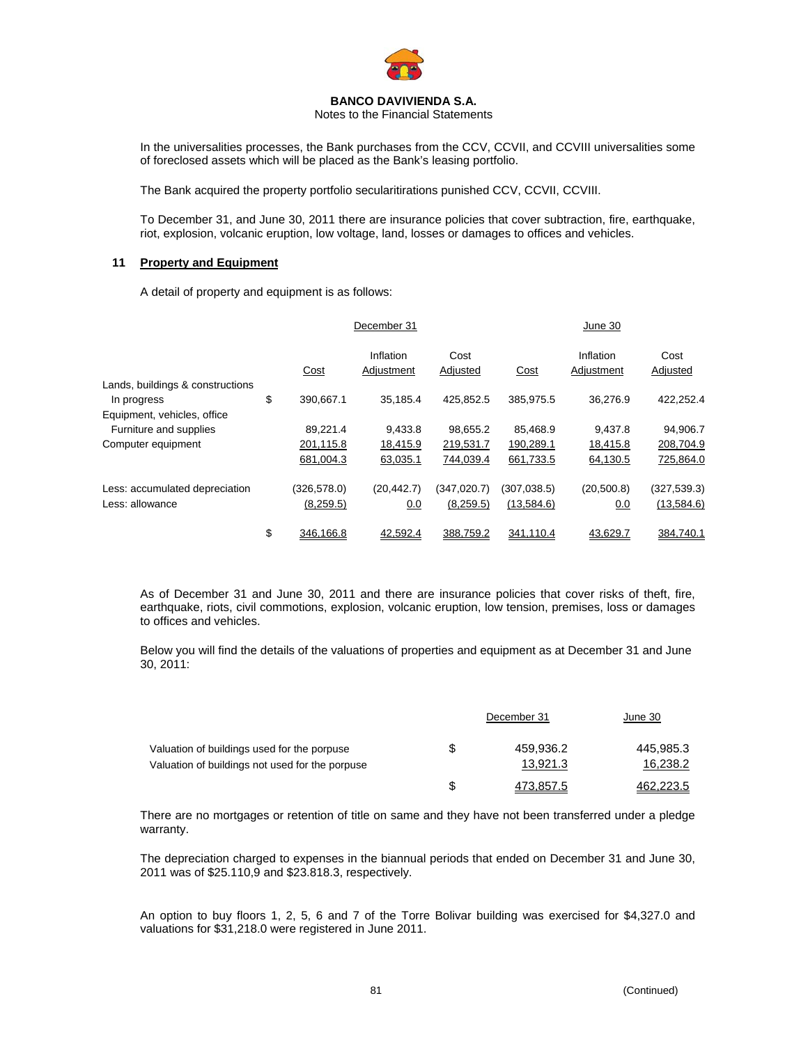**BANCO DAVIVIENDA S.A.**
Notes to the Financial Statements

In the universalities processes, the Bank purchases from the CCV, CCVII, and CCVIII universalities some of foreclosed assets which will be placed as the Bank's leasing portfolio.

The Bank acquired the property portfolio secularitirations punished CCV, CCVII, CCVIII.

To December 31, and June 30, 2011 there are insurance policies that cover subtraction, fire, earthquake, riot, explosion, volcanic eruption, low voltage, land, losses or damages to offices and vehicles.

## 11 Property and Equipment

A detail of property and equipment is as follows:

| | | December 31 | | | June 30 | | |
|---|---|---|---|---|---|---|---|
| | | Cost | Inflation Adjustment | Cost Adjusted | Cost | Inflation Adjustment | Cost Adjusted |
| Lands, buildings & constructions In progress | $ | 390,667.1 | 35,185.4 | 425,852.5 | 385,975.5 | 36,276.9 | 422,252.4 |
| Equipment, vehicles, office Furniture and supplies | | 89,221.4 | 9,433.8 | 98,655.2 | 85,468.9 | 9,437.8 | 94,906.7 |
| Computer equipment | | 201,115.8 | 18,415.9 | 219,531.7 | 190,289.1 | 18,415.8 | 208,704.9 |
| | | 681,004.3 | 63,035.1 | 744,039.4 | 661,733.5 | 64,130.5 | 725,864.0 |
| Less: accumulated depreciation | | (326,578.0) | (20,442.7) | (347,020.7) | (307,038.5) | (20,500.8) | (327,539.3) |
| Less: allowance | | (8,259.5) | 0.0 | (8,259.5) | (13,584.6) | 0.0 | (13,584.6) |
| | $ | 346,166.8 | 42,592.4 | 388,759.2 | 341,110.4 | 43,629.7 | 384,740.1 |

As of December 31 and June 30, 2011 and there are insurance policies that cover risks of theft, fire, earthquake, riots, civil commotions, explosion, volcanic eruption, low tension, premises, loss or damages to offices and vehicles.

Below you will find the details of the valuations of properties and equipment as at December 31 and June 30, 2011:

| | | December 31 | June 30 |
|---|---|---|---|
| Valuation of buildings used for the porpuse | $ | 459,936.2 | 445,985.3 |
| Valuation of buildings not used for the porpuse | | 13,921.3 | 16,238.2 |
| | $ | 473,857.5 | 462,223.5 |

There are no mortgages or retention of title on same and they have not been transferred under a pledge warranty.

The depreciation charged to expenses in the biannual periods that ended on December 31 and June 30, 2011 was of $25.110,9 and $23.818.3, respectively.

An option to buy floors 1, 2, 5, 6 and 7 of the Torre Bolivar building was exercised for $4,327.0 and valuations for $31,218.0 were registered in June 2011.

(Continued)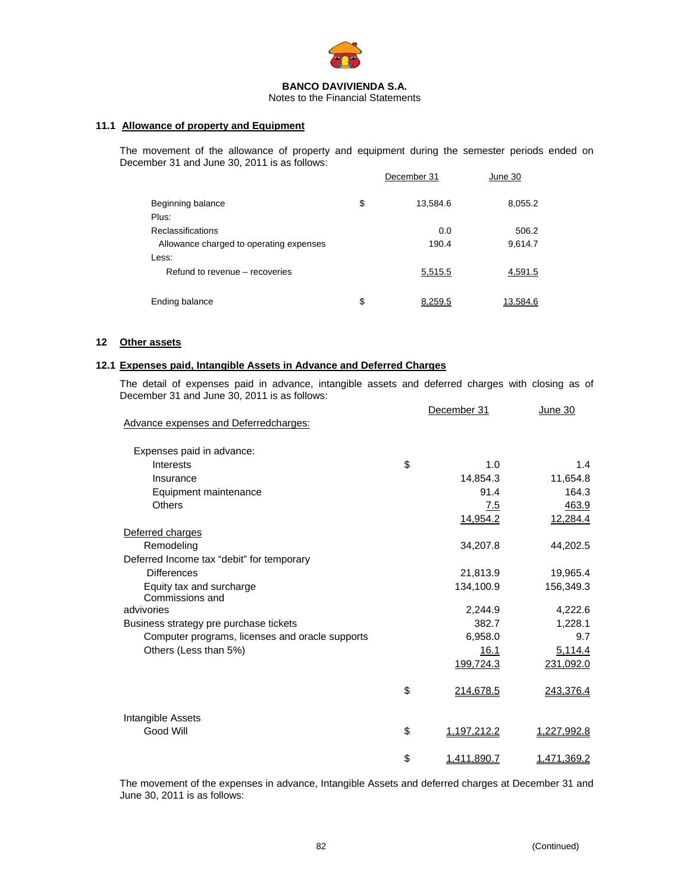**BANCO DAVIVIENDA S.A.**
Notes to the Financial Statements

### 11.1 Allowance of property and Equipment

The movement of the allowance of property and equipment during the semester periods ended on December 31 and June 30, 2011 is as follows:

| | | December 31 | June 30 |
|---|---|---|---|
| Beginning balance | $ | 13,584.6 | 8,055.2 |
| Plus: | | | |
| Reclassifications | | 0.0 | 506.2 |
| Allowance charged to operating expenses | | 190.4 | 9,614.7 |
| Less: | | | |
| Refund to revenue – recoveries | | 5,515.5 | 4,591.5 |
| Ending balance | $ | 8,259.5 | 13,584.6 |

## 12 Other assets

### 12.1 Expenses paid, Intangible Assets in Advance and Deferred Charges

The detail of expenses paid in advance, intangible assets and deferred charges with closing as of December 31 and June 30, 2011 is as follows:

| | | December 31 | June 30 |
|---|---|---|---|
| Advance expenses and Deferredcharges: | | | |
| Expenses paid in advance: | | | |
| Interests | $ | 1.0 | 1.4 |
| Insurance | | 14,854.3 | 11,654.8 |
| Equipment maintenance | | 91.4 | 164.3 |
| Others | | 7.5 | 463.9 |
| | | 14,954.2 | 12,284.4 |
| Deferred charges | | | |
| Remodeling | | 34,207.8 | 44,202.5 |
| Deferred Income tax "debit" for temporary Differences | | 21,813.9 | 19,965.4 |
| Equity tax and surcharge | | 134,100.9 | 156,349.3 |
| Commissions and advivories | | 2,244.9 | 4,222.6 |
| Business strategy pre purchase tickets | | 382.7 | 1,228.1 |
| Computer programs, licenses and oracle supports | | 6,958.0 | 9.7 |
| Others (Less than 5%) | | 16.1 | 5,114.4 |
| | | 199,724.3 | 231,092.0 |
| | $ | 214,678.5 | 243,376.4 |
| Intangible Assets | | | |
| Good Will | $ | 1,197,212.2 | 1,227,992.8 |
| | $ | 1,411,890.7 | 1,471,369.2 |

The movement of the expenses in advance, Intangible Assets and deferred charges at December 31 and June 30, 2011 is as follows:

(Continued)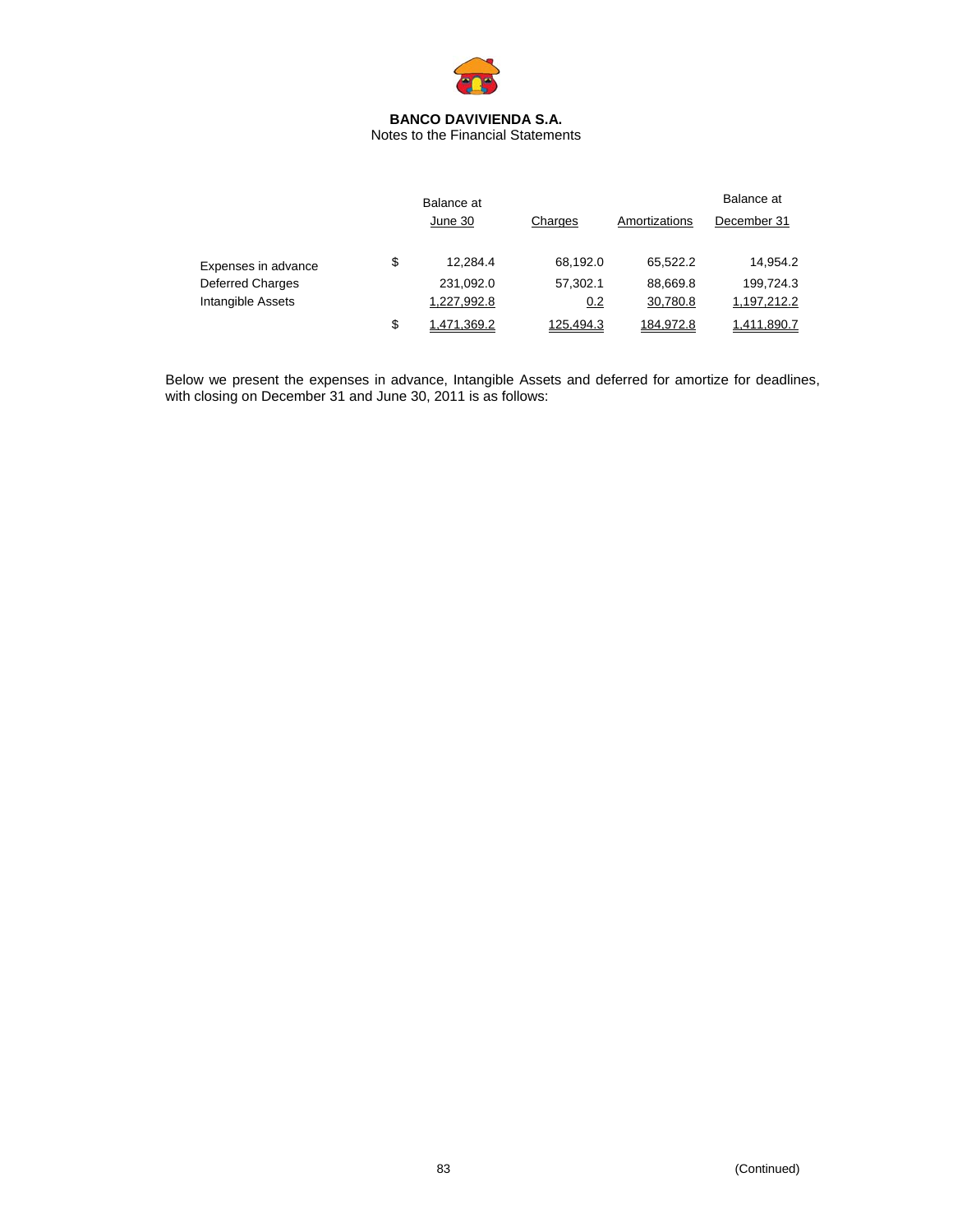**BANCO DAVIVIENDA S.A.**
Notes to the Financial Statements

| | | Balance at June 30 | Charges | Amortizations | Balance at December 31 |
|---|---|---|---|---|---|
| Expenses in advance | $ | 12,284.4 | 68,192.0 | 65,522.2 | 14,954.2 |
| Deferred Charges | | 231,092.0 | 57,302.1 | 88,669.8 | 199,724.3 |
| Intangible Assets | | 1,227,992.8 | 0.2 | 30,780.8 | 1,197,212.2 |
| | $ | 1,471,369.2 | 125,494.3 | 184,972.8 | 1,411,890.7 |

Below we present the expenses in advance, Intangible Assets and deferred for amortize for deadlines, with closing on December 31 and June 30, 2011 is as follows:

(Continued)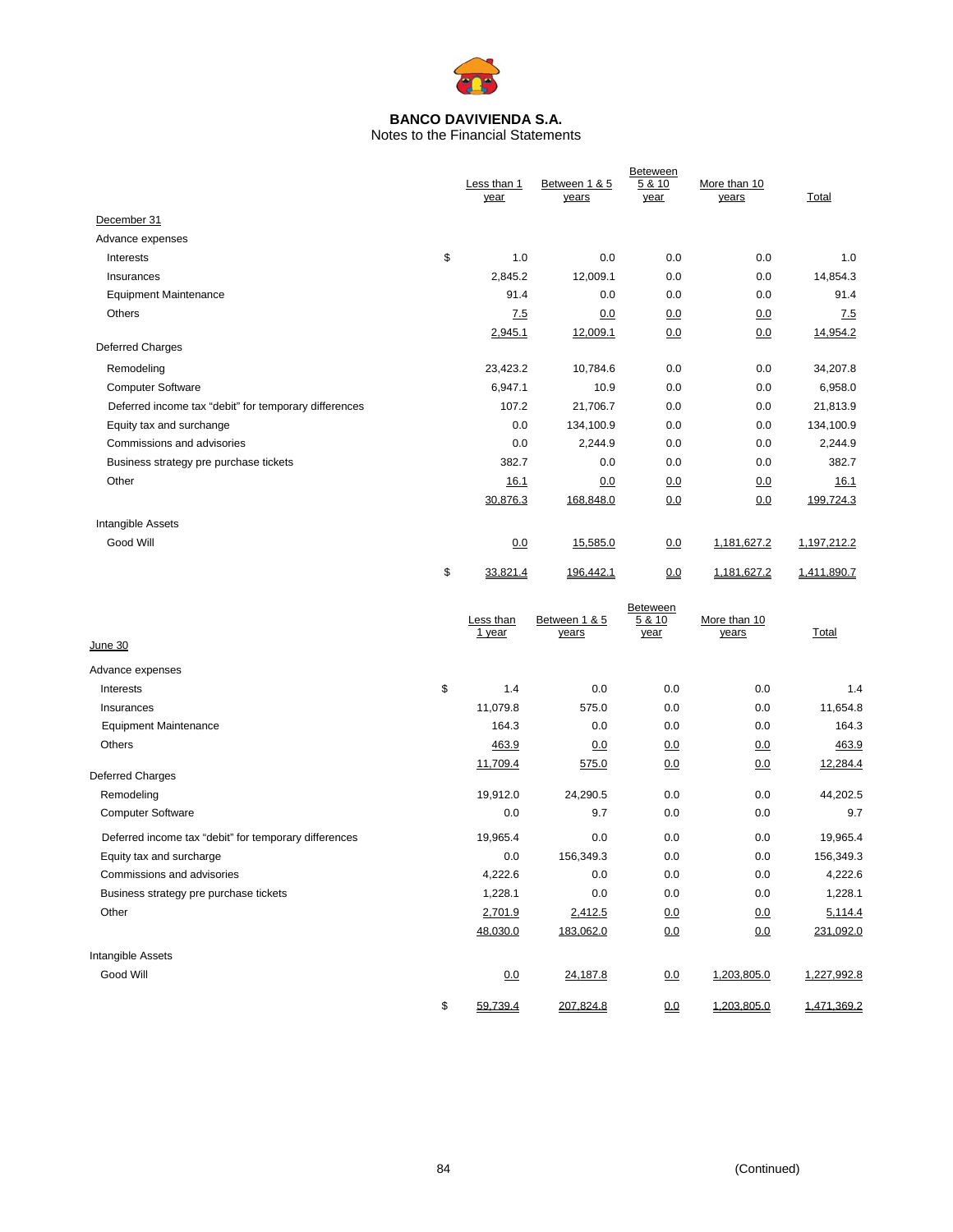**BANCO DAVIVIENDA S.A.**
Notes to the Financial Statements

| | | Less than 1 year | Between 1 & 5 years | Beteween 5 & 10 year | More than 10 years | Total |
|---|---|---|---|---|---|---|
| December 31 | | | | | | |
| Advance expenses | | | | | | |
| Interests | $ | 1.0 | 0.0 | 0.0 | 0.0 | 1.0 |
| Insurances | | 2,845.2 | 12,009.1 | 0.0 | 0.0 | 14,854.3 |
| Equipment Maintenance | | 91.4 | 0.0 | 0.0 | 0.0 | 91.4 |
| Others | | 7.5 | 0.0 | 0.0 | 0.0 | 7.5 |
| | | 2,945.1 | 12,009.1 | 0.0 | 0.0 | 14,954.2 |
| Deferred Charges | | | | | | |
| Remodeling | | 23,423.2 | 10,784.6 | 0.0 | 0.0 | 34,207.8 |
| Computer Software | | 6,947.1 | 10.9 | 0.0 | 0.0 | 6,958.0 |
| Deferred income tax "debit" for temporary differences | | 107.2 | 21,706.7 | 0.0 | 0.0 | 21,813.9 |
| Equity tax and surcharge | | 0.0 | 134,100.9 | 0.0 | 0.0 | 134,100.9 |
| Commissions and advisories | | 0.0 | 2,244.9 | 0.0 | 0.0 | 2,244.9 |
| Business strategy pre purchase tickets | | 382.7 | 0.0 | 0.0 | 0.0 | 382.7 |
| Other | | 16.1 | 0.0 | 0.0 | 0.0 | 16.1 |
| | | 30,876.3 | 168,848.0 | 0.0 | 0.0 | 199,724.3 |
| Intangible Assets | | | | | | |
| Good Will | | 0.0 | 15,585.0 | 0.0 | 1,181,627.2 | 1,197,212.2 |
| | $ | 33,821.4 | 196,442.1 | 0.0 | 1,181,627.2 | 1,411,890.7 |

| | | Less than 1 year | Between 1 & 5 years | Beteween 5 & 10 year | More than 10 years | Total |
|---|---|---|---|---|---|---|
| June 30 | | | | | | |
| Advance expenses | | | | | | |
| Interests | $ | 1.4 | 0.0 | 0.0 | 0.0 | 1.4 |
| Insurances | | 11,079.8 | 575.0 | 0.0 | 0.0 | 11,654.8 |
| Equipment Maintenance | | 164.3 | 0.0 | 0.0 | 0.0 | 164.3 |
| Others | | 463.9 | 0.0 | 0.0 | 0.0 | 463.9 |
| | | 11,709.4 | 575.0 | 0.0 | 0.0 | 12,284.4 |
| Deferred Charges | | | | | | |
| Remodeling | | 19,912.0 | 24,290.5 | 0.0 | 0.0 | 44,202.5 |
| Computer Software | | 0.0 | 9.7 | 0.0 | 0.0 | 9.7 |
| Deferred income tax "debit" for temporary differences | | 19,965.4 | 0.0 | 0.0 | 0.0 | 19,965.4 |
| Equity tax and surcharge | | 0.0 | 156,349.3 | 0.0 | 0.0 | 156,349.3 |
| Commissions and advisories | | 4,222.6 | 0.0 | 0.0 | 0.0 | 4,222.6 |
| Business strategy pre purchase tickets | | 1,228.1 | 0.0 | 0.0 | 0.0 | 1,228.1 |
| Other | | 2,701.9 | 2,412.5 | 0.0 | 0.0 | 5,114.4 |
| | | 48,030.0 | 183,062.0 | 0.0 | 0.0 | 231,092.0 |
| Intangible Assets | | | | | | |
| Good Will | | 0.0 | 24,187.8 | 0.0 | 1,203,805.0 | 1,227,992.8 |
| | $ | 59,739.4 | 207,824.8 | 0.0 | 1,203,805.0 | 1,471,369.2 |

(Continued)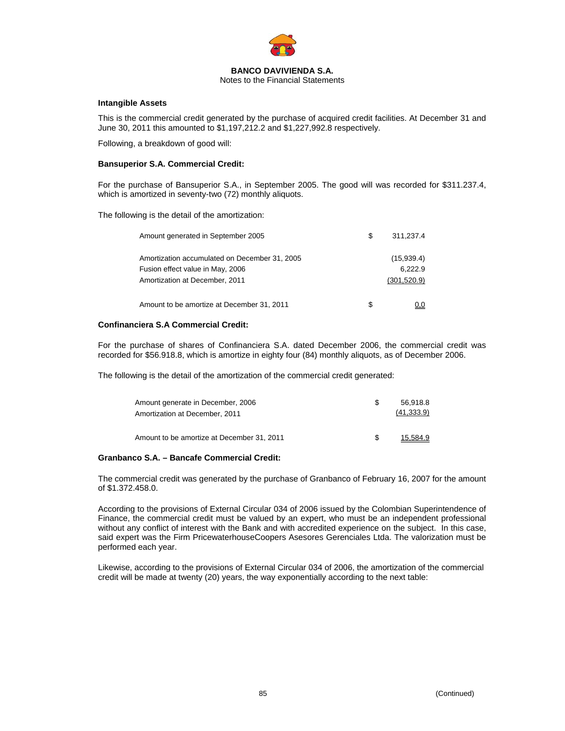**BANCO DAVIVIENDA S.A.**
Notes to the Financial Statements

**Intangible Assets**

This is the commercial credit generated by the purchase of acquired credit facilities. At December 31 and June 30, 2011 this amounted to $1,197,212.2 and $1,227,992.8 respectively.

Following, a breakdown of good will:

**Bansuperior S.A. Commercial Credit:**

For the purchase of Bansuperior S.A., in September 2005. The good will was recorded for $311.237.4, which is amortized in seventy-two (72) monthly aliquots.

The following is the detail of the amortization:

| | | |
|---|---|---|
| Amount generated in September 2005 | $ | 311,237.4 |
| Amortization accumulated on December 31, 2005 | | (15,939.4) |
| Fusion effect value in May, 2006 | | 6,222.9 |
| Amortization at December, 2011 | | (301,520.9) |
| Amount to be amortize at December 31, 2011 | $ | 0.0 |

**Confinanciera S.A Commercial Credit:**

For the purchase of shares of Confinanciera S.A. dated December 2006, the commercial credit was recorded for $56.918.8, which is amortize in eighty four (84) monthly aliquots, as of December 2006.

The following is the detail of the amortization of the commercial credit generated:

| | | |
|---|---|---|
| Amount generate in December, 2006 | $ | 56,918.8 |
| Amortization at December, 2011 | | (41,333.9) |
| Amount to be amortize at December 31, 2011 | $ | 15,584.9 |

**Granbanco S.A. – Bancafe Commercial Credit:**

The commercial credit was generated by the purchase of Granbanco of February 16, 2007 for the amount of $1.372.458.0.

According to the provisions of External Circular 034 of 2006 issued by the Colombian Superintendence of Finance, the commercial credit must be valued by an expert, who must be an independent professional without any conflict of interest with the Bank and with accredited experience on the subject. In this case, said expert was the Firm PricewaterhouseCoopers Asesores Gerenciales Ltda. The valorization must be performed each year.

Likewise, according to the provisions of External Circular 034 of 2006, the amortization of the commercial credit will be made at twenty (20) years, the way exponentially according to the next table:

(Continued)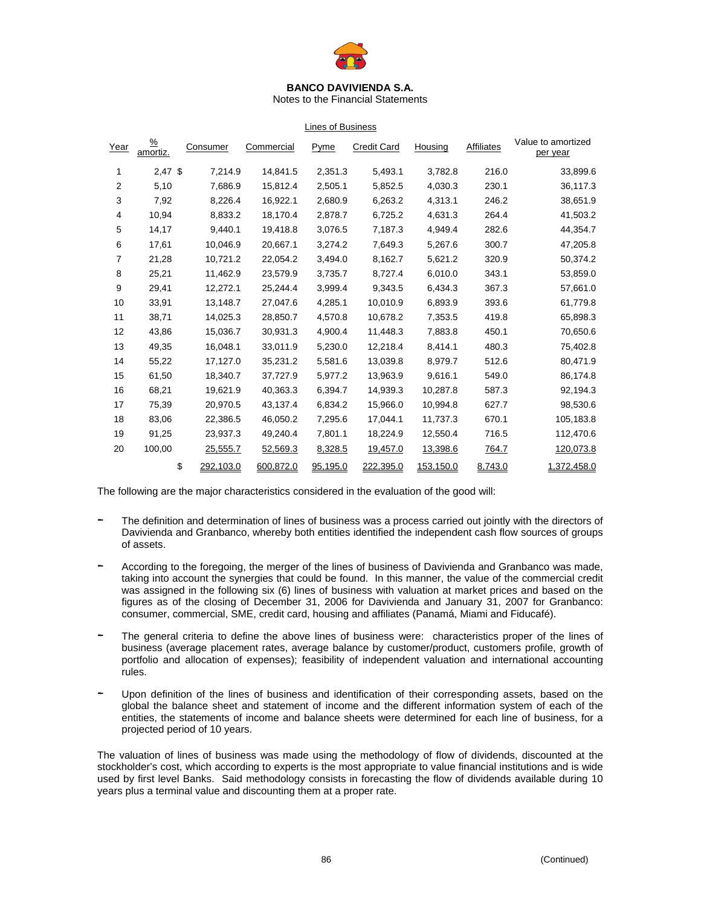**BANCO DAVIVIENDA S.A.**
Notes to the Financial Statements

Lines of Business

| Year | % amortiz. | Consumer | Commercial | Pyme | Credit Card | Housing | Affiliates | Value to amortized per year |
|---|---|---|---|---|---|---|---|---|
| 1 | 2,47 | $ 7,214.9 | 14,841.5 | 2,351.3 | 5,493.1 | 3,782.8 | 216.0 | 33,899.6 |
| 2 | 5,10 | 7,686.9 | 15,812.4 | 2,505.1 | 5,852.5 | 4,030.3 | 230.1 | 36,117.3 |
| 3 | 7,92 | 8,226.4 | 16,922.1 | 2,680.9 | 6,263.2 | 4,313.1 | 246.2 | 38,651.9 |
| 4 | 10,94 | 8,833.2 | 18,170.4 | 2,878.7 | 6,725.2 | 4,631.3 | 264.4 | 41,503.2 |
| 5 | 14,17 | 9,440.1 | 19,418.8 | 3,076.5 | 7,187.3 | 4,949.4 | 282.6 | 44,354.7 |
| 6 | 17,61 | 10,046.9 | 20,667.1 | 3,274.2 | 7,649.3 | 5,267.6 | 300.7 | 47,205.8 |
| 7 | 21,28 | 10,721.2 | 22,054.2 | 3,494.0 | 8,162.7 | 5,621.2 | 320.9 | 50,374.2 |
| 8 | 25,21 | 11,462.9 | 23,579.9 | 3,735.7 | 8,727.4 | 6,010.0 | 343.1 | 53,859.0 |
| 9 | 29,41 | 12,272.1 | 25,244.4 | 3,999.4 | 9,343.5 | 6,434.3 | 367.3 | 57,661.0 |
| 10 | 33,91 | 13,148.7 | 27,047.6 | 4,285.1 | 10,010.9 | 6,893.9 | 393.6 | 61,779.8 |
| 11 | 38,71 | 14,025.3 | 28,850.7 | 4,570.8 | 10,678.2 | 7,353.5 | 419.8 | 65,898.3 |
| 12 | 43,86 | 15,036.7 | 30,931.3 | 4,900.4 | 11,448.3 | 7,883.8 | 450.1 | 70,650.6 |
| 13 | 49,35 | 16,048.1 | 33,011.9 | 5,230.0 | 12,218.4 | 8,414.1 | 480.3 | 75,402.8 |
| 14 | 55,22 | 17,127.0 | 35,231.2 | 5,581.6 | 13,039.8 | 8,979.7 | 512.6 | 80,471.9 |
| 15 | 61,50 | 18,340.7 | 37,727.9 | 5,977.2 | 13,963.9 | 9,616.1 | 549.0 | 86,174.8 |
| 16 | 68,21 | 19,621.9 | 40,363.3 | 6,394.7 | 14,939.3 | 10,287.8 | 587.3 | 92,194.3 |
| 17 | 75,39 | 20,970.5 | 43,137.4 | 6,834.2 | 15,966.0 | 10,994.8 | 627.7 | 98,530.6 |
| 18 | 83,06 | 22,386.5 | 46,050.2 | 7,295.6 | 17,044.1 | 11,737.3 | 670.1 | 105,183.8 |
| 19 | 91,25 | 23,937.3 | 49,240.4 | 7,801.1 | 18,224.9 | 12,550.4 | 716.5 | 112,470.6 |
| 20 | 100,00 | 25,555.7 | 52,569.3 | 8,328.5 | 19,457.0 | 13,398.6 | 764.7 | 120,073.8 |
| | | $ 292,103.0 | 600,872.0 | 95,195.0 | 222,395.0 | 153,150.0 | 8,743.0 | 1,372,458.0 |

The following are the major characteristics considered in the evaluation of the good will:

- The definition and determination of lines of business was a process carried out jointly with the directors of Davivienda and Granbanco, whereby both entities identified the independent cash flow sources of groups of assets.
- According to the foregoing, the merger of the lines of business of Davivienda and Granbanco was made, taking into account the synergies that could be found. In this manner, the value of the commercial credit was assigned in the following six (6) lines of business with valuation at market prices and based on the figures as of the closing of December 31, 2006 for Davivienda and January 31, 2007 for Granbanco: consumer, commercial, SME, credit card, housing and affiliates (Panamá, Miami and Fiducafé).
- The general criteria to define the above lines of business were: characteristics proper of the lines of business (average placement rates, average balance by customer/product, customers profile, growth of portfolio and allocation of expenses); feasibility of independent valuation and international accounting rules.
- Upon definition of the lines of business and identification of their corresponding assets, based on the global the balance sheet and statement of income and the different information system of each of the entities, the statements of income and balance sheets were determined for each line of business, for a projected period of 10 years.

The valuation of lines of business was made using the methodology of flow of dividends, discounted at the stockholder's cost, which according to experts is the most appropriate to value financial institutions and is wide used by first level Banks. Said methodology consists in forecasting the flow of dividends available during 10 years plus a terminal value and discounting them at a proper rate.

(Continued)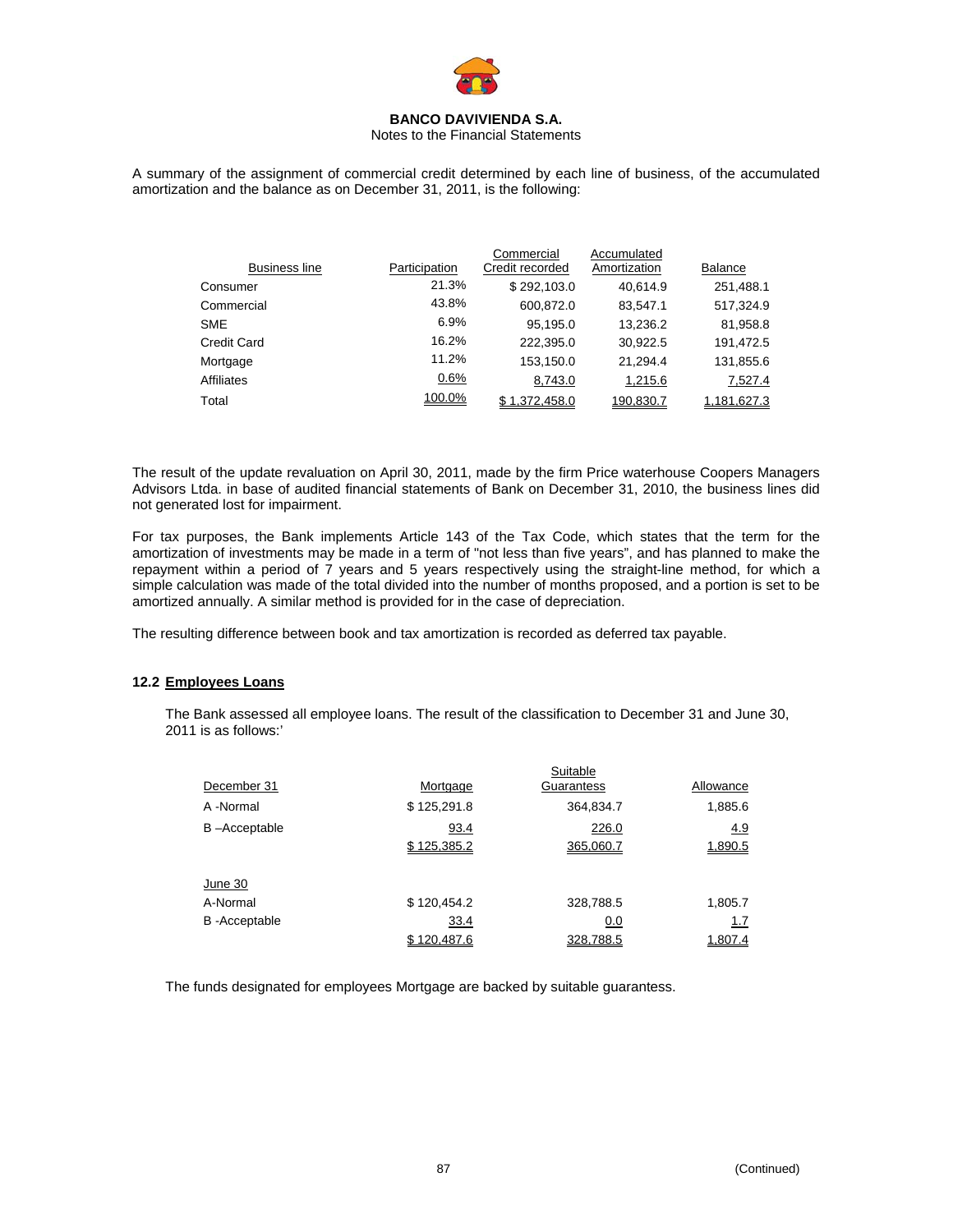A summary of the assignment of commercial credit determined by each line of business, of the accumulated amortization and the balance as on December 31, 2011, is the following:

| Business line | Participation | Commercial Credit recorded | Accumulated Amortization | Balance |
|---|---|---|---|---|
| Consumer | 21.3% | $ 292,103.0 | 40,614.9 | 251,488.1 |
| Commercial | 43.8% | 600,872.0 | 83,547.1 | 517,324.9 |
| SME | 6.9% | 95,195.0 | 13,236.2 | 81,958.8 |
| Credit Card | 16.2% | 222,395.0 | 30,922.5 | 191,472.5 |
| Mortgage | 11.2% | 153,150.0 | 21,294.4 | 131,855.6 |
| Affiliates | 0.6% | 8,743.0 | 1,215.6 | 7,527.4 |
| Total | 100.0% | $ 1,372,458.0 | 190,830.7 | 1,181,627.3 |

The result of the update revaluation on April 30, 2011, made by the firm Price waterhouse Coopers Managers Advisors Ltda. in base of audited financial statements of Bank on December 31, 2010, the business lines did not generated lost for impairment.

For tax purposes, the Bank implements Article 143 of the Tax Code, which states that the term for the amortization of investments may be made in a term of "not less than five years", and has planned to make the repayment within a period of 7 years and 5 years respectively using the straight-line method, for which a simple calculation was made of the total divided into the number of months proposed, and a portion is set to be amortized annually. A similar method is provided for in the case of depreciation.

The resulting difference between book and tax amortization is recorded as deferred tax payable.

### 12.2 Employees Loans

The Bank assessed all employee loans. The result of the classification to December 31 and June 30, 2011 is as follows:'

| December 31 | Mortgage | Suitable Guarantess | Allowance |
|---|---|---|---|
| A -Normal | $ 125,291.8 | 364,834.7 | 1,885.6 |
| B –Acceptable | 93.4 | 226.0 | 4.9 |
| | $ 125,385.2 | 365,060.7 | 1,890.5 |
| **June 30** | | | |
| A-Normal | $ 120,454.2 | 328,788.5 | 1,805.7 |
| B -Acceptable | 33.4 | 0.0 | 1.7 |
| | $ 120,487.6 | 328,788.5 | 1,807.4 |

The funds designated for employees Mortgage are backed by suitable guarantess.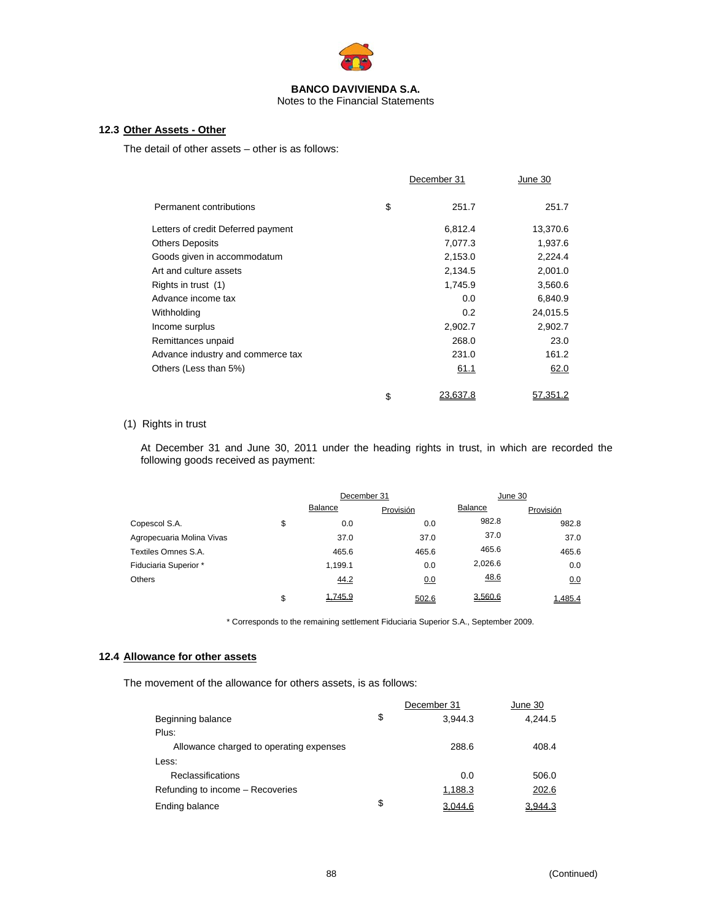**BANCO DAVIVIENDA S.A.**
Notes to the Financial Statements

### 12.3 Other Assets - Other

The detail of other assets – other is as follows:

| | | December 31 | June 30 |
|---|---|---|---|
| Permanent contributions | $ | 251.7 | 251.7 |
| Letters of credit Deferred payment | | 6,812.4 | 13,370.6 |
| Others Deposits | | 7,077.3 | 1,937.6 |
| Goods given in accommodatum | | 2,153.0 | 2,224.4 |
| Art and culture assets | | 2,134.5 | 2,001.0 |
| Rights in trust (1) | | 1,745.9 | 3,560.6 |
| Advance income tax | | 0.0 | 6,840.9 |
| Withholding | | 0.2 | 24,015.5 |
| Income surplus | | 2,902.7 | 2,902.7 |
| Remittances unpaid | | 268.0 | 23.0 |
| Advance industry and commerce tax | | 231.0 | 161.2 |
| Others (Less than 5%) | | 61.1 | 62.0 |
| | $ | 23,637.8 | 57,351.2 |

(1) Rights in trust

At December 31 and June 30, 2011 under the heading rights in trust, in which are recorded the following goods received as payment:

| | | December 31 | | June 30 | |
|---|---|---|---|---|---|
| | | Balance | Provisión | Balance | Provisión |
| Copescol S.A. | $ | 0.0 | 0.0 | 982.8 | 982.8 |
| Agropecuaria Molina Vivas | | 37.0 | 37.0 | 37.0 | 37.0 |
| Textiles Omnes S.A. | | 465.6 | 465.6 | 465.6 | 465.6 |
| Fiduciaria Superior * | | 1,199.1 | 0.0 | 2,026.6 | 0.0 |
| Others | | 44.2 | 0.0 | 48.6 | 0.0 |
| | $ | 1,745.9 | 502.6 | 3,560.6 | 1,485.4 |

\* Corresponds to the remaining settlement Fiduciaria Superior S.A., September 2009.

### 12.4 Allowance for other assets

The movement of the allowance for others assets, is as follows:

| | | December 31 | June 30 |
|---|---|---|---|
| Beginning balance | $ | 3,944.3 | 4,244.5 |
| Plus: | | | |
| Allowance charged to operating expenses | | 288.6 | 408.4 |
| Less: | | | |
| Reclassifications | | 0.0 | 506.0 |
| Refunding to income – Recoveries | | 1,188.3 | 202.6 |
| Ending balance | $ | 3,044.6 | 3,944.3 |

(Continued)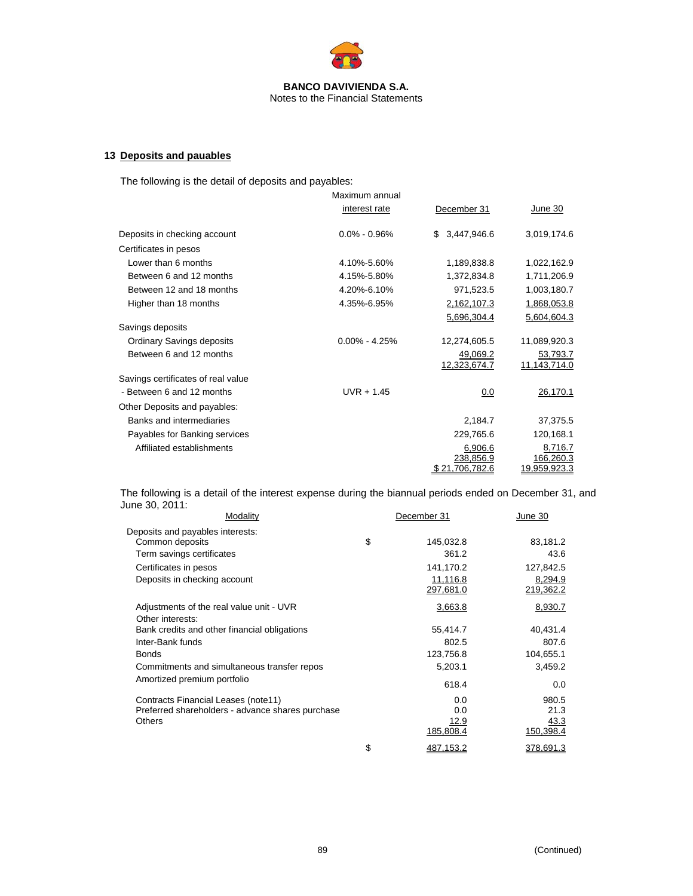**BANCO DAVIVIENDA S.A.**
Notes to the Financial Statements

## 13 Deposits and pauables

The following is the detail of deposits and payables:

| | Maximum annual interest rate | December 31 | June 30 |
|---|---|---|---|
| Deposits in checking account | 0.0% - 0.96% | $ 3,447,946.6 | 3,019,174.6 |
| Certificates in pesos | | | |
| Lower than 6 months | 4.10%-5.60% | 1,189,838.8 | 1,022,162.9 |
| Between 6 and 12 months | 4.15%-5.80% | 1,372,834.8 | 1,711,206.9 |
| Between 12 and 18 months | 4.20%-6.10% | 971,523.5 | 1,003,180.7 |
| Higher than 18 months | 4.35%-6.95% | 2,162,107.3 | 1,868,053.8 |
| | | 5,696,304.4 | 5,604,604.3 |
| Savings deposits | | | |
| Ordinary Savings deposits | 0.00% - 4.25% | 12,274,605.5 | 11,089,920.3 |
| Between 6 and 12 months | | 49,069.2 | 53,793.7 |
| | | 12,323,674.7 | 11,143,714.0 |
| Savings certificates of real value | | | |
| - Between 6 and 12 months | UVR + 1.45 | 0.0 | 26,170.1 |
| Other Deposits and payables: | | | |
| Banks and intermediaries | | 2,184.7 | 37,375.5 |
| Payables for Banking services | | 229,765.6 | 120,168.1 |
| Affiliated establishments | | 6,906.6 | 8,716.7 |
| | | 238,856.9 | 166,260.3 |
| | | $ 21,706,782.6 | 19,959,923.3 |

The following is a detail of the interest expense during the biannual periods ended on December 31, and June 30, 2011:

| Modality | December 31 | June 30 |
|---|---|---|
| Deposits and payables interests: | | |
| Common deposits | $ 145,032.8 | 83,181.2 |
| Term savings certificates | 361.2 | 43.6 |
| Certificates in pesos | 141,170.2 | 127,842.5 |
| Deposits in checking account | 11,116.8 | 8,294.9 |
| | 297,681.0 | 219,362.2 |
| Adjustments of the real value unit - UVR | 3,663.8 | 8,930.7 |
| Other interests: | | |
| Bank credits and other financial obligations | 55,414.7 | 40,431.4 |
| Inter-Bank funds | 802.5 | 807.6 |
| Bonds | 123,756.8 | 104,655.1 |
| Commitments and simultaneous transfer repos | 5,203.1 | 3,459.2 |
| Amortized premium portfolio | 618.4 | 0.0 |
| Contracts Financial Leases (note11) | 0.0 | 980.5 |
| Preferred shareholders - advance shares purchase | 0.0 | 21.3 |
| Others | 12.9 | 43.3 |
| | 185,808.4 | 150,398.4 |
| | $ 487,153.2 | 378,691.3 |

(Continued)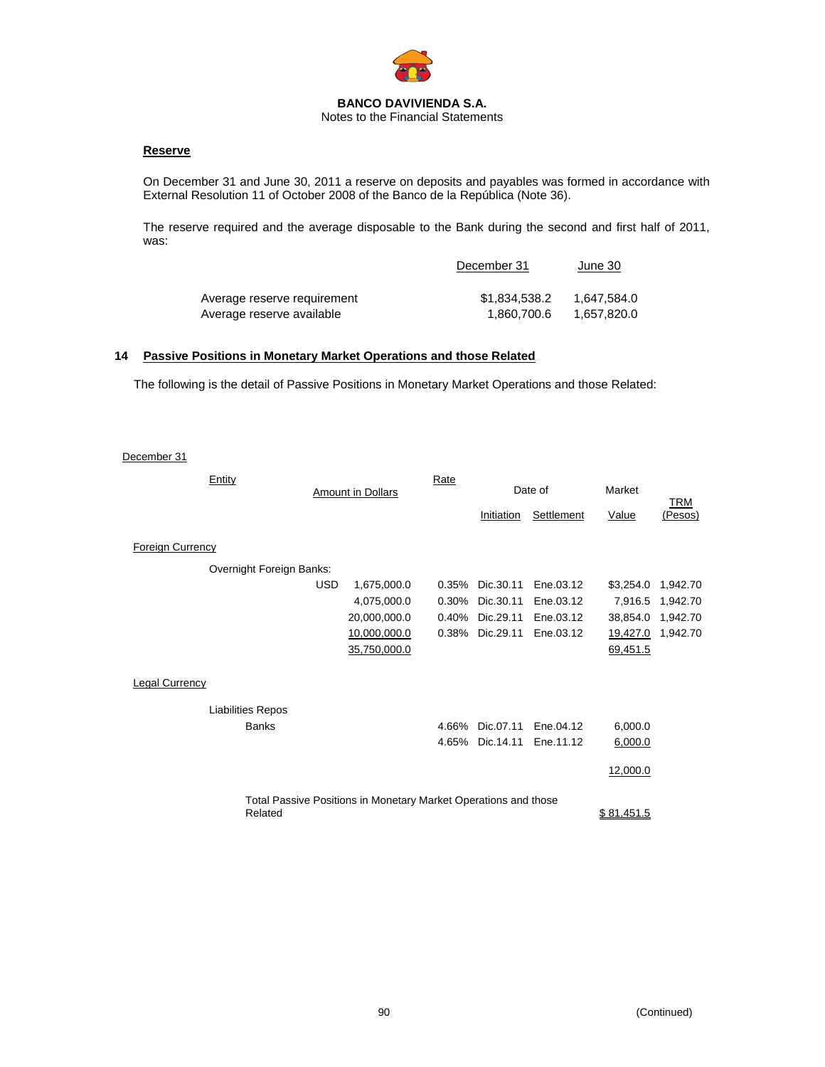BANCO DAVIVIENDA S.A.
Notes to the Financial Statements

**Reserve**

On December 31 and June 30, 2011 a reserve on deposits and payables was formed in accordance with External Resolution 11 of October 2008 of the Banco de la República (Note 36).

The reserve required and the average disposable to the Bank during the second and first half of 2011, was:

| | December 31 | June 30 |
|---|---|---|
| Average reserve requirement | $1,834,538.2 | 1,647,584.0 |
| Average reserve available | 1,860,700.6 | 1,657,820.0 |

## 14 Passive Positions in Monetary Market Operations and those Related

The following is the detail of Passive Positions in Monetary Market Operations and those Related:

December 31

| Entity | | Amount in Dollars | Rate | Date of Initiation | Date of Settlement | Market Value | TRM (Pesos) |
|---|---|---|---|---|---|---|---|
| **Foreign Currency** | | | | | | | |
| Overnight Foreign Banks: | | | | | | | |
| | USD | 1,675,000.0 | 0.35% | Dic.30.11 | Ene.03.12 | $3,254.0 | 1,942.70 |
| | | 4,075,000.0 | 0.30% | Dic.30.11 | Ene.03.12 | 7,916.5 | 1,942.70 |
| | | 20,000,000.0 | 0.40% | Dic.29.11 | Ene.03.12 | 38,854.0 | 1,942.70 |
| | | 10,000,000.0 | 0.38% | Dic.29.11 | Ene.03.12 | 19,427.0 | 1,942.70 |
| | | 35,750,000.0 | | | | 69,451.5 | |
| **Legal Currency** | | | | | | | |
| Liabilities Repos | | | | | | | |
| Banks | | | 4.66% | Dic.07.11 | Ene.04.12 | 6,000.0 | |
| | | | 4.65% | Dic.14.11 | Ene.11.12 | 6,000.0 | |
| | | | | | | 12,000.0 | |
| Total Passive Positions in Monetary Market Operations and those Related | | | | | | $ 81,451.5 | |

(Continued)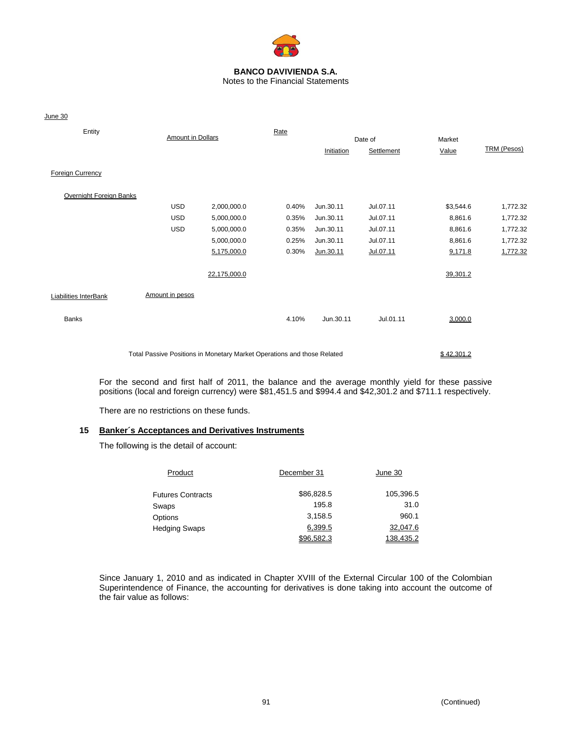**BANCO DAVIVIENDA S.A.**
Notes to the Financial Statements

June 30

| Entity | Amount in Dollars | | Rate | Date of Initiation | Date of Settlement | Market Value | TRM (Pesos) |
|---|---|---|---|---|---|---|---|
| Foreign Currency | | | | | | | |
| Overnight Foreign Banks | | | | | | | |
| | USD | 2,000,000.0 | 0.40% | Jun.30.11 | Jul.07.11 | $3,544.6 | 1,772.32 |
| | USD | 5,000,000.0 | 0.35% | Jun.30.11 | Jul.07.11 | 8,861.6 | 1,772.32 |
| | USD | 5,000,000.0 | 0.35% | Jun.30.11 | Jul.07.11 | 8,861.6 | 1,772.32 |
| | | 5,000,000.0 | 0.25% | Jun.30.11 | Jul.07.11 | 8,861.6 | 1,772.32 |
| | | 5,175,000.0 | 0.30% | Jun.30.11 | Jul.07.11 | 9,171.8 | 1,772.32 |
| | | 22,175,000.0 | | | | 39,301.2 | |
| Liabilities InterBank | Amount in pesos | | | | | | |
| Banks | | | 4.10% | Jun.30.11 | Jul.01.11 | 3,000.0 | |
| Total Passive Positions in Monetary Market Operations and those Related | | | | | | $ 42,301.2 | |

For the second and first half of 2011, the balance and the average monthly yield for these passive positions (local and foreign currency) were $81,451.5 and $994.4 and $42,301.2 and $711.1 respectively.

There are no restrictions on these funds.

## 15 Banker´s Acceptances and Derivatives Instruments

The following is the detail of account:

| Product | December 31 | June 30 |
|---|---|---|
| Futures Contracts | $86,828.5 | 105,396.5 |
| Swaps | 195.8 | 31.0 |
| Options | 3,158.5 | 960.1 |
| Hedging Swaps | 6,399.5 | 32,047.6 |
| | $96,582.3 | 138,435.2 |

Since January 1, 2010 and as indicated in Chapter XVIII of the External Circular 100 of the Colombian Superintendence of Finance, the accounting for derivatives is done taking into account the outcome of the fair value as follows: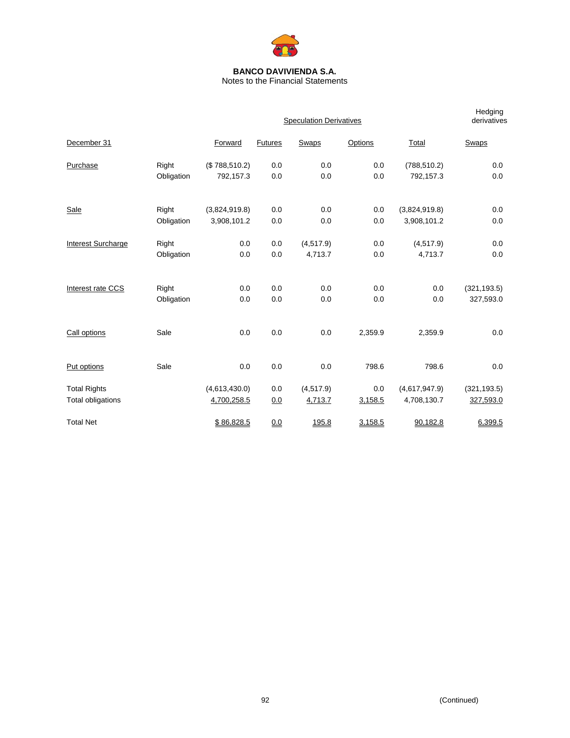**BANCO DAVIVIENDA S.A.**
Notes to the Financial Statements

| | | Speculation Derivatives | | | | | Hedging derivatives |
|---|---|---|---|---|---|---|---|
| December 31 | | Forward | Futures | Swaps | Options | Total | Swaps |
| Purchase | Right | ($ 788,510.2) | 0.0 | 0.0 | 0.0 | (788,510.2) | 0.0 |
| | Obligation | 792,157.3 | 0.0 | 0.0 | 0.0 | 792,157.3 | 0.0 |
| Sale | Right | (3,824,919.8) | 0.0 | 0.0 | 0.0 | (3,824,919.8) | 0.0 |
| | Obligation | 3,908,101.2 | 0.0 | 0.0 | 0.0 | 3,908,101.2 | 0.0 |
| Interest Surcharge | Right | 0.0 | 0.0 | (4,517.9) | 0.0 | (4,517.9) | 0.0 |
| | Obligation | 0.0 | 0.0 | 4,713.7 | 0.0 | 4,713.7 | 0.0 |
| Interest rate CCS | Right | 0.0 | 0.0 | 0.0 | 0.0 | 0.0 | (321,193.5) |
| | Obligation | 0.0 | 0.0 | 0.0 | 0.0 | 0.0 | 327,593.0 |
| Call options | Sale | 0.0 | 0.0 | 0.0 | 2,359.9 | 2,359.9 | 0.0 |
| Put options | Sale | 0.0 | 0.0 | 0.0 | 798.6 | 798.6 | 0.0 |
| Total Rights | | (4,613,430.0) | 0.0 | (4,517.9) | 0.0 | (4,617,947.9) | (321,193.5) |
| Total obligations | | 4,700,258.5 | 0.0 | 4,713.7 | 3,158.5 | 4,708,130.7 | 327,593.0 |
| Total Net | | $ 86,828.5 | 0.0 | 195.8 | 3,158.5 | 90,182.8 | 6,399.5 |

(Continued)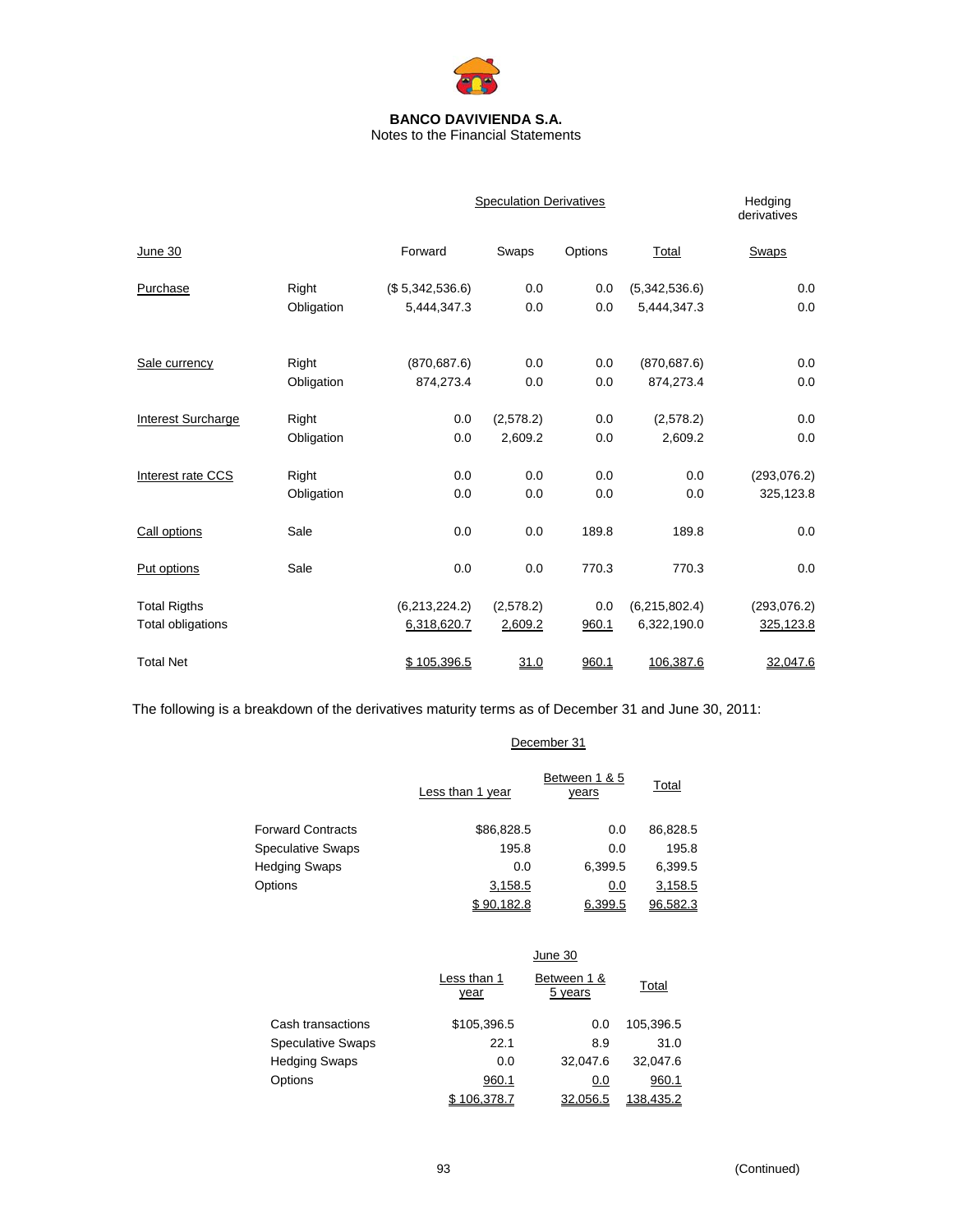**BANCO DAVIVIENDA S.A.**
Notes to the Financial Statements

| June 30 | | Speculation Derivatives Forward | Swaps | Options | Total | Hedging derivatives Swaps |
|---|---|---|---|---|---|---|
| Purchase | Right | ($ 5,342,536.6) | 0.0 | 0.0 | (5,342,536.6) | 0.0 |
| | Obligation | 5,444,347.3 | 0.0 | 0.0 | 5,444,347.3 | 0.0 |
| Sale currency | Right | (870,687.6) | 0.0 | 0.0 | (870,687.6) | 0.0 |
| | Obligation | 874,273.4 | 0.0 | 0.0 | 874,273.4 | 0.0 |
| Interest Surcharge | Right | 0.0 | (2,578.2) | 0.0 | (2,578.2) | 0.0 |
| | Obligation | 0.0 | 2,609.2 | 0.0 | 2,609.2 | 0.0 |
| Interest rate CCS | Right | 0.0 | 0.0 | 0.0 | 0.0 | (293,076.2) |
| | Obligation | 0.0 | 0.0 | 0.0 | 0.0 | 325,123.8 |
| Call options | Sale | 0.0 | 0.0 | 189.8 | 189.8 | 0.0 |
| Put options | Sale | 0.0 | 0.0 | 770.3 | 770.3 | 0.0 |
| Total Rigths | | (6,213,224.2) | (2,578.2) | 0.0 | (6,215,802.4) | (293,076.2) |
| Total obligations | | 6,318,620.7 | 2,609.2 | 960.1 | 6,322,190.0 | 325,123.8 |
| Total Net | | $ 105,396.5 | 31.0 | 960.1 | 106,387.6 | 32,047.6 |

The following is a breakdown of the derivatives maturity terms as of December 31 and June 30, 2011:

| December 31 | Less than 1 year | Between 1 & 5 years | Total |
|---|---|---|---|
| Forward Contracts | $86,828.5 | 0.0 | 86,828.5 |
| Speculative Swaps | 195.8 | 0.0 | 195.8 |
| Hedging Swaps | 0.0 | 6,399.5 | 6,399.5 |
| Options | 3,158.5 | 0.0 | 3,158.5 |
| | $ 90,182.8 | 6,399.5 | 96,582.3 |

| June 30 | Less than 1 year | Between 1 & 5 years | Total |
|---|---|---|---|
| Cash transactions | $105,396.5 | 0.0 | 105,396.5 |
| Speculative Swaps | 22.1 | 8.9 | 31.0 |
| Hedging Swaps | 0.0 | 32,047.6 | 32,047.6 |
| Options | 960.1 | 0.0 | 960.1 |
| | $ 106,378.7 | 32,056.5 | 138,435.2 |

(Continued)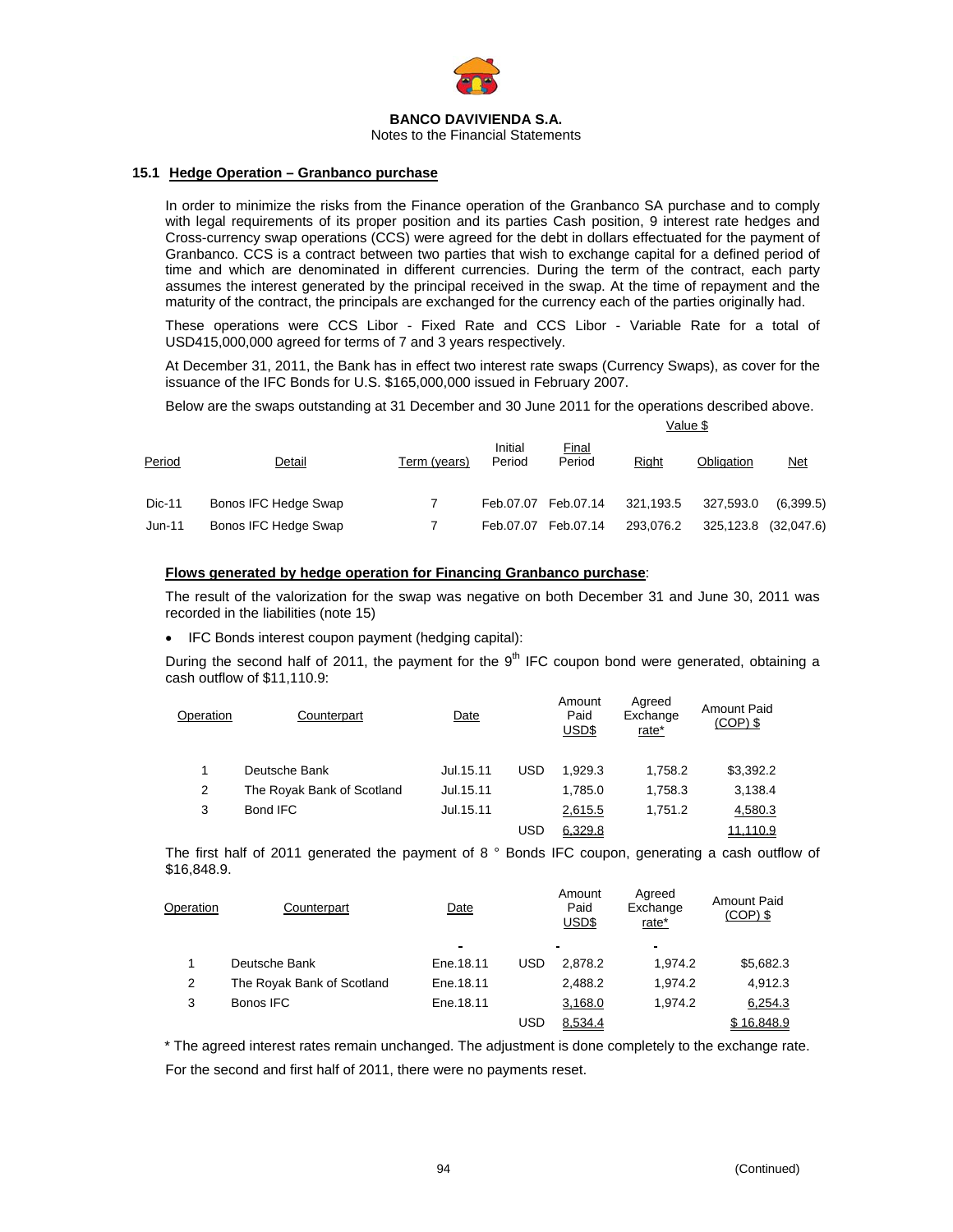### 15.1 Hedge Operation – Granbanco purchase

In order to minimize the risks from the Finance operation of the Granbanco SA purchase and to comply with legal requirements of its proper position and its parties Cash position, 9 interest rate hedges and Cross-currency swap operations (CCS) were agreed for the debt in dollars effectuated for the payment of Granbanco. CCS is a contract between two parties that wish to exchange capital for a defined period of time and which are denominated in different currencies. During the term of the contract, each party assumes the interest generated by the principal received in the swap. At the time of repayment and the maturity of the contract, the principals are exchanged for the currency each of the parties originally had.

These operations were CCS Libor - Fixed Rate and CCS Libor - Variable Rate for a total of USD415,000,000 agreed for terms of 7 and 3 years respectively.

At December 31, 2011, the Bank has in effect two interest rate swaps (Currency Swaps), as cover for the issuance of the IFC Bonds for U.S. $165,000,000 issued in February 2007.

Below are the swaps outstanding at 31 December and 30 June 2011 for the operations described above.

| | | | | | Value $ | | |
|---|---|---|---|---|---|---|---|
| Period | Detail | Term (years) | Initial Period | Final Period | Right | Obligation | Net |
| Dic-11 | Bonos IFC Hedge Swap | 7 | Feb.07.07 | Feb.07.14 | 321,193.5 | 327,593.0 | (6,399.5) |
| Jun-11 | Bonos IFC Hedge Swap | 7 | Feb.07.07 | Feb.07.14 | 293,076.2 | 325,123.8 | (32,047.6) |

**Flows generated by hedge operation for Financing Granbanco purchase**:

The result of the valorization for the swap was negative on both December 31 and June 30, 2011 was recorded in the liabilities (note 15)

- IFC Bonds interest coupon payment (hedging capital):

During the second half of 2011, the payment for the 9th IFC coupon bond were generated, obtaining a cash outflow of $11,110.9:

| Operation | Counterpart | Date | | Amount Paid USD$ | Agreed Exchange rate* | Amount Paid (COP) $ |
|---|---|---|---|---|---|---|
| 1 | Deutsche Bank | Jul.15.11 | USD | 1,929.3 | 1,758.2 | $3,392.2 |
| 2 | The Royak Bank of Scotland | Jul.15.11 | | 1,785.0 | 1,758.3 | 3,138.4 |
| 3 | Bond IFC | Jul.15.11 | | 2,615.5 | 1,751.2 | 4,580.3 |
| | | | USD | 6,329.8 | | 11,110.9 |

The first half of 2011 generated the payment of 8 ° Bonds IFC coupon, generating a cash outflow of $16,848.9.

| Operation | Counterpart | Date | | Amount Paid USD$ | Agreed Exchange rate* | Amount Paid (COP) $ |
|---|---|---|---|---|---|---|
| 1 | Deutsche Bank | Ene.18.11 | USD | 2,878.2 | 1,974.2 | $5,682.3 |
| 2 | The Royak Bank of Scotland | Ene.18.11 | | 2,488.2 | 1,974.2 | 4,912.3 |
| 3 | Bonos IFC | Ene.18.11 | | 3,168.0 | 1,974.2 | 6,254.3 |
| | | | USD | 8,534.4 | | $ 16,848.9 |

* The agreed interest rates remain unchanged. The adjustment is done completely to the exchange rate.

For the second and first half of 2011, there were no payments reset.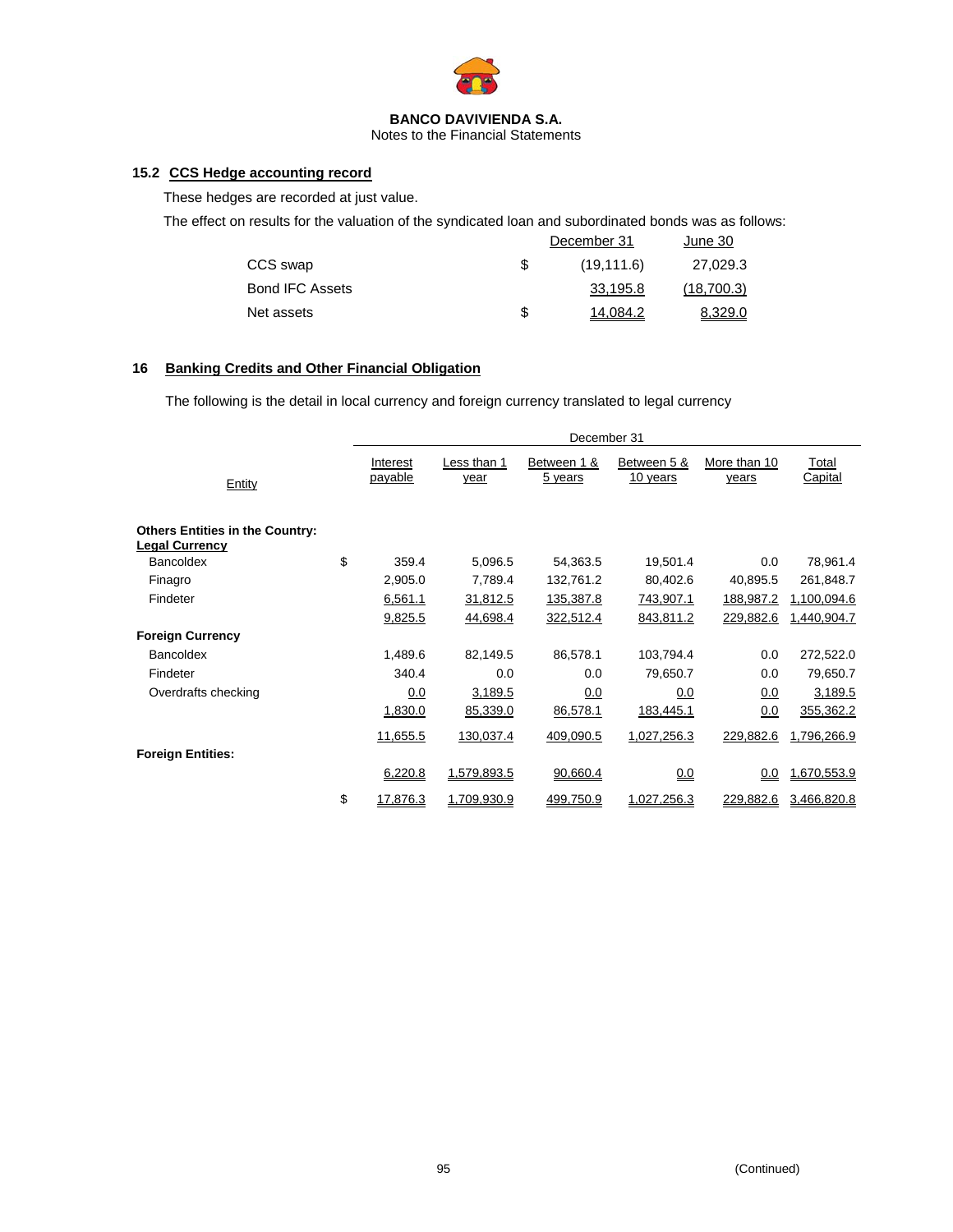**BANCO DAVIVIENDA S.A.**
Notes to the Financial Statements

### 15.2 CCS Hedge accounting record

These hedges are recorded at just value.

The effect on results for the valuation of the syndicated loan and subordinated bonds was as follows:

| | | December 31 | June 30 |
|---|---|---|---|
| CCS swap | $ | (19,111.6) | 27,029.3 |
| Bond IFC Assets | | 33,195.8 | (18,700.3) |
| Net assets | $ | 14,084.2 | 8,329.0 |

## 16 Banking Credits and Other Financial Obligation

The following is the detail in local currency and foreign currency translated to legal currency

| Entity | | December 31 | | | | | |
|---|---|---|---|---|---|---|---|
| | | Interest payable | Less than 1 year | Between 1 & 5 years | Between 5 & 10 years | More than 10 years | Total Capital |
| **Others Entities in the Country:** | | | | | | | |
| **Legal Currency** | | | | | | | |
| Bancoldex | $ | 359.4 | 5,096.5 | 54,363.5 | 19,501.4 | 0.0 | 78,961.4 |
| Finagro | | 2,905.0 | 7,789.4 | 132,761.2 | 80,402.6 | 40,895.5 | 261,848.7 |
| Findeter | | 6,561.1 | 31,812.5 | 135,387.8 | 743,907.1 | 188,987.2 | 1,100,094.6 |
| | | 9,825.5 | 44,698.4 | 322,512.4 | 843,811.2 | 229,882.6 | 1,440,904.7 |
| **Foreign Currency** | | | | | | | |
| Bancoldex | | 1,489.6 | 82,149.5 | 86,578.1 | 103,794.4 | 0.0 | 272,522.0 |
| Findeter | | 340.4 | 0.0 | 0.0 | 79,650.7 | 0.0 | 79,650.7 |
| Overdrafts checking | | 0.0 | 3,189.5 | 0.0 | 0.0 | 0.0 | 3,189.5 |
| | | 1,830.0 | 85,339.0 | 86,578.1 | 183,445.1 | 0.0 | 355,362.2 |
| | | 11,655.5 | 130,037.4 | 409,090.5 | 1,027,256.3 | 229,882.6 | 1,796,266.9 |
| **Foreign Entities:** | | | | | | | |
| | | 6,220.8 | 1,579,893.5 | 90,660.4 | 0.0 | 0.0 | 1,670,553.9 |
| | $ | 17,876.3 | 1,709,930.9 | 499,750.9 | 1,027,256.3 | 229,882.6 | 3,466,820.8 |

(Continued)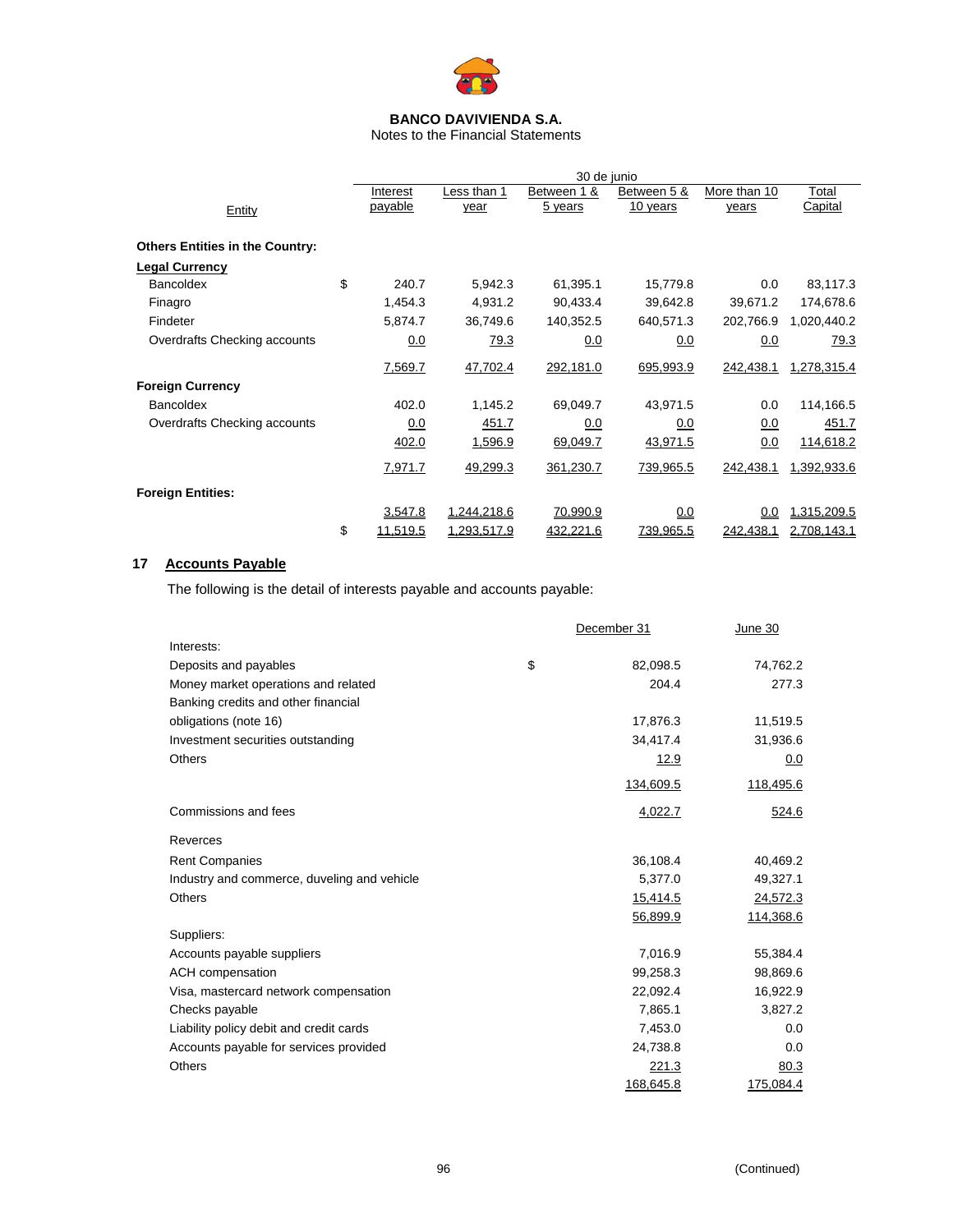**BANCO DAVIVIENDA S.A.**
Notes to the Financial Statements

| Entity | | 30 de junio | | | | | |
|---|---|---|---|---|---|---|---|
| | | Interest payable | Less than 1 year | Between 1 & 5 years | Between 5 & 10 years | More than 10 years | Total Capital |
| **Others Entities in the Country:** | | | | | | | |
| **Legal Currency** | | | | | | | |
| Bancoldex | $ | 240.7 | 5,942.3 | 61,395.1 | 15,779.8 | 0.0 | 83,117.3 |
| Finagro | | 1,454.3 | 4,931.2 | 90,433.4 | 39,642.8 | 39,671.2 | 174,678.6 |
| Findeter | | 5,874.7 | 36,749.6 | 140,352.5 | 640,571.3 | 202,766.9 | 1,020,440.2 |
| Overdrafts Checking accounts | | 0.0 | 79.3 | 0.0 | 0.0 | 0.0 | 79.3 |
| | | 7,569.7 | 47,702.4 | 292,181.0 | 695,993.9 | 242,438.1 | 1,278,315.4 |
| **Foreign Currency** | | | | | | | |
| Bancoldex | | 402.0 | 1,145.2 | 69,049.7 | 43,971.5 | 0.0 | 114,166.5 |
| Overdrafts Checking accounts | | 0.0 | 451.7 | 0.0 | 0.0 | 0.0 | 451.7 |
| | | 402.0 | 1,596.9 | 69,049.7 | 43,971.5 | 0.0 | 114,618.2 |
| | | 7,971.7 | 49,299.3 | 361,230.7 | 739,965.5 | 242,438.1 | 1,392,933.6 |
| **Foreign Entities:** | | | | | | | |
| | | 3,547.8 | 1,244,218.6 | 70,990.9 | 0.0 | 0.0 | 1,315,209.5 |
| | $ | 11,519.5 | 1,293,517.9 | 432,221.6 | 739,965.5 | 242,438.1 | 2,708,143.1 |

## 17 Accounts Payable

The following is the detail of interests payable and accounts payable:

| | | December 31 | June 30 |
|---|---|---|---|
| Interests: | | | |
| Deposits and payables | $ | 82,098.5 | 74,762.2 |
| Money market operations and related | | 204.4 | 277.3 |
| Banking credits and other financial obligations (note 16) | | 17,876.3 | 11,519.5 |
| Investment securities outstanding | | 34,417.4 | 31,936.6 |
| Others | | 12.9 | 0.0 |
| | | 134,609.5 | 118,495.6 |
| Commissions and fees | | 4,022.7 | 524.6 |
| Reverces | | | |
| Rent Companies | | 36,108.4 | 40,469.2 |
| Industry and commerce, duveling and vehicle | | 5,377.0 | 49,327.1 |
| Others | | 15,414.5 | 24,572.3 |
| | | 56,899.9 | 114,368.6 |
| Suppliers: | | | |
| Accounts payable suppliers | | 7,016.9 | 55,384.4 |
| ACH compensation | | 99,258.3 | 98,869.6 |
| Visa, mastercard network compensation | | 22,092.4 | 16,922.9 |
| Checks payable | | 7,865.1 | 3,827.2 |
| Liability policy debit and credit cards | | 7,453.0 | 0.0 |
| Accounts payable for services provided | | 24,738.8 | 0.0 |
| Others | | 221.3 | 80.3 |
| | | 168,645.8 | 175,084.4 |

(Continued)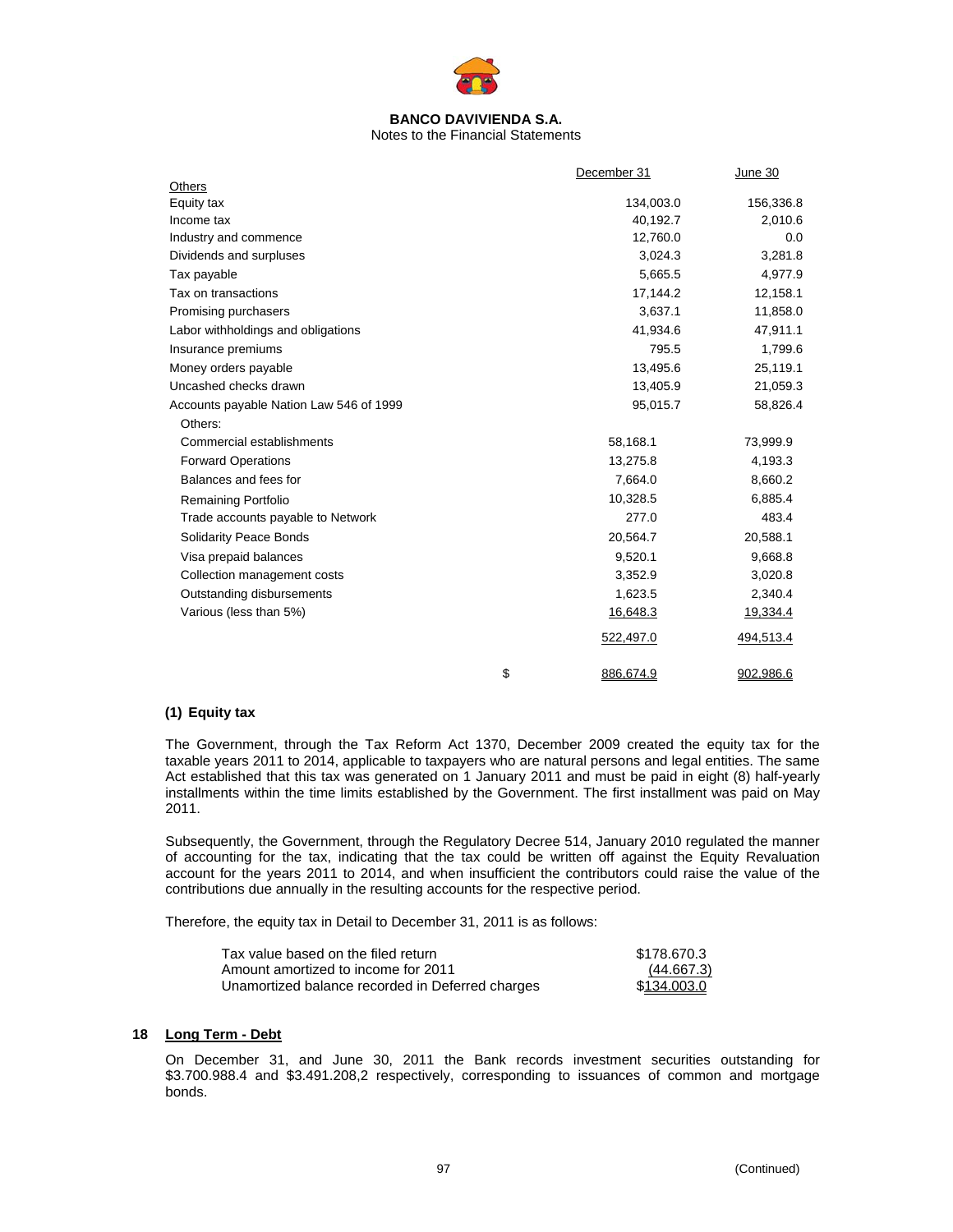**BANCO DAVIVIENDA S.A.**
Notes to the Financial Statements

| | | December 31 | June 30 |
|---|---|---|---|
| Others | | | |
| Equity tax | | 134,003.0 | 156,336.8 |
| Income tax | | 40,192.7 | 2,010.6 |
| Industry and commence | | 12,760.0 | 0.0 |
| Dividends and surpluses | | 3,024.3 | 3,281.8 |
| Tax payable | | 5,665.5 | 4,977.9 |
| Tax on transactions | | 17,144.2 | 12,158.1 |
| Promising purchasers | | 3,637.1 | 11,858.0 |
| Labor withholdings and obligations | | 41,934.6 | 47,911.1 |
| Insurance premiums | | 795.5 | 1,799.6 |
| Money orders payable | | 13,495.6 | 25,119.1 |
| Uncashed checks drawn | | 13,405.9 | 21,059.3 |
| Accounts payable Nation Law 546 of 1999 | | 95,015.7 | 58,826.4 |
| Others: | | | |
| Commercial establishments | | 58,168.1 | 73,999.9 |
| Forward Operations | | 13,275.8 | 4,193.3 |
| Balances and fees for | | 7,664.0 | 8,660.2 |
| Remaining Portfolio | | 10,328.5 | 6,885.4 |
| Trade accounts payable to Network | | 277.0 | 483.4 |
| Solidarity Peace Bonds | | 20,564.7 | 20,588.1 |
| Visa prepaid balances | | 9,520.1 | 9,668.8 |
| Collection management costs | | 3,352.9 | 3,020.8 |
| Outstanding disbursements | | 1,623.5 | 2,340.4 |
| Various (less than 5%) | | 16,648.3 | 19,334.4 |
| | | 522,497.0 | 494,513.4 |
| | $ | 886,674.9 | 902,986.6 |

### (1) Equity tax

The Government, through the Tax Reform Act 1370, December 2009 created the equity tax for the taxable years 2011 to 2014, applicable to taxpayers who are natural persons and legal entities. The same Act established that this tax was generated on 1 January 2011 and must be paid in eight (8) half-yearly installments within the time limits established by the Government. The first installment was paid on May 2011.

Subsequently, the Government, through the Regulatory Decree 514, January 2010 regulated the manner of accounting for the tax, indicating that the tax could be written off against the Equity Revaluation account for the years 2011 to 2014, and when insufficient the contributors could raise the value of the contributions due annually in the resulting accounts for the respective period.

Therefore, the equity tax in Detail to December 31, 2011 is as follows:

| | |
|---|---|
| Tax value based on the filed return | $178.670.3 |
| Amount amortized to income for 2011 | (44.667.3) |
| Unamortized balance recorded in Deferred charges | $134.003.0 |

## 18 Long Term - Debt

On December 31, and June 30, 2011 the Bank records investment securities outstanding for $3.700.988.4 and $3.491.208,2 respectively, corresponding to issuances of common and mortgage bonds.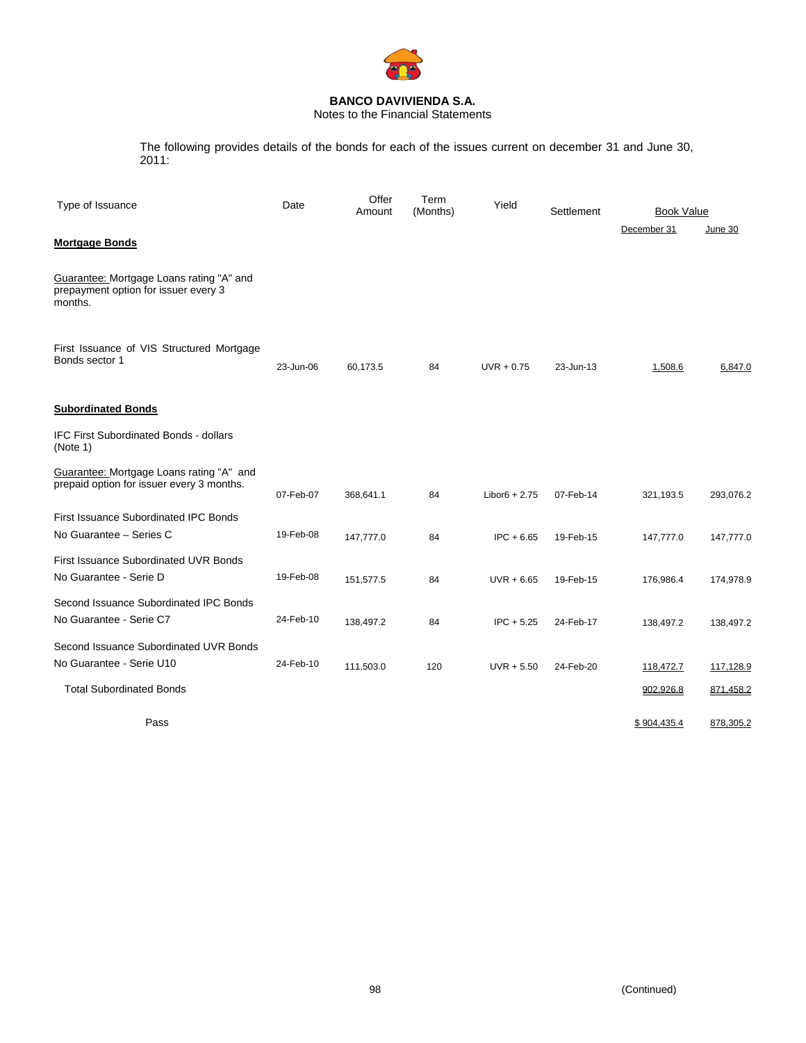**BANCO DAVIVIENDA S.A.**
Notes to the Financial Statements

The following provides details of the bonds for each of the issues current on december 31 and June 30, 2011:

| Type of Issuance | Date | Offer Amount | Term (Months) | Yield | Settlement | Book Value | |
|---|---|---|---|---|---|---|---|
| | | | | | | December 31 | June 30 |
| **Mortgage Bonds** | | | | | | | |
| Guarantee: Mortgage Loans rating "A" and prepayment option for issuer every 3 months. | | | | | | | |
| First Issuance of VIS Structured Mortgage Bonds sector 1 | 23-Jun-06 | 60,173.5 | 84 | UVR + 0.75 | 23-Jun-13 | 1,508.6 | 6,847.0 |
| **Subordinated Bonds** | | | | | | | |
| IFC First Subordinated Bonds - dollars (Note 1) | | | | | | | |
| Guarantee: Mortgage Loans rating "A" and prepaid option for issuer every 3 months. | 07-Feb-07 | 368,641.1 | 84 | Libor6 + 2.75 | 07-Feb-14 | 321,193.5 | 293,076.2 |
| First Issuance Subordinated IPC Bonds No Guarantee – Series C | 19-Feb-08 | 147,777.0 | 84 | IPC + 6.65 | 19-Feb-15 | 147,777.0 | 147,777.0 |
| First Issuance Subordinated UVR Bonds No Guarantee - Serie D | 19-Feb-08 | 151,577.5 | 84 | UVR + 6.65 | 19-Feb-15 | 176,986.4 | 174,978.9 |
| Second Issuance Subordinated IPC Bonds No Guarantee - Serie C7 | 24-Feb-10 | 138,497.2 | 84 | IPC + 5.25 | 24-Feb-17 | 138,497.2 | 138,497.2 |
| Second Issuance Subordinated UVR Bonds No Guarantee - Serie U10 | 24-Feb-10 | 111,503.0 | 120 | UVR + 5.50 | 24-Feb-20 | 118,472.7 | 117,128.9 |
| Total Subordinated Bonds | | | | | | 902,926.8 | 871,458.2 |
| Pass | | | | | | $ 904,435.4 | 878,305.2 |

(Continued)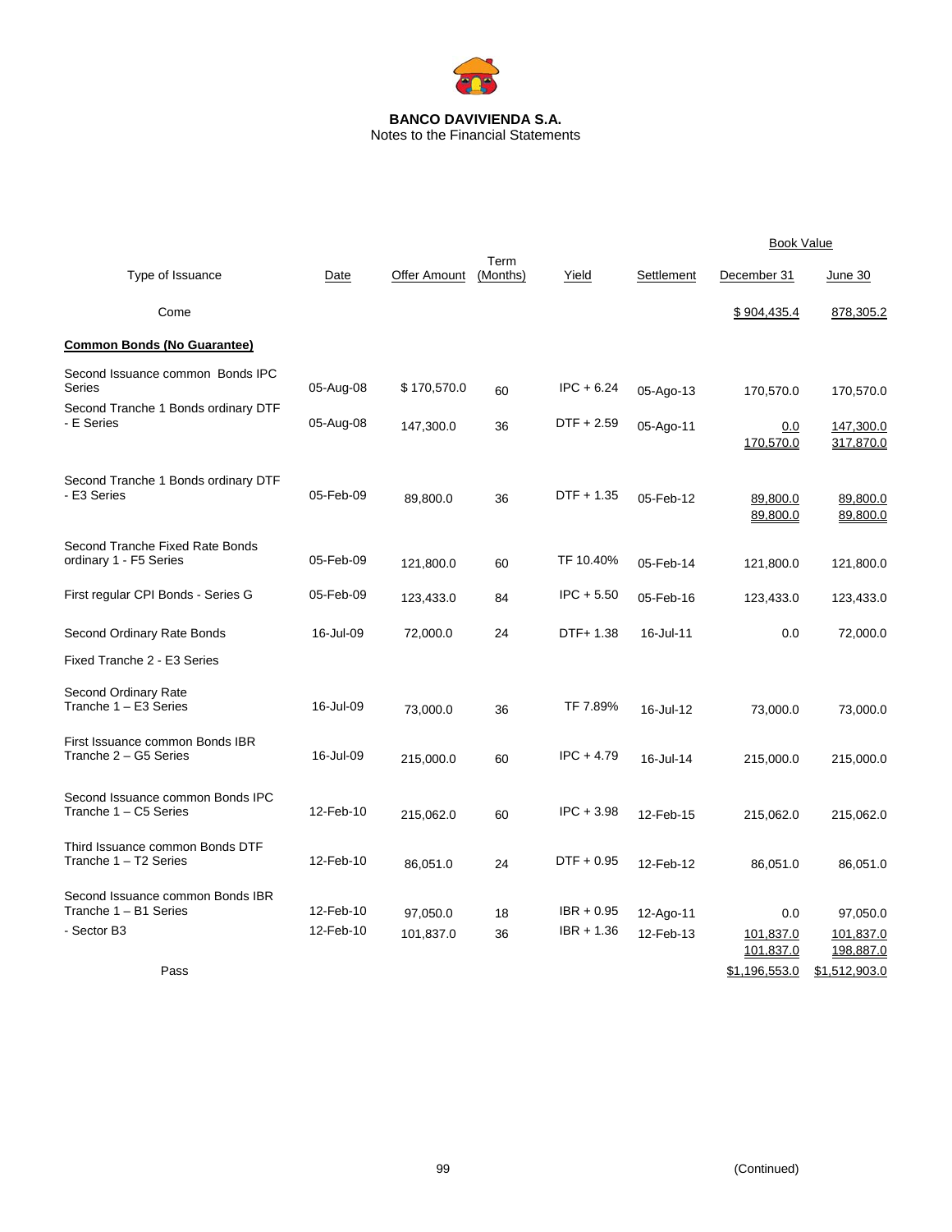**BANCO DAVIVIENDA S.A.**
Notes to the Financial Statements

| Type of Issuance | Date | Offer Amount | Term (Months) | Yield | Settlement | Book Value December 31 | Book Value June 30 |
|---|---|---|---|---|---|---|---|
| Come | | | | | | $ 904,435.4 | 878,305.2 |
| **Common Bonds (No Guarantee)** | | | | | | | |
| Second Issuance common Bonds IPC Series | 05-Aug-08 | $ 170,570.0 | 60 | IPC + 6.24 | 05-Ago-13 | 170,570.0 | 170,570.0 |
| Second Tranche 1 Bonds ordinary DTF - E Series | 05-Aug-08 | 147,300.0 | 36 | DTF + 2.59 | 05-Ago-11 | 0.0 | 147,300.0 |
| | | | | | | 170,570.0 | 317,870.0 |
| Second Tranche 1 Bonds ordinary DTF - E3 Series | 05-Feb-09 | 89,800.0 | 36 | DTF + 1.35 | 05-Feb-12 | 89,800.0 | 89,800.0 |
| | | | | | | 89,800.0 | 89,800.0 |
| Second Tranche Fixed Rate Bonds ordinary 1 - F5 Series | 05-Feb-09 | 121,800.0 | 60 | TF 10.40% | 05-Feb-14 | 121,800.0 | 121,800.0 |
| First regular CPI Bonds - Series G | 05-Feb-09 | 123,433.0 | 84 | IPC + 5.50 | 05-Feb-16 | 123,433.0 | 123,433.0 |
| Second Ordinary Rate Bonds | 16-Jul-09 | 72,000.0 | 24 | DTF+ 1.38 | 16-Jul-11 | 0.0 | 72,000.0 |
| Fixed Tranche 2 - E3 Series | | | | | | | |
| Second Ordinary Rate Tranche 1 – E3 Series | 16-Jul-09 | 73,000.0 | 36 | TF 7.89% | 16-Jul-12 | 73,000.0 | 73,000.0 |
| First Issuance common Bonds IBR Tranche 2 – G5 Series | 16-Jul-09 | 215,000.0 | 60 | IPC + 4.79 | 16-Jul-14 | 215,000.0 | 215,000.0 |
| Second Issuance common Bonds IPC Tranche 1 – C5 Series | 12-Feb-10 | 215,062.0 | 60 | IPC + 3.98 | 12-Feb-15 | 215,062.0 | 215,062.0 |
| Third Issuance common Bonds DTF Tranche 1 – T2 Series | 12-Feb-10 | 86,051.0 | 24 | DTF + 0.95 | 12-Feb-12 | 86,051.0 | 86,051.0 |
| Second Issuance common Bonds IBR Tranche 1 – B1 Series | 12-Feb-10 | 97,050.0 | 18 | IBR + 0.95 | 12-Ago-11 | 0.0 | 97,050.0 |
| - Sector B3 | 12-Feb-10 | 101,837.0 | 36 | IBR + 1.36 | 12-Feb-13 | 101,837.0 | 101,837.0 |
| | | | | | | 101,837.0 | 198,887.0 |
| Pass | | | | | | $1,196,553.0 | $1,512,903.0 |

(Continued)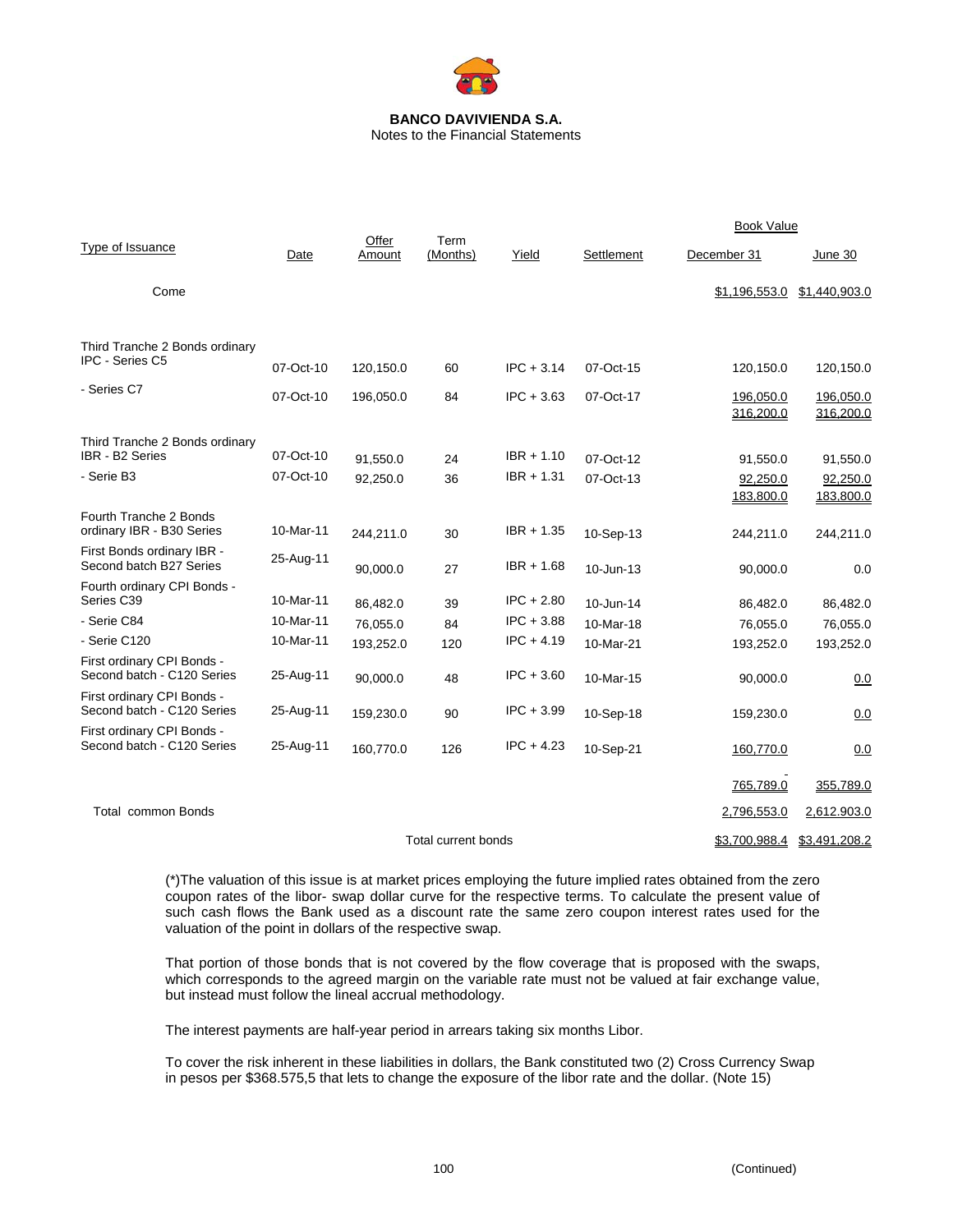**BANCO DAVIVIENDA S.A.**
Notes to the Financial Statements

| Type of Issuance | Date | Offer Amount | Term (Months) | Yield | Settlement | Book Value December 31 | Book Value June 30 |
|---|---|---|---|---|---|---|---|
| Come | | | | | | $1,196,553.0 | $1,440,903.0 |
| Third Tranche 2 Bonds ordinary IPC - Series C5 | 07-Oct-10 | 120,150.0 | 60 | IPC + 3.14 | 07-Oct-15 | 120,150.0 | 120,150.0 |
| - Series C7 | 07-Oct-10 | 196,050.0 | 84 | IPC + 3.63 | 07-Oct-17 | 196,050.0 | 196,050.0 |
| | | | | | | 316,200.0 | 316,200.0 |
| Third Tranche 2 Bonds ordinary IBR - B2 Series | 07-Oct-10 | 91,550.0 | 24 | IBR + 1.10 | 07-Oct-12 | 91,550.0 | 91,550.0 |
| - Serie B3 | 07-Oct-10 | 92,250.0 | 36 | IBR + 1.31 | 07-Oct-13 | 92,250.0 | 92,250.0 |
| | | | | | | 183,800.0 | 183,800.0 |
| Fourth Tranche 2 Bonds ordinary IBR - B30 Series | 10-Mar-11 | 244,211.0 | 30 | IBR + 1.35 | 10-Sep-13 | 244,211.0 | 244,211.0 |
| First Bonds ordinary IBR - Second batch B27 Series | 25-Aug-11 | 90,000.0 | 27 | IBR + 1.68 | 10-Jun-13 | 90,000.0 | 0.0 |
| Fourth ordinary CPI Bonds - Series C39 | 10-Mar-11 | 86,482.0 | 39 | IPC + 2.80 | 10-Jun-14 | 86,482.0 | 86,482.0 |
| - Serie C84 | 10-Mar-11 | 76,055.0 | 84 | IPC + 3.88 | 10-Mar-18 | 76,055.0 | 76,055.0 |
| - Serie C120 | 10-Mar-11 | 193,252.0 | 120 | IPC + 4.19 | 10-Mar-21 | 193,252.0 | 193,252.0 |
| First ordinary CPI Bonds - Second batch - C120 Series | 25-Aug-11 | 90,000.0 | 48 | IPC + 3.60 | 10-Mar-15 | 90,000.0 | 0.0 |
| First ordinary CPI Bonds - Second batch - C120 Series | 25-Aug-11 | 159,230.0 | 90 | IPC + 3.99 | 10-Sep-18 | 159,230.0 | 0.0 |
| First ordinary CPI Bonds - Second batch - C120 Series | 25-Aug-11 | 160,770.0 | 126 | IPC + 4.23 | 10-Sep-21 | 160,770.0 | 0.0 |
| | | | | | | 765,789.0 | 355,789.0 |
| Total common Bonds | | | | | | 2,796,553.0 | 2,612.903.0 |
| | | | Total current bonds | | | $3,700,988.4 | $3,491,208.2 |

(*)The valuation of this issue is at market prices employing the future implied rates obtained from the zero coupon rates of the libor- swap dollar curve for the respective terms. To calculate the present value of such cash flows the Bank used as a discount rate the same zero coupon interest rates used for the valuation of the point in dollars of the respective swap.

That portion of those bonds that is not covered by the flow coverage that is proposed with the swaps, which corresponds to the agreed margin on the variable rate must not be valued at fair exchange value, but instead must follow the lineal accrual methodology.

The interest payments are half-year period in arrears taking six months Libor.

To cover the risk inherent in these liabilities in dollars, the Bank constituted two (2) Cross Currency Swap in pesos per $368.575,5 that lets to change the exposure of the libor rate and the dollar. (Note 15)

(Continued)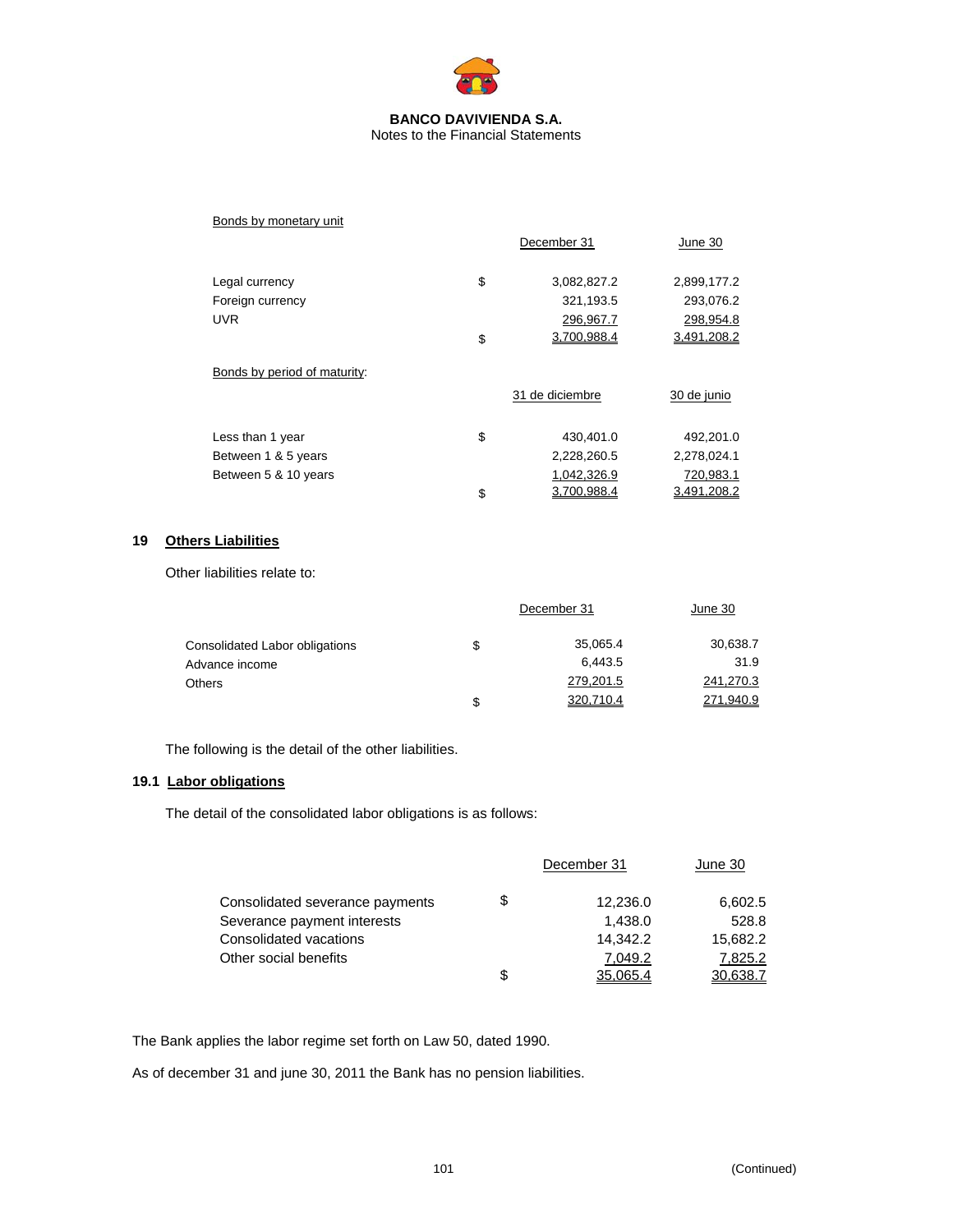Bonds by monetary unit

| | | December 31 | June 30 |
|---|---|---|---|
| Legal currency | $ | 3,082,827.2 | 2,899,177.2 |
| Foreign currency | | 321,193.5 | 293,076.2 |
| UVR | | 296,967.7 | 298,954.8 |
| | $ | 3,700,988.4 | 3,491,208.2 |

Bonds by period of maturity:

| | | 31 de diciembre | 30 de junio |
|---|---|---|---|
| Less than 1 year | $ | 430,401.0 | 492,201.0 |
| Between 1 & 5 years | | 2,228,260.5 | 2,278,024.1 |
| Between 5 & 10 years | | 1,042,326.9 | 720,983.1 |
| | $ | 3,700,988.4 | 3,491,208.2 |

## 19 Others Liabilities

Other liabilities relate to:

| | | December 31 | June 30 |
|---|---|---|---|
| Consolidated Labor obligations | $ | 35,065.4 | 30,638.7 |
| Advance income | | 6,443.5 | 31.9 |
| Others | | 279,201.5 | 241,270.3 |
| | $ | 320,710.4 | 271,940.9 |

The following is the detail of the other liabilities.

### 19.1 Labor obligations

The detail of the consolidated labor obligations is as follows:

| | | December 31 | June 30 |
|---|---|---|---|
| Consolidated severance payments | $ | 12,236.0 | 6,602.5 |
| Severance payment interests | | 1,438.0 | 528.8 |
| Consolidated vacations | | 14,342.2 | 15,682.2 |
| Other social benefits | | 7,049.2 | 7,825.2 |
| | $ | 35,065.4 | 30,638.7 |

The Bank applies the labor regime set forth on Law 50, dated 1990.

As of december 31 and june 30, 2011 the Bank has no pension liabilities.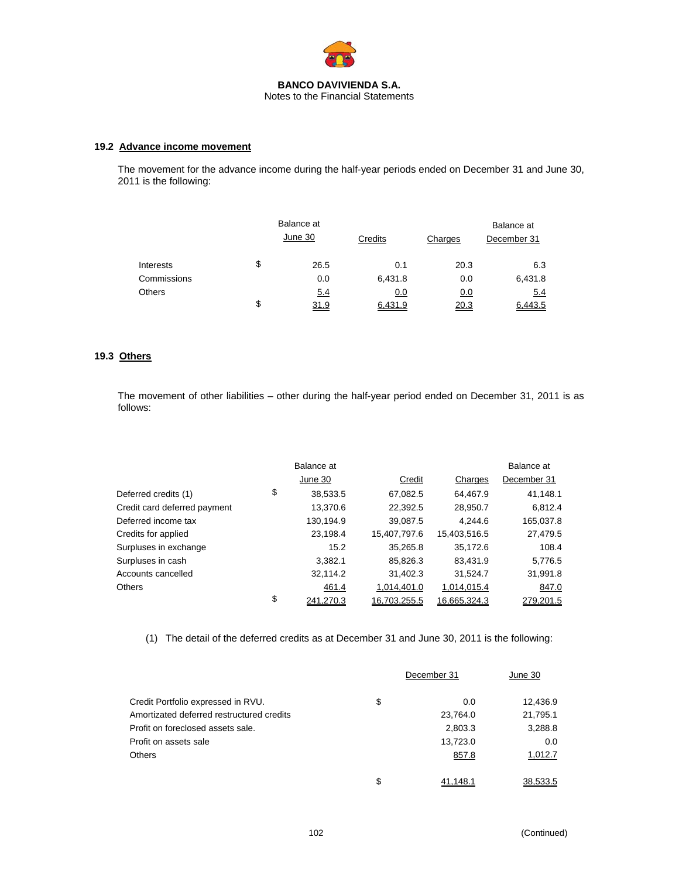**BANCO DAVIVIENDA S.A.**
Notes to the Financial Statements

### 19.2 Advance income movement

The movement for the advance income during the half-year periods ended on December 31 and June 30, 2011 is the following:

| | | Balance at June 30 | Credits | Charges | Balance at December 31 |
|---|---|---|---|---|---|
| Interests | $ | 26.5 | 0.1 | 20.3 | 6.3 |
| Commissions | | 0.0 | 6,431.8 | 0.0 | 6,431.8 |
| Others | | 5.4 | 0.0 | 0.0 | 5.4 |
| | $ | 31.9 | 6,431.9 | 20.3 | 6,443.5 |

### 19.3 Others

The movement of other liabilities – other during the half-year period ended on December 31, 2011 is as follows:

| | | Balance at June 30 | Credit | Charges | Balance at December 31 |
|---|---|---|---|---|---|
| Deferred credits (1) | $ | 38,533.5 | 67,082.5 | 64,467.9 | 41,148.1 |
| Credit card deferred payment | | 13,370.6 | 22,392.5 | 28,950.7 | 6,812.4 |
| Deferred income tax | | 130,194.9 | 39,087.5 | 4,244.6 | 165,037.8 |
| Credits for applied | | 23,198.4 | 15,407,797.6 | 15,403,516.5 | 27,479.5 |
| Surpluses in exchange | | 15.2 | 35,265.8 | 35,172.6 | 108.4 |
| Surpluses in cash | | 3,382.1 | 85,826.3 | 83,431.9 | 5,776.5 |
| Accounts cancelled | | 32,114.2 | 31,402.3 | 31,524.7 | 31,991.8 |
| Others | | 461.4 | 1,014,401.0 | 1,014,015.4 | 847.0 |
| | $ | 241,270.3 | 16,703,255.5 | 16,665,324.3 | 279,201.5 |

(1) The detail of the deferred credits as at December 31 and June 30, 2011 is the following:

| | | December 31 | June 30 |
|---|---|---|---|
| Credit Portfolio expressed in RVU. | $ | 0.0 | 12,436.9 |
| Amortizated deferred restructured credits | | 23,764.0 | 21,795.1 |
| Profit on foreclosed assets sale. | | 2,803.3 | 3,288.8 |
| Profit on assets sale | | 13,723.0 | 0.0 |
| Others | | 857.8 | 1,012.7 |
| | $ | 41,148.1 | 38,533.5 |

(Continued)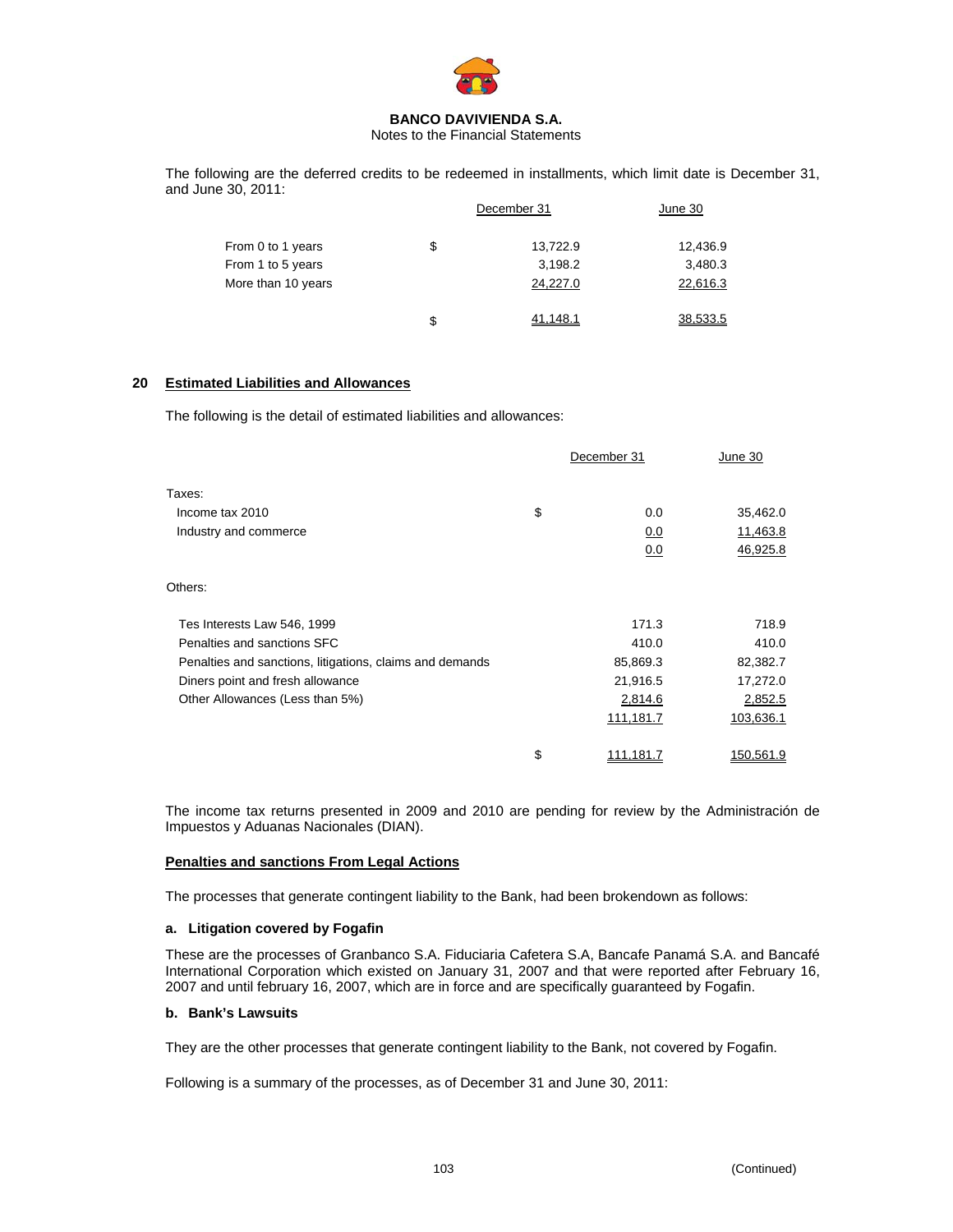The following are the deferred credits to be redeemed in installments, which limit date is December 31, and June 30, 2011:

| | | December 31 | June 30 |
|---|---|---|---|
| From 0 to 1 years | $ | 13,722.9 | 12,436.9 |
| From 1 to 5 years | | 3,198.2 | 3,480.3 |
| More than 10 years | | 24,227.0 | 22,616.3 |
| | $ | 41,148.1 | 38,533.5 |

## 20 Estimated Liabilities and Allowances

The following is the detail of estimated liabilities and allowances:

| | | December 31 | June 30 |
|---|---|---|---|
| Taxes: | | | |
| Income tax 2010 | $ | 0.0 | 35,462.0 |
| Industry and commerce | | 0.0 | 11,463.8 |
| | | 0.0 | 46,925.8 |
| Others: | | | |
| Tes Interests Law 546, 1999 | | 171.3 | 718.9 |
| Penalties and sanctions SFC | | 410.0 | 410.0 |
| Penalties and sanctions, litigations, claims and demands | | 85,869.3 | 82,382.7 |
| Diners point and fresh allowance | | 21,916.5 | 17,272.0 |
| Other Allowances (Less than 5%) | | 2,814.6 | 2,852.5 |
| | | 111,181.7 | 103,636.1 |
| | $ | 111,181.7 | 150,561.9 |

The income tax returns presented in 2009 and 2010 are pending for review by the Administración de Impuestos y Aduanas Nacionales (DIAN).

**Penalties and sanctions From Legal Actions**

The processes that generate contingent liability to the Bank, had been brokendown as follows:

**a. Litigation covered by Fogafin**

These are the processes of Granbanco S.A. Fiduciaria Cafetera S.A, Bancafe Panamá S.A. and Bancafé International Corporation which existed on January 31, 2007 and that were reported after February 16, 2007 and until february 16, 2007, which are in force and are specifically guaranteed by Fogafin.

**b. Bank's Lawsuits**

They are the other processes that generate contingent liability to the Bank, not covered by Fogafin.

Following is a summary of the processes, as of December 31 and June 30, 2011: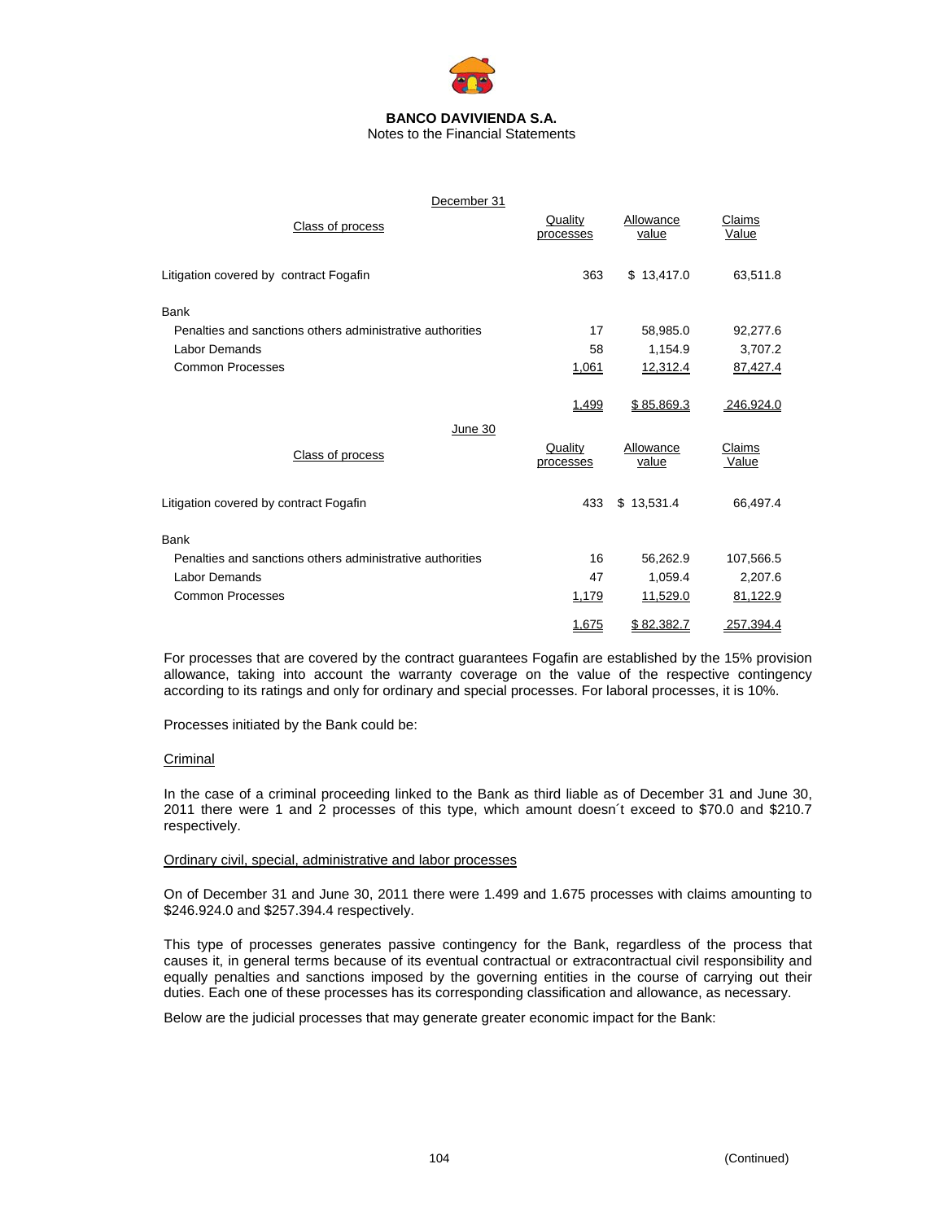**BANCO DAVIVIENDA S.A.**
Notes to the Financial Statements

| December 31 | | | |
|---|---|---|---|
| Class of process | Quality processes | Allowance value | Claims Value |
| Litigation covered by contract Fogafin | 363 | $ 13,417.0 | 63,511.8 |
| Bank | | | |
| Penalties and sanctions others administrative authorities | 17 | 58,985.0 | 92,277.6 |
| Labor Demands | 58 | 1,154.9 | 3,707.2 |
| Common Processes | 1,061 | 12,312.4 | 87,427.4 |
| | 1,499 | $ 85,869.3 | 246,924.0 |

| June 30 | | | |
|---|---|---|---|
| Class of process | Quality processes | Allowance value | Claims Value |
| Litigation covered by contract Fogafin | 433 | $ 13,531.4 | 66,497.4 |
| Bank | | | |
| Penalties and sanctions others administrative authorities | 16 | 56,262.9 | 107,566.5 |
| Labor Demands | 47 | 1,059.4 | 2,207.6 |
| Common Processes | 1,179 | 11,529.0 | 81,122.9 |
| | 1,675 | $ 82,382.7 | 257,394.4 |

For processes that are covered by the contract guarantees Fogafin are established by the 15% provision allowance, taking into account the warranty coverage on the value of the respective contingency according to its ratings and only for ordinary and special processes. For laboral processes, it is 10%.

Processes initiated by the Bank could be:

Criminal

In the case of a criminal proceeding linked to the Bank as third liable as of December 31 and June 30, 2011 there were 1 and 2 processes of this type, which amount doesn´t exceed to $70.0 and $210.7 respectively.

Ordinary civil, special, administrative and labor processes

On of December 31 and June 30, 2011 there were 1.499 and 1.675 processes with claims amounting to $246.924.0 and $257.394.4 respectively.

This type of processes generates passive contingency for the Bank, regardless of the process that causes it, in general terms because of its eventual contractual or extracontractual civil responsibility and equally penalties and sanctions imposed by the governing entities in the course of carrying out their duties. Each one of these processes has its corresponding classification and allowance, as necessary.

Below are the judicial processes that may generate greater economic impact for the Bank:

(Continued)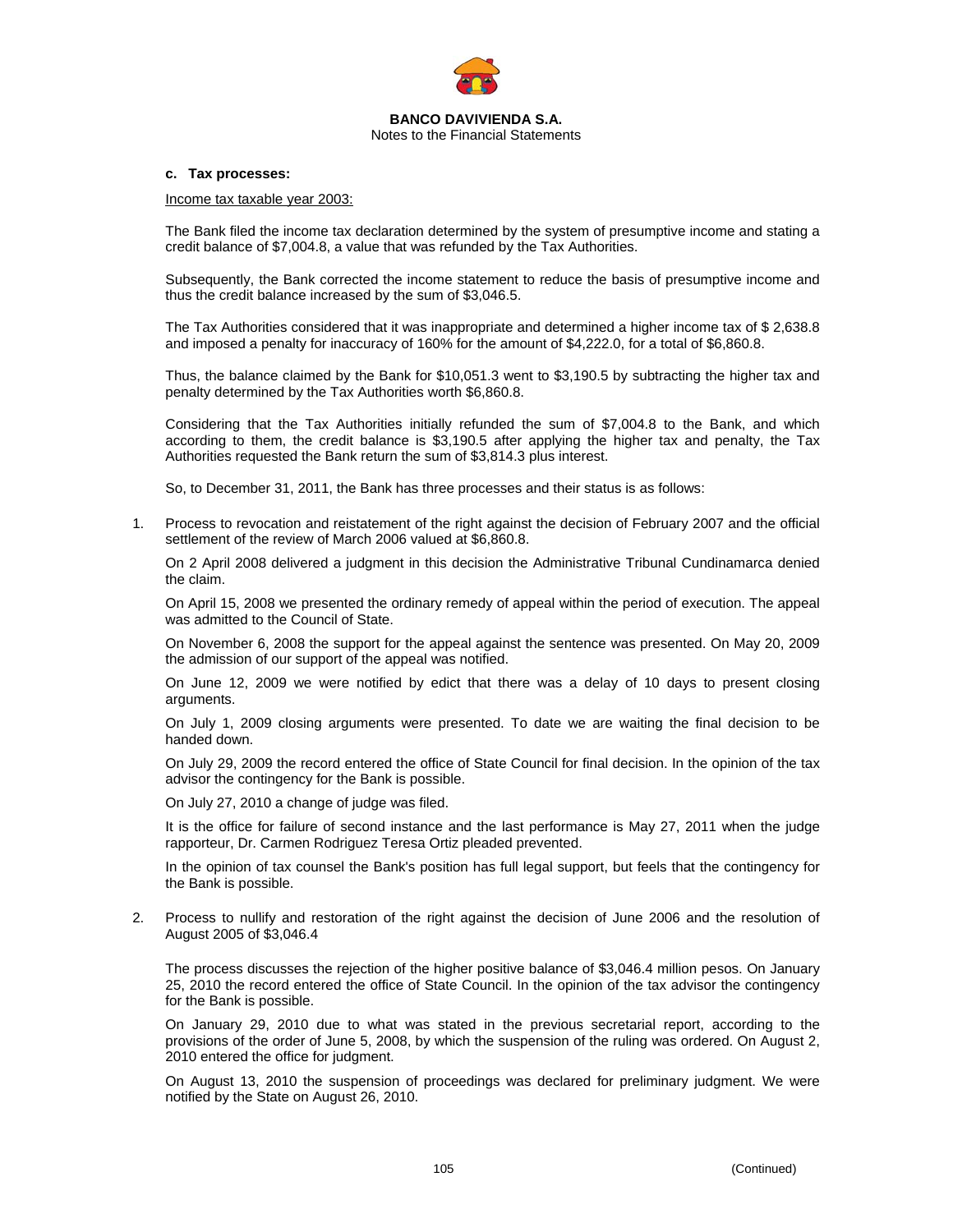**c. Tax processes:**

Income tax taxable year 2003:

The Bank filed the income tax declaration determined by the system of presumptive income and stating a credit balance of $7,004.8, a value that was refunded by the Tax Authorities.

Subsequently, the Bank corrected the income statement to reduce the basis of presumptive income and thus the credit balance increased by the sum of $3,046.5.

The Tax Authorities considered that it was inappropriate and determined a higher income tax of $ 2,638.8 and imposed a penalty for inaccuracy of 160% for the amount of $4,222.0, for a total of $6,860.8.

Thus, the balance claimed by the Bank for $10,051.3 went to $3,190.5 by subtracting the higher tax and penalty determined by the Tax Authorities worth $6,860.8.

Considering that the Tax Authorities initially refunded the sum of $7,004.8 to the Bank, and which according to them, the credit balance is $3,190.5 after applying the higher tax and penalty, the Tax Authorities requested the Bank return the sum of $3,814.3 plus interest.

So, to December 31, 2011, the Bank has three processes and their status is as follows:

1. Process to revocation and reistatement of the right against the decision of February 2007 and the official settlement of the review of March 2006 valued at $6,860.8.

   On 2 April 2008 delivered a judgment in this decision the Administrative Tribunal Cundinamarca denied the claim.

   On April 15, 2008 we presented the ordinary remedy of appeal within the period of execution. The appeal was admitted to the Council of State.

   On November 6, 2008 the support for the appeal against the sentence was presented. On May 20, 2009 the admission of our support of the appeal was notified.

   On June 12, 2009 we were notified by edict that there was a delay of 10 days to present closing arguments.

   On July 1, 2009 closing arguments were presented. To date we are waiting the final decision to be handed down.

   On July 29, 2009 the record entered the office of State Council for final decision. In the opinion of the tax advisor the contingency for the Bank is possible.

   On July 27, 2010 a change of judge was filed.

   It is the office for failure of second instance and the last performance is May 27, 2011 when the judge rapporteur, Dr. Carmen Rodriguez Teresa Ortiz pleaded prevented.

   In the opinion of tax counsel the Bank's position has full legal support, but feels that the contingency for the Bank is possible.

2. Process to nullify and restoration of the right against the decision of June 2006 and the resolution of August 2005 of $3,046.4

   The process discusses the rejection of the higher positive balance of $3,046.4 million pesos. On January 25, 2010 the record entered the office of State Council. In the opinion of the tax advisor the contingency for the Bank is possible.

   On January 29, 2010 due to what was stated in the previous secretarial report, according to the provisions of the order of June 5, 2008, by which the suspension of the ruling was ordered. On August 2, 2010 entered the office for judgment.

   On August 13, 2010 the suspension of proceedings was declared for preliminary judgment. We were notified by the State on August 26, 2010.

(Continued)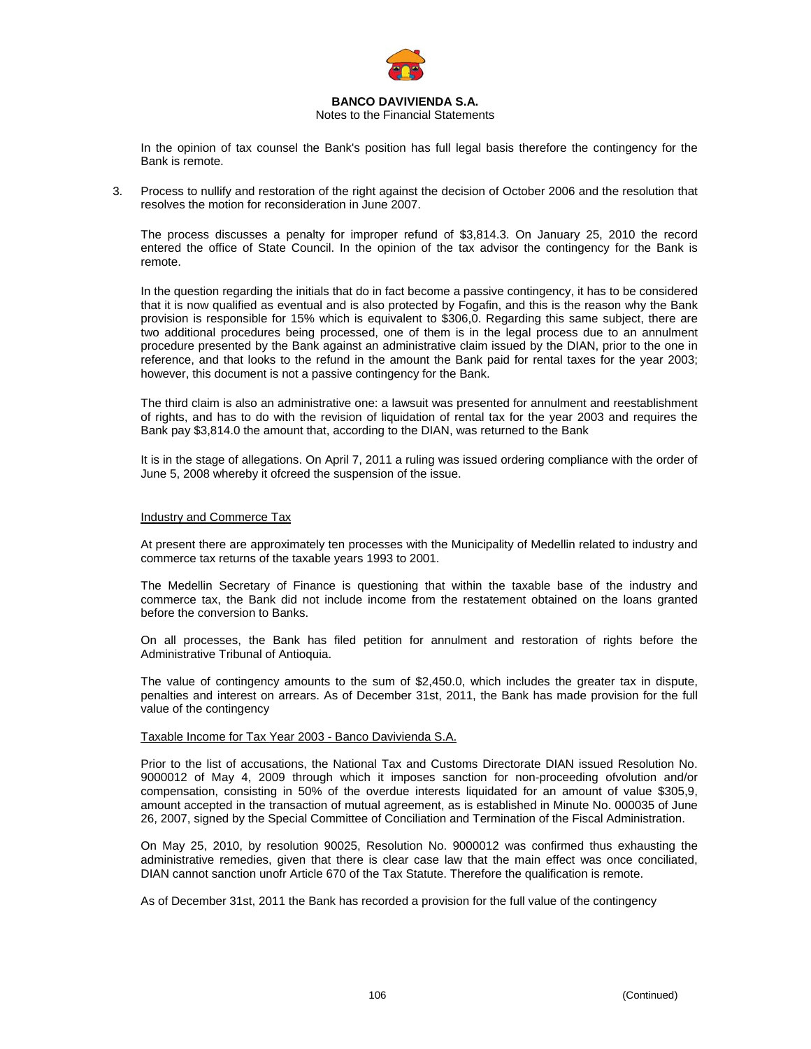In the opinion of tax counsel the Bank's position has full legal basis therefore the contingency for the Bank is remote.

3. Process to nullify and restoration of the right against the decision of October 2006 and the resolution that resolves the motion for reconsideration in June 2007.

   The process discusses a penalty for improper refund of $3,814.3. On January 25, 2010 the record entered the office of State Council. In the opinion of the tax advisor the contingency for the Bank is remote.

   In the question regarding the initials that do in fact become a passive contingency, it has to be considered that it is now qualified as eventual and is also protected by Fogafin, and this is the reason why the Bank provision is responsible for 15% which is equivalent to $306,0. Regarding this same subject, there are two additional procedures being processed, one of them is in the legal process due to an annulment procedure presented by the Bank against an administrative claim issued by the DIAN, prior to the one in reference, and that looks to the refund in the amount the Bank paid for rental taxes for the year 2003; however, this document is not a passive contingency for the Bank.

   The third claim is also an administrative one: a lawsuit was presented for annulment and reestablishment of rights, and has to do with the revision of liquidation of rental tax for the year 2003 and requires the Bank pay $3,814.0 the amount that, according to the DIAN, was returned to the Bank

   It is in the stage of allegations. On April 7, 2011 a ruling was issued ordering compliance with the order of June 5, 2008 whereby it ofcreed the suspension of the issue.

Industry and Commerce Tax

At present there are approximately ten processes with the Municipality of Medellin related to industry and commerce tax returns of the taxable years 1993 to 2001.

The Medellin Secretary of Finance is questioning that within the taxable base of the industry and commerce tax, the Bank did not include income from the restatement obtained on the loans granted before the conversion to Banks.

On all processes, the Bank has filed petition for annulment and restoration of rights before the Administrative Tribunal of Antioquia.

The value of contingency amounts to the sum of $2,450.0, which includes the greater tax in dispute, penalties and interest on arrears. As of December 31st, 2011, the Bank has made provision for the full value of the contingency

Taxable Income for Tax Year 2003 - Banco Davivienda S.A.

Prior to the list of accusations, the National Tax and Customs Directorate DIAN issued Resolution No. 9000012 of May 4, 2009 through which it imposes sanction for non-proceeding ofvolution and/or compensation, consisting in 50% of the overdue interests liquidated for an amount of value $305,9, amount accepted in the transaction of mutual agreement, as is established in Minute No. 000035 of June 26, 2007, signed by the Special Committee of Conciliation and Termination of the Fiscal Administration.

On May 25, 2010, by resolution 90025, Resolution No. 9000012 was confirmed thus exhausting the administrative remedies, given that there is clear case law that the main effect was once conciliated, DIAN cannot sanction unofr Article 670 of the Tax Statute. Therefore the qualification is remote.

As of December 31st, 2011 the Bank has recorded a provision for the full value of the contingency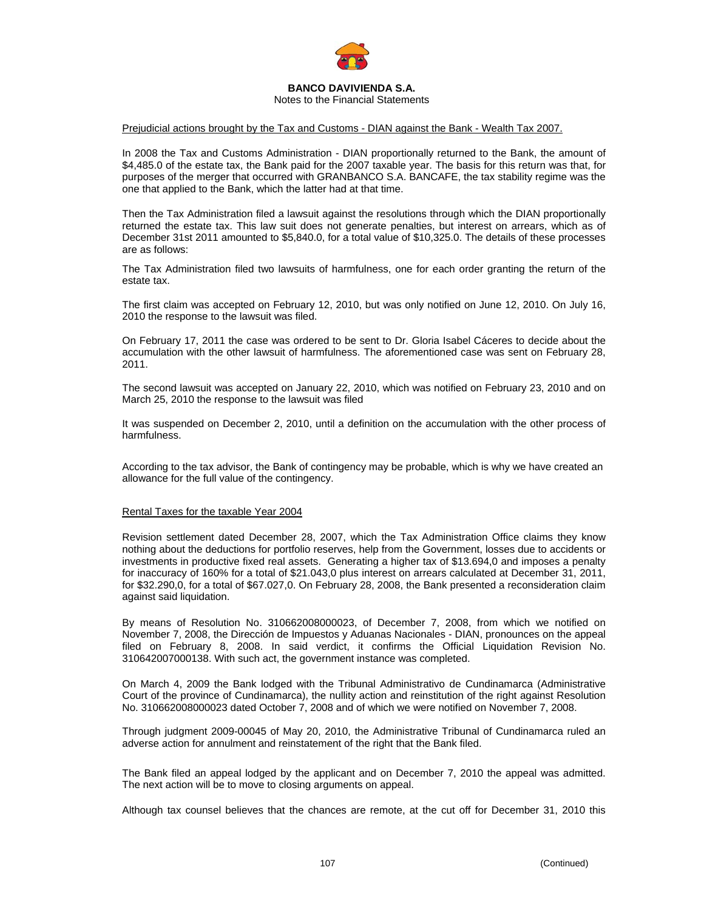Prejudicial actions brought by the Tax and Customs - DIAN against the Bank - Wealth Tax 2007.

In 2008 the Tax and Customs Administration - DIAN proportionally returned to the Bank, the amount of $4,485.0 of the estate tax, the Bank paid for the 2007 taxable year. The basis for this return was that, for purposes of the merger that occurred with GRANBANCO S.A. BANCAFE, the tax stability regime was the one that applied to the Bank, which the latter had at that time.

Then the Tax Administration filed a lawsuit against the resolutions through which the DIAN proportionally returned the estate tax. This law suit does not generate penalties, but interest on arrears, which as of December 31st 2011 amounted to $5,840.0, for a total value of $10,325.0. The details of these processes are as follows:

The Tax Administration filed two lawsuits of harmfulness, one for each order granting the return of the estate tax.

The first claim was accepted on February 12, 2010, but was only notified on June 12, 2010. On July 16, 2010 the response to the lawsuit was filed.

On February 17, 2011 the case was ordered to be sent to Dr. Gloria Isabel Cáceres to decide about the accumulation with the other lawsuit of harmfulness. The aforementioned case was sent on February 28, 2011.

The second lawsuit was accepted on January 22, 2010, which was notified on February 23, 2010 and on March 25, 2010 the response to the lawsuit was filed

It was suspended on December 2, 2010, until a definition on the accumulation with the other process of harmfulness.

According to the tax advisor, the Bank of contingency may be probable, which is why we have created an allowance for the full value of the contingency.

Rental Taxes for the taxable Year 2004

Revision settlement dated December 28, 2007, which the Tax Administration Office claims they know nothing about the deductions for portfolio reserves, help from the Government, losses due to accidents or investments in productive fixed real assets. Generating a higher tax of $13.694,0 and imposes a penalty for inaccuracy of 160% for a total of $21.043,0 plus interest on arrears calculated at December 31, 2011, for $32.290,0, for a total of $67.027,0. On February 28, 2008, the Bank presented a reconsideration claim against said liquidation.

By means of Resolution No. 310662008000023, of December 7, 2008, from which we notified on November 7, 2008, the Dirección de Impuestos y Aduanas Nacionales - DIAN, pronounces on the appeal filed on February 8, 2008. In said verdict, it confirms the Official Liquidation Revision No. 310642007000138. With such act, the government instance was completed.

On March 4, 2009 the Bank lodged with the Tribunal Administrativo de Cundinamarca (Administrative Court of the province of Cundinamarca), the nullity action and reinstitution of the right against Resolution No. 310662008000023 dated October 7, 2008 and of which we were notified on November 7, 2008.

Through judgment 2009-00045 of May 20, 2010, the Administrative Tribunal of Cundinamarca ruled an adverse action for annulment and reinstatement of the right that the Bank filed.

The Bank filed an appeal lodged by the applicant and on December 7, 2010 the appeal was admitted. The next action will be to move to closing arguments on appeal.

Although tax counsel believes that the chances are remote, at the cut off for December 31, 2010 this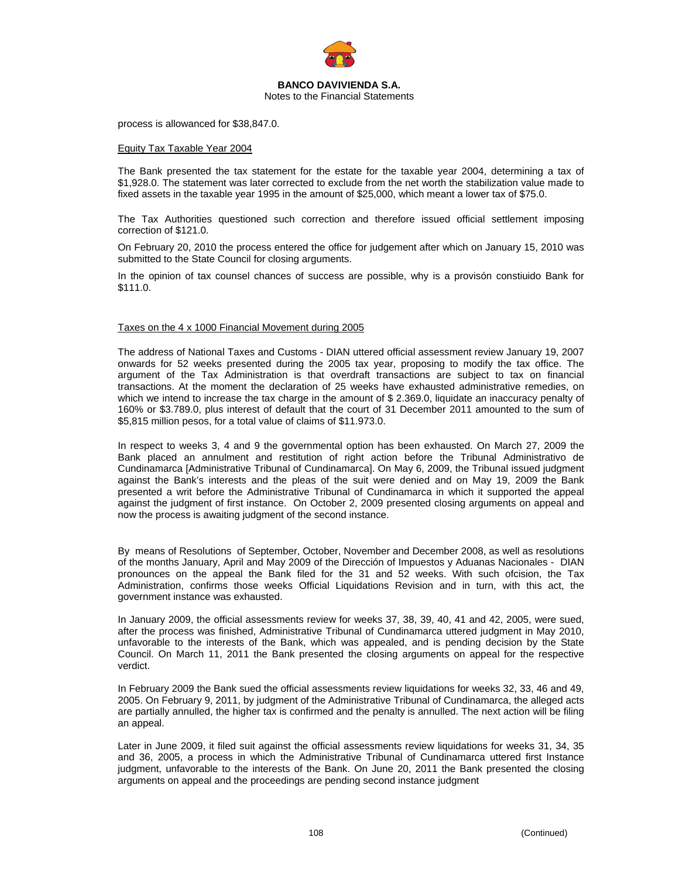process is allowanced for $38,847.0.

Equity Tax Taxable Year 2004

The Bank presented the tax statement for the estate for the taxable year 2004, determining a tax of $1,928.0. The statement was later corrected to exclude from the net worth the stabilization value made to fixed assets in the taxable year 1995 in the amount of $25,000, which meant a lower tax of $75.0.

The Tax Authorities questioned such correction and therefore issued official settlement imposing correction of $121.0.

On February 20, 2010 the process entered the office for judgement after which on January 15, 2010 was submitted to the State Council for closing arguments.

In the opinion of tax counsel chances of success are possible, why is a provisón constiuido Bank for $111.0.

Taxes on the 4 x 1000 Financial Movement during 2005

The address of National Taxes and Customs - DIAN uttered official assessment review January 19, 2007 onwards for 52 weeks presented during the 2005 tax year, proposing to modify the tax office. The argument of the Tax Administration is that overdraft transactions are subject to tax on financial transactions. At the moment the declaration of 25 weeks have exhausted administrative remedies, on which we intend to increase the tax charge in the amount of $ 2.369.0, liquidate an inaccuracy penalty of 160% or $3.789.0, plus interest of default that the court of 31 December 2011 amounted to the sum of $5,815 million pesos, for a total value of claims of $11.973.0.

In respect to weeks 3, 4 and 9 the governmental option has been exhausted. On March 27, 2009 the Bank placed an annulment and restitution of right action before the Tribunal Administrativo de Cundinamarca [Administrative Tribunal of Cundinamarca]. On May 6, 2009, the Tribunal issued judgment against the Bank's interests and the pleas of the suit were denied and on May 19, 2009 the Bank presented a writ before the Administrative Tribunal of Cundinamarca in which it supported the appeal against the judgment of first instance. On October 2, 2009 presented closing arguments on appeal and now the process is awaiting judgment of the second instance.

By means of Resolutions of September, October, November and December 2008, as well as resolutions of the months January, April and May 2009 of the Dirección de Impuestos y Aduanas Nacionales - DIAN pronounces on the appeal the Bank filed for the 31 and 52 weeks. With such ofcision, the Tax Administration, confirms those weeks Official Liquidations Revision and in turn, with this act, the government instance was exhausted.

In January 2009, the official assessments review for weeks 37, 38, 39, 40, 41 and 42, 2005, were sued, after the process was finished, Administrative Tribunal of Cundinamarca uttered judgment in May 2010, unfavorable to the interests of the Bank, which was appealed, and is pending decision by the State Council. On March 11, 2011 the Bank presented the closing arguments on appeal for the respective verdict.

In February 2009 the Bank sued the official assessments review liquidations for weeks 32, 33, 46 and 49, 2005. On February 9, 2011, by judgment of the Administrative Tribunal of Cundinamarca, the alleged acts are partially annulled, the higher tax is confirmed and the penalty is annulled. The next action will be filing an appeal.

Later in June 2009, it filed suit against the official assessments review liquidations for weeks 31, 34, 35 and 36, 2005, a process in which the Administrative Tribunal of Cundinamarca uttered first Instance judgment, unfavorable to the interests of the Bank. On June 20, 2011 the Bank presented the closing arguments on appeal and the proceedings are pending second instance judgment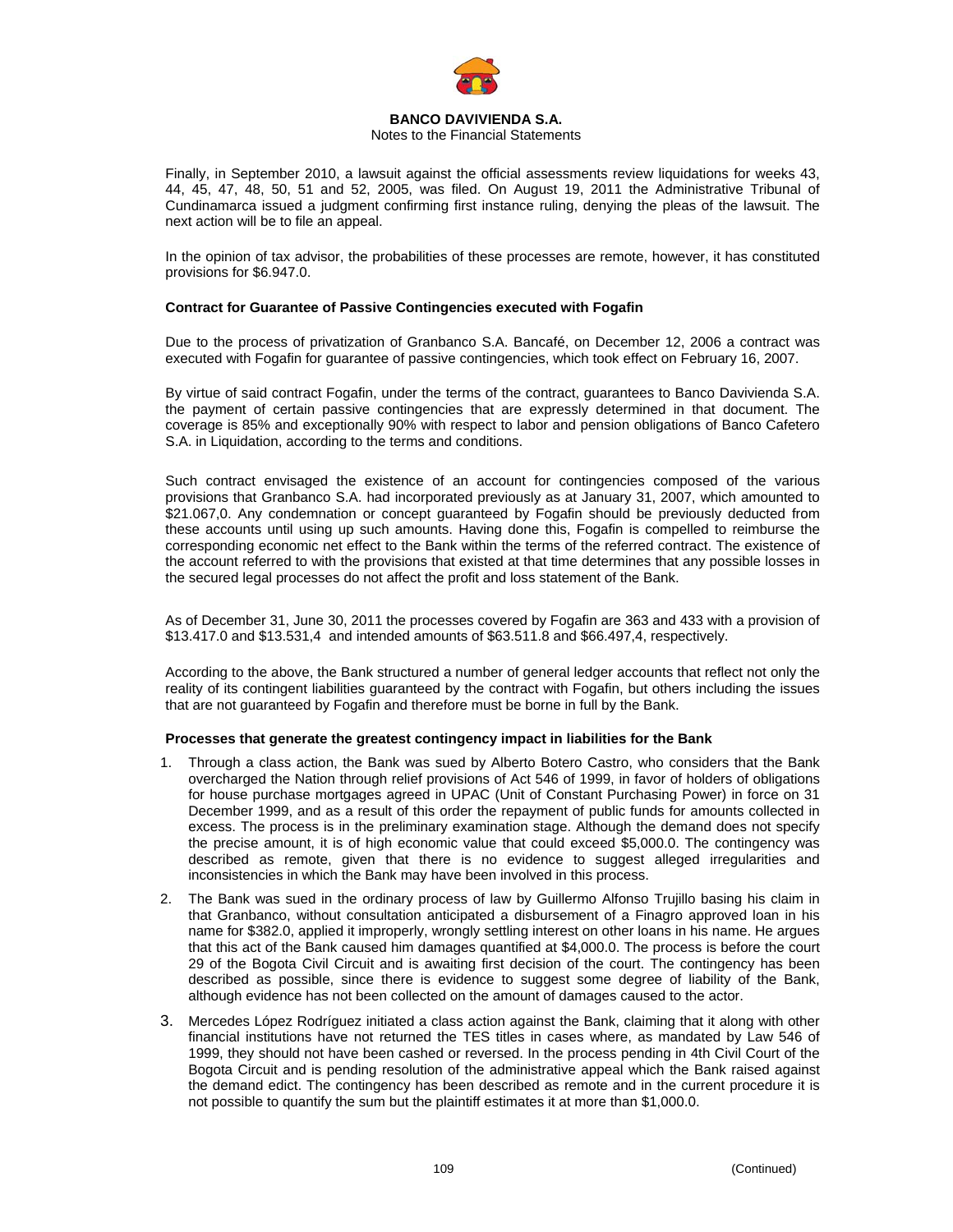Finally, in September 2010, a lawsuit against the official assessments review liquidations for weeks 43, 44, 45, 47, 48, 50, 51 and 52, 2005, was filed. On August 19, 2011 the Administrative Tribunal of Cundinamarca issued a judgment confirming first instance ruling, denying the pleas of the lawsuit. The next action will be to file an appeal.

In the opinion of tax advisor, the probabilities of these processes are remote, however, it has constituted provisions for $6.947.0.

**Contract for Guarantee of Passive Contingencies executed with Fogafin**

Due to the process of privatization of Granbanco S.A. Bancafé, on December 12, 2006 a contract was executed with Fogafin for guarantee of passive contingencies, which took effect on February 16, 2007.

By virtue of said contract Fogafin, under the terms of the contract, guarantees to Banco Davivienda S.A. the payment of certain passive contingencies that are expressly determined in that document. The coverage is 85% and exceptionally 90% with respect to labor and pension obligations of Banco Cafetero S.A. in Liquidation, according to the terms and conditions.

Such contract envisaged the existence of an account for contingencies composed of the various provisions that Granbanco S.A. had incorporated previously as at January 31, 2007, which amounted to $21.067,0. Any condemnation or concept guaranteed by Fogafin should be previously deducted from these accounts until using up such amounts. Having done this, Fogafin is compelled to reimburse the corresponding economic net effect to the Bank within the terms of the referred contract. The existence of the account referred to with the provisions that existed at that time determines that any possible losses in the secured legal processes do not affect the profit and loss statement of the Bank.

As of December 31, June 30, 2011 the processes covered by Fogafin are 363 and 433 with a provision of $13.417.0 and $13.531,4 and intended amounts of $63.511.8 and $66.497,4, respectively.

According to the above, the Bank structured a number of general ledger accounts that reflect not only the reality of its contingent liabilities guaranteed by the contract with Fogafin, but others including the issues that are not guaranteed by Fogafin and therefore must be borne in full by the Bank.

**Processes that generate the greatest contingency impact in liabilities for the Bank**

1. Through a class action, the Bank was sued by Alberto Botero Castro, who considers that the Bank overcharged the Nation through relief provisions of Act 546 of 1999, in favor of holders of obligations for house purchase mortgages agreed in UPAC (Unit of Constant Purchasing Power) in force on 31 December 1999, and as a result of this order the repayment of public funds for amounts collected in excess. The process is in the preliminary examination stage. Although the demand does not specify the precise amount, it is of high economic value that could exceed $5,000.0. The contingency was described as remote, given that there is no evidence to suggest alleged irregularities and inconsistencies in which the Bank may have been involved in this process.

2. The Bank was sued in the ordinary process of law by Guillermo Alfonso Trujillo basing his claim in that Granbanco, without consultation anticipated a disbursement of a Finagro approved loan in his name for $382.0, applied it improperly, wrongly settling interest on other loans in his name. He argues that this act of the Bank caused him damages quantified at $4,000.0. The process is before the court 29 of the Bogota Civil Circuit and is awaiting first decision of the court. The contingency has been described as possible, since there is evidence to suggest some degree of liability of the Bank, although evidence has not been collected on the amount of damages caused to the actor.

3. Mercedes López Rodríguez initiated a class action against the Bank, claiming that it along with other financial institutions have not returned the TES titles in cases where, as mandated by Law 546 of 1999, they should not have been cashed or reversed. In the process pending in 4th Civil Court of the Bogota Circuit and is pending resolution of the administrative appeal which the Bank raised against the demand edict. The contingency has been described as remote and in the current procedure it is not possible to quantify the sum but the plaintiff estimates it at more than $1,000.0.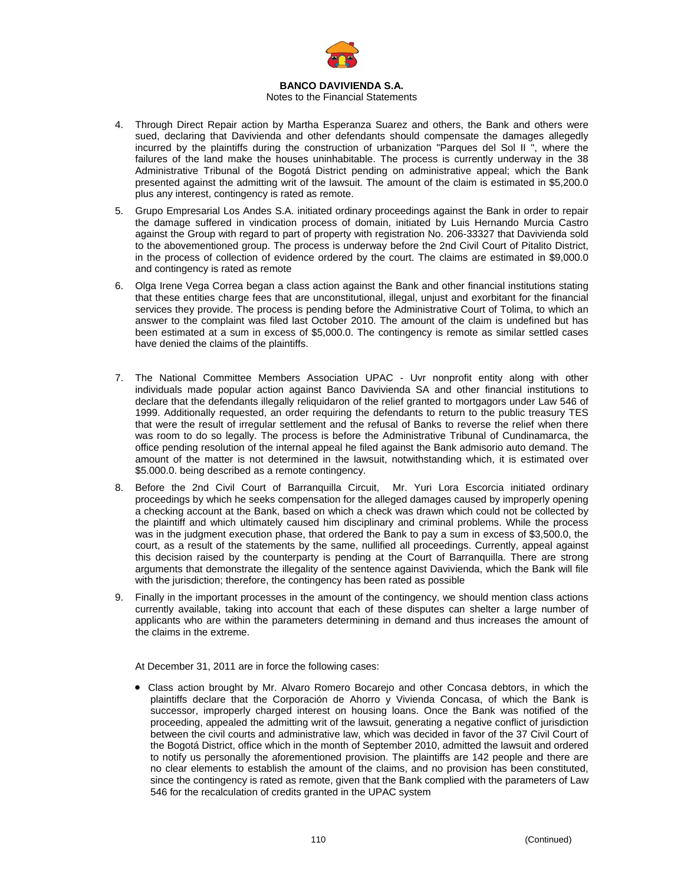4. Through Direct Repair action by Martha Esperanza Suarez and others, the Bank and others were sued, declaring that Davivienda and other defendants should compensate the damages allegedly incurred by the plaintiffs during the construction of urbanization "Parques del Sol II ", where the failures of the land make the houses uninhabitable. The process is currently underway in the 38 Administrative Tribunal of the Bogotá District pending on administrative appeal; which the Bank presented against the admitting writ of the lawsuit. The amount of the claim is estimated in $5,200.0 plus any interest, contingency is rated as remote.

5. Grupo Empresarial Los Andes S.A. initiated ordinary proceedings against the Bank in order to repair the damage suffered in vindication process of domain, initiated by Luis Hernando Murcia Castro against the Group with regard to part of property with registration No. 206-33327 that Davivienda sold to the abovementioned group. The process is underway before the 2nd Civil Court of Pitalito District, in the process of collection of evidence ordered by the court. The claims are estimated in $9,000.0 and contingency is rated as remote

6. Olga Irene Vega Correa began a class action against the Bank and other financial institutions stating that these entities charge fees that are unconstitutional, illegal, unjust and exorbitant for the financial services they provide. The process is pending before the Administrative Court of Tolima, to which an answer to the complaint was filed last October 2010. The amount of the claim is undefined but has been estimated at a sum in excess of $5,000.0. The contingency is remote as similar settled cases have denied the claims of the plaintiffs.

7. The National Committee Members Association UPAC - Uvr nonprofit entity along with other individuals made popular action against Banco Davivienda SA and other financial institutions to declare that the defendants illegally reliquidaron of the relief granted to mortgagors under Law 546 of 1999. Additionally requested, an order requiring the defendants to return to the public treasury TES that were the result of irregular settlement and the refusal of Banks to reverse the relief when there was room to do so legally. The process is before the Administrative Tribunal of Cundinamarca, the office pending resolution of the internal appeal he filed against the Bank admisorio auto demand. The amount of the matter is not determined in the lawsuit, notwithstanding which, it is estimated over $5.000.0. being described as a remote contingency.

8. Before the 2nd Civil Court of Barranquilla Circuit, Mr. Yuri Lora Escorcia initiated ordinary proceedings by which he seeks compensation for the alleged damages caused by improperly opening a checking account at the Bank, based on which a check was drawn which could not be collected by the plaintiff and which ultimately caused him disciplinary and criminal problems. While the process was in the judgment execution phase, that ordered the Bank to pay a sum in excess of $3,500.0, the court, as a result of the statements by the same, nullified all proceedings. Currently, appeal against this decision raised by the counterparty is pending at the Court of Barranquilla. There are strong arguments that demonstrate the illegality of the sentence against Davivienda, which the Bank will file with the jurisdiction; therefore, the contingency has been rated as possible

9. Finally in the important processes in the amount of the contingency, we should mention class actions currently available, taking into account that each of these disputes can shelter a large number of applicants who are within the parameters determining in demand and thus increases the amount of the claims in the extreme.

At December 31, 2011 are in force the following cases:

- Class action brought by Mr. Alvaro Romero Bocarejo and other Concasa debtors, in which the plaintiffs declare that the Corporación de Ahorro y Vivienda Concasa, of which the Bank is successor, improperly charged interest on housing loans. Once the Bank was notified of the proceeding, appealed the admitting writ of the lawsuit, generating a negative conflict of jurisdiction between the civil courts and administrative law, which was decided in favor of the 37 Civil Court of the Bogotá District, office which in the month of September 2010, admitted the lawsuit and ordered to notify us personally the aforementioned provision. The plaintiffs are 142 people and there are no clear elements to establish the amount of the claims, and no provision has been constituted, since the contingency is rated as remote, given that the Bank complied with the parameters of Law 546 for the recalculation of credits granted in the UPAC system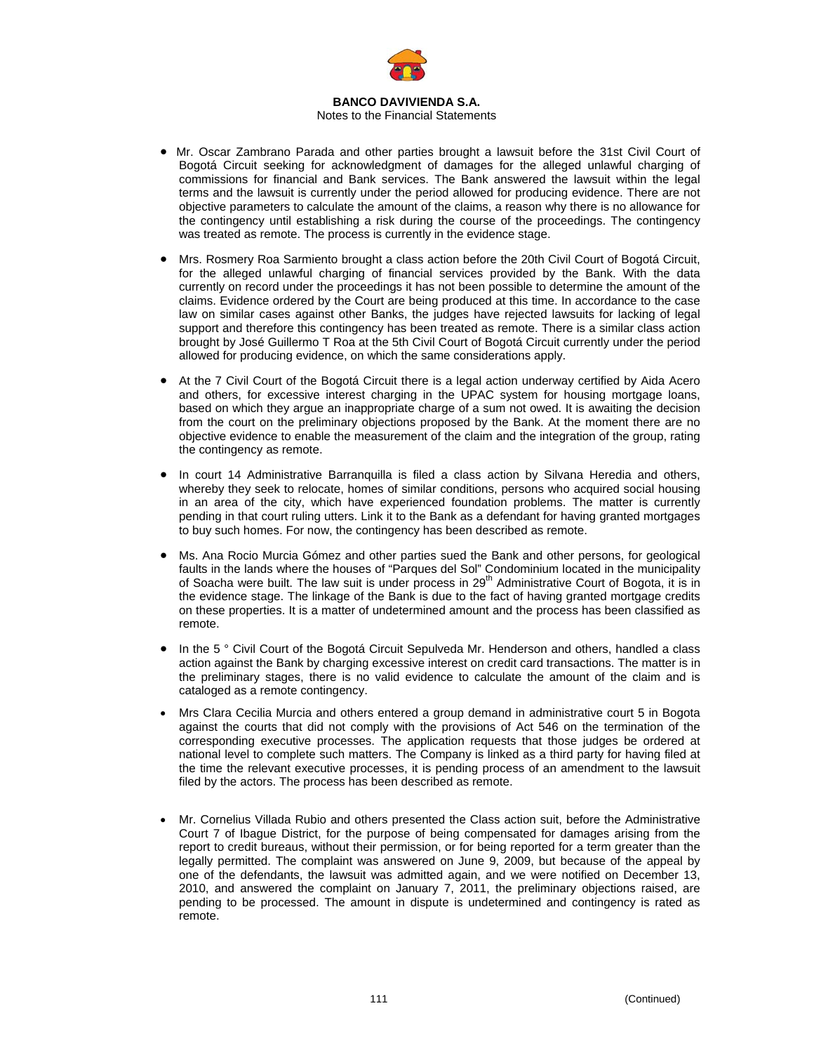- Mr. Oscar Zambrano Parada and other parties brought a lawsuit before the 31st Civil Court of Bogotá Circuit seeking for acknowledgment of damages for the alleged unlawful charging of commissions for financial and Bank services. The Bank answered the lawsuit within the legal terms and the lawsuit is currently under the period allowed for producing evidence. There are not objective parameters to calculate the amount of the claims, a reason why there is no allowance for the contingency until establishing a risk during the course of the proceedings. The contingency was treated as remote. The process is currently in the evidence stage.

- Mrs. Rosmery Roa Sarmiento brought a class action before the 20th Civil Court of Bogotá Circuit, for the alleged unlawful charging of financial services provided by the Bank. With the data currently on record under the proceedings it has not been possible to determine the amount of the claims. Evidence ordered by the Court are being produced at this time. In accordance to the case law on similar cases against other Banks, the judges have rejected lawsuits for lacking of legal support and therefore this contingency has been treated as remote. There is a similar class action brought by José Guillermo T Roa at the 5th Civil Court of Bogotá Circuit currently under the period allowed for producing evidence, on which the same considerations apply.

- At the 7 Civil Court of the Bogotá Circuit there is a legal action underway certified by Aida Acero and others, for excessive interest charging in the UPAC system for housing mortgage loans, based on which they argue an inappropriate charge of a sum not owed. It is awaiting the decision from the court on the preliminary objections proposed by the Bank. At the moment there are no objective evidence to enable the measurement of the claim and the integration of the group, rating the contingency as remote.

- In court 14 Administrative Barranquilla is filed a class action by Silvana Heredia and others, whereby they seek to relocate, homes of similar conditions, persons who acquired social housing in an area of the city, which have experienced foundation problems. The matter is currently pending in that court ruling utters. Link it to the Bank as a defendant for having granted mortgages to buy such homes. For now, the contingency has been described as remote.

- Ms. Ana Rocio Murcia Gómez and other parties sued the Bank and other persons, for geological faults in the lands where the houses of "Parques del Sol" Condominium located in the municipality of Soacha were built. The law suit is under process in 29th Administrative Court of Bogota, it is in the evidence stage. The linkage of the Bank is due to the fact of having granted mortgage credits on these properties. It is a matter of undetermined amount and the process has been classified as remote.

- In the 5 ° Civil Court of the Bogotá Circuit Sepulveda Mr. Henderson and others, handled a class action against the Bank by charging excessive interest on credit card transactions. The matter is in the preliminary stages, there is no valid evidence to calculate the amount of the claim and is cataloged as a remote contingency.

- Mrs Clara Cecilia Murcia and others entered a group demand in administrative court 5 in Bogota against the courts that did not comply with the provisions of Act 546 on the termination of the corresponding executive processes. The application requests that those judges be ordered at national level to complete such matters. The Company is linked as a third party for having filed at the time the relevant executive processes, it is pending process of an amendment to the lawsuit filed by the actors. The process has been described as remote.

- Mr. Cornelius Villada Rubio and others presented the Class action suit, before the Administrative Court 7 of Ibague District, for the purpose of being compensated for damages arising from the report to credit bureaus, without their permission, or for being reported for a term greater than the legally permitted. The complaint was answered on June 9, 2009, but because of the appeal by one of the defendants, the lawsuit was admitted again, and we were notified on December 13, 2010, and answered the complaint on January 7, 2011, the preliminary objections raised, are pending to be processed. The amount in dispute is undetermined and contingency is rated as remote.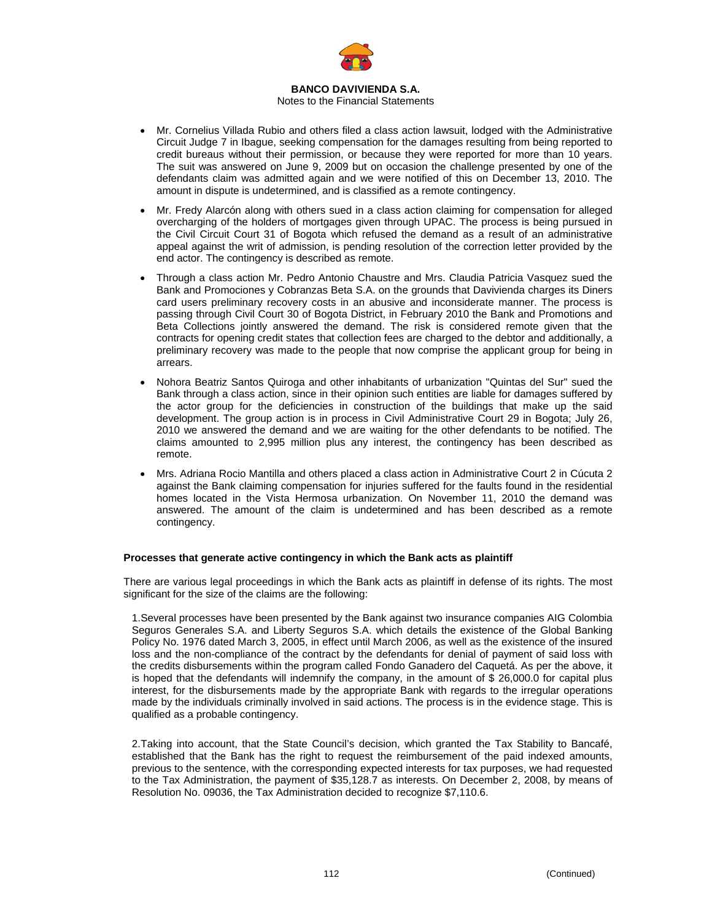- Mr. Cornelius Villada Rubio and others filed a class action lawsuit, lodged with the Administrative Circuit Judge 7 in Ibague, seeking compensation for the damages resulting from being reported to credit bureaus without their permission, or because they were reported for more than 10 years. The suit was answered on June 9, 2009 but on occasion the challenge presented by one of the defendants claim was admitted again and we were notified of this on December 13, 2010. The amount in dispute is undetermined, and is classified as a remote contingency.

- Mr. Fredy Alarcón along with others sued in a class action claiming for compensation for alleged overcharging of the holders of mortgages given through UPAC. The process is being pursued in the Civil Circuit Court 31 of Bogota which refused the demand as a result of an administrative appeal against the writ of admission, is pending resolution of the correction letter provided by the end actor. The contingency is described as remote.

- Through a class action Mr. Pedro Antonio Chaustre and Mrs. Claudia Patricia Vasquez sued the Bank and Promociones y Cobranzas Beta S.A. on the grounds that Davivienda charges its Diners card users preliminary recovery costs in an abusive and inconsiderate manner. The process is passing through Civil Court 30 of Bogota District, in February 2010 the Bank and Promotions and Beta Collections jointly answered the demand. The risk is considered remote given that the contracts for opening credit states that collection fees are charged to the debtor and additionally, a preliminary recovery was made to the people that now comprise the applicant group for being in arrears.

- Nohora Beatriz Santos Quiroga and other inhabitants of urbanization "Quintas del Sur" sued the Bank through a class action, since in their opinion such entities are liable for damages suffered by the actor group for the deficiencies in construction of the buildings that make up the said development. The group action is in process in Civil Administrative Court 29 in Bogota; July 26, 2010 we answered the demand and we are waiting for the other defendants to be notified. The claims amounted to 2,995 million plus any interest, the contingency has been described as remote.

- Mrs. Adriana Rocio Mantilla and others placed a class action in Administrative Court 2 in Cúcuta 2 against the Bank claiming compensation for injuries suffered for the faults found in the residential homes located in the Vista Hermosa urbanization. On November 11, 2010 the demand was answered. The amount of the claim is undetermined and has been described as a remote contingency.

**Processes that generate active contingency in which the Bank acts as plaintiff**

There are various legal proceedings in which the Bank acts as plaintiff in defense of its rights. The most significant for the size of the claims are the following:

1. Several processes have been presented by the Bank against two insurance companies AIG Colombia Seguros Generales S.A. and Liberty Seguros S.A. which details the existence of the Global Banking Policy No. 1976 dated March 3, 2005, in effect until March 2006, as well as the existence of the insured loss and the non-compliance of the contract by the defendants for denial of payment of said loss with the credits disbursements within the program called Fondo Ganadero del Caquetá. As per the above, it is hoped that the defendants will indemnify the company, in the amount of $ 26,000.0 for capital plus interest, for the disbursements made by the appropriate Bank with regards to the irregular operations made by the individuals criminally involved in said actions. The process is in the evidence stage. This is qualified as a probable contingency.

2. Taking into account, that the State Council's decision, which granted the Tax Stability to Bancafé, established that the Bank has the right to request the reimbursement of the paid indexed amounts, previous to the sentence, with the corresponding expected interests for tax purposes, we had requested to the Tax Administration, the payment of $35,128.7 as interests. On December 2, 2008, by means of Resolution No. 09036, the Tax Administration decided to recognize $7,110.6.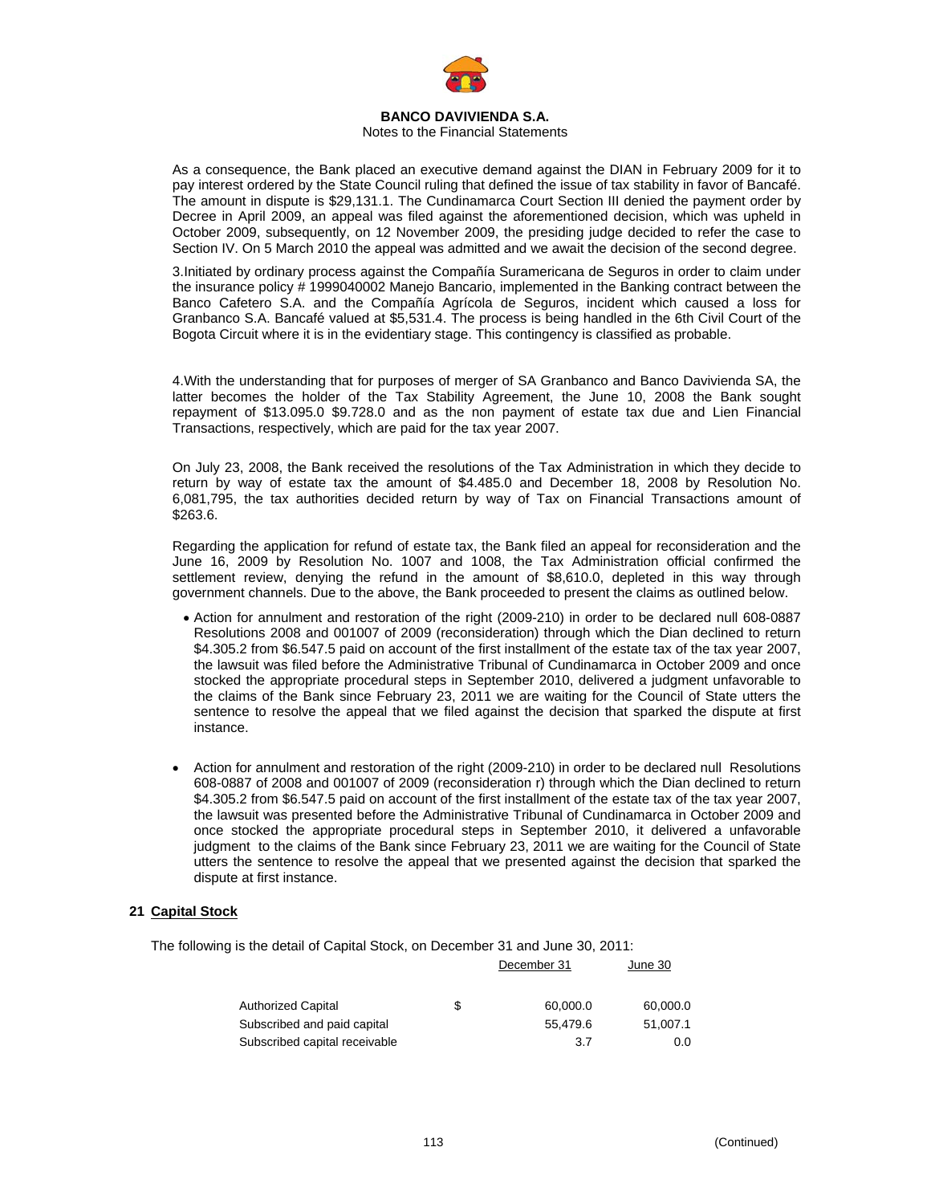As a consequence, the Bank placed an executive demand against the DIAN in February 2009 for it to pay interest ordered by the State Council ruling that defined the issue of tax stability in favor of Bancafé. The amount in dispute is $29,131.1. The Cundinamarca Court Section III denied the payment order by Decree in April 2009, an appeal was filed against the aforementioned decision, which was upheld in October 2009, subsequently, on 12 November 2009, the presiding judge decided to refer the case to Section IV. On 5 March 2010 the appeal was admitted and we await the decision of the second degree.

3.Initiated by ordinary process against the Compañía Suramericana de Seguros in order to claim under the insurance policy # 1999040002 Manejo Bancario, implemented in the Banking contract between the Banco Cafetero S.A. and the Compañía Agrícola de Seguros, incident which caused a loss for Granbanco S.A. Bancafé valued at $5,531.4. The process is being handled in the 6th Civil Court of the Bogota Circuit where it is in the evidentiary stage. This contingency is classified as probable.

4.With the understanding that for purposes of merger of SA Granbanco and Banco Davivienda SA, the latter becomes the holder of the Tax Stability Agreement, the June 10, 2008 the Bank sought repayment of $13.095.0 $9.728.0 and as the non payment of estate tax due and Lien Financial Transactions, respectively, which are paid for the tax year 2007.

On July 23, 2008, the Bank received the resolutions of the Tax Administration in which they decide to return by way of estate tax the amount of $4.485.0 and December 18, 2008 by Resolution No. 6,081,795, the tax authorities decided return by way of Tax on Financial Transactions amount of $263.6.

Regarding the application for refund of estate tax, the Bank filed an appeal for reconsideration and the June 16, 2009 by Resolution No. 1007 and 1008, the Tax Administration official confirmed the settlement review, denying the refund in the amount of $8,610.0, depleted in this way through government channels. Due to the above, the Bank proceeded to present the claims as outlined below.

- Action for annulment and restoration of the right (2009-210) in order to be declared null 608-0887 Resolutions 2008 and 001007 of 2009 (reconsideration) through which the Dian declined to return $4.305.2 from $6.547.5 paid on account of the first installment of the estate tax of the tax year 2007, the lawsuit was filed before the Administrative Tribunal of Cundinamarca in October 2009 and once stocked the appropriate procedural steps in September 2010, delivered a judgment unfavorable to the claims of the Bank since February 23, 2011 we are waiting for the Council of State utters the sentence to resolve the appeal that we filed against the decision that sparked the dispute at first instance.

- Action for annulment and restoration of the right (2009-210) in order to be declared null Resolutions 608-0887 of 2008 and 001007 of 2009 (reconsideration r) through which the Dian declined to return $4.305.2 from $6.547.5 paid on account of the first installment of the estate tax of the tax year 2007, the lawsuit was presented before the Administrative Tribunal of Cundinamarca in October 2009 and once stocked the appropriate procedural steps in September 2010, it delivered a unfavorable judgment to the claims of the Bank since February 23, 2011 we are waiting for the Council of State utters the sentence to resolve the appeal that we presented against the decision that sparked the dispute at first instance.

## 21 Capital Stock

The following is the detail of Capital Stock, on December 31 and June 30, 2011:

| | | December 31 | June 30 |
|---|---|---|---|
| Authorized Capital | $ | 60,000.0 | 60,000.0 |
| Subscribed and paid capital | | 55,479.6 | 51,007.1 |
| Subscribed capital receivable | | 3.7 | 0.0 |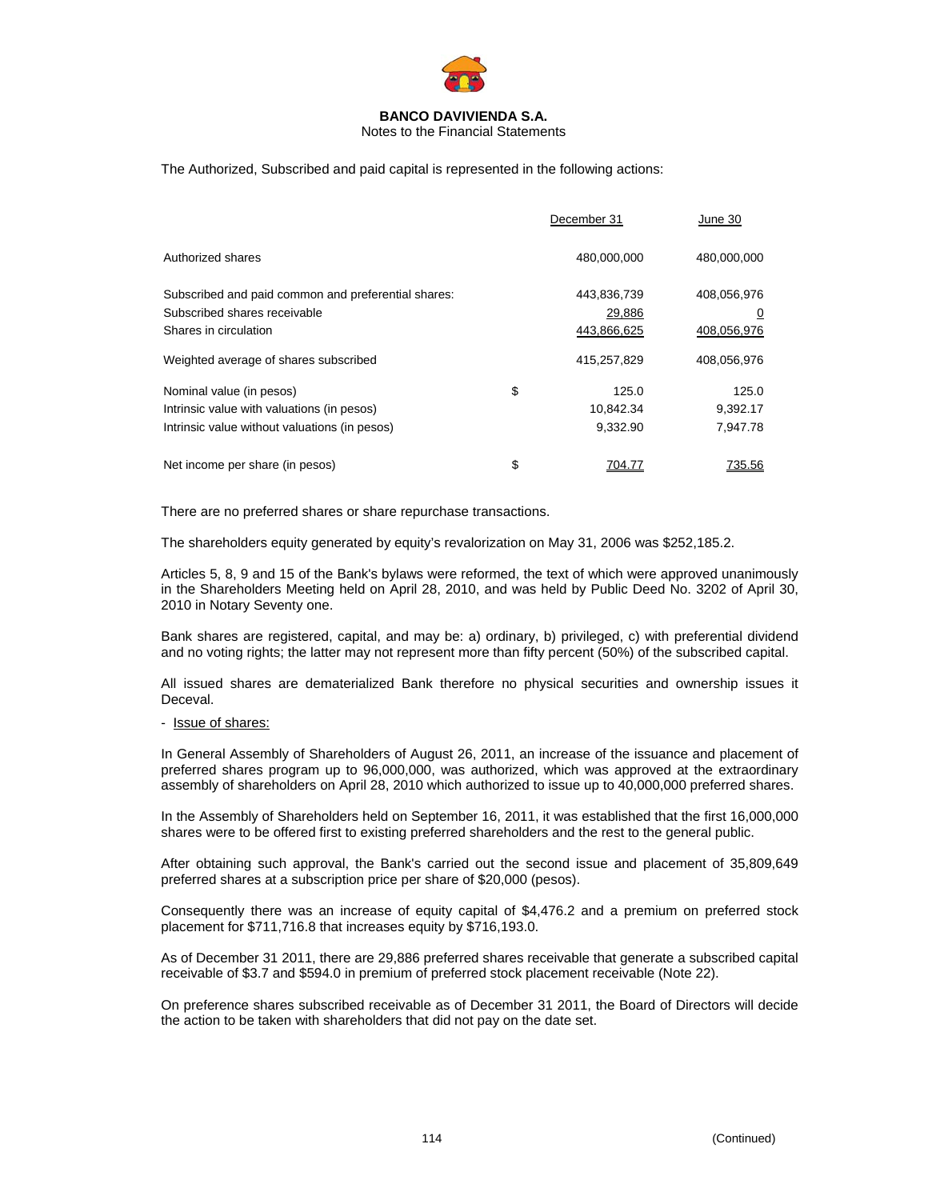The Authorized, Subscribed and paid capital is represented in the following actions:

| | | December 31 | June 30 |
|---|---|---|---|
| Authorized shares | | 480,000,000 | 480,000,000 |
| Subscribed and paid common and preferential shares: | | 443,836,739 | 408,056,976 |
| Subscribed shares receivable | | 29,886 | 0 |
| Shares in circulation | | 443,866,625 | 408,056,976 |
| Weighted average of shares subscribed | | 415,257,829 | 408,056,976 |
| Nominal value (in pesos) | $ | 125.0 | 125.0 |
| Intrinsic value with valuations (in pesos) | | 10,842.34 | 9,392.17 |
| Intrinsic value without valuations (in pesos) | | 9,332.90 | 7,947.78 |
| Net income per share (in pesos) | $ | 704.77 | 735.56 |

There are no preferred shares or share repurchase transactions.

The shareholders equity generated by equity's revalorization on May 31, 2006 was $252,185.2.

Articles 5, 8, 9 and 15 of the Bank's bylaws were reformed, the text of which were approved unanimously in the Shareholders Meeting held on April 28, 2010, and was held by Public Deed No. 3202 of April 30, 2010 in Notary Seventy one.

Bank shares are registered, capital, and may be: a) ordinary, b) privileged, c) with preferential dividend and no voting rights; the latter may not represent more than fifty percent (50%) of the subscribed capital.

All issued shares are dematerialized Bank therefore no physical securities and ownership issues it Deceval.

- Issue of shares:

In General Assembly of Shareholders of August 26, 2011, an increase of the issuance and placement of preferred shares program up to 96,000,000, was authorized, which was approved at the extraordinary assembly of shareholders on April 28, 2010 which authorized to issue up to 40,000,000 preferred shares.

In the Assembly of Shareholders held on September 16, 2011, it was established that the first 16,000,000 shares were to be offered first to existing preferred shareholders and the rest to the general public.

After obtaining such approval, the Bank's carried out the second issue and placement of 35,809,649 preferred shares at a subscription price per share of $20,000 (pesos).

Consequently there was an increase of equity capital of $4,476.2 and a premium on preferred stock placement for $711,716.8 that increases equity by $716,193.0.

As of December 31 2011, there are 29,886 preferred shares receivable that generate a subscribed capital receivable of $3.7 and $594.0 in premium of preferred stock placement receivable (Note 22).

On preference shares subscribed receivable as of December 31 2011, the Board of Directors will decide the action to be taken with shareholders that did not pay on the date set.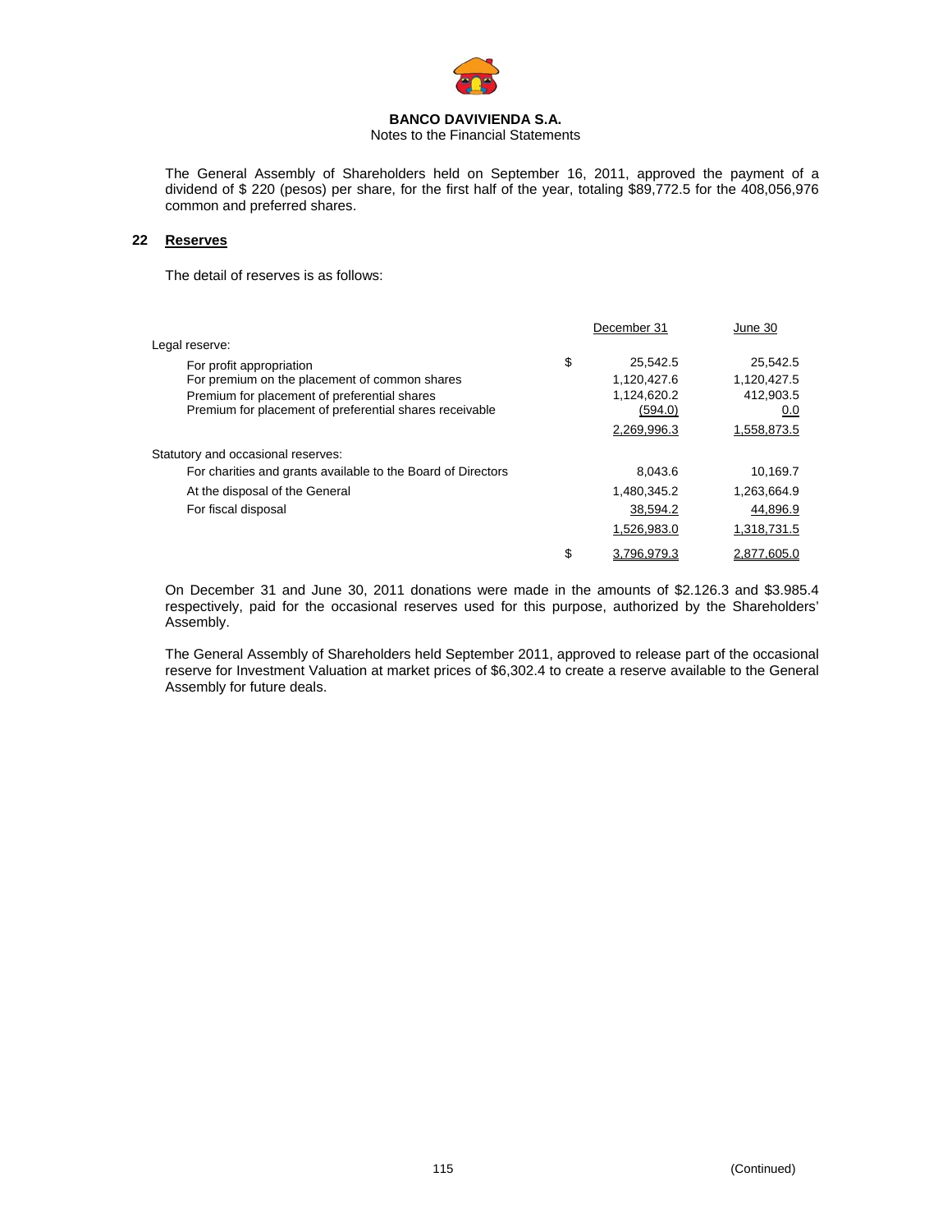The General Assembly of Shareholders held on September 16, 2011, approved the payment of a dividend of $ 220 (pesos) per share, for the first half of the year, totaling $89,772.5 for the 408,056,976 common and preferred shares.

## 22 Reserves

The detail of reserves is as follows:

| | | December 31 | June 30 |
|---|---|---|---|
| Legal reserve: | | | |
| For profit appropriation | $ | 25,542.5 | 25,542.5 |
| For premium on the placement of common shares | | 1,120,427.6 | 1,120,427.5 |
| Premium for placement of preferential shares | | 1,124,620.2 | 412,903.5 |
| Premium for placement of preferential shares receivable | | (594.0) | 0.0 |
| | | 2,269,996.3 | 1,558,873.5 |
| Statutory and occasional reserves: | | | |
| For charities and grants available to the Board of Directors | | 8,043.6 | 10,169.7 |
| At the disposal of the General | | 1,480,345.2 | 1,263,664.9 |
| For fiscal disposal | | 38,594.2 | 44,896.9 |
| | | 1,526,983.0 | 1,318,731.5 |
| | $ | 3,796,979.3 | 2,877,605.0 |

On December 31 and June 30, 2011 donations were made in the amounts of $2.126.3 and $3.985.4 respectively, paid for the occasional reserves used for this purpose, authorized by the Shareholders' Assembly.

The General Assembly of Shareholders held September 2011, approved to release part of the occasional reserve for Investment Valuation at market prices of $6,302.4 to create a reserve available to the General Assembly for future deals.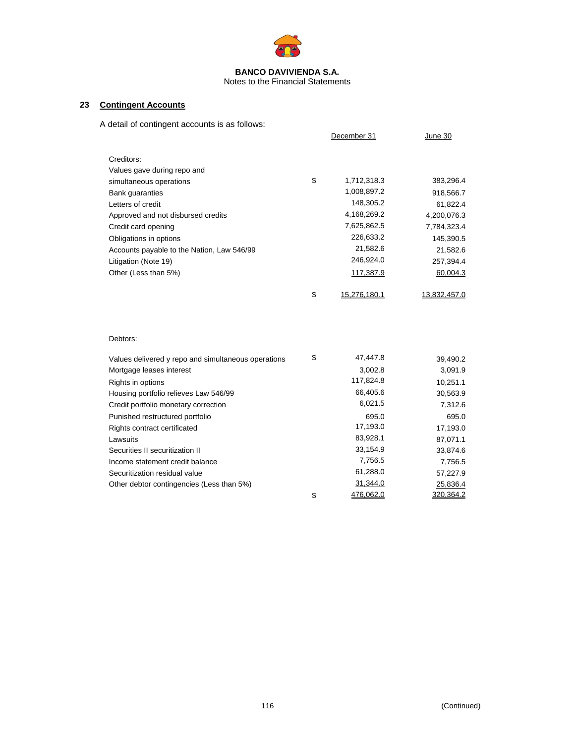**BANCO DAVIVIENDA S.A.**
Notes to the Financial Statements

## 23 Contingent Accounts

A detail of contingent accounts is as follows:

| | | December 31 | June 30 |
|---|---|---|---|
| Creditors: | | | |
| Values gave during repo and simultaneous operations | $ | 1,712,318.3 | 383,296.4 |
| Bank guaranties | | 1,008,897.2 | 918,566.7 |
| Letters of credit | | 148,305.2 | 61,822.4 |
| Approved and not disbursed credits | | 4,168,269.2 | 4,200,076.3 |
| Credit card opening | | 7,625,862.5 | 7,784,323.4 |
| Obligations in options | | 226,633.2 | 145,390.5 |
| Accounts payable to the Nation, Law 546/99 | | 21,582.6 | 21,582.6 |
| Litigation (Note 19) | | 246,924.0 | 257,394.4 |
| Other (Less than 5%) | | 117,387.9 | 60,004.3 |
| | $ | 15,276,180.1 | 13,832,457.0 |

| | | December 31 | June 30 |
|---|---|---|---|
| Debtors: | | | |
| Values delivered y repo and simultaneous operations | $ | 47,447.8 | 39,490.2 |
| Mortgage leases interest | | 3,002.8 | 3,091.9 |
| Rights in options | | 117,824.8 | 10,251.1 |
| Housing portfolio relieves Law 546/99 | | 66,405.6 | 30,563.9 |
| Credit portfolio monetary correction | | 6,021.5 | 7,312.6 |
| Punished restructured portfolio | | 695.0 | 695.0 |
| Rights contract certificated | | 17,193.0 | 17,193.0 |
| Lawsuits | | 83,928.1 | 87,071.1 |
| Securities II securitization II | | 33,154.9 | 33,874.6 |
| Income statement credit balance | | 7,756.5 | 7,756.5 |
| Securitization residual value | | 61,288.0 | 57,227.9 |
| Other debtor contingencies (Less than 5%) | | 31,344.0 | 25,836.4 |
| | $ | 476,062.0 | 320,364.2 |

(Continued)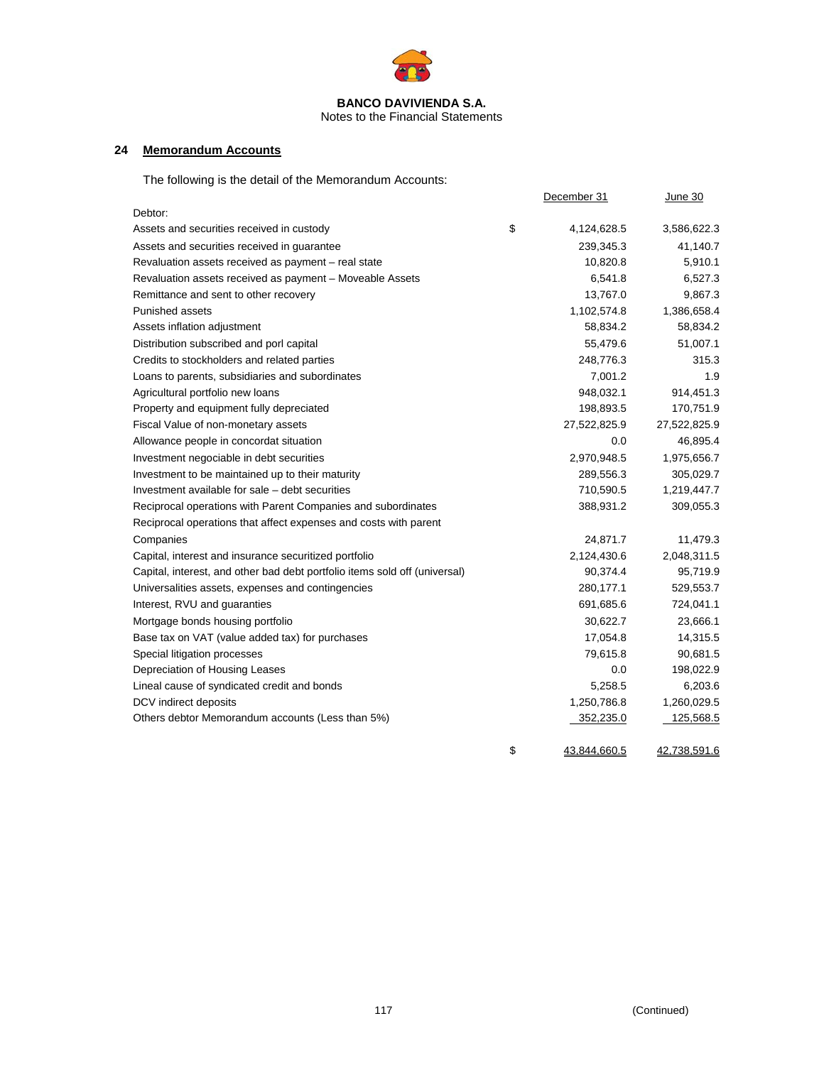**BANCO DAVIVIENDA S.A.**
Notes to the Financial Statements

## 24 Memorandum Accounts

The following is the detail of the Memorandum Accounts:

| | | December 31 | June 30 |
|---|---|---|---|
| Debtor: | | | |
| Assets and securities received in custody | $ | 4,124,628.5 | 3,586,622.3 |
| Assets and securities received in guarantee | | 239,345.3 | 41,140.7 |
| Revaluation assets received as payment – real state | | 10,820.8 | 5,910.1 |
| Revaluation assets received as payment – Moveable Assets | | 6,541.8 | 6,527.3 |
| Remittance and sent to other recovery | | 13,767.0 | 9,867.3 |
| Punished assets | | 1,102,574.8 | 1,386,658.4 |
| Assets inflation adjustment | | 58,834.2 | 58,834.2 |
| Distribution subscribed and porl capital | | 55,479.6 | 51,007.1 |
| Credits to stockholders and related parties | | 248,776.3 | 315.3 |
| Loans to parents, subsidiaries and subordinates | | 7,001.2 | 1.9 |
| Agricultural portfolio new loans | | 948,032.1 | 914,451.3 |
| Property and equipment fully depreciated | | 198,893.5 | 170,751.9 |
| Fiscal Value of non-monetary assets | | 27,522,825.9 | 27,522,825.9 |
| Allowance people in concordat situation | | 0.0 | 46,895.4 |
| Investment negociable in debt securities | | 2,970,948.5 | 1,975,656.7 |
| Investment to be maintained up to their maturity | | 289,556.3 | 305,029.7 |
| Investment available for sale – debt securities | | 710,590.5 | 1,219,447.7 |
| Reciprocal operations with Parent Companies and subordinates | | 388,931.2 | 309,055.3 |
| Reciprocal operations that affect expenses and costs with parent Companies | | 24,871.7 | 11,479.3 |
| Capital, interest and insurance securitized portfolio | | 2,124,430.6 | 2,048,311.5 |
| Capital, interest, and other bad debt portfolio items sold off (universal) | | 90,374.4 | 95,719.9 |
| Universalities assets, expenses and contingencies | | 280,177.1 | 529,553.7 |
| Interest, RVU and guaranties | | 691,685.6 | 724,041.1 |
| Mortgage bonds housing portfolio | | 30,622.7 | 23,666.1 |
| Base tax on VAT (value added tax) for purchases | | 17,054.8 | 14,315.5 |
| Special litigation processes | | 79,615.8 | 90,681.5 |
| Depreciation of Housing Leases | | 0.0 | 198,022.9 |
| Lineal cause of syndicated credit and bonds | | 5,258.5 | 6,203.6 |
| DCV indirect deposits | | 1,250,786.8 | 1,260,029.5 |
| Others debtor Memorandum accounts (Less than 5%) | | 352,235.0 | 125,568.5 |
| | $ | 43,844,660.5 | 42,738,591.6 |

(Continued)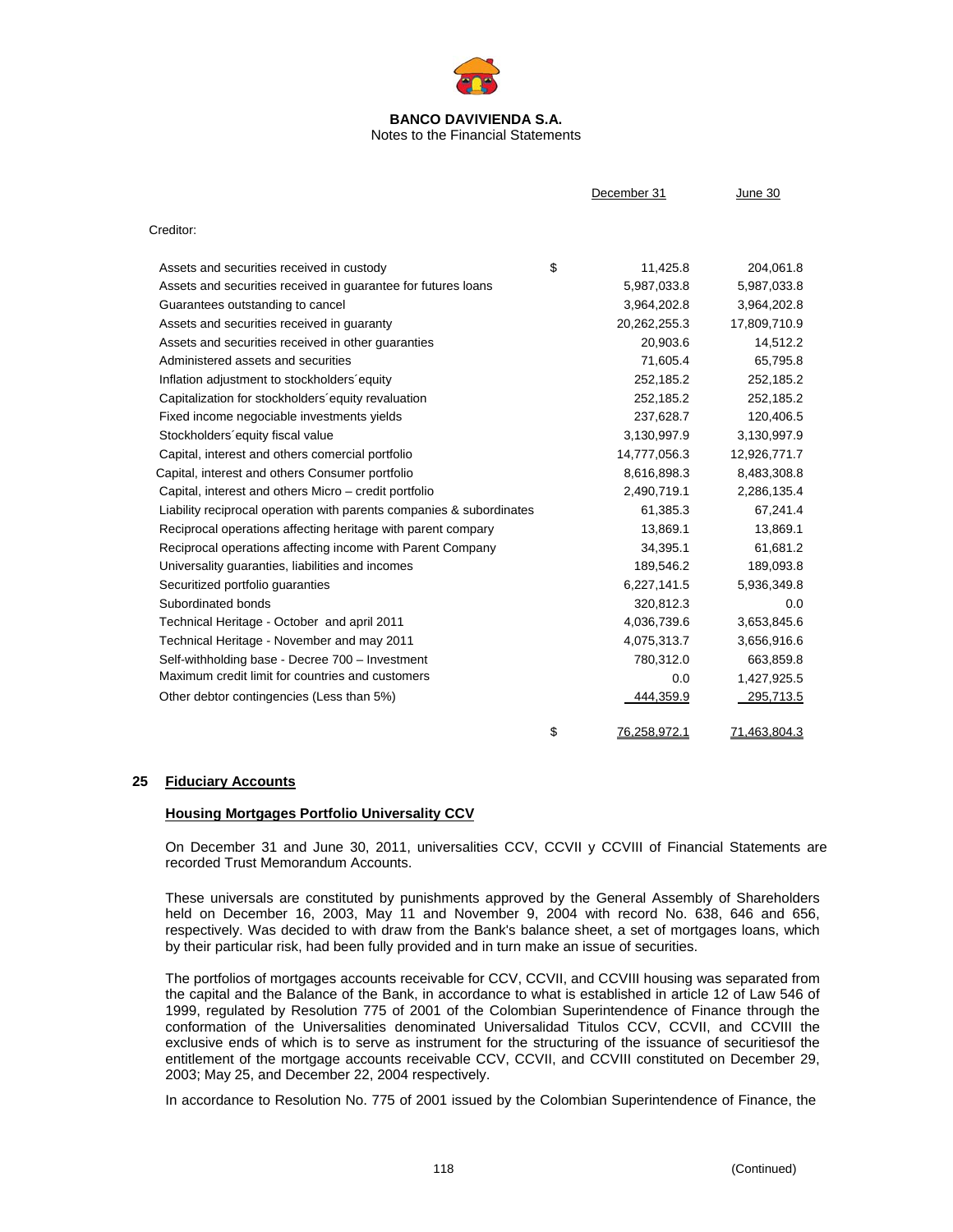| | | December 31 | June 30 |
|---|---|---|---|
| Creditor: | | | |
| Assets and securities received in custody | $ | 11,425.8 | 204,061.8 |
| Assets and securities received in guarantee for futures loans | | 5,987,033.8 | 5,987,033.8 |
| Guarantees outstanding to cancel | | 3,964,202.8 | 3,964,202.8 |
| Assets and securities received in guaranty | | 20,262,255.3 | 17,809,710.9 |
| Assets and securities received in other guarantees | | 20,903.6 | 14,512.2 |
| Administered assets and securities | | 71,605.4 | 65,795.8 |
| Inflation adjustment to stockholders´equity | | 252,185.2 | 252,185.2 |
| Capitalization for stockholders´equity revaluation | | 252,185.2 | 252,185.2 |
| Fixed income negociable investments yields | | 237,628.7 | 120,406.5 |
| Stockholders´equity fiscal value | | 3,130,997.9 | 3,130,997.9 |
| Capital, interest and others comercial portfolio | | 14,777,056.3 | 12,926,771.7 |
| Capital, interest and others Consumer portfolio | | 8,616,898.3 | 8,483,308.8 |
| Capital, interest and others Micro – credit portfolio | | 2,490,719.1 | 2,286,135.4 |
| Liability reciprocal operation with parents companies & subordinates | | 61,385.3 | 67,241.4 |
| Reciprocal operations affecting heritage with parent compary | | 13,869.1 | 13,869.1 |
| Reciprocal operations affecting income with Parent Company | | 34,395.1 | 61,681.2 |
| Universality guaranties, liabilities and incomes | | 189,546.2 | 189,093.8 |
| Securitized portfolio guaranties | | 6,227,141.5 | 5,936,349.8 |
| Subordinated bonds | | 320,812.3 | 0.0 |
| Technical Heritage - October and april 2011 | | 4,036,739.6 | 3,653,845.6 |
| Technical Heritage - November and may 2011 | | 4,075,313.7 | 3,656,916.6 |
| Self-withholding base - Decree 700 – Investment | | 780,312.0 | 663,859.8 |
| Maximum credit limit for countries and customers | | 0.0 | 1,427,925.5 |
| Other debtor contingencies (Less than 5%) | | 444,359.9 | 295,713.5 |
| | $ | 76,258,972.1 | 71,463,804.3 |

## 25 Fiduciary Accounts

### Housing Mortgages Portfolio Universality CCV

On December 31 and June 30, 2011, universalities CCV, CCVII y CCVIII of Financial Statements are recorded Trust Memorandum Accounts.

These universals are constituted by punishments approved by the General Assembly of Shareholders held on December 16, 2003, May 11 and November 9, 2004 with record No. 638, 646 and 656, respectively. Was decided to with draw from the Bank's balance sheet, a set of mortgages loans, which by their particular risk, had been fully provided and in turn make an issue of securities.

The portfolios of mortgages accounts receivable for CCV, CCVII, and CCVIII housing was separated from the capital and the Balance of the Bank, in accordance to what is established in article 12 of Law 546 of 1999, regulated by Resolution 775 of 2001 of the Colombian Superintendence of Finance through the conformation of the Universalities denominated Universalidad Titulos CCV, CCVII, and CCVIII the exclusive ends of which is to serve as instrument for the structuring of the issuance of securitiesof the entitlement of the mortgage accounts receivable CCV, CCVII, and CCVIII constituted on December 29, 2003; May 25, and December 22, 2004 respectively.

In accordance to Resolution No. 775 of 2001 issued by the Colombian Superintendence of Finance, the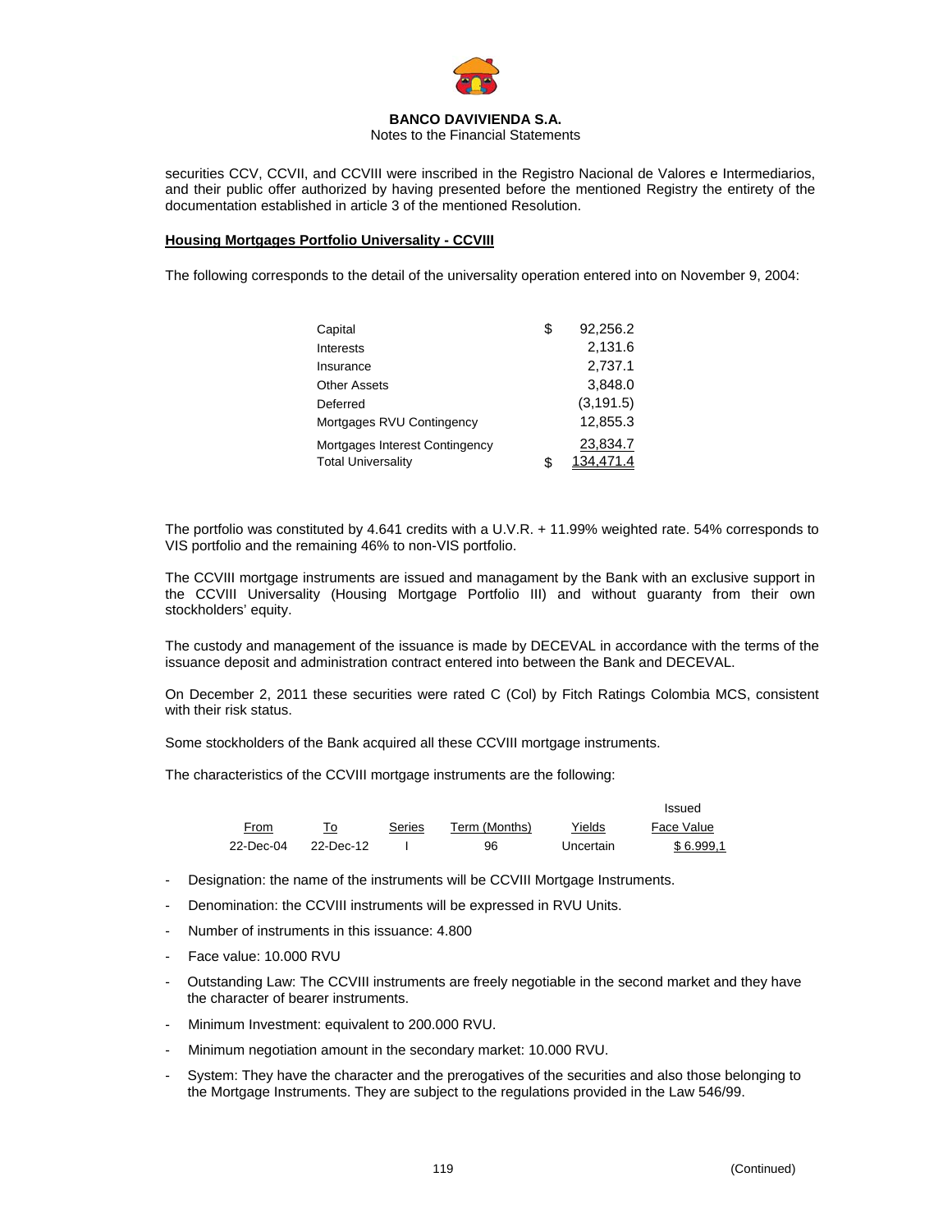securities CCV, CCVII, and CCVIII were inscribed in the Registro Nacional de Valores e Intermediarios, and their public offer authorized by having presented before the mentioned Registry the entirety of the documentation established in article 3 of the mentioned Resolution.

**Housing Mortgages Portfolio Universality - CCVIII**

The following corresponds to the detail of the universality operation entered into on November 9, 2004:

| | | |
|---|---|---|
| Capital | $ | 92,256.2 |
| Interests | | 2,131.6 |
| Insurance | | 2,737.1 |
| Other Assets | | 3,848.0 |
| Deferred | | (3,191.5) |
| Mortgages RVU Contingency | | 12,855.3 |
| Mortgages Interest Contingency | | 23,834.7 |
| Total Universality | $ | 134,471.4 |

The portfolio was constituted by 4.641 credits with a U.V.R. + 11.99% weighted rate. 54% corresponds to VIS portfolio and the remaining 46% to non-VIS portfolio.

The CCVIII mortgage instruments are issued and managament by the Bank with an exclusive support in the CCVIII Universality (Housing Mortgage Portfolio III) and without guaranty from their own stockholders' equity.

The custody and management of the issuance is made by DECEVAL in accordance with the terms of the issuance deposit and administration contract entered into between the Bank and DECEVAL.

On December 2, 2011 these securities were rated C (Col) by Fitch Ratings Colombia MCS, consistent with their risk status.

Some stockholders of the Bank acquired all these CCVIII mortgage instruments.

The characteristics of the CCVIII mortgage instruments are the following:

| From | To | Series | Term (Months) | Yields | Issued Face Value |
|---|---|---|---|---|---|
| 22-Dec-04 | 22-Dec-12 | I | 96 | Uncertain | $ 6.999,1 |

- Designation: the name of the instruments will be CCVIII Mortgage Instruments.
- Denomination: the CCVIII instruments will be expressed in RVU Units.
- Number of instruments in this issuance: 4.800
- Face value: 10.000 RVU
- Outstanding Law: The CCVIII instruments are freely negotiable in the second market and they have the character of bearer instruments.
- Minimum Investment: equivalent to 200.000 RVU.
- Minimum negotiation amount in the secondary market: 10.000 RVU.
- System: They have the character and the prerogatives of the securities and also those belonging to the Mortgage Instruments. They are subject to the regulations provided in the Law 546/99.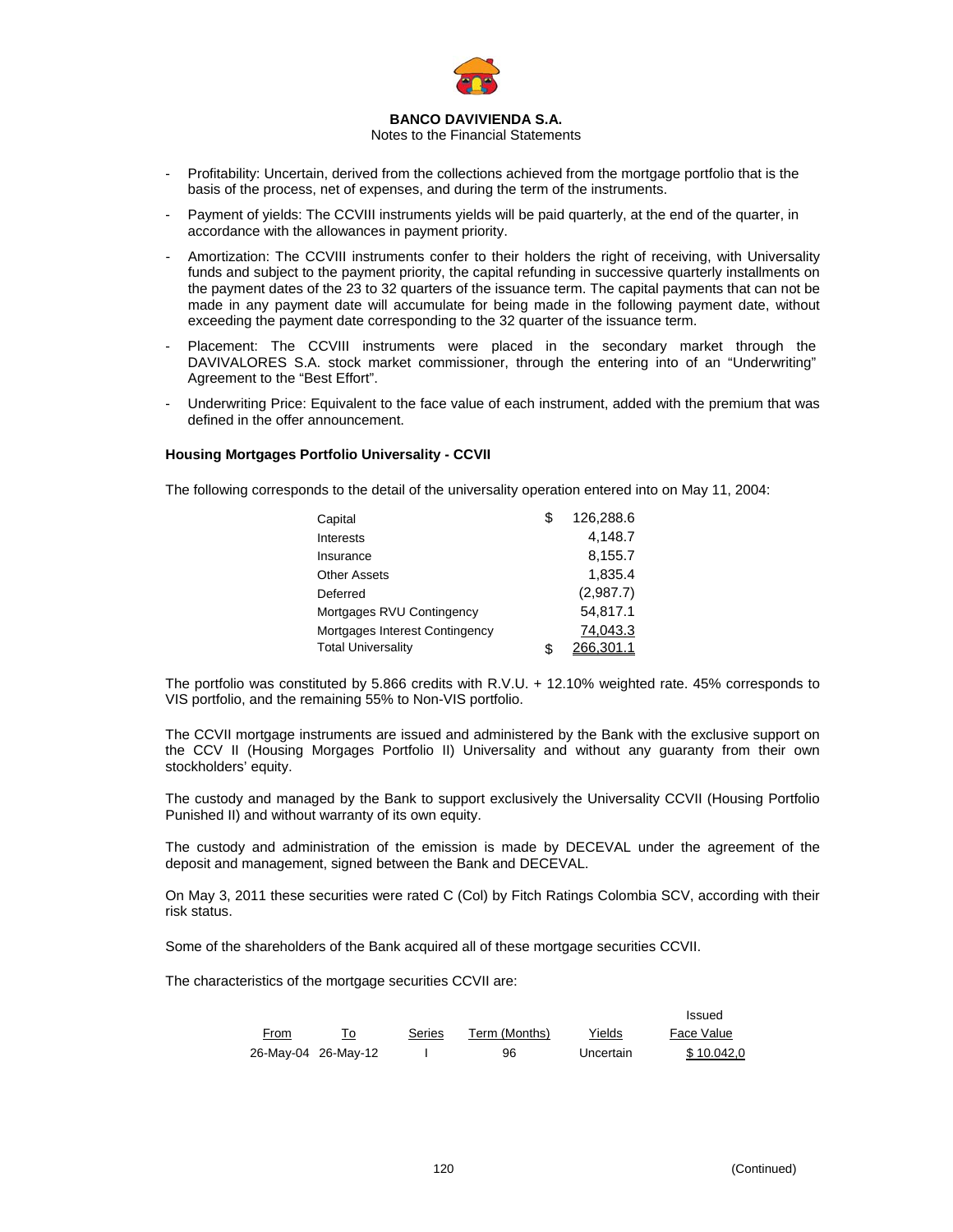- Profitability: Uncertain, derived from the collections achieved from the mortgage portfolio that is the basis of the process, net of expenses, and during the term of the instruments.

- Payment of yields: The CCVIII instruments yields will be paid quarterly, at the end of the quarter, in accordance with the allowances in payment priority.

- Amortization: The CCVIII instruments confer to their holders the right of receiving, with Universality funds and subject to the payment priority, the capital refunding in successive quarterly installments on the payment dates of the 23 to 32 quarters of the issuance term. The capital payments that can not be made in any payment date will accumulate for being made in the following payment date, without exceeding the payment date corresponding to the 32 quarter of the issuance term.

- Placement: The CCVIII instruments were placed in the secondary market through the DAVIVALORES S.A. stock market commissioner, through the entering into of an "Underwriting" Agreement to the "Best Effort".

- Underwriting Price: Equivalent to the face value of each instrument, added with the premium that was defined in the offer announcement.

**Housing Mortgages Portfolio Universality - CCVII**

The following corresponds to the detail of the universality operation entered into on May 11, 2004:

| | | |
|---|---|---|
| Capital | $ | 126,288.6 |
| Interests | | 4,148.7 |
| Insurance | | 8,155.7 |
| Other Assets | | 1,835.4 |
| Deferred | | (2,987.7) |
| Mortgages RVU Contingency | | 54,817.1 |
| Mortgages Interest Contingency | | 74,043.3 |
| Total Universality | $ | 266,301.1 |

The portfolio was constituted by 5.866 credits with R.V.U. + 12.10% weighted rate. 45% corresponds to VIS portfolio, and the remaining 55% to Non-VIS portfolio.

The CCVII mortgage instruments are issued and administered by the Bank with the exclusive support on the CCV II (Housing Morgages Portfolio II) Universality and without any guaranty from their own stockholders' equity.

The custody and managed by the Bank to support exclusively the Universality CCVII (Housing Portfolio Punished II) and without warranty of its own equity.

The custody and administration of the emission is made by DECEVAL under the agreement of the deposit and management, signed between the Bank and DECEVAL.

On May 3, 2011 these securities were rated C (Col) by Fitch Ratings Colombia SCV, according with their risk status.

Some of the shareholders of the Bank acquired all of these mortgage securities CCVII.

The characteristics of the mortgage securities CCVII are:

| From | To | Series | Term (Months) | Yields | Issued Face Value |
|---|---|---|---|---|---|
| 26-May-04 | 26-May-12 | I | 96 | Uncertain | $ 10.042,0 |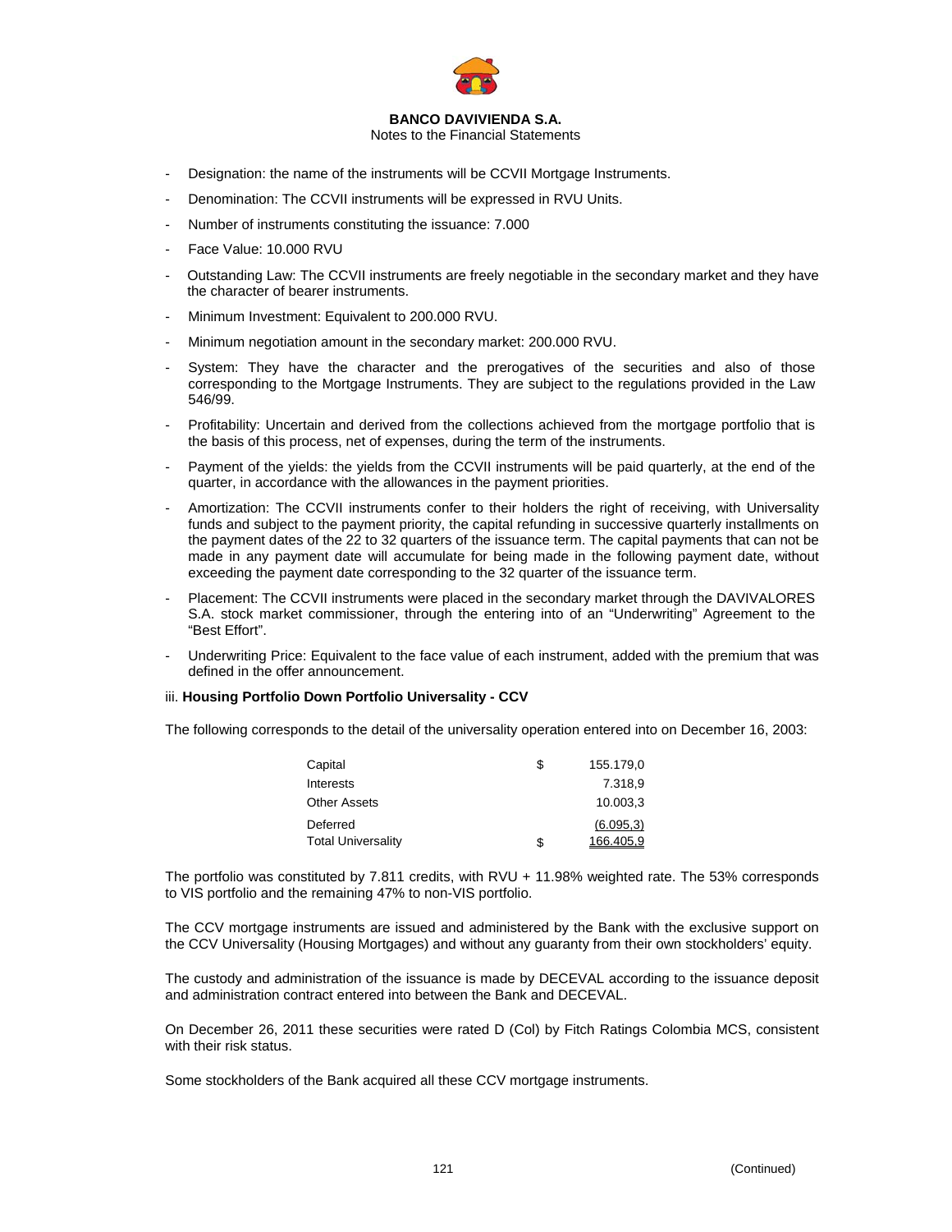- Designation: the name of the instruments will be CCVII Mortgage Instruments.
- Denomination: The CCVII instruments will be expressed in RVU Units.
- Number of instruments constituting the issuance: 7.000
- Face Value: 10.000 RVU
- Outstanding Law: The CCVII instruments are freely negotiable in the secondary market and they have the character of bearer instruments.
- Minimum Investment: Equivalent to 200.000 RVU.
- Minimum negotiation amount in the secondary market: 200.000 RVU.
- System: They have the character and the prerogatives of the securities and also of those corresponding to the Mortgage Instruments. They are subject to the regulations provided in the Law 546/99.
- Profitability: Uncertain and derived from the collections achieved from the mortgage portfolio that is the basis of this process, net of expenses, during the term of the instruments.
- Payment of the yields: the yields from the CCVII instruments will be paid quarterly, at the end of the quarter, in accordance with the allowances in the payment priorities.
- Amortization: The CCVII instruments confer to their holders the right of receiving, with Universality funds and subject to the payment priority, the capital refunding in successive quarterly installments on the payment dates of the 22 to 32 quarters of the issuance term. The capital payments that can not be made in any payment date will accumulate for being made in the following payment date, without exceeding the payment date corresponding to the 32 quarter of the issuance term.
- Placement: The CCVII instruments were placed in the secondary market through the DAVIVALORES S.A. stock market commissioner, through the entering into of an "Underwriting" Agreement to the "Best Effort".
- Underwriting Price: Equivalent to the face value of each instrument, added with the premium that was defined in the offer announcement.

iii. **Housing Portfolio Down Portfolio Universality - CCV**

The following corresponds to the detail of the universality operation entered into on December 16, 2003:

| | | |
|---|---|---|
| Capital | $ | 155.179,0 |
| Interests | | 7.318,9 |
| Other Assets | | 10.003,3 |
| Deferred | | (6.095,3) |
| Total Universality | $ | 166.405,9 |

The portfolio was constituted by 7.811 credits, with RVU + 11.98% weighted rate. The 53% corresponds to VIS portfolio and the remaining 47% to non-VIS portfolio.

The CCV mortgage instruments are issued and administered by the Bank with the exclusive support on the CCV Universality (Housing Mortgages) and without any guaranty from their own stockholders' equity.

The custody and administration of the issuance is made by DECEVAL according to the issuance deposit and administration contract entered into between the Bank and DECEVAL.

On December 26, 2011 these securities were rated D (Col) by Fitch Ratings Colombia MCS, consistent with their risk status.

Some stockholders of the Bank acquired all these CCV mortgage instruments.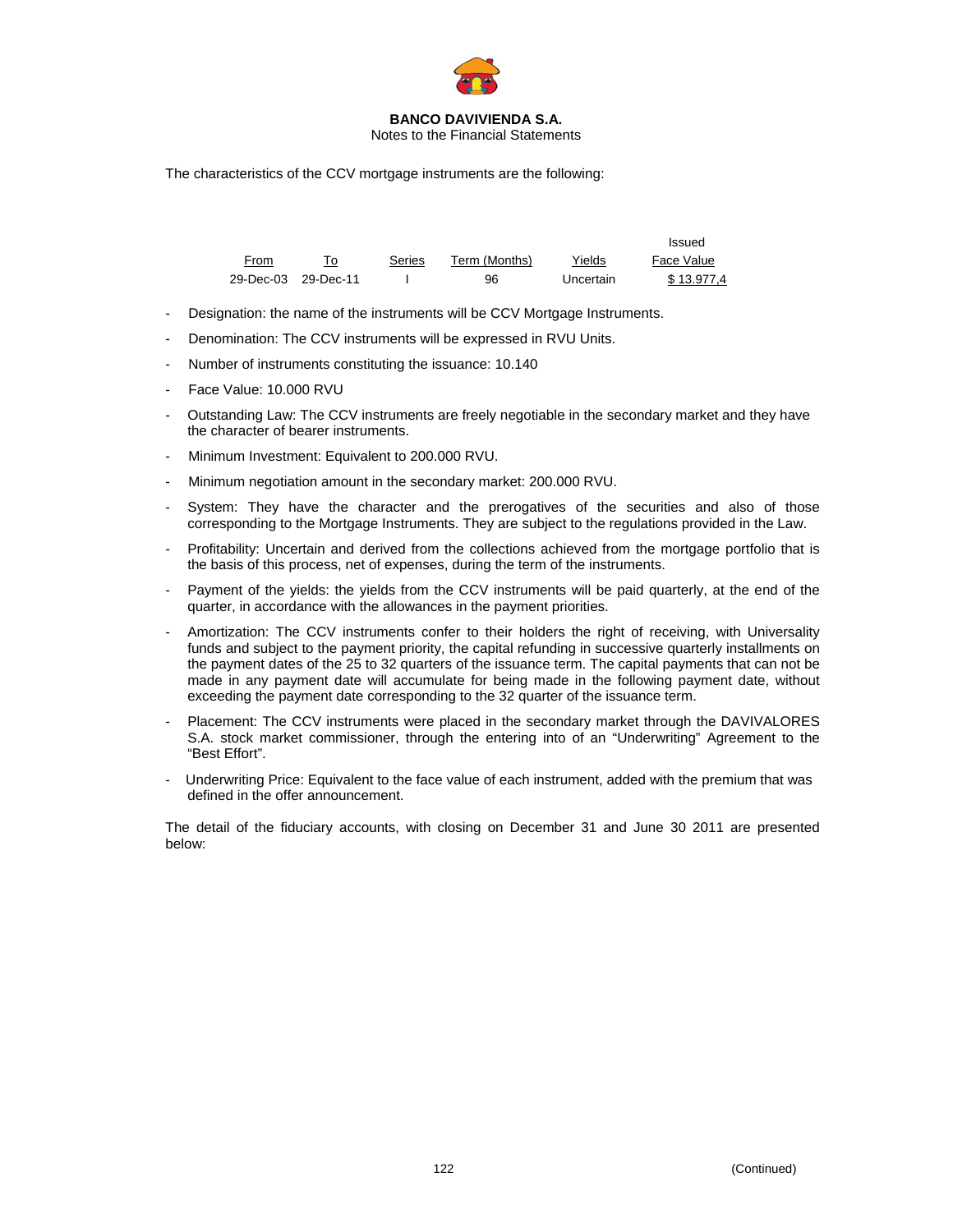The characteristics of the CCV mortgage instruments are the following:

| From | To | Series | Term (Months) | Yields | Issued Face Value |
|---|---|---|---|---|---|
| 29-Dec-03 | 29-Dec-11 | I | 96 | Uncertain | $ 13.977,4 |

- Designation: the name of the instruments will be CCV Mortgage Instruments.
- Denomination: The CCV instruments will be expressed in RVU Units.
- Number of instruments constituting the issuance: 10.140
- Face Value: 10.000 RVU
- Outstanding Law: The CCV instruments are freely negotiable in the secondary market and they have the character of bearer instruments.
- Minimum Investment: Equivalent to 200.000 RVU.
- Minimum negotiation amount in the secondary market: 200.000 RVU.
- System: They have the character and the prerogatives of the securities and also of those corresponding to the Mortgage Instruments. They are subject to the regulations provided in the Law.
- Profitability: Uncertain and derived from the collections achieved from the mortgage portfolio that is the basis of this process, net of expenses, during the term of the instruments.
- Payment of the yields: the yields from the CCV instruments will be paid quarterly, at the end of the quarter, in accordance with the allowances in the payment priorities.
- Amortization: The CCV instruments confer to their holders the right of receiving, with Universality funds and subject to the payment priority, the capital refunding in successive quarterly installments on the payment dates of the 25 to 32 quarters of the issuance term. The capital payments that can not be made in any payment date will accumulate for being made in the following payment date, without exceeding the payment date corresponding to the 32 quarter of the issuance term.
- Placement: The CCV instruments were placed in the secondary market through the DAVIVALORES S.A. stock market commissioner, through the entering into of an "Underwriting" Agreement to the "Best Effort".
- Underwriting Price: Equivalent to the face value of each instrument, added with the premium that was defined in the offer announcement.

The detail of the fiduciary accounts, with closing on December 31 and June 30 2011 are presented below: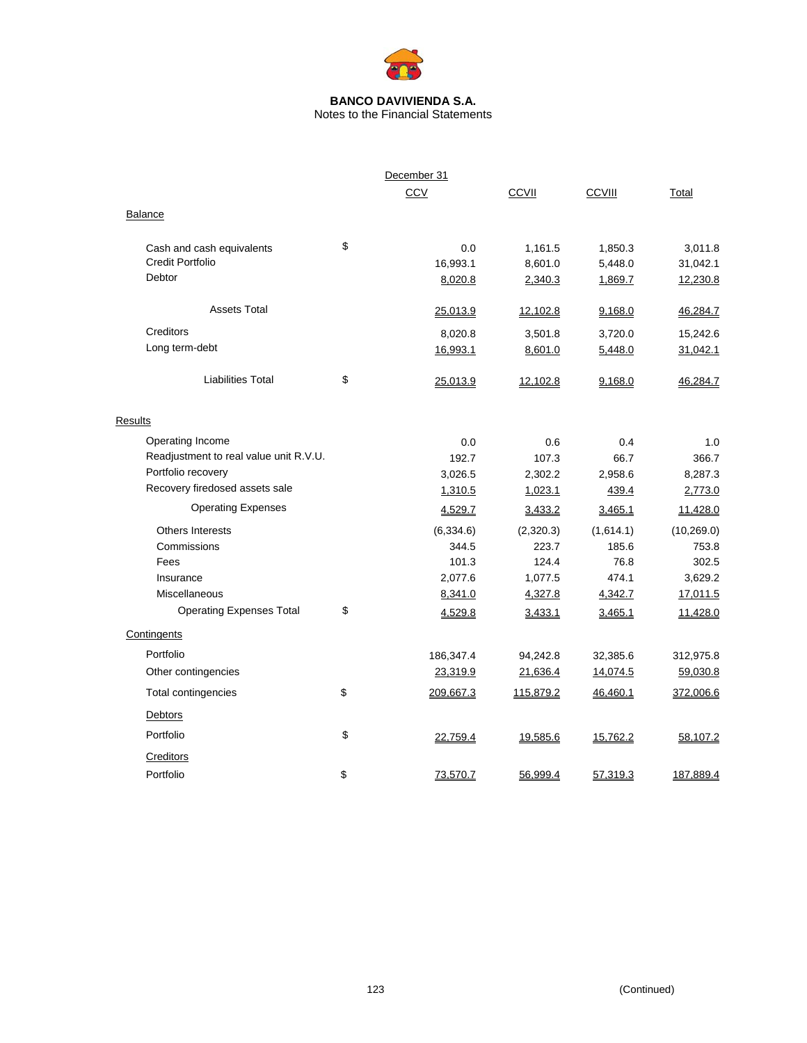**BANCO DAVIVIENDA S.A.**
Notes to the Financial Statements

| | | December 31 | | | |
|---|---|---|---|---|---|
| | | CCV | CCVII | CCVIII | Total |
| **Balance** | | | | | |
| Cash and cash equivalents | $ | 0.0 | 1,161.5 | 1,850.3 | 3,011.8 |
| Credit Portfolio | | 16,993.1 | 8,601.0 | 5,448.0 | 31,042.1 |
| Debtor | | 8,020.8 | 2,340.3 | 1,869.7 | 12,230.8 |
| Assets Total | | 25,013.9 | 12,102.8 | 9,168.0 | 46,284.7 |
| Creditors | | 8,020.8 | 3,501.8 | 3,720.0 | 15,242.6 |
| Long term-debt | | 16,993.1 | 8,601.0 | 5,448.0 | 31,042.1 |
| Liabilities Total | $ | 25,013.9 | 12,102.8 | 9,168.0 | 46,284.7 |
| **Results** | | | | | |
| Operating Income | | 0.0 | 0.6 | 0.4 | 1.0 |
| Readjustment to real value unit R.V.U. | | 192.7 | 107.3 | 66.7 | 366.7 |
| Portfolio recovery | | 3,026.5 | 2,302.2 | 2,958.6 | 8,287.3 |
| Recovery firedosed assets sale | | 1,310.5 | 1,023.1 | 439.4 | 2,773.0 |
| Operating Expenses | | 4,529.7 | 3,433.2 | 3,465.1 | 11,428.0 |
| Others Interests | | (6,334.6) | (2,320.3) | (1,614.1) | (10,269.0) |
| Commissions | | 344.5 | 223.7 | 185.6 | 753.8 |
| Fees | | 101.3 | 124.4 | 76.8 | 302.5 |
| Insurance | | 2,077.6 | 1,077.5 | 474.1 | 3,629.2 |
| Miscellaneous | | 8,341.0 | 4,327.8 | 4,342.7 | 17,011.5 |
| Operating Expenses Total | $ | 4,529.8 | 3,433.1 | 3,465.1 | 11,428.0 |
| **Contingents** | | | | | |
| Portfolio | | 186,347.4 | 94,242.8 | 32,385.6 | 312,975.8 |
| Other contingencies | | 23,319.9 | 21,636.4 | 14,074.5 | 59,030.8 |
| Total contingencies | $ | 209,667.3 | 115,879.2 | 46,460.1 | 372,006.6 |
| **Debtors** | | | | | |
| Portfolio | $ | 22,759.4 | 19,585.6 | 15,762.2 | 58,107.2 |
| **Creditors** | | | | | |
| Portfolio | $ | 73,570.7 | 56,999.4 | 57,319.3 | 187,889.4 |

(Continued)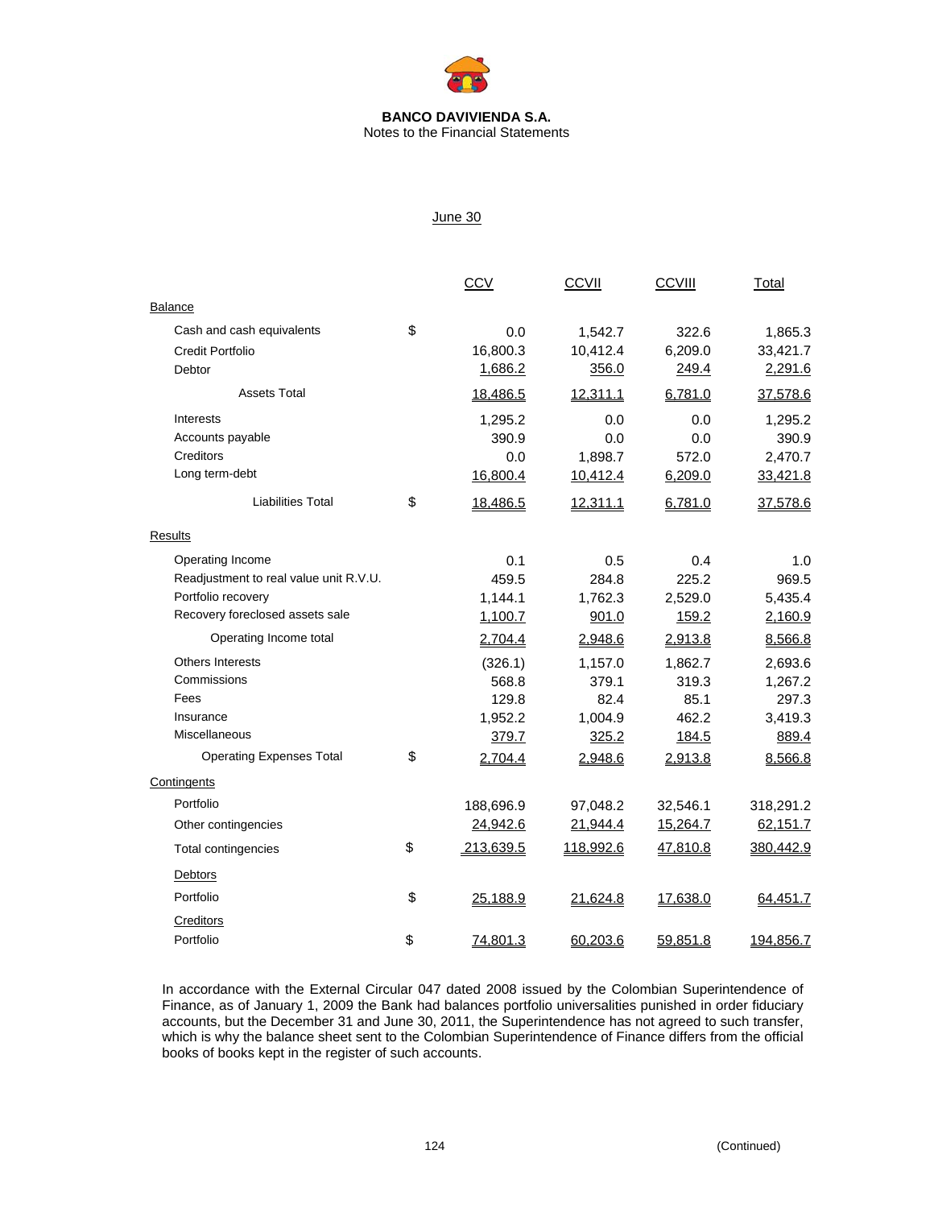**BANCO DAVIVIENDA S.A.**
Notes to the Financial Statements

June 30

| | | CCV | CCVII | CCVIII | Total |
|---|---|---|---|---|---|
| **Balance** | | | | | |
| Cash and cash equivalents | $ | 0.0 | 1,542.7 | 322.6 | 1,865.3 |
| Credit Portfolio | | 16,800.3 | 10,412.4 | 6,209.0 | 33,421.7 |
| Debtor | | 1,686.2 | 356.0 | 249.4 | 2,291.6 |
| Assets Total | | 18,486.5 | 12,311.1 | 6,781.0 | 37,578.6 |
| Interests | | 1,295.2 | 0.0 | 0.0 | 1,295.2 |
| Accounts payable | | 390.9 | 0.0 | 0.0 | 390.9 |
| Creditors | | 0.0 | 1,898.7 | 572.0 | 2,470.7 |
| Long term-debt | | 16,800.4 | 10,412.4 | 6,209.0 | 33,421.8 |
| Liabilities Total | $ | 18,486.5 | 12,311.1 | 6,781.0 | 37,578.6 |
| **Results** | | | | | |
| Operating Income | | 0.1 | 0.5 | 0.4 | 1.0 |
| Readjustment to real value unit R.V.U. | | 459.5 | 284.8 | 225.2 | 969.5 |
| Portfolio recovery | | 1,144.1 | 1,762.3 | 2,529.0 | 5,435.4 |
| Recovery foreclosed assets sale | | 1,100.7 | 901.0 | 159.2 | 2,160.9 |
| Operating Income total | | 2,704.4 | 2,948.6 | 2,913.8 | 8,566.8 |
| Others Interests | | (326.1) | 1,157.0 | 1,862.7 | 2,693.6 |
| Commissions | | 568.8 | 379.1 | 319.3 | 1,267.2 |
| Fees | | 129.8 | 82.4 | 85.1 | 297.3 |
| Insurance | | 1,952.2 | 1,004.9 | 462.2 | 3,419.3 |
| Miscellaneous | | 379.7 | 325.2 | 184.5 | 889.4 |
| Operating Expenses Total | $ | 2,704.4 | 2,948.6 | 2,913.8 | 8,566.8 |
| **Contingents** | | | | | |
| Portfolio | | 188,696.9 | 97,048.2 | 32,546.1 | 318,291.2 |
| Other contingencies | | 24,942.6 | 21,944.4 | 15,264.7 | 62,151.7 |
| Total contingencies | $ | 213,639.5 | 118,992.6 | 47,810.8 | 380,442.9 |
| **Debtors** | | | | | |
| Portfolio | $ | 25,188.9 | 21,624.8 | 17,638.0 | 64,451.7 |
| **Creditors** | | | | | |
| Portfolio | $ | 74,801.3 | 60,203.6 | 59,851.8 | 194,856.7 |

In accordance with the External Circular 047 dated 2008 issued by the Colombian Superintendence of Finance, as of January 1, 2009 the Bank had balances portfolio universalities punished in order fiduciary accounts, but the December 31 and June 30, 2011, the Superintendence has not agreed to such transfer, which is why the balance sheet sent to the Colombian Superintendence of Finance differs from the official books of books kept in the register of such accounts.

(Continued)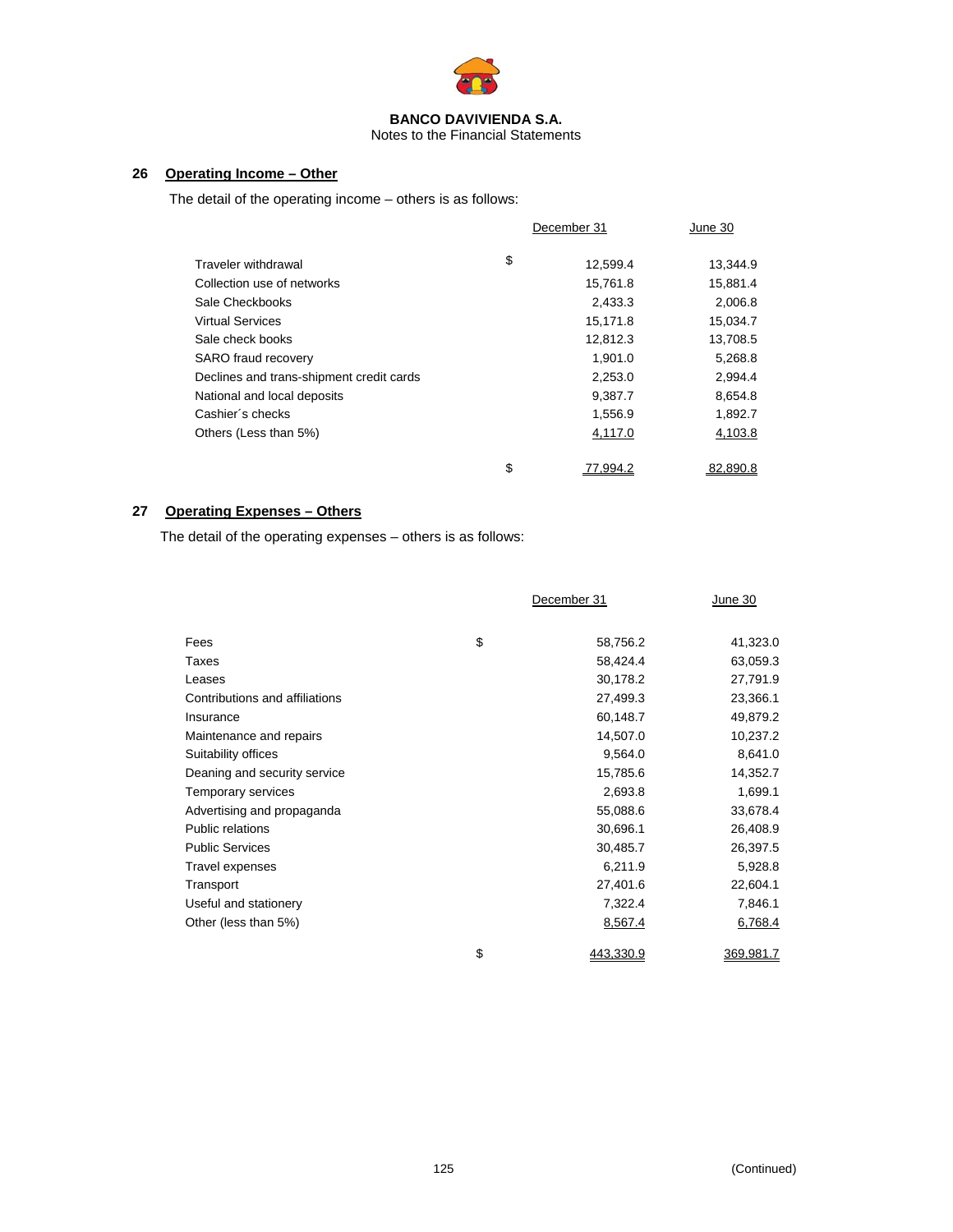**BANCO DAVIVIENDA S.A.**
Notes to the Financial Statements

## 26 Operating Income – Other

The detail of the operating income – others is as follows:

| | | December 31 | June 30 |
|---|---|---|---|
| Traveler withdrawal | $ | 12,599.4 | 13,344.9 |
| Collection use of networks | | 15,761.8 | 15,881.4 |
| Sale Checkbooks | | 2,433.3 | 2,006.8 |
| Virtual Services | | 15,171.8 | 15,034.7 |
| Sale check books | | 12,812.3 | 13,708.5 |
| SARO fraud recovery | | 1,901.0 | 5,268.8 |
| Declines and trans-shipment credit cards | | 2,253.0 | 2,994.4 |
| National and local deposits | | 9,387.7 | 8,654.8 |
| Cashier´s checks | | 1,556.9 | 1,892.7 |
| Others (Less than 5%) | | 4,117.0 | 4,103.8 |
| | $ | 77,994.2 | 82,890.8 |

## 27 Operating Expenses – Others

The detail of the operating expenses – others is as follows:

| | | December 31 | June 30 |
|---|---|---|---|
| Fees | $ | 58,756.2 | 41,323.0 |
| Taxes | | 58,424.4 | 63,059.3 |
| Leases | | 30,178.2 | 27,791.9 |
| Contributions and affiliations | | 27,499.3 | 23,366.1 |
| Insurance | | 60,148.7 | 49,879.2 |
| Maintenance and repairs | | 14,507.0 | 10,237.2 |
| Suitability offices | | 9,564.0 | 8,641.0 |
| Deaning and security service | | 15,785.6 | 14,352.7 |
| Temporary services | | 2,693.8 | 1,699.1 |
| Advertising and propaganda | | 55,088.6 | 33,678.4 |
| Public relations | | 30,696.1 | 26,408.9 |
| Public Services | | 30,485.7 | 26,397.5 |
| Travel expenses | | 6,211.9 | 5,928.8 |
| Transport | | 27,401.6 | 22,604.1 |
| Useful and stationery | | 7,322.4 | 7,846.1 |
| Other (less than 5%) | | 8,567.4 | 6,768.4 |
| | $ | 443,330.9 | 369,981.7 |

(Continued)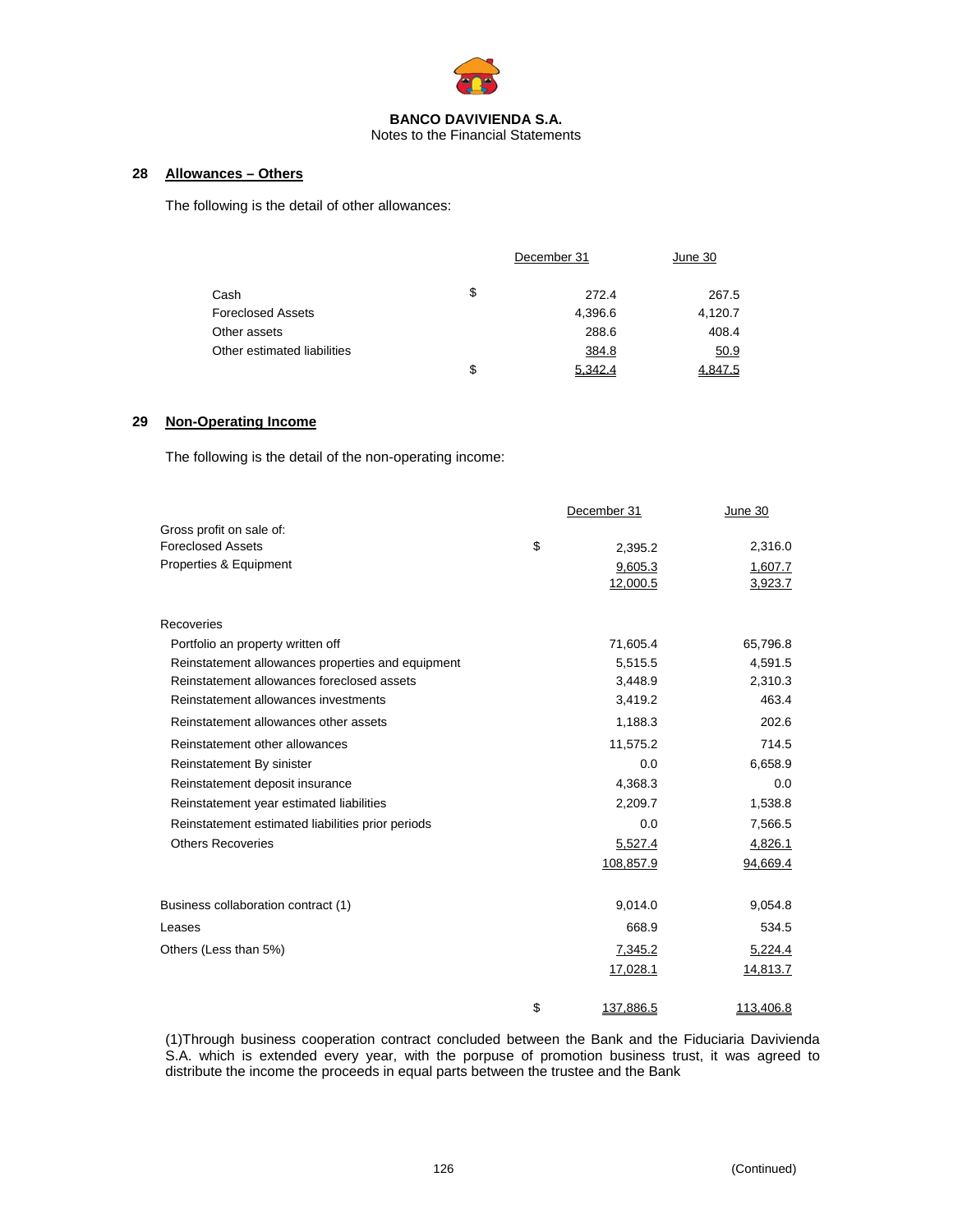**BANCO DAVIVIENDA S.A.**
Notes to the Financial Statements

## 28 Allowances – Others

The following is the detail of other allowances:

| | | December 31 | June 30 |
|---|---|---|---|
| Cash | $ | 272.4 | 267.5 |
| Foreclosed Assets | | 4,396.6 | 4,120.7 |
| Other assets | | 288.6 | 408.4 |
| Other estimated liabilities | | 384.8 | 50.9 |
| | $ | 5,342.4 | 4,847.5 |

## 29 Non-Operating Income

The following is the detail of the non-operating income:

| | | December 31 | June 30 |
|---|---|---|---|
| Gross profit on sale of: | | | |
| Foreclosed Assets | $ | 2,395.2 | 2,316.0 |
| Properties & Equipment | | 9,605.3 | 1,607.7 |
| | | 12,000.5 | 3,923.7 |
| | | | |
| Recoveries | | | |
| Portfolio an property written off | | 71,605.4 | 65,796.8 |
| Reinstatement allowances properties and equipment | | 5,515.5 | 4,591.5 |
| Reinstatement allowances foreclosed assets | | 3,448.9 | 2,310.3 |
| Reinstatement allowances investments | | 3,419.2 | 463.4 |
| Reinstatement allowances other assets | | 1,188.3 | 202.6 |
| Reinstatement other allowances | | 11,575.2 | 714.5 |
| Reinstatement By sinister | | 0.0 | 6,658.9 |
| Reinstatement deposit insurance | | 4,368.3 | 0.0 |
| Reinstatement year estimated liabilities | | 2,209.7 | 1,538.8 |
| Reinstatement estimated liabilities prior periods | | 0.0 | 7,566.5 |
| Others Recoveries | | 5,527.4 | 4,826.1 |
| | | 108,857.9 | 94,669.4 |
| | | | |
| Business collaboration contract (1) | | 9,014.0 | 9,054.8 |
| Leases | | 668.9 | 534.5 |
| Others (Less than 5%) | | 7,345.2 | 5,224.4 |
| | | 17,028.1 | 14,813.7 |
| | | | |
| | $ | 137,886.5 | 113,406.8 |

(1)Through business cooperation contract concluded between the Bank and the Fiduciaria Davivienda S.A. which is extended every year, with the porpuse of promotion business trust, it was agreed to distribute the income the proceeds in equal parts between the trustee and the Bank

(Continued)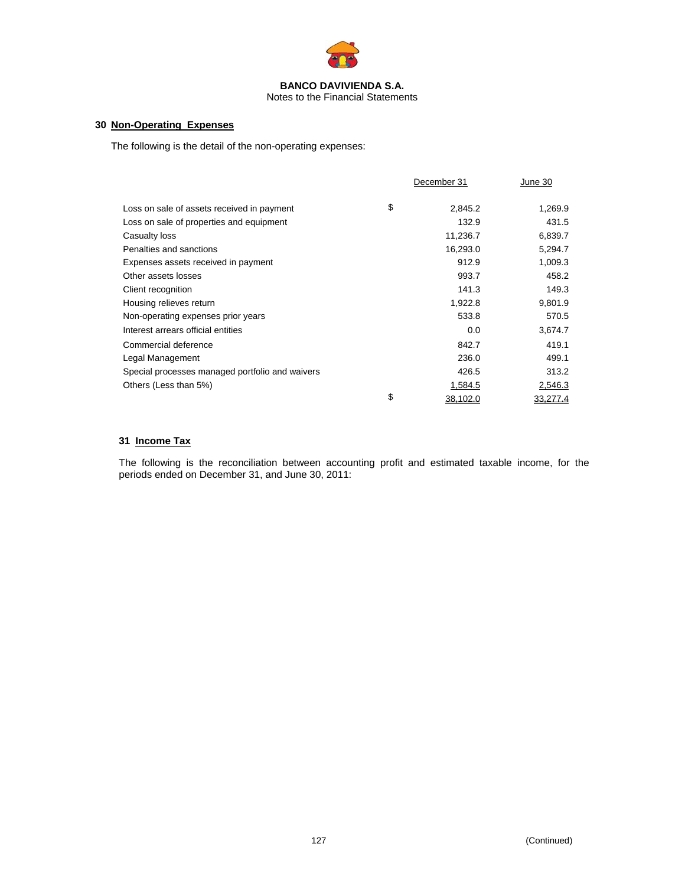**BANCO DAVIVIENDA S.A.**
Notes to the Financial Statements

## 30 Non-Operating Expenses

The following is the detail of the non-operating expenses:

| | | December 31 | June 30 |
|---|---|---|---|
| Loss on sale of assets received in payment | $ | 2,845.2 | 1,269.9 |
| Loss on sale of properties and equipment | | 132.9 | 431.5 |
| Casualty loss | | 11,236.7 | 6,839.7 |
| Penalties and sanctions | | 16,293.0 | 5,294.7 |
| Expenses assets received in payment | | 912.9 | 1,009.3 |
| Other assets losses | | 993.7 | 458.2 |
| Client recognition | | 141.3 | 149.3 |
| Housing relieves return | | 1,922.8 | 9,801.9 |
| Non-operating expenses prior years | | 533.8 | 570.5 |
| Interest arrears official entities | | 0.0 | 3,674.7 |
| Commercial deference | | 842.7 | 419.1 |
| Legal Management | | 236.0 | 499.1 |
| Special processes managed portfolio and waivers | | 426.5 | 313.2 |
| Others (Less than 5%) | | 1,584.5 | 2,546.3 |
| | $ | 38,102.0 | 33,277.4 |

## 31 Income Tax

The following is the reconciliation between accounting profit and estimated taxable income, for the periods ended on December 31, and June 30, 2011:

(Continued)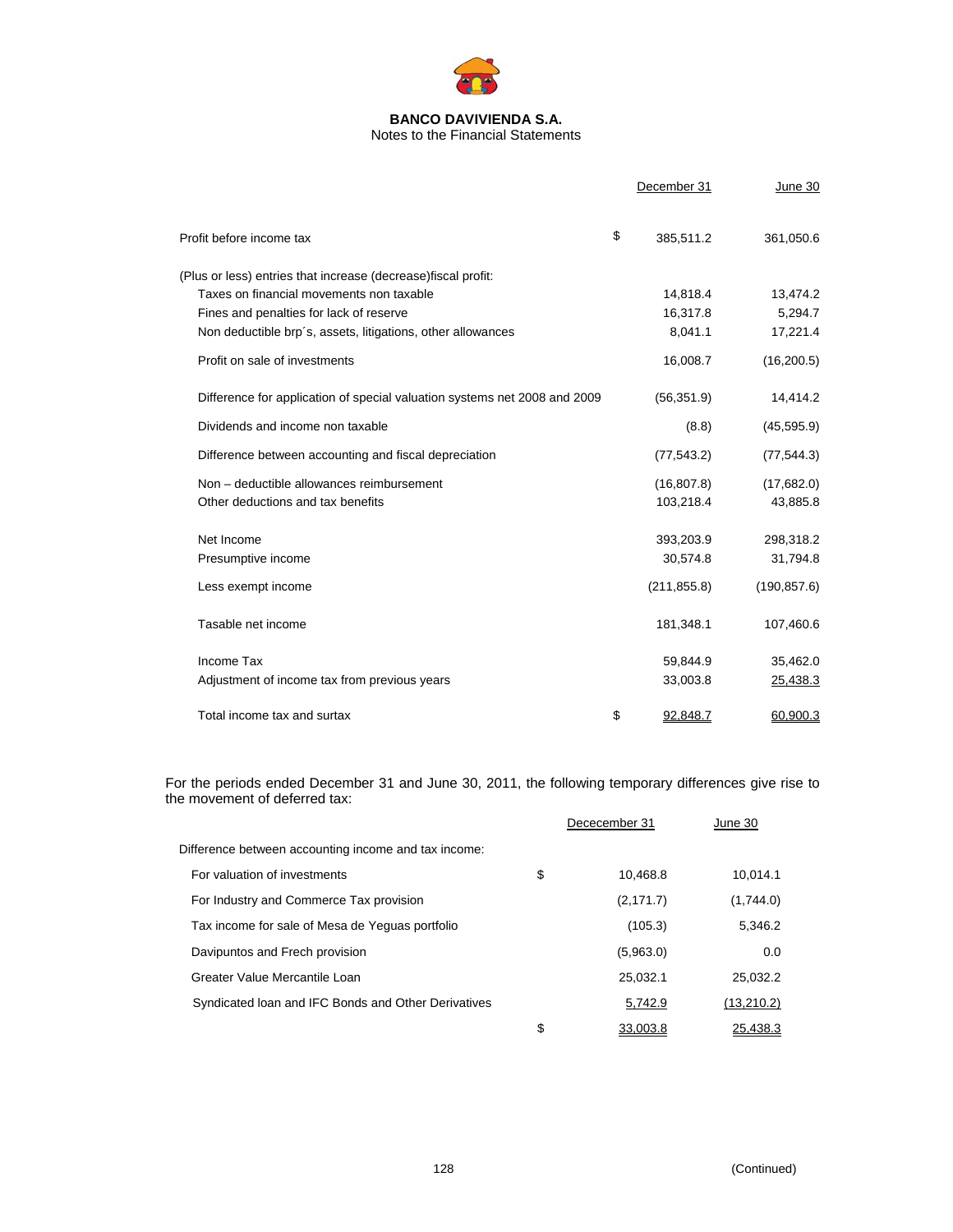**BANCO DAVIVIENDA S.A.**
Notes to the Financial Statements

| | | December 31 | June 30 |
|---|---|---|---|
| Profit before income tax | $ | 385,511.2 | 361,050.6 |
| (Plus or less) entries that increase (decrease)fiscal profit: | | | |
| Taxes on financial movements non taxable | | 14,818.4 | 13,474.2 |
| Fines and penalties for lack of reserve | | 16,317.8 | 5,294.7 |
| Non deductible brp´s, assets, litigations, other allowances | | 8,041.1 | 17,221.4 |
| Profit on sale of investments | | 16,008.7 | (16,200.5) |
| Difference for application of special valuation systems net 2008 and 2009 | | (56,351.9) | 14,414.2 |
| Dividends and income non taxable | | (8.8) | (45,595.9) |
| Difference between accounting and fiscal depreciation | | (77,543.2) | (77,544.3) |
| Non – deductible allowances reimbursement | | (16,807.8) | (17,682.0) |
| Other deductions and tax benefits | | 103,218.4 | 43,885.8 |
| Net Income | | 393,203.9 | 298,318.2 |
| Presumptive income | | 30,574.8 | 31,794.8 |
| Less exempt income | | (211,855.8) | (190,857.6) |
| Tasable net income | | 181,348.1 | 107,460.6 |
| Income Tax | | 59,844.9 | 35,462.0 |
| Adjustment of income tax from previous years | | 33,003.8 | 25,438.3 |
| Total income tax and surtax | $ | 92,848.7 | 60,900.3 |

For the periods ended December 31 and June 30, 2011, the following temporary differences give rise to the movement of deferred tax:

| | | Dececember 31 | June 30 |
|---|---|---|---|
| Difference between accounting income and tax income: | | | |
| For valuation of investments | $ | 10,468.8 | 10,014.1 |
| For Industry and Commerce Tax provision | | (2,171.7) | (1,744.0) |
| Tax income for sale of Mesa de Yeguas portfolio | | (105.3) | 5,346.2 |
| Davipuntos and Frech provision | | (5,963.0) | 0.0 |
| Greater Value Mercantile Loan | | 25,032.1 | 25,032.2 |
| Syndicated loan and IFC Bonds and Other Derivatives | | 5,742.9 | (13,210.2) |
| | $ | 33,003.8 | 25,438.3 |

(Continued)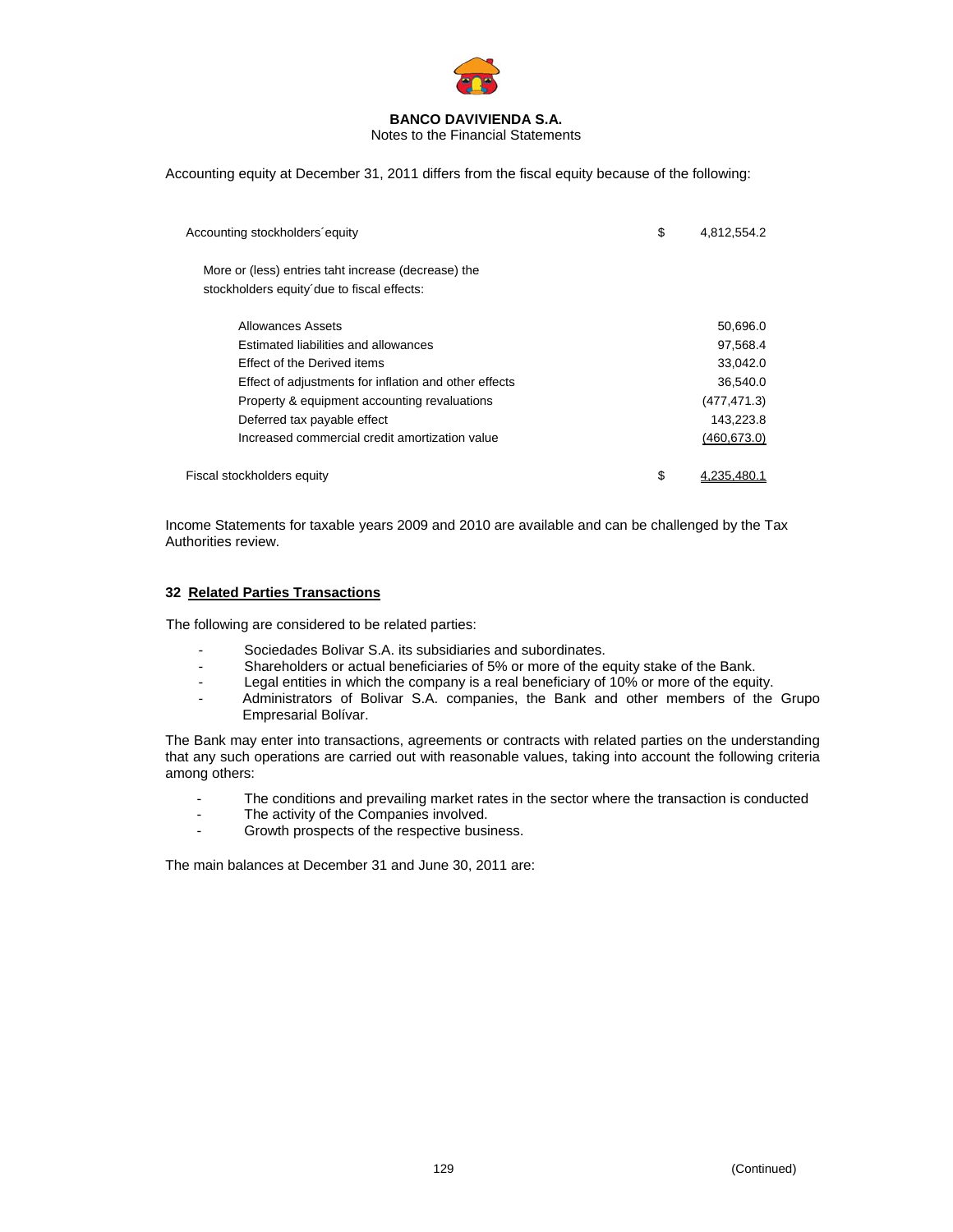Accounting equity at December 31, 2011 differs from the fiscal equity because of the following:

| | | |
|---|---|---|
| Accounting stockholders´equity | $ | 4,812,554.2 |
| More or (less) entries taht increase (decrease) the stockholders equity´due to fiscal effects: | | |
| Allowances Assets | | 50,696.0 |
| Estimated liabilities and allowances | | 97,568.4 |
| Effect of the Derived items | | 33,042.0 |
| Effect of adjustments for inflation and other effects | | 36,540.0 |
| Property & equipment accounting revaluations | | (477,471.3) |
| Deferred tax payable effect | | 143,223.8 |
| Increased commercial credit amortization value | | (460,673.0) |
| Fiscal stockholders equity | $ | 4,235,480.1 |

Income Statements for taxable years 2009 and 2010 are available and can be challenged by the Tax Authorities review.

## 32 Related Parties Transactions

The following are considered to be related parties:

- Sociedades Bolivar S.A. its subsidiaries and subordinates.
- Shareholders or actual beneficiaries of 5% or more of the equity stake of the Bank.
- Legal entities in which the company is a real beneficiary of 10% or more of the equity.
- Administrators of Bolivar S.A. companies, the Bank and other members of the Grupo Empresarial Bolívar.

The Bank may enter into transactions, agreements or contracts with related parties on the understanding that any such operations are carried out with reasonable values, taking into account the following criteria among others:

- The conditions and prevailing market rates in the sector where the transaction is conducted
- The activity of the Companies involved.
- Growth prospects of the respective business.

The main balances at December 31 and June 30, 2011 are: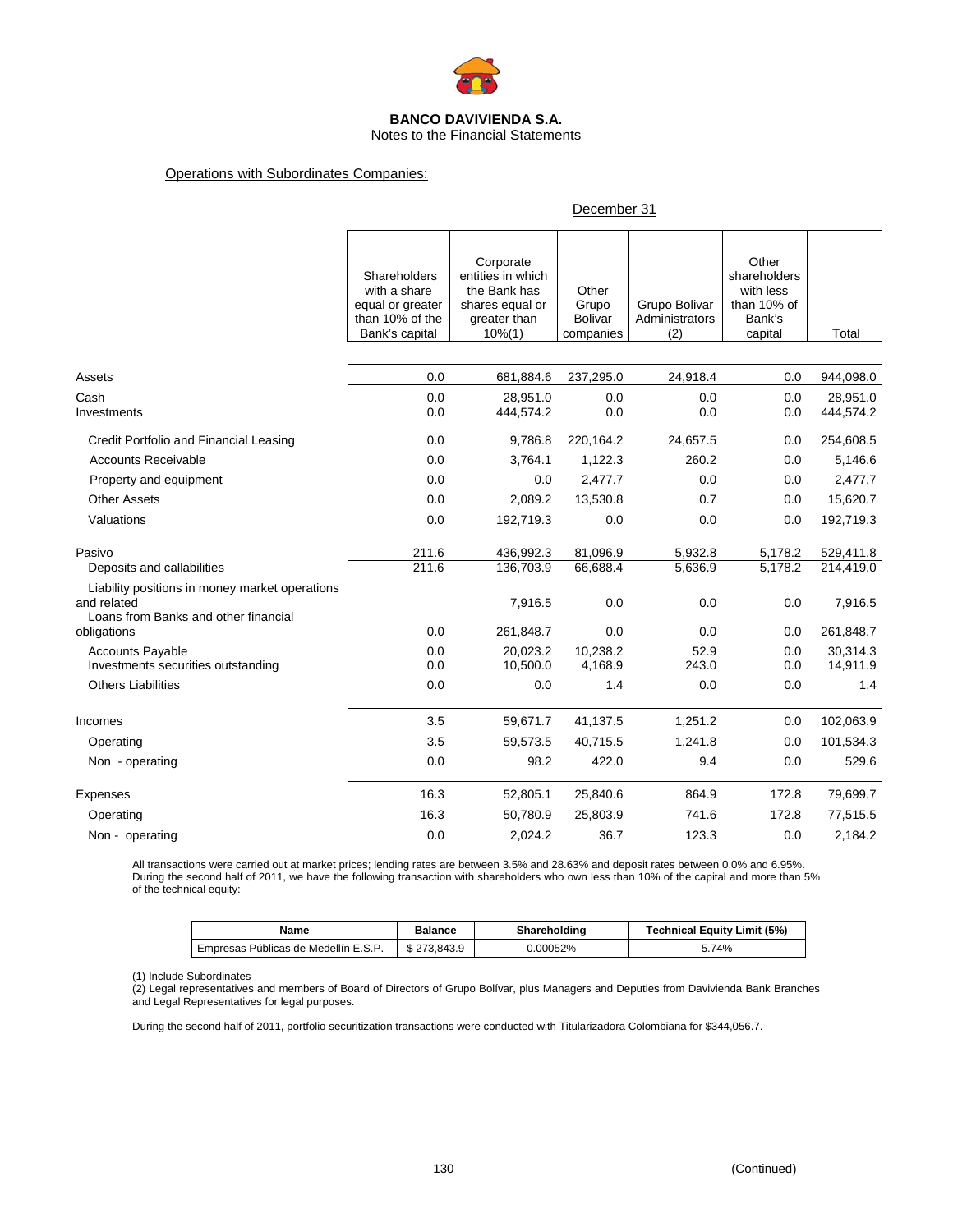**BANCO DAVIVIENDA S.A.**
Notes to the Financial Statements

Operations with Subordinates Companies:

| | December 31 | | | | | |
|---|---|---|---|---|---|---|
| | Shareholders with a share equal or greater than 10% of the Bank's capital | Corporate entities in which the Bank has shares equal or greater than 10%(1) | Other Grupo Bolivar companies | Grupo Bolivar Administrators (2) | Other shareholders with less than 10% of Bank's capital | Total |
| Assets | 0.0 | 681,884.6 | 237,295.0 | 24,918.4 | 0.0 | 944,098.0 |
| Cash | 0.0 | 28,951.0 | 0.0 | 0.0 | 0.0 | 28,951.0 |
| Investments | 0.0 | 444,574.2 | 0.0 | 0.0 | 0.0 | 444,574.2 |
| Credit Portfolio and Financial Leasing | 0.0 | 9,786.8 | 220,164.2 | 24,657.5 | 0.0 | 254,608.5 |
| Accounts Receivable | 0.0 | 3,764.1 | 1,122.3 | 260.2 | 0.0 | 5,146.6 |
| Property and equipment | 0.0 | 0.0 | 2,477.7 | 0.0 | 0.0 | 2,477.7 |
| Other Assets | 0.0 | 2,089.2 | 13,530.8 | 0.7 | 0.0 | 15,620.7 |
| Valuations | 0.0 | 192,719.3 | 0.0 | 0.0 | 0.0 | 192,719.3 |
| Pasivo | 211.6 | 436,992.3 | 81,096.9 | 5,932.8 | 5,178.2 | 529,411.8 |
| Deposits and callabilities | 211.6 | 136,703.9 | 66,688.4 | 5,636.9 | 5,178.2 | 214,419.0 |
| Liability positions in money market operations and related | | 7,916.5 | 0.0 | 0.0 | 0.0 | 7,916.5 |
| Loans from Banks and other financial obligations | 0.0 | 261,848.7 | 0.0 | 0.0 | 0.0 | 261,848.7 |
| Accounts Payable | 0.0 | 20,023.2 | 10,238.2 | 52.9 | 0.0 | 30,314.3 |
| Investments securities outstanding | 0.0 | 10,500.0 | 4,168.9 | 243.0 | 0.0 | 14,911.9 |
| Others Liabilities | 0.0 | 0.0 | 1.4 | 0.0 | 0.0 | 1.4 |
| Incomes | 3.5 | 59,671.7 | 41,137.5 | 1,251.2 | 0.0 | 102,063.9 |
| Operating | 3.5 | 59,573.5 | 40,715.5 | 1,241.8 | 0.0 | 101,534.3 |
| Non - operating | 0.0 | 98.2 | 422.0 | 9.4 | 0.0 | 529.6 |
| Expenses | 16.3 | 52,805.1 | 25,840.6 | 864.9 | 172.8 | 79,699.7 |
| Operating | 16.3 | 50,780.9 | 25,803.9 | 741.6 | 172.8 | 77,515.5 |
| Non - operating | 0.0 | 2,024.2 | 36.7 | 123.3 | 0.0 | 2,184.2 |

All transactions were carried out at market prices; lending rates are between 3.5% and 28.63% and deposit rates between 0.0% and 6.95%. During the second half of 2011, we have the following transaction with shareholders who own less than 10% of the capital and more than 5% of the technical equity:

| Name | Balance | Shareholding | Technical Equity Limit (5%) |
|---|---|---|---|
| Empresas Públicas de Medellín E.S.P. | $ 273,843.9 | 0.00052% | 5.74% |

(1) Include Subordinates
(2) Legal representatives and members of Board of Directors of Grupo Bolívar, plus Managers and Deputies from Davivienda Bank Branches and Legal Representatives for legal purposes.

During the second half of 2011, portfolio securitization transactions were conducted with Titularizadora Colombiana for $344,056.7.

(Continued)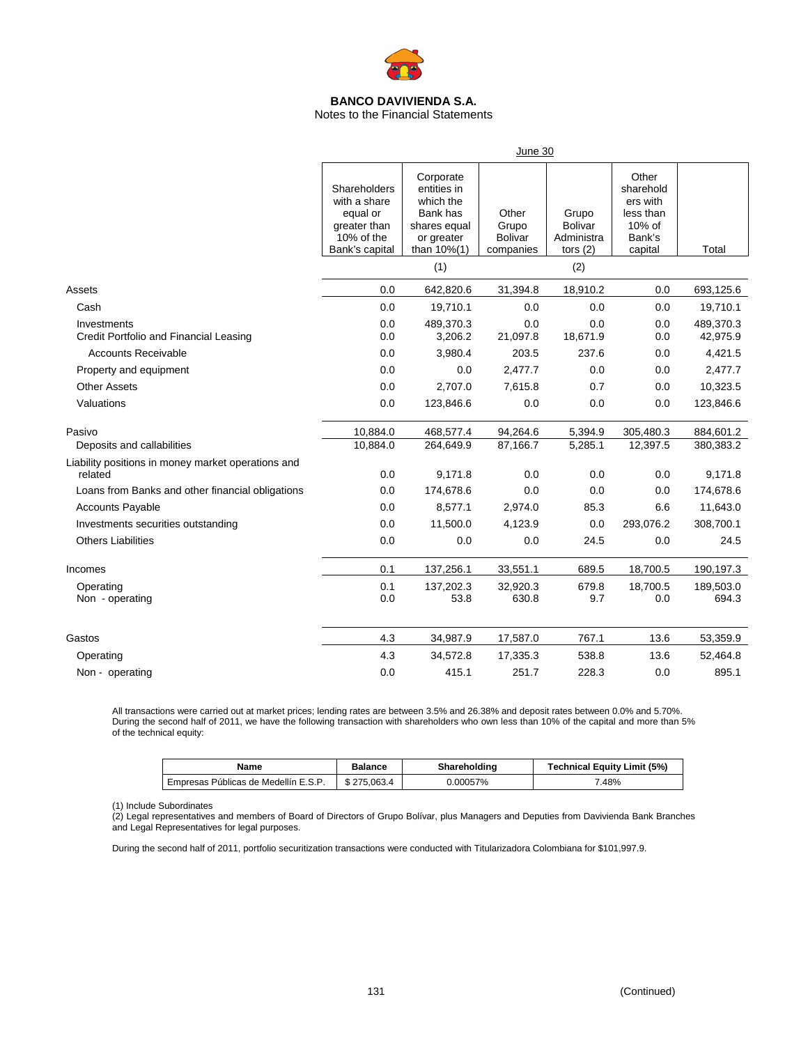**BANCO DAVIVIENDA S.A.**
Notes to the Financial Statements

| | June 30 | | | | | |
|---|---|---|---|---|---|---|
| | Shareholders with a share equal or greater than 10% of the Bank's capital | Corporate entities in which the Bank has shares equal or greater than 10%(1) | Other Grupo Bolivar companies | Grupo Bolivar Administrators (2) | Other shareholders with less than 10% of Bank's capital | Total |
| | | (1) | | (2) | | |
| Assets | 0.0 | 642,820.6 | 31,394.8 | 18,910.2 | 0.0 | 693,125.6 |
| Cash | 0.0 | 19,710.1 | 0.0 | 0.0 | 0.0 | 19,710.1 |
| Investments | 0.0 | 489,370.3 | 0.0 | 0.0 | 0.0 | 489,370.3 |
| Credit Portfolio and Financial Leasing | 0.0 | 3,206.2 | 21,097.8 | 18,671.9 | 0.0 | 42,975.9 |
| Accounts Receivable | 0.0 | 3,980.4 | 203.5 | 237.6 | 0.0 | 4,421.5 |
| Property and equipment | 0.0 | 0.0 | 2,477.7 | 0.0 | 0.0 | 2,477.7 |
| Other Assets | 0.0 | 2,707.0 | 7,615.8 | 0.7 | 0.0 | 10,323.5 |
| Valuations | 0.0 | 123,846.6 | 0.0 | 0.0 | 0.0 | 123,846.6 |
| Pasivo | 10,884.0 | 468,577.4 | 94,264.6 | 5,394.9 | 305,480.3 | 884,601.2 |
| Deposits and callabilities | 10,884.0 | 264,649.9 | 87,166.7 | 5,285.1 | 12,397.5 | 380,383.2 |
| Liability positions in money market operations and related | 0.0 | 9,171.8 | 0.0 | 0.0 | 0.0 | 9,171.8 |
| Loans from Banks and other financial obligations | 0.0 | 174,678.6 | 0.0 | 0.0 | 0.0 | 174,678.6 |
| Accounts Payable | 0.0 | 8,577.1 | 2,974.0 | 85.3 | 6.6 | 11,643.0 |
| Investments securities outstanding | 0.0 | 11,500.0 | 4,123.9 | 0.0 | 293,076.2 | 308,700.1 |
| Others Liabilities | 0.0 | 0.0 | 0.0 | 24.5 | 0.0 | 24.5 |
| Incomes | 0.1 | 137,256.1 | 33,551.1 | 689.5 | 18,700.5 | 190,197.3 |
| Operating | 0.1 | 137,202.3 | 32,920.3 | 679.8 | 18,700.5 | 189,503.0 |
| Non - operating | 0.0 | 53.8 | 630.8 | 9.7 | 0.0 | 694.3 |
| Gastos | 4.3 | 34,987.9 | 17,587.0 | 767.1 | 13.6 | 53,359.9 |
| Operating | 4.3 | 34,572.8 | 17,335.3 | 538.8 | 13.6 | 52,464.8 |
| Non - operating | 0.0 | 415.1 | 251.7 | 228.3 | 0.0 | 895.1 |

All transactions were carried out at market prices; lending rates are between 3.5% and 26.38% and deposit rates between 0.0% and 5.70%. During the second half of 2011, we have the following transaction with shareholders who own less than 10% of the capital and more than 5% of the technical equity:

| Name | Balance | Shareholding | Technical Equity Limit (5%) |
|---|---|---|---|
| Empresas Públicas de Medellín E.S.P. | $ 275,063.4 | 0.00057% | 7.48% |

(1) Include Subordinates
(2) Legal representatives and members of Board of Directors of Grupo Bolívar, plus Managers and Deputies from Davivienda Bank Branches and Legal Representatives for legal purposes.

During the second half of 2011, portfolio securitization transactions were conducted with Titularizadora Colombiana for $101,997.9.

(Continued)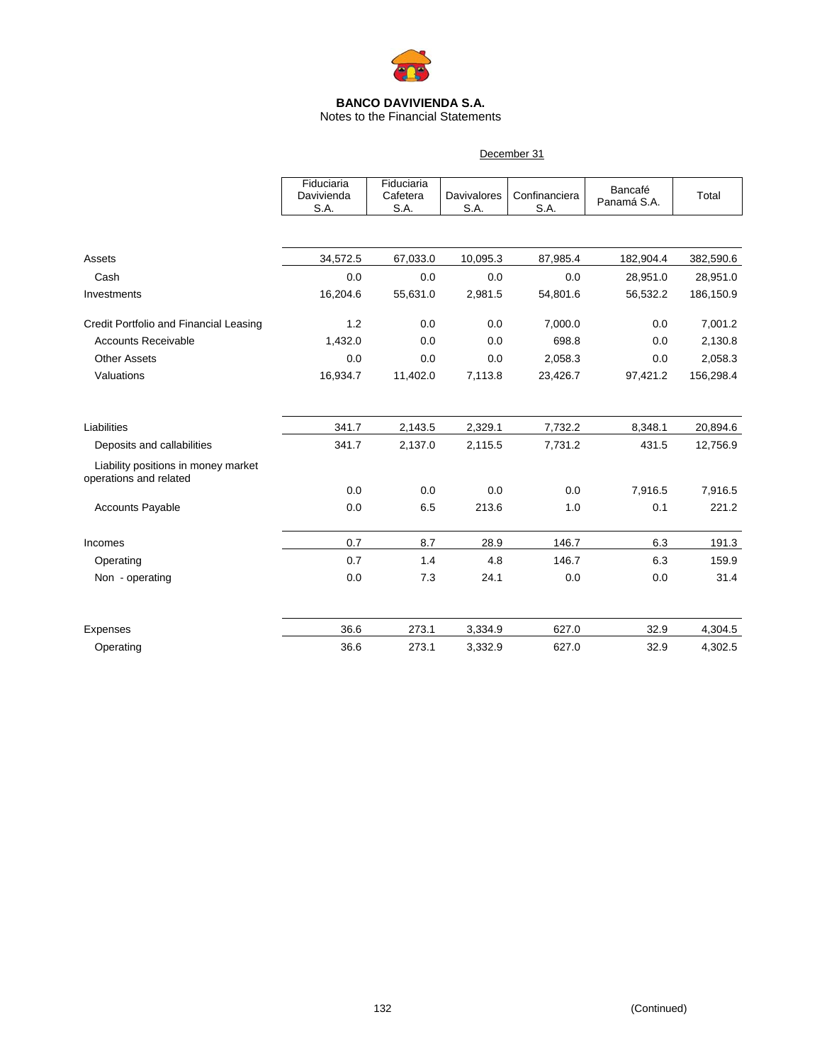**BANCO DAVIVIENDA S.A.**
Notes to the Financial Statements

December 31

| | Fiduciaria Davivienda S.A. | Fiduciaria Cafetera S.A. | Davivalores S.A. | Confinanciera S.A. | Bancafé Panamá S.A. | Total |
|---|---|---|---|---|---|---|
| Assets | 34,572.5 | 67,033.0 | 10,095.3 | 87,985.4 | 182,904.4 | 382,590.6 |
| Cash | 0.0 | 0.0 | 0.0 | 0.0 | 28,951.0 | 28,951.0 |
| Investments | 16,204.6 | 55,631.0 | 2,981.5 | 54,801.6 | 56,532.2 | 186,150.9 |
| Credit Portfolio and Financial Leasing | 1.2 | 0.0 | 0.0 | 7,000.0 | 0.0 | 7,001.2 |
| Accounts Receivable | 1,432.0 | 0.0 | 0.0 | 698.8 | 0.0 | 2,130.8 |
| Other Assets | 0.0 | 0.0 | 0.0 | 2,058.3 | 0.0 | 2,058.3 |
| Valuations | 16,934.7 | 11,402.0 | 7,113.8 | 23,426.7 | 97,421.2 | 156,298.4 |
| Liabilities | 341.7 | 2,143.5 | 2,329.1 | 7,732.2 | 8,348.1 | 20,894.6 |
| Deposits and callabilities | 341.7 | 2,137.0 | 2,115.5 | 7,731.2 | 431.5 | 12,756.9 |
| Liability positions in money market operations and related | 0.0 | 0.0 | 0.0 | 0.0 | 7,916.5 | 7,916.5 |
| Accounts Payable | 0.0 | 6.5 | 213.6 | 1.0 | 0.1 | 221.2 |
| Incomes | 0.7 | 8.7 | 28.9 | 146.7 | 6.3 | 191.3 |
| Operating | 0.7 | 1.4 | 4.8 | 146.7 | 6.3 | 159.9 |
| Non - operating | 0.0 | 7.3 | 24.1 | 0.0 | 0.0 | 31.4 |
| Expenses | 36.6 | 273.1 | 3,334.9 | 627.0 | 32.9 | 4,304.5 |
| Operating | 36.6 | 273.1 | 3,332.9 | 627.0 | 32.9 | 4,302.5 |

(Continued)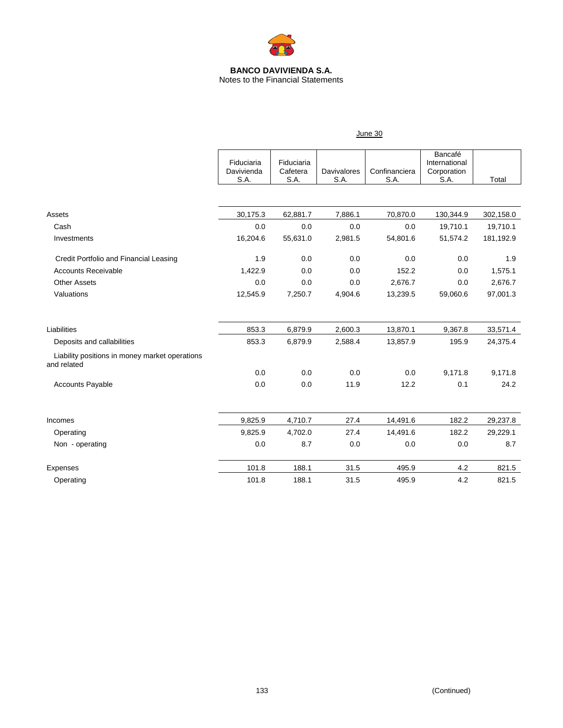**BANCO DAVIVIENDA S.A.**
Notes to the Financial Statements

June 30

| | Fiduciaria Davivienda S.A. | Fiduciaria Cafetera S.A. | Davivalores S.A. | Confinanciera S.A. | Bancafé International Corporation S.A. | Total |
|---|---|---|---|---|---|---|
| Assets | 30,175.3 | 62,881.7 | 7,886.1 | 70,870.0 | 130,344.9 | 302,158.0 |
| Cash | 0.0 | 0.0 | 0.0 | 0.0 | 19,710.1 | 19,710.1 |
| Investments | 16,204.6 | 55,631.0 | 2,981.5 | 54,801.6 | 51,574.2 | 181,192.9 |
| Credit Portfolio and Financial Leasing | 1.9 | 0.0 | 0.0 | 0.0 | 0.0 | 1.9 |
| Accounts Receivable | 1,422.9 | 0.0 | 0.0 | 152.2 | 0.0 | 1,575.1 |
| Other Assets | 0.0 | 0.0 | 0.0 | 2,676.7 | 0.0 | 2,676.7 |
| Valuations | 12,545.9 | 7,250.7 | 4,904.6 | 13,239.5 | 59,060.6 | 97,001.3 |
| Liabilities | 853.3 | 6,879.9 | 2,600.3 | 13,870.1 | 9,367.8 | 33,571.4 |
| Deposits and callabilities | 853.3 | 6,879.9 | 2,588.4 | 13,857.9 | 195.9 | 24,375.4 |
| Liability positions in money market operations and related | 0.0 | 0.0 | 0.0 | 0.0 | 9,171.8 | 9,171.8 |
| Accounts Payable | 0.0 | 0.0 | 11.9 | 12.2 | 0.1 | 24.2 |
| Incomes | 9,825.9 | 4,710.7 | 27.4 | 14,491.6 | 182.2 | 29,237.8 |
| Operating | 9,825.9 | 4,702.0 | 27.4 | 14,491.6 | 182.2 | 29,229.1 |
| Non - operating | 0.0 | 8.7 | 0.0 | 0.0 | 0.0 | 8.7 |
| Expenses | 101.8 | 188.1 | 31.5 | 495.9 | 4.2 | 821.5 |
| Operating | 101.8 | 188.1 | 31.5 | 495.9 | 4.2 | 821.5 |

(Continued)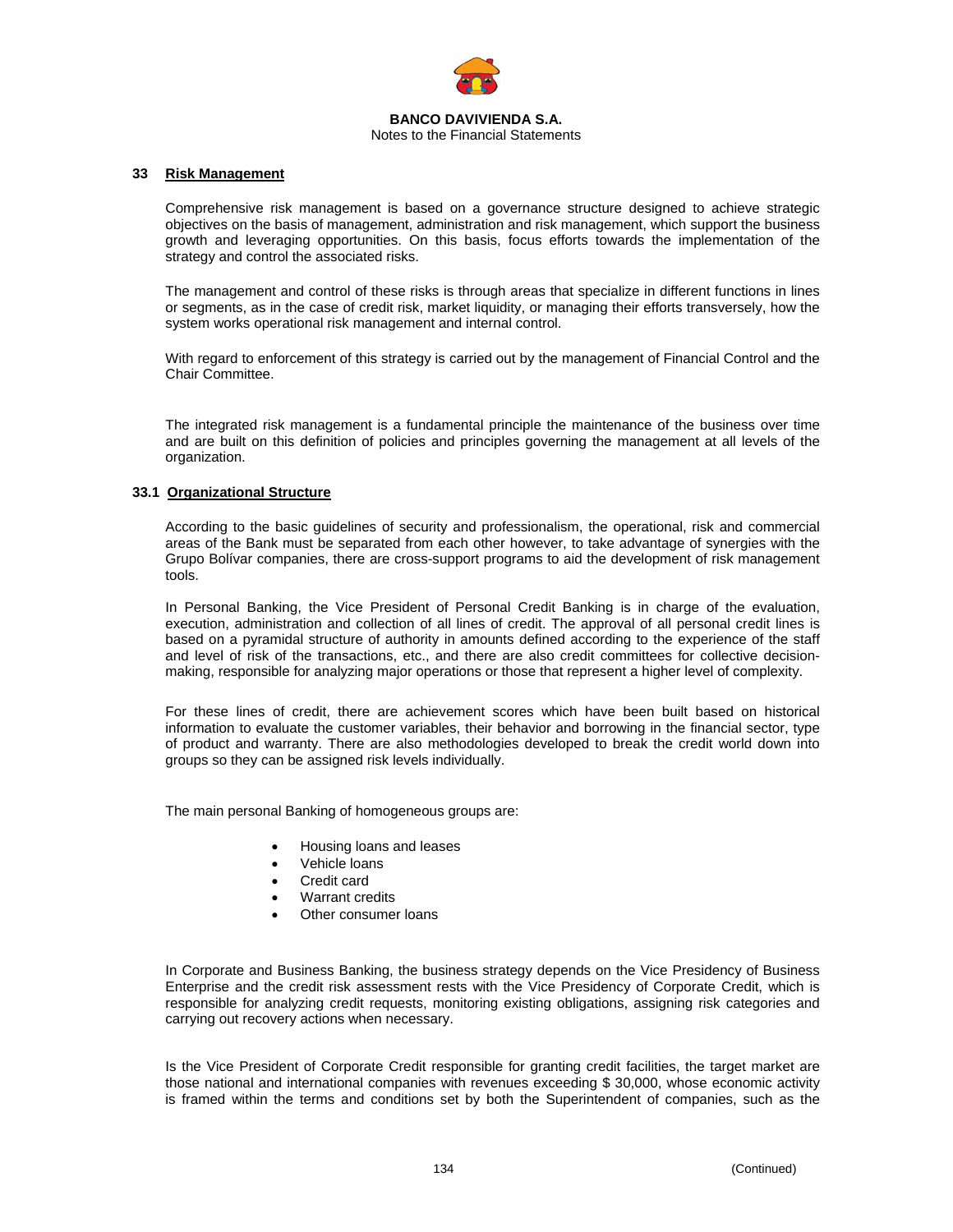## 33 Risk Management

Comprehensive risk management is based on a governance structure designed to achieve strategic objectives on the basis of management, administration and risk management, which support the business growth and leveraging opportunities. On this basis, focus efforts towards the implementation of the strategy and control the associated risks.

The management and control of these risks is through areas that specialize in different functions in lines or segments, as in the case of credit risk, market liquidity, or managing their efforts transversely, how the system works operational risk management and internal control.

With regard to enforcement of this strategy is carried out by the management of Financial Control and the Chair Committee.

The integrated risk management is a fundamental principle the maintenance of the business over time and are built on this definition of policies and principles governing the management at all levels of the organization.

### 33.1 Organizational Structure

According to the basic guidelines of security and professionalism, the operational, risk and commercial areas of the Bank must be separated from each other however, to take advantage of synergies with the Grupo Bolívar companies, there are cross-support programs to aid the development of risk management tools.

In Personal Banking, the Vice President of Personal Credit Banking is in charge of the evaluation, execution, administration and collection of all lines of credit. The approval of all personal credit lines is based on a pyramidal structure of authority in amounts defined according to the experience of the staff and level of risk of the transactions, etc., and there are also credit committees for collective decision-making, responsible for analyzing major operations or those that represent a higher level of complexity.

For these lines of credit, there are achievement scores which have been built based on historical information to evaluate the customer variables, their behavior and borrowing in the financial sector, type of product and warranty. There are also methodologies developed to break the credit world down into groups so they can be assigned risk levels individually.

The main personal Banking of homogeneous groups are:

- Housing loans and leases
- Vehicle loans
- Credit card
- Warrant credits
- Other consumer loans

In Corporate and Business Banking, the business strategy depends on the Vice Presidency of Business Enterprise and the credit risk assessment rests with the Vice Presidency of Corporate Credit, which is responsible for analyzing credit requests, monitoring existing obligations, assigning risk categories and carrying out recovery actions when necessary.

Is the Vice President of Corporate Credit responsible for granting credit facilities, the target market are those national and international companies with revenues exceeding $ 30,000, whose economic activity is framed within the terms and conditions set by both the Superintendent of companies, such as the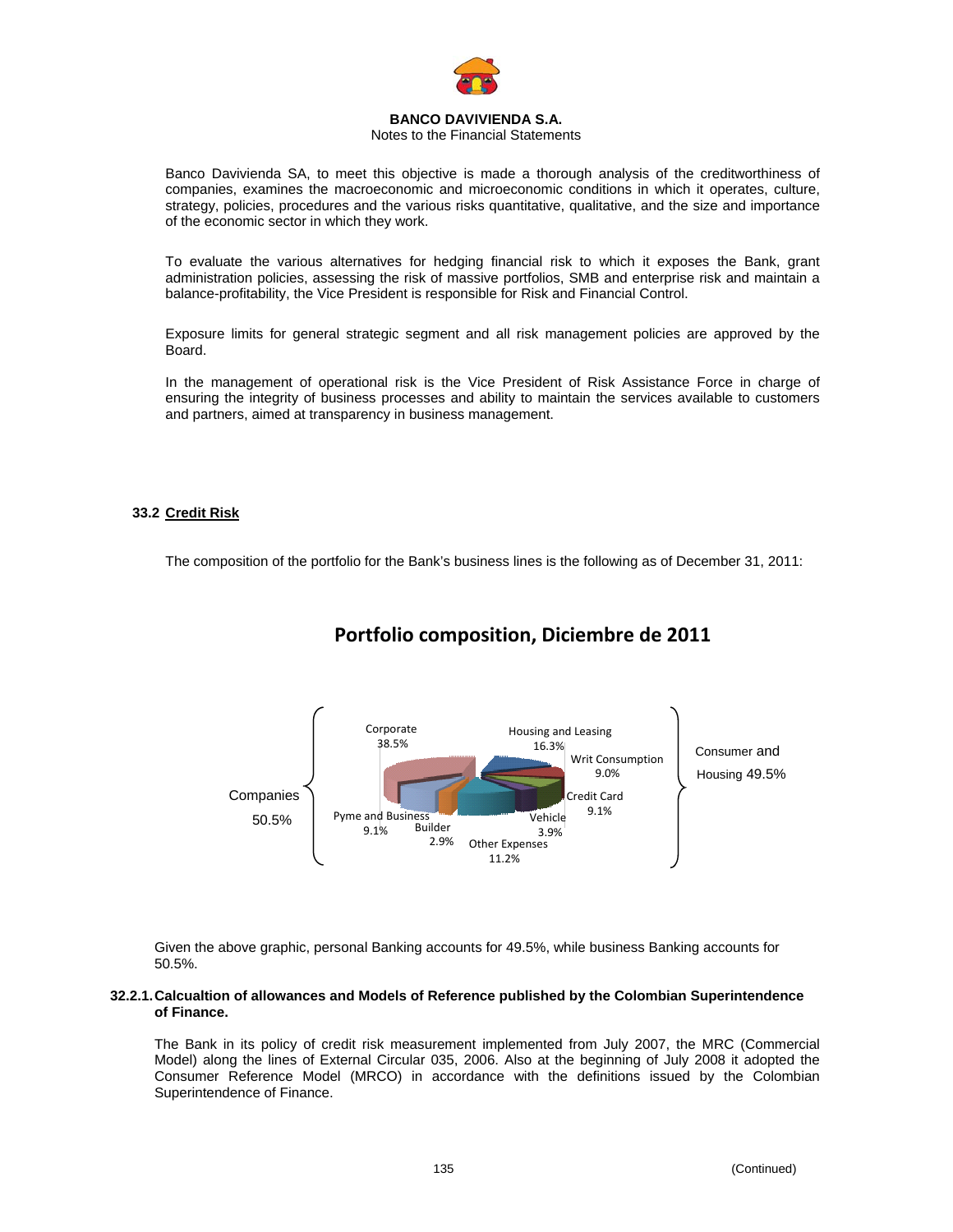Banco Davivienda SA, to meet this objective is made a thorough analysis of the creditworthiness of companies, examines the macroeconomic and microeconomic conditions in which it operates, culture, strategy, policies, procedures and the various risks quantitative, qualitative, and the size and importance of the economic sector in which they work.

To evaluate the various alternatives for hedging financial risk to which it exposes the Bank, grant administration policies, assessing the risk of massive portfolios, SMB and enterprise risk and maintain a balance-profitability, the Vice President is responsible for Risk and Financial Control.

Exposure limits for general strategic segment and all risk management policies are approved by the Board.

In the management of operational risk is the Vice President of Risk Assistance Force in charge of ensuring the integrity of business processes and ability to maintain the services available to customers and partners, aimed at transparency in business management.

## 33.2 Credit Risk

The composition of the portfolio for the Bank's business lines is the following as of December 31, 2011:

**Portfolio composition, Diciembre de 2011**

| Segment | Line | % |
|---|---|---|
| Companies 50.5% | Corporate | 38.5% |
| | Pyme and Business | 9.1% |
| | Builder | 2.9% |
| Consumer and Housing 49.5% | Housing and Leasing | 16.3% |
| | Writ Consumption | 9.0% |
| | Credit Card | 9.1% |
| | Vehicle | 3.9% |
| | Other Expenses | 11.2% |

Given the above graphic, personal Banking accounts for 49.5%, while business Banking accounts for 50.5%.

### 32.2.1. Calcualtion of allowances and Models of Reference published by the Colombian Superintendence of Finance.

The Bank in its policy of credit risk measurement implemented from July 2007, the MRC (Commercial Model) along the lines of External Circular 035, 2006. Also at the beginning of July 2008 it adopted the Consumer Reference Model (MRCO) in accordance with the definitions issued by the Colombian Superintendence of Finance.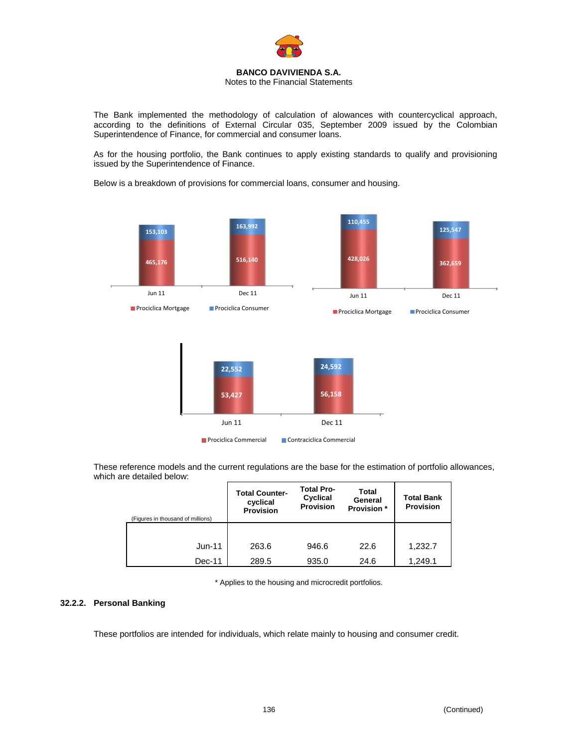The Bank implemented the methodology of calculation of alowances with countercyclical approach, according to the definitions of External Circular 035, September 2009 issued by the Colombian Superintendence of Finance, for commercial and consumer loans.

As for the housing portfolio, the Bank continues to apply existing standards to qualify and provisioning issued by the Superintendence of Finance.

Below is a breakdown of provisions for commercial loans, consumer and housing.

| | Jun 11 | Dec 11 |
|---|---|---|
| Prociclica Mortgage | 465,176 | 516,140 |
| Prociclica Consumer | 153,103 | 163,992 |

| | Jun 11 | Dec 11 |
|---|---|---|
| Prociclica Mortgage | 428,026 | 362,659 |
| Prociclica Consumer | 110,455 | 125,547 |

| | Jun 11 | Dec 11 |
|---|---|---|
| Prociclica Commercial | 53,427 | 56,158 |
| Contraciclica Commercial | 22,552 | 24,592 |

These reference models and the current regulations are the base for the estimation of portfolio allowances, which are detailed below:

| (Figures in thousand of millions) | Total Counter-cyclical Provision | Total Pro-Cyclical Provision | Total General Provision * | Total Bank Provision |
|---|---|---|---|---|
| Jun-11 | 263.6 | 946.6 | 22.6 | 1,232.7 |
| Dec-11 | 289.5 | 935.0 | 24.6 | 1,249.1 |

\* Applies to the housing and microcredit portfolios.

### 32.2.2. Personal Banking

These portfolios are intended for individuals, which relate mainly to housing and consumer credit.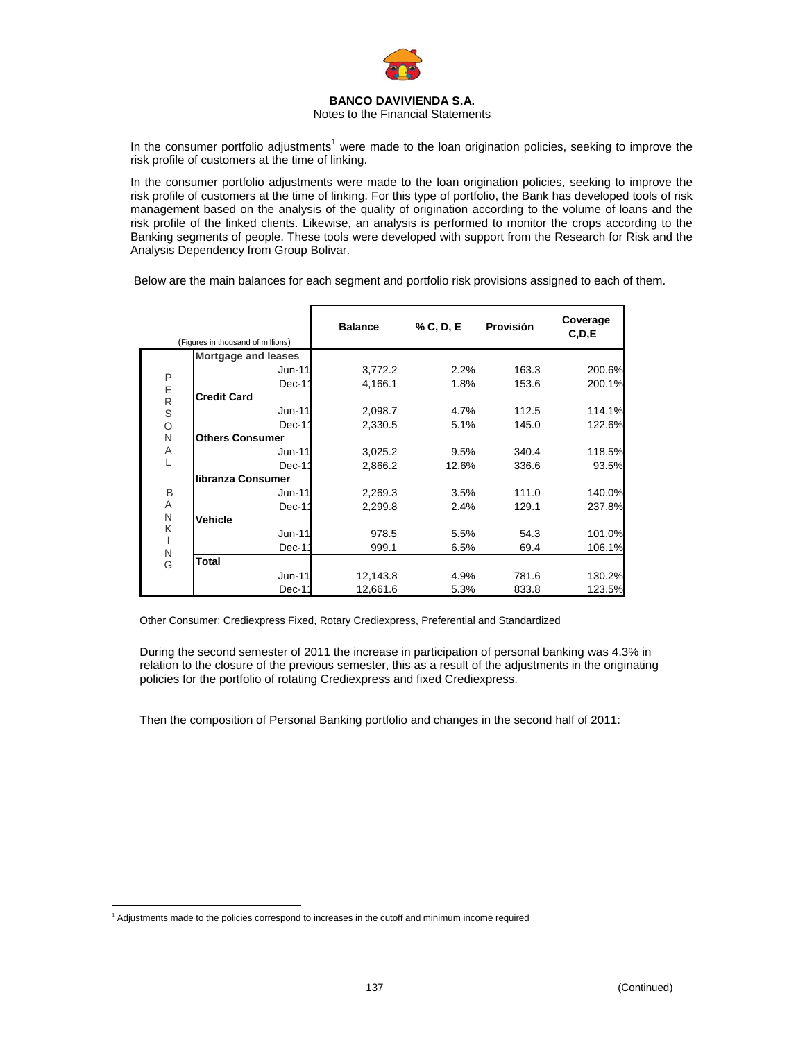**BANCO DAVIVIENDA S.A.**
Notes to the Financial Statements

In the consumer portfolio adjustments[1] were made to the loan origination policies, seeking to improve the risk profile of customers at the time of linking.

In the consumer portfolio adjustments were made to the loan origination policies, seeking to improve the risk profile of customers at the time of linking. For this type of portfolio, the Bank has developed tools of risk management based on the analysis of the quality of origination according to the volume of loans and the risk profile of the linked clients. Likewise, an analysis is performed to monitor the crops according to the Banking segments of people. These tools were developed with support from the Research for Risk and the Analysis Dependency from Group Bolivar.

Below are the main balances for each segment and portfolio risk provisions assigned to each of them.

| | (Figures in thousand of millions) | Balance | % C, D, E | Provisión | Coverage C,D,E |
|---|---|---|---|---|---|
| PERSONAL BANKING | **Mortgage and leases** | | | | |
| | Jun-11 | 3,772.2 | 2.2% | 163.3 | 200.6% |
| | Dec-11 | 4,166.1 | 1.8% | 153.6 | 200.1% |
| | **Credit Card** | | | | |
| | Jun-11 | 2,098.7 | 4.7% | 112.5 | 114.1% |
| | Dec-11 | 2,330.5 | 5.1% | 145.0 | 122.6% |
| | **Others Consumer** | | | | |
| | Jun-11 | 3,025.2 | 9.5% | 340.4 | 118.5% |
| | Dec-11 | 2,866.2 | 12.6% | 336.6 | 93.5% |
| | **libranza Consumer** | | | | |
| | Jun-11 | 2,269.3 | 3.5% | 111.0 | 140.0% |
| | Dec-11 | 2,299.8 | 2.4% | 129.1 | 237.8% |
| | **Vehicle** | | | | |
| | Jun-11 | 978.5 | 5.5% | 54.3 | 101.0% |
| | Dec-11 | 999.1 | 6.5% | 69.4 | 106.1% |
| | **Total** | | | | |
| | Jun-11 | 12,143.8 | 4.9% | 781.6 | 130.2% |
| | Dec-11 | 12,661.6 | 5.3% | 833.8 | 123.5% |

Other Consumer: Crediexpress Fixed, Rotary Crediexpress, Preferential and Standardized

During the second semester of 2011 the increase in participation of personal banking was 4.3% in relation to the closure of the previous semester, this as a result of the adjustments in the originating policies for the portfolio of rotating Crediexpress and fixed Crediexpress.

Then the composition of Personal Banking portfolio and changes in the second half of 2011:

[1] Adjustments made to the policies correspond to increases in the cutoff and minimum income required

(Continued)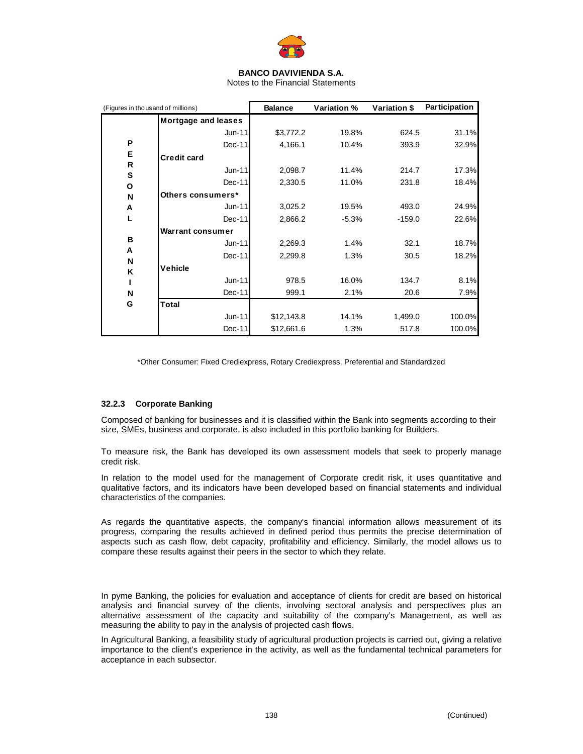| (Figures in thousand of millions) | | Balance | Variation % | Variation $ | Participation |
|---|---|---|---|---|---|
| PERSONAL BANKING | **Mortgage and leases** | | | | |
| | Jun-11 | $3,772.2 | 19.8% | 624.5 | 31.1% |
| | Dec-11 | 4,166.1 | 10.4% | 393.9 | 32.9% |
| | **Credit card** | | | | |
| | Jun-11 | 2,098.7 | 11.4% | 214.7 | 17.3% |
| | Dec-11 | 2,330.5 | 11.0% | 231.8 | 18.4% |
| | **Others consumers*** | | | | |
| | Jun-11 | 3,025.2 | 19.5% | 493.0 | 24.9% |
| | Dec-11 | 2,866.2 | -5.3% | -159.0 | 22.6% |
| | **Warrant consumer** | | | | |
| | Jun-11 | 2,269.3 | 1.4% | 32.1 | 18.7% |
| | Dec-11 | 2,299.8 | 1.3% | 30.5 | 18.2% |
| | **Vehicle** | | | | |
| | Jun-11 | 978.5 | 16.0% | 134.7 | 8.1% |
| | Dec-11 | 999.1 | 2.1% | 20.6 | 7.9% |
| | **Total** | | | | |
| | Jun-11 | $12,143.8 | 14.1% | 1,499.0 | 100.0% |
| | Dec-11 | $12,661.6 | 1.3% | 517.8 | 100.0% |

*Other Consumer: Fixed Crediexpress, Rotary Crediexpress, Preferential and Standardized

### 32.2.3 Corporate Banking

Composed of banking for businesses and it is classified within the Bank into segments according to their size, SMEs, business and corporate, is also included in this portfolio banking for Builders.

To measure risk, the Bank has developed its own assessment models that seek to properly manage credit risk.

In relation to the model used for the management of Corporate credit risk, it uses quantitative and qualitative factors, and its indicators have been developed based on financial statements and individual characteristics of the companies.

As regards the quantitative aspects, the company's financial information allows measurement of its progress, comparing the results achieved in defined period thus permits the precise determination of aspects such as cash flow, debt capacity, profitability and efficiency. Similarly, the model allows us to compare these results against their peers in the sector to which they relate.

In pyme Banking, the policies for evaluation and acceptance of clients for credit are based on historical analysis and financial survey of the clients, involving sectoral analysis and perspectives plus an alternative assessment of the capacity and suitability of the company's Management, as well as measuring the ability to pay in the analysis of projected cash flows.

In Agricultural Banking, a feasibility study of agricultural production projects is carried out, giving a relative importance to the client's experience in the activity, as well as the fundamental technical parameters for acceptance in each subsector.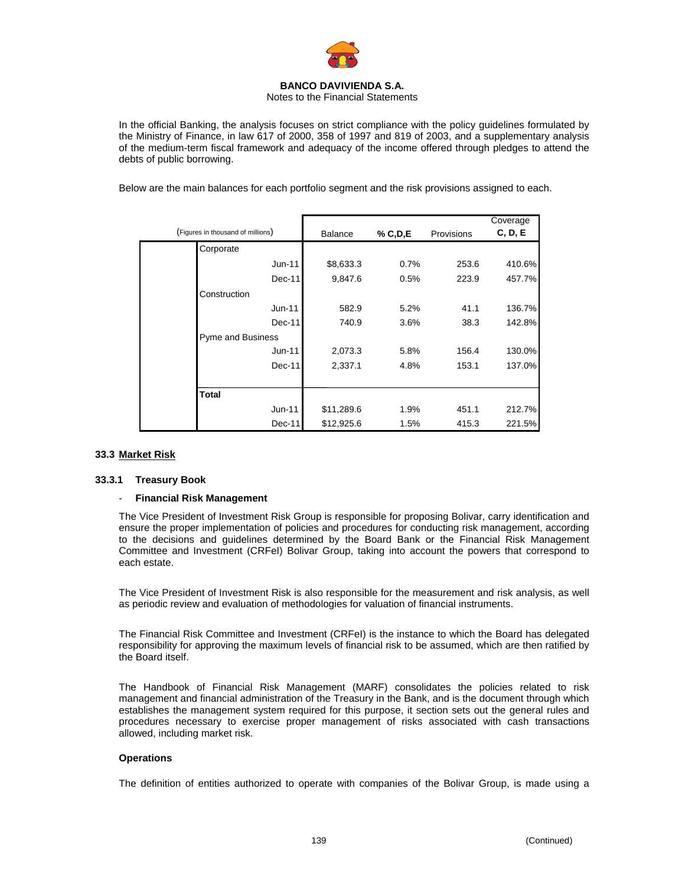In the official Banking, the analysis focuses on strict compliance with the policy guidelines formulated by the Ministry of Finance, in law 617 of 2000, 358 of 1997 and 819 of 2003, and a supplementary analysis of the medium-term fiscal framework and adequacy of the income offered through pledges to attend the debts of public borrowing.

Below are the main balances for each portfolio segment and the risk provisions assigned to each.

| (Figures in thousand of millions) | | Balance | % C,D,E | Provisions | Coverage C, D, E |
|---|---|---|---|---|---|
| Corporate | | | | | |
| | Jun-11 | $8,633.3 | 0.7% | 253.6 | 410.6% |
| | Dec-11 | 9,847.6 | 0.5% | 223.9 | 457.7% |
| Construction | | | | | |
| | Jun-11 | 582.9 | 5.2% | 41.1 | 136.7% |
| | Dec-11 | 740.9 | 3.6% | 38.3 | 142.8% |
| Pyme and Business | | | | | |
| | Jun-11 | 2,073.3 | 5.8% | 156.4 | 130.0% |
| | Dec-11 | 2,337.1 | 4.8% | 153.1 | 137.0% |
| **Total** | | | | | |
| | Jun-11 | $11,289.6 | 1.9% | 451.1 | 212.7% |
| | Dec-11 | $12,925.6 | 1.5% | 415.3 | 221.5% |

## 33.3 Market Risk

### 33.3.1 Treasury Book

- **Financial Risk Management**

The Vice President of Investment Risk Group is responsible for proposing Bolivar, carry identification and ensure the proper implementation of policies and procedures for conducting risk management, according to the decisions and guidelines determined by the Board Bank or the Financial Risk Management Committee and Investment (CRFeI) Bolivar Group, taking into account the powers that correspond to each estate.

The Vice President of Investment Risk is also responsible for the measurement and risk analysis, as well as periodic review and evaluation of methodologies for valuation of financial instruments.

The Financial Risk Committee and Investment (CRFeI) is the instance to which the Board has delegated responsibility for approving the maximum levels of financial risk to be assumed, which are then ratified by the Board itself.

The Handbook of Financial Risk Management (MARF) consolidates the policies related to risk management and financial administration of the Treasury in the Bank, and is the document through which establishes the management system required for this purpose, it section sets out the general rules and procedures necessary to exercise proper management of risks associated with cash transactions allowed, including market risk.

**Operations**

The definition of entities authorized to operate with companies of the Bolivar Group, is made using a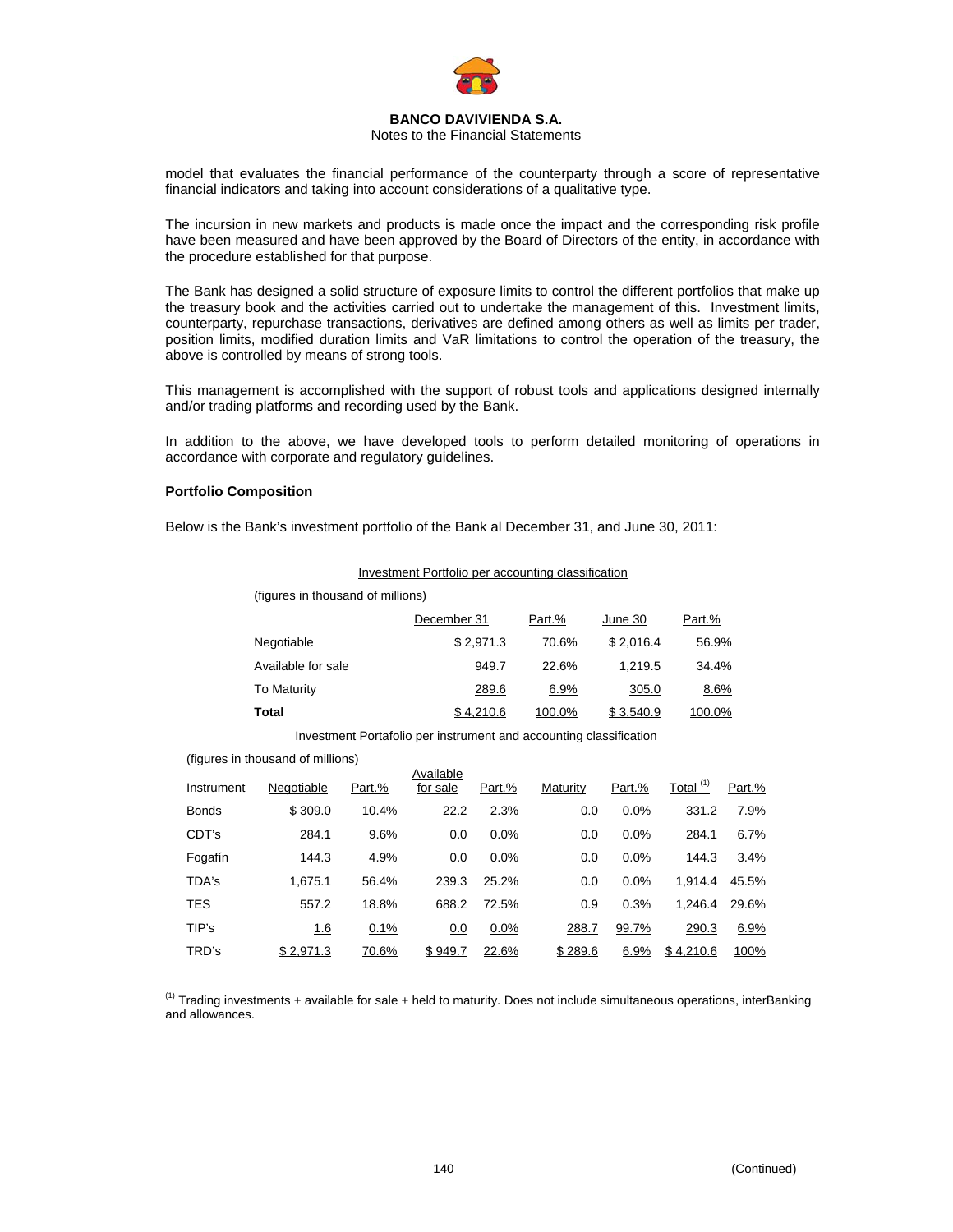model that evaluates the financial performance of the counterparty through a score of representative financial indicators and taking into account considerations of a qualitative type.

The incursion in new markets and products is made once the impact and the corresponding risk profile have been measured and have been approved by the Board of Directors of the entity, in accordance with the procedure established for that purpose.

The Bank has designed a solid structure of exposure limits to control the different portfolios that make up the treasury book and the activities carried out to undertake the management of this. Investment limits, counterparty, repurchase transactions, derivatives are defined among others as well as limits per trader, position limits, modified duration limits and VaR limitations to control the operation of the treasury, the above is controlled by means of strong tools.

This management is accomplished with the support of robust tools and applications designed internally and/or trading platforms and recording used by the Bank.

In addition to the above, we have developed tools to perform detailed monitoring of operations in accordance with corporate and regulatory guidelines.

**Portfolio Composition**

Below is the Bank's investment portfolio of the Bank al December 31, and June 30, 2011:

Investment Portfolio per accounting classification

(figures in thousand of millions)

| | December 31 | Part.% | June 30 | Part.% |
|---|---|---|---|---|
| Negotiable | $ 2,971.3 | 70.6% | $ 2,016.4 | 56.9% |
| Available for sale | 949.7 | 22.6% | 1,219.5 | 34.4% |
| To Maturity | 289.6 | 6.9% | 305.0 | 8.6% |
| **Total** | $ 4,210.6 | 100.0% | $ 3,540.9 | 100.0% |

Investment Portafolio per instrument and accounting classification

(figures in thousand of millions)

| Instrument | Negotiable | Part.% | Available for sale | Part.% | Maturity | Part.% | Total [1] | Part.% |
|---|---|---|---|---|---|---|---|---|
| Bonds | $ 309.0 | 10.4% | 22.2 | 2.3% | 0.0 | 0.0% | 331.2 | 7.9% |
| CDT's | 284.1 | 9.6% | 0.0 | 0.0% | 0.0 | 0.0% | 284.1 | 6.7% |
| Fogafín | 144.3 | 4.9% | 0.0 | 0.0% | 0.0 | 0.0% | 144.3 | 3.4% |
| TDA's | 1,675.1 | 56.4% | 239.3 | 25.2% | 0.0 | 0.0% | 1,914.4 | 45.5% |
| TES | 557.2 | 18.8% | 688.2 | 72.5% | 0.9 | 0.3% | 1,246.4 | 29.6% |
| TIP's | 1.6 | 0.1% | 0.0 | 0.0% | 288.7 | 99.7% | 290.3 | 6.9% |
| TRD's | $ 2,971.3 | 70.6% | $ 949.7 | 22.6% | $ 289.6 | 6.9% | $ 4,210.6 | 100% |

[1] Trading investments + available for sale + held to maturity. Does not include simultaneous operations, interBanking and allowances.

(Continued)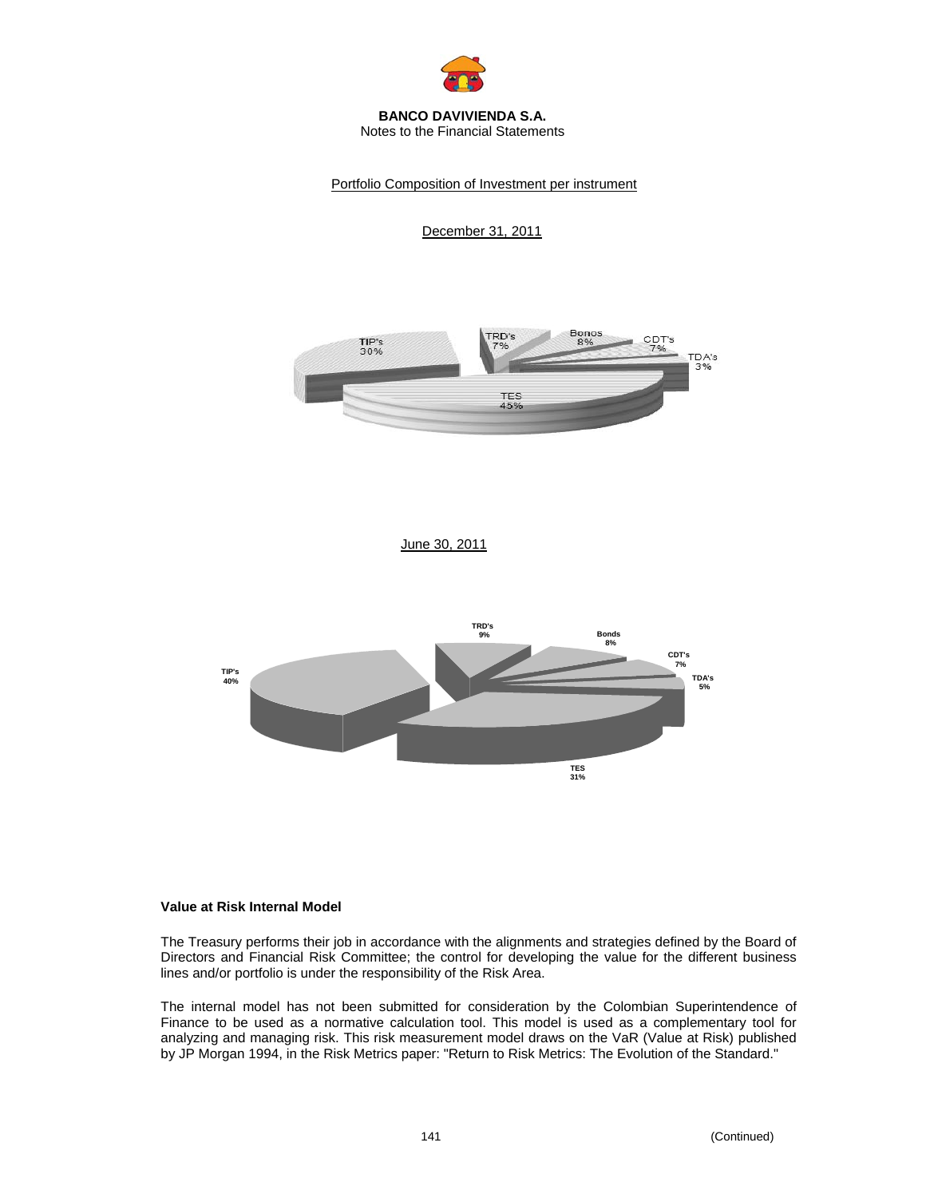Portfolio Composition of Investment per instrument

December 31, 2011

TIP's 30%
TRD's 7%
Bonos 8%
CDT's 7%
TDA's 3%
TES 45%

June 30, 2011

TRD's 9%
Bonds 8%
CDT's 7%
TIP's 40%
TDA's 5%
TES 31%

**Value at Risk Internal Model**

The Treasury performs their job in accordance with the alignments and strategies defined by the Board of Directors and Financial Risk Committee; the control for developing the value for the different business lines and/or portfolio is under the responsibility of the Risk Area.

The internal model has not been submitted for consideration by the Colombian Superintendence of Finance to be used as a normative calculation tool. This model is used as a complementary tool for analyzing and managing risk. This risk measurement model draws on the VaR (Value at Risk) published by JP Morgan 1994, in the Risk Metrics paper: "Return to Risk Metrics: The Evolution of the Standard."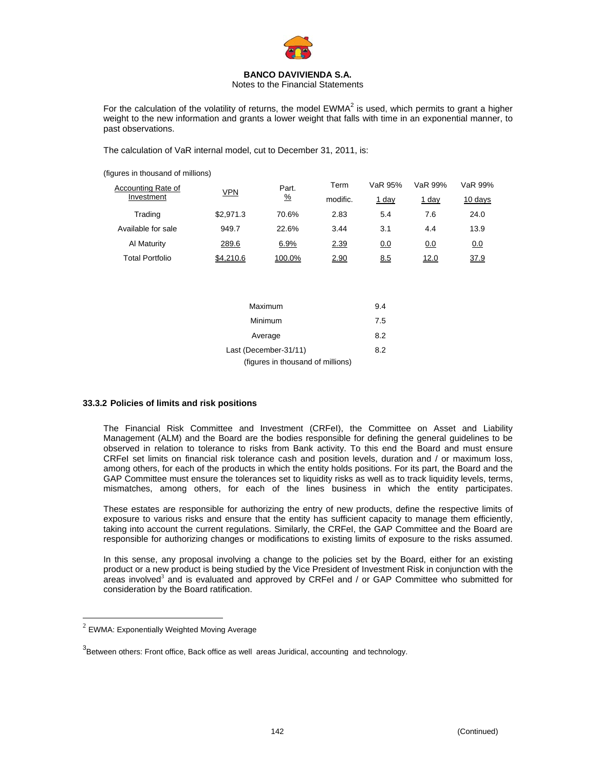For the calculation of the volatility of returns, the model EWMA[2] is used, which permits to grant a higher weight to the new information and grants a lower weight that falls with time in an exponential manner, to past observations.

The calculation of VaR internal model, cut to December 31, 2011, is:

(figures in thousand of millions)

| Accounting Rate of Investment | VPN | Part. % | Term modific. | VaR 95% 1 day | VaR 99% 1 day | VaR 99% 10 days |
|---|---|---|---|---|---|---|
| Trading | $2,971.3 | 70.6% | 2.83 | 5.4 | 7.6 | 24.0 |
| Available for sale | 949.7 | 22.6% | 3.44 | 3.1 | 4.4 | 13.9 |
| Al Maturity | 289.6 | 6.9% | 2.39 | 0.0 | 0.0 | 0.0 |
| Total Portfolio | $4,210.6 | 100.0% | 2.90 | 8.5 | 12.0 | 37.9 |

| | |
|---|---|
| Maximum | 9.4 |
| Minimum | 7.5 |
| Average | 8.2 |
| Last (December-31/11) | 8.2 |

(figures in thousand of millions)

### 33.3.2 Policies of limits and risk positions

The Financial Risk Committee and Investment (CRFeI), the Committee on Asset and Liability Management (ALM) and the Board are the bodies responsible for defining the general guidelines to be observed in relation to tolerance to risks from Bank activity. To this end the Board and must ensure CRFeI set limits on financial risk tolerance cash and position levels, duration and / or maximum loss, among others, for each of the products in which the entity holds positions. For its part, the Board and the GAP Committee must ensure the tolerances set to liquidity risks as well as to track liquidity levels, terms, mismatches, among others, for each of the lines business in which the entity participates.

These estates are responsible for authorizing the entry of new products, define the respective limits of exposure to various risks and ensure that the entity has sufficient capacity to manage them efficiently, taking into account the current regulations. Similarly, the CRFeI, the GAP Committee and the Board are responsible for authorizing changes or modifications to existing limits of exposure to the risks assumed.

In this sense, any proposal involving a change to the policies set by the Board, either for an existing product or a new product is being studied by the Vice President of Investment Risk in conjunction with the areas involved[3] and is evaluated and approved by CRFeI and / or GAP Committee who submitted for consideration by the Board ratification.

[2] EWMA: Exponentially Weighted Moving Average

[3] Between others: Front office, Back office as well areas Juridical, accounting and technology.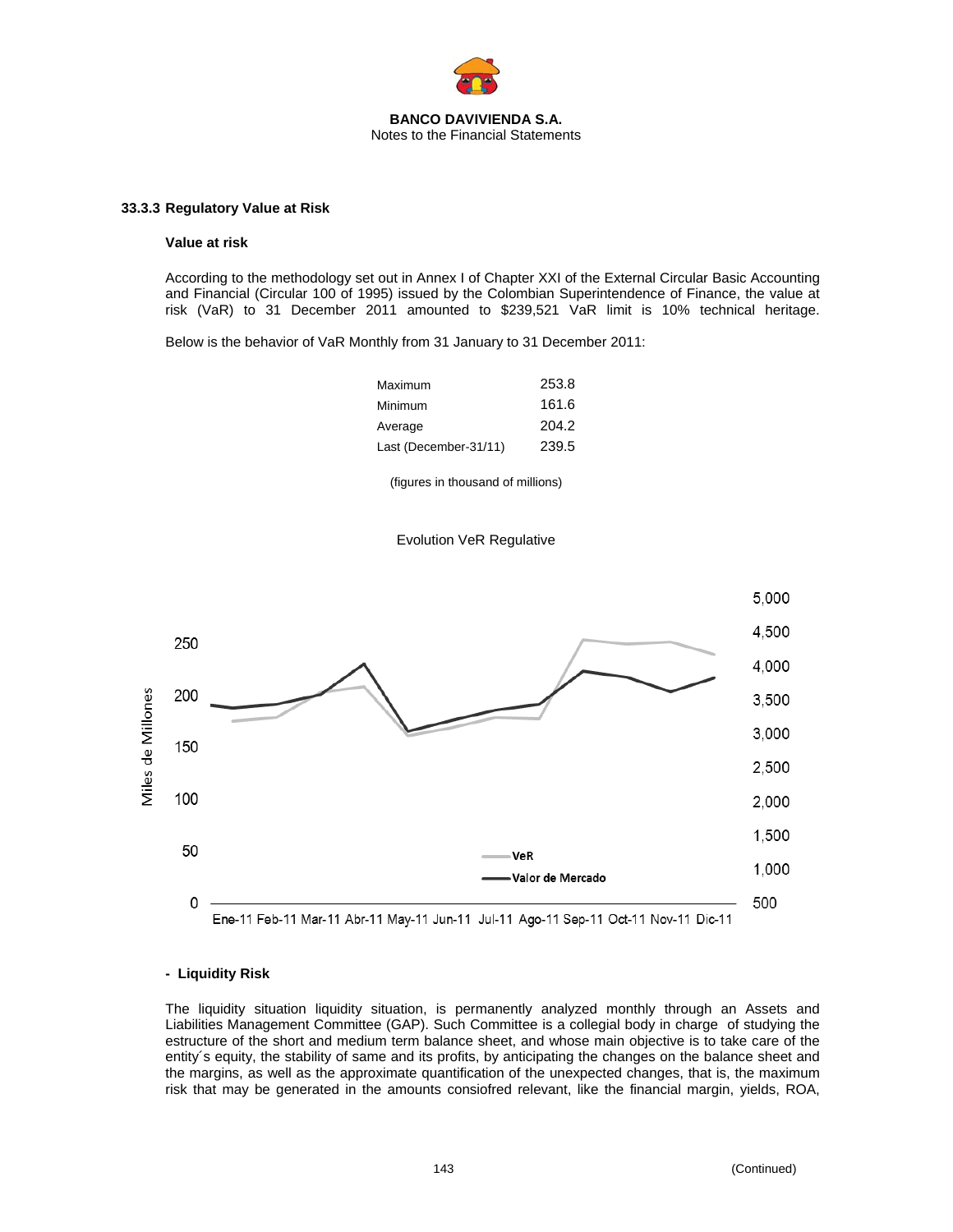### 33.3.3 Regulatory Value at Risk

**Value at risk**

According to the methodology set out in Annex I of Chapter XXI of the External Circular Basic Accounting and Financial (Circular 100 of 1995) issued by the Colombian Superintendence of Finance, the value at risk (VaR) to 31 December 2011 amounted to $239,521 VaR limit is 10% technical heritage.

Below is the behavior of VaR Monthly from 31 January to 31 December 2011:

| | |
|---|---|
| Maximum | 253.8 |
| Minimum | 161.6 |
| Average | 204.2 |
| Last (December-31/11) | 239.5 |

(figures in thousand of millions)

Evolution VeR Regulative

**- Liquidity Risk**

The liquidity situation liquidity situation, is permanently analyzed monthly through an Assets and Liabilities Management Committee (GAP). Such Committee is a collegial body in charge of studying the estructure of the short and medium term balance sheet, and whose main objective is to take care of the entity´s equity, the stability of same and its profits, by anticipating the changes on the balance sheet and the margins, as well as the approximate quantification of the unexpected changes, that is, the maximum risk that may be generated in the amounts consiofred relevant, like the financial margin, yields, ROA,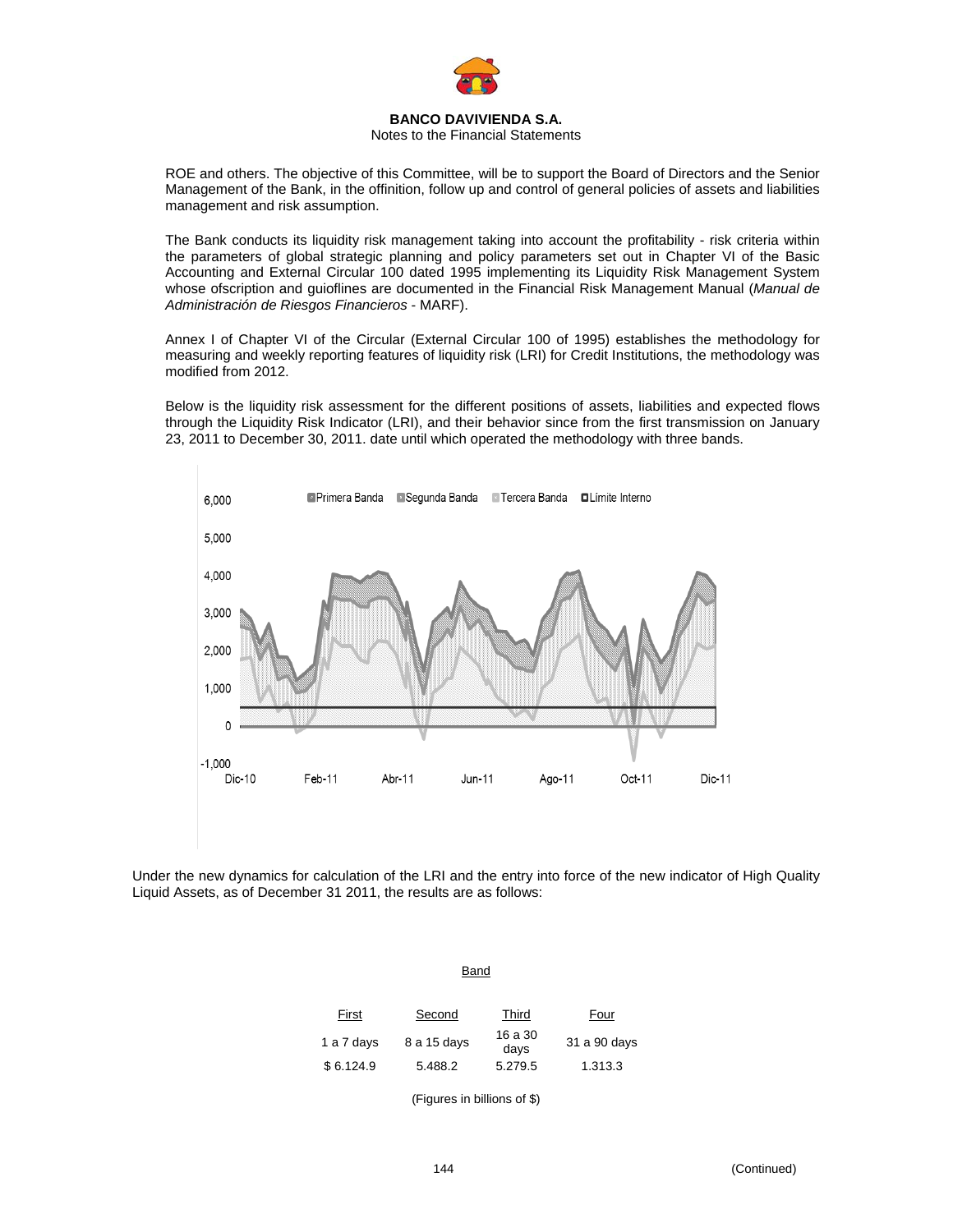**BANCO DAVIVIENDA S.A.**
Notes to the Financial Statements

ROE and others. The objective of this Committee, will be to support the Board of Directors and the Senior Management of the Bank, in the offinition, follow up and control of general policies of assets and liabilities management and risk assumption.

The Bank conducts its liquidity risk management taking into account the profitability - risk criteria within the parameters of global strategic planning and policy parameters set out in Chapter VI of the Basic Accounting and External Circular 100 dated 1995 implementing its Liquidity Risk Management System whose ofscription and guioflines are documented in the Financial Risk Management Manual (*Manual de Administración de Riesgos Financieros* - MARF).

Annex I of Chapter VI of the Circular (External Circular 100 of 1995) establishes the methodology for measuring and weekly reporting features of liquidity risk (LRI) for Credit Institutions, the methodology was modified from 2012.

Below is the liquidity risk assessment for the different positions of assets, liabilities and expected flows through the Liquidity Risk Indicator (LRI), and their behavior since from the first transmission on January 23, 2011 to December 30, 2011. date until which operated the methodology with three bands.

Under the new dynamics for calculation of the LRI and the entry into force of the new indicator of High Quality Liquid Assets, as of December 31 2011, the results are as follows:

| Band | | | |
|---|---|---|---|
| First | Second | Third | Four |
| 1 a 7 days | 8 a 15 days | 16 a 30 days | 31 a 90 days |
| $ 6.124.9 | 5.488.2 | 5.279.5 | 1.313.3 |

(Figures in billions of $)

(Continued)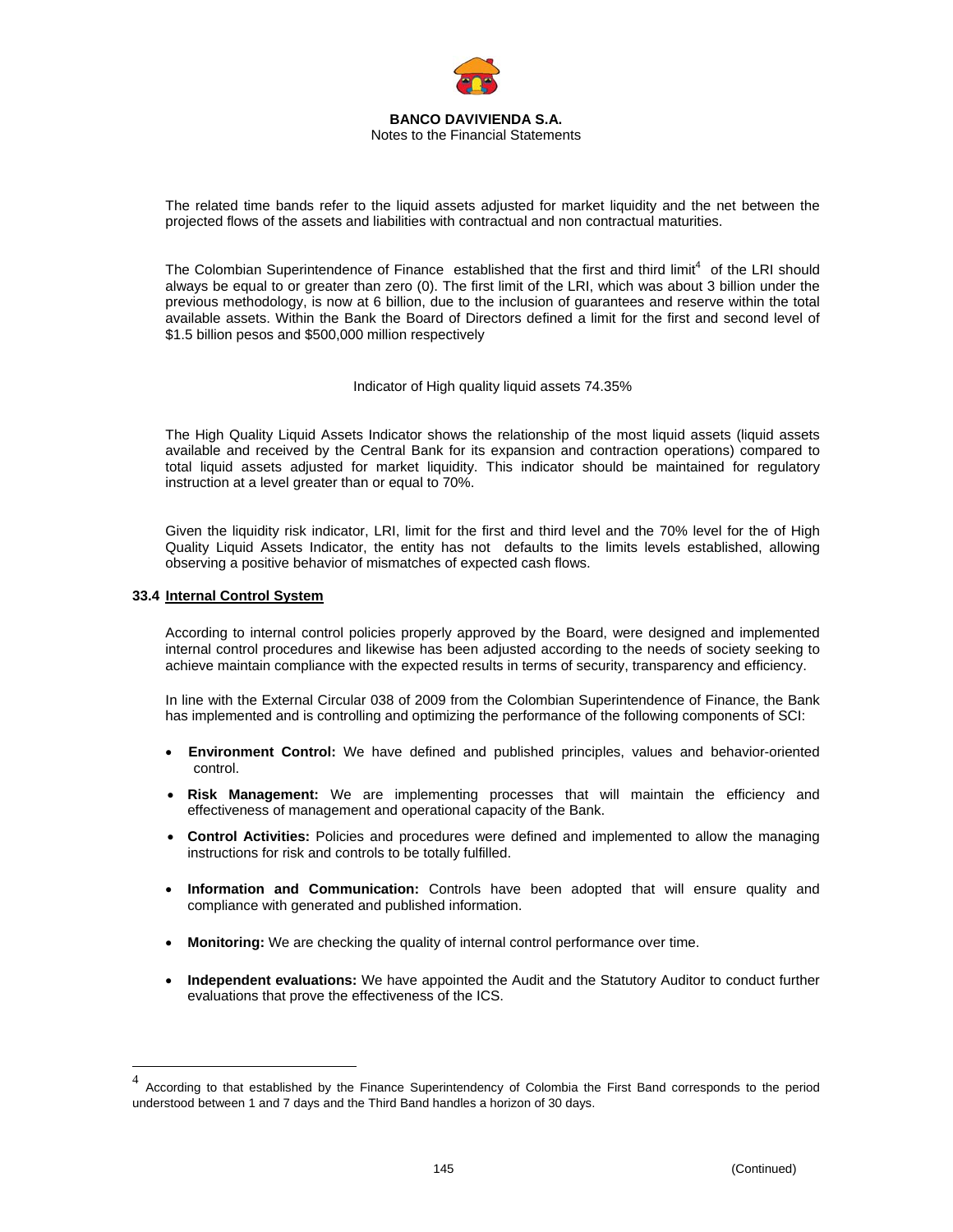The related time bands refer to the liquid assets adjusted for market liquidity and the net between the projected flows of the assets and liabilities with contractual and non contractual maturities.

The Colombian Superintendence of Finance established that the first and third limit[4] of the LRI should always be equal to or greater than zero (0). The first limit of the LRI, which was about 3 billion under the previous methodology, is now at 6 billion, due to the inclusion of guarantees and reserve within the total available assets. Within the Bank the Board of Directors defined a limit for the first and second level of $1.5 billion pesos and $500,000 million respectively

Indicator of High quality liquid assets 74.35%

The High Quality Liquid Assets Indicator shows the relationship of the most liquid assets (liquid assets available and received by the Central Bank for its expansion and contraction operations) compared to total liquid assets adjusted for market liquidity. This indicator should be maintained for regulatory instruction at a level greater than or equal to 70%.

Given the liquidity risk indicator, LRI, limit for the first and third level and the 70% level for the of High Quality Liquid Assets Indicator, the entity has not defaults to the limits levels established, allowing observing a positive behavior of mismatches of expected cash flows.

### 33.4 Internal Control System

According to internal control policies properly approved by the Board, were designed and implemented internal control procedures and likewise has been adjusted according to the needs of society seeking to achieve maintain compliance with the expected results in terms of security, transparency and efficiency.

In line with the External Circular 038 of 2009 from the Colombian Superintendence of Finance, the Bank has implemented and is controlling and optimizing the performance of the following components of SCI:

- **Environment Control:** We have defined and published principles, values and behavior-oriented control.
- **Risk Management:** We are implementing processes that will maintain the efficiency and effectiveness of management and operational capacity of the Bank.
- **Control Activities:** Policies and procedures were defined and implemented to allow the managing instructions for risk and controls to be totally fulfilled.
- **Information and Communication:** Controls have been adopted that will ensure quality and compliance with generated and published information.
- **Monitoring:** We are checking the quality of internal control performance over time.
- **Independent evaluations:** We have appointed the Audit and the Statutory Auditor to conduct further evaluations that prove the effectiveness of the ICS.

---

[4] According to that established by the Finance Superintendency of Colombia the First Band corresponds to the period understood between 1 and 7 days and the Third Band handles a horizon of 30 days.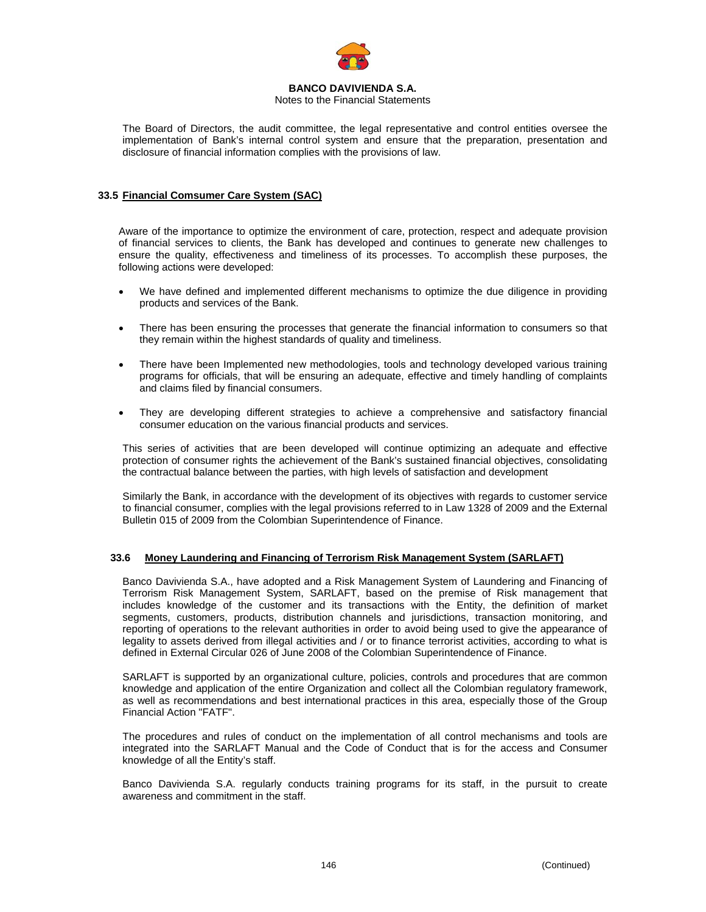The Board of Directors, the audit committee, the legal representative and control entities oversee the implementation of Bank's internal control system and ensure that the preparation, presentation and disclosure of financial information complies with the provisions of law.

### 33.5 Financial Comsumer Care System (SAC)

Aware of the importance to optimize the environment of care, protection, respect and adequate provision of financial services to clients, the Bank has developed and continues to generate new challenges to ensure the quality, effectiveness and timeliness of its processes. To accomplish these purposes, the following actions were developed:

- We have defined and implemented different mechanisms to optimize the due diligence in providing products and services of the Bank.
- There has been ensuring the processes that generate the financial information to consumers so that they remain within the highest standards of quality and timeliness.
- There have been Implemented new methodologies, tools and technology developed various training programs for officials, that will be ensuring an adequate, effective and timely handling of complaints and claims filed by financial consumers.
- They are developing different strategies to achieve a comprehensive and satisfactory financial consumer education on the various financial products and services.

This series of activities that are been developed will continue optimizing an adequate and effective protection of consumer rights the achievement of the Bank's sustained financial objectives, consolidating the contractual balance between the parties, with high levels of satisfaction and development

Similarly the Bank, in accordance with the development of its objectives with regards to customer service to financial consumer, complies with the legal provisions referred to in Law 1328 of 2009 and the External Bulletin 015 of 2009 from the Colombian Superintendence of Finance.

### 33.6 Money Laundering and Financing of Terrorism Risk Management System (SARLAFT)

Banco Davivienda S.A., have adopted and a Risk Management System of Laundering and Financing of Terrorism Risk Management System, SARLAFT, based on the premise of Risk management that includes knowledge of the customer and its transactions with the Entity, the definition of market segments, customers, products, distribution channels and jurisdictions, transaction monitoring, and reporting of operations to the relevant authorities in order to avoid being used to give the appearance of legality to assets derived from illegal activities and / or to finance terrorist activities, according to what is defined in External Circular 026 of June 2008 of the Colombian Superintendence of Finance.

SARLAFT is supported by an organizational culture, policies, controls and procedures that are common knowledge and application of the entire Organization and collect all the Colombian regulatory framework, as well as recommendations and best international practices in this area, especially those of the Group Financial Action "FATF".

The procedures and rules of conduct on the implementation of all control mechanisms and tools are integrated into the SARLAFT Manual and the Code of Conduct that is for the access and Consumer knowledge of all the Entity's staff.

Banco Davivienda S.A. regularly conducts training programs for its staff, in the pursuit to create awareness and commitment in the staff.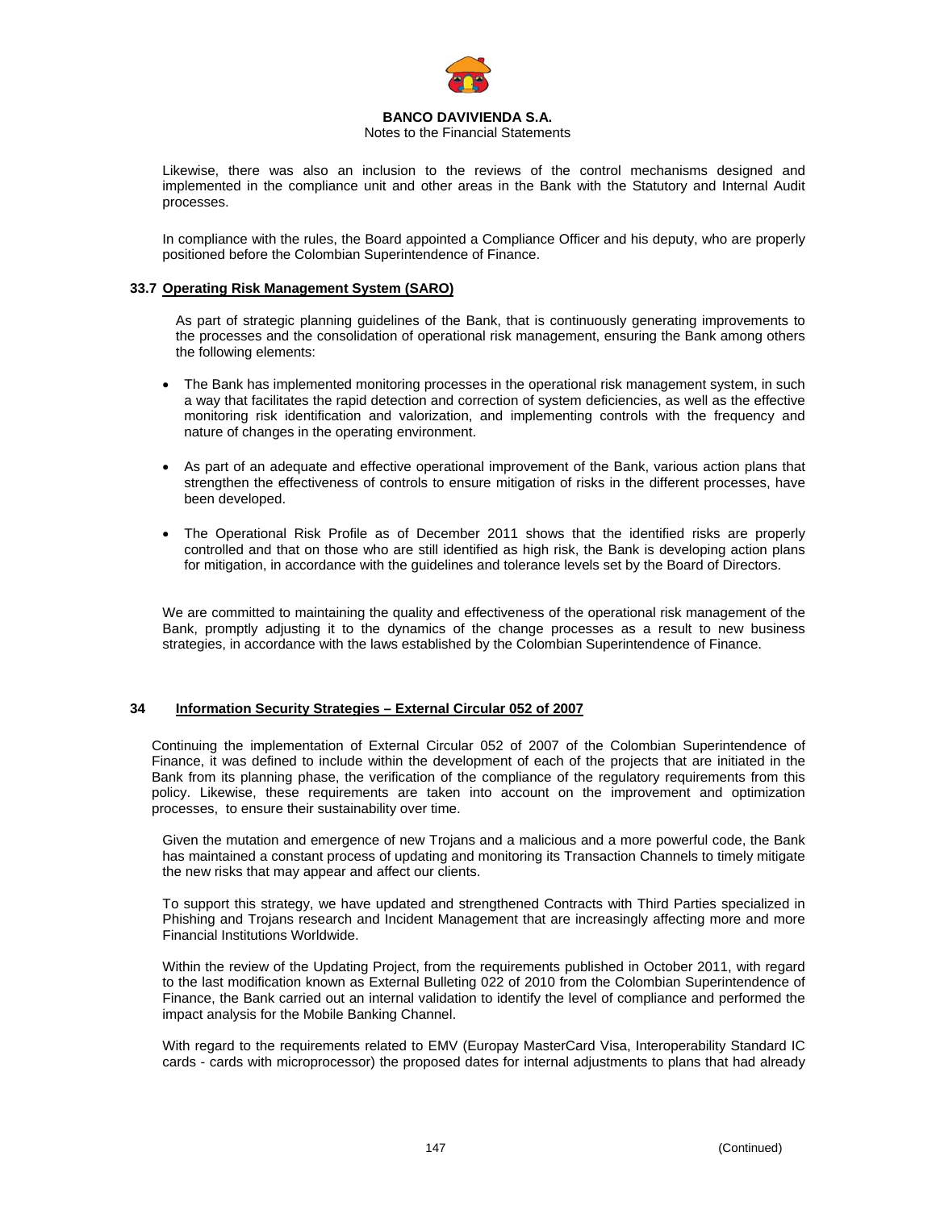Likewise, there was also an inclusion to the reviews of the control mechanisms designed and implemented in the compliance unit and other areas in the Bank with the Statutory and Internal Audit processes.

In compliance with the rules, the Board appointed a Compliance Officer and his deputy, who are properly positioned before the Colombian Superintendence of Finance.

### 33.7 Operating Risk Management System (SARO)

As part of strategic planning guidelines of the Bank, that is continuously generating improvements to the processes and the consolidation of operational risk management, ensuring the Bank among others the following elements:

- The Bank has implemented monitoring processes in the operational risk management system, in such a way that facilitates the rapid detection and correction of system deficiencies, as well as the effective monitoring risk identification and valorization, and implementing controls with the frequency and nature of changes in the operating environment.

- As part of an adequate and effective operational improvement of the Bank, various action plans that strengthen the effectiveness of controls to ensure mitigation of risks in the different processes, have been developed.

- The Operational Risk Profile as of December 2011 shows that the identified risks are properly controlled and that on those who are still identified as high risk, the Bank is developing action plans for mitigation, in accordance with the guidelines and tolerance levels set by the Board of Directors.

We are committed to maintaining the quality and effectiveness of the operational risk management of the Bank, promptly adjusting it to the dynamics of the change processes as a result to new business strategies, in accordance with the laws established by the Colombian Superintendence of Finance.

## 34 Information Security Strategies – External Circular 052 of 2007

Continuing the implementation of External Circular 052 of 2007 of the Colombian Superintendence of Finance, it was defined to include within the development of each of the projects that are initiated in the Bank from its planning phase, the verification of the compliance of the regulatory requirements from this policy. Likewise, these requirements are taken into account on the improvement and optimization processes, to ensure their sustainability over time.

Given the mutation and emergence of new Trojans and a malicious and a more powerful code, the Bank has maintained a constant process of updating and monitoring its Transaction Channels to timely mitigate the new risks that may appear and affect our clients.

To support this strategy, we have updated and strengthened Contracts with Third Parties specialized in Phishing and Trojans research and Incident Management that are increasingly affecting more and more Financial Institutions Worldwide.

Within the review of the Updating Project, from the requirements published in October 2011, with regard to the last modification known as External Bulleting 022 of 2010 from the Colombian Superintendence of Finance, the Bank carried out an internal validation to identify the level of compliance and performed the impact analysis for the Mobile Banking Channel.

With regard to the requirements related to EMV (Europay MasterCard Visa, Interoperability Standard IC cards - cards with microprocessor) the proposed dates for internal adjustments to plans that had already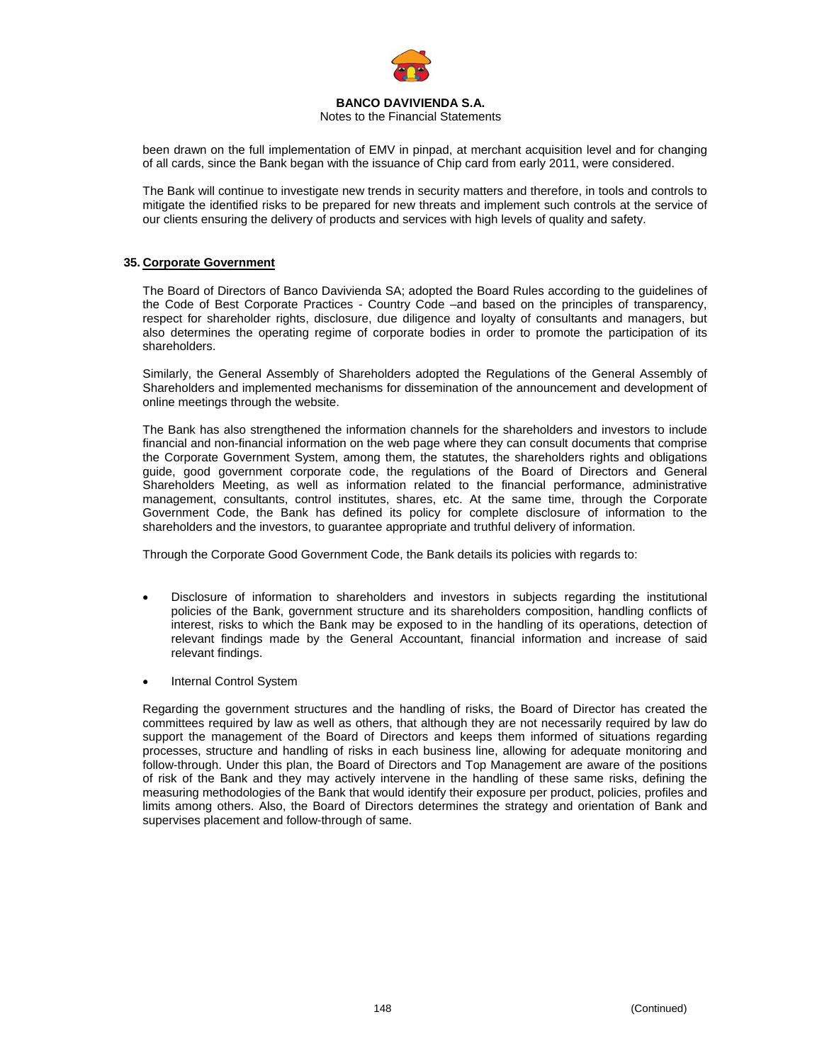been drawn on the full implementation of EMV in pinpad, at merchant acquisition level and for changing of all cards, since the Bank began with the issuance of Chip card from early 2011, were considered.

The Bank will continue to investigate new trends in security matters and therefore, in tools and controls to mitigate the identified risks to be prepared for new threats and implement such controls at the service of our clients ensuring the delivery of products and services with high levels of quality and safety.

## 35. Corporate Government

The Board of Directors of Banco Davivienda SA; adopted the Board Rules according to the guidelines of the Code of Best Corporate Practices - Country Code –and based on the principles of transparency, respect for shareholder rights, disclosure, due diligence and loyalty of consultants and managers, but also determines the operating regime of corporate bodies in order to promote the participation of its shareholders.

Similarly, the General Assembly of Shareholders adopted the Regulations of the General Assembly of Shareholders and implemented mechanisms for dissemination of the announcement and development of online meetings through the website.

The Bank has also strengthened the information channels for the shareholders and investors to include financial and non-financial information on the web page where they can consult documents that comprise the Corporate Government System, among them, the statutes, the shareholders rights and obligations guide, good government corporate code, the regulations of the Board of Directors and General Shareholders Meeting, as well as information related to the financial performance, administrative management, consultants, control institutes, shares, etc. At the same time, through the Corporate Government Code, the Bank has defined its policy for complete disclosure of information to the shareholders and the investors, to guarantee appropriate and truthful delivery of information.

Through the Corporate Good Government Code, the Bank details its policies with regards to:

- Disclosure of information to shareholders and investors in subjects regarding the institutional policies of the Bank, government structure and its shareholders composition, handling conflicts of interest, risks to which the Bank may be exposed to in the handling of its operations, detection of relevant findings made by the General Accountant, financial information and increase of said relevant findings.
- Internal Control System

Regarding the government structures and the handling of risks, the Board of Director has created the committees required by law as well as others, that although they are not necessarily required by law do support the management of the Board of Directors and keeps them informed of situations regarding processes, structure and handling of risks in each business line, allowing for adequate monitoring and follow-through. Under this plan, the Board of Directors and Top Management are aware of the positions of risk of the Bank and they may actively intervene in the handling of these same risks, defining the measuring methodologies of the Bank that would identify their exposure per product, policies, profiles and limits among others. Also, the Board of Directors determines the strategy and orientation of Bank and supervises placement and follow-through of same.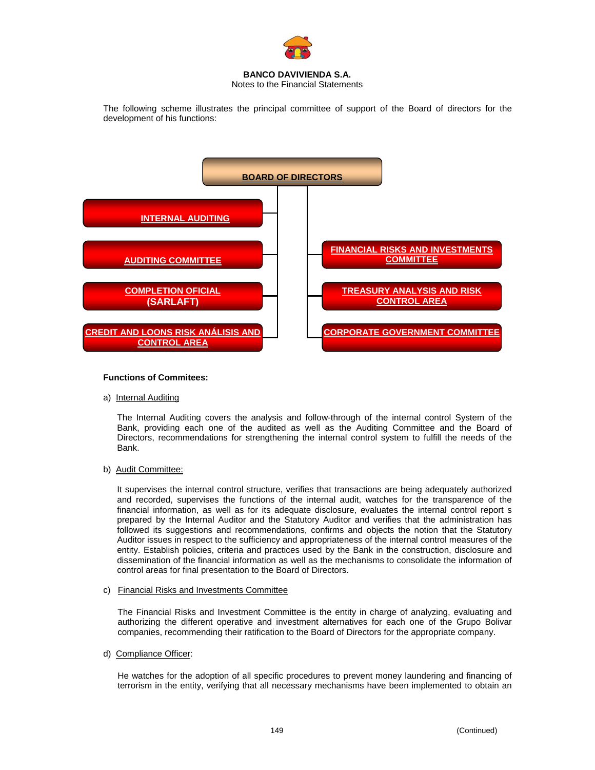The following scheme illustrates the principal committee of support of the Board of directors for the development of his functions:

**BOARD OF DIRECTORS**

- INTERNAL AUDITING
- AUDITING COMMITTEE
- COMPLETION OFICIAL (SARLAFT)
- CREDIT AND LOONS RISK ANÁLISIS AND CONTROL AREA
- FINANCIAL RISKS AND INVESTMENTS COMMITTEE
- TREASURY ANALYSIS AND RISK CONTROL AREA
- CORPORATE GOVERNMENT COMMITTEE

**Functions of Commitees:**

a) Internal Auditing

The Internal Auditing covers the analysis and follow-through of the internal control System of the Bank, providing each one of the audited as well as the Auditing Committee and the Board of Directors, recommendations for strengthening the internal control system to fulfill the needs of the Bank.

b) Audit Committee:

It supervises the internal control structure, verifies that transactions are being adequately authorized and recorded, supervises the functions of the internal audit, watches for the transparence of the financial information, as well as for its adequate disclosure, evaluates the internal control report s prepared by the Internal Auditor and the Statutory Auditor and verifies that the administration has followed its suggestions and recommendations, confirms and objects the notion that the Statutory Auditor issues in respect to the sufficiency and appropriateness of the internal control measures of the entity. Establish policies, criteria and practices used by the Bank in the construction, disclosure and dissemination of the financial information as well as the mechanisms to consolidate the information of control areas for final presentation to the Board of Directors.

c) Financial Risks and Investments Committee

The Financial Risks and Investment Committee is the entity in charge of analyzing, evaluating and authorizing the different operative and investment alternatives for each one of the Grupo Bolivar companies, recommending their ratification to the Board of Directors for the appropriate company.

d) Compliance Officer:

He watches for the adoption of all specific procedures to prevent money laundering and financing of terrorism in the entity, verifying that all necessary mechanisms have been implemented to obtain an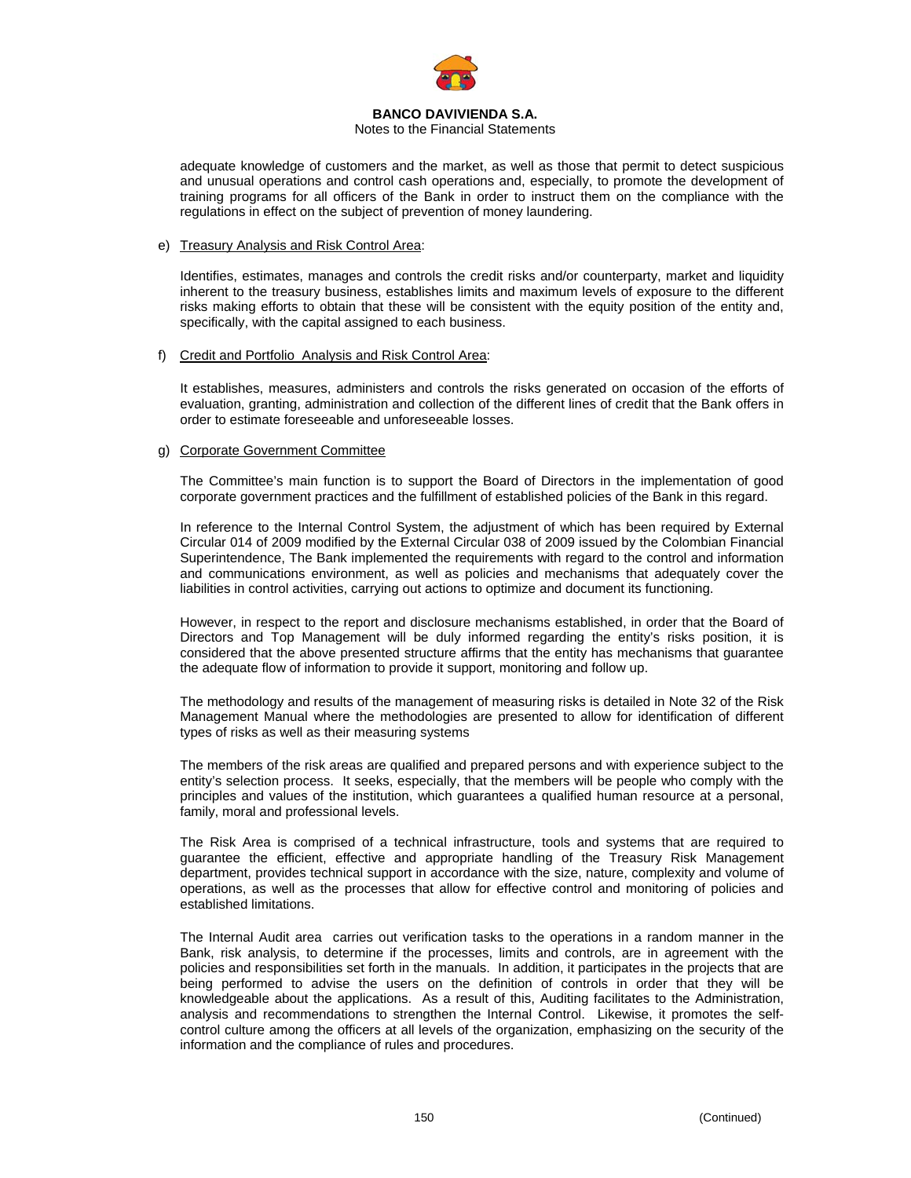adequate knowledge of customers and the market, as well as those that permit to detect suspicious and unusual operations and control cash operations and, especially, to promote the development of training programs for all officers of the Bank in order to instruct them on the compliance with the regulations in effect on the subject of prevention of money laundering.

e) Treasury Analysis and Risk Control Area:

Identifies, estimates, manages and controls the credit risks and/or counterparty, market and liquidity inherent to the treasury business, establishes limits and maximum levels of exposure to the different risks making efforts to obtain that these will be consistent with the equity position of the entity and, specifically, with the capital assigned to each business.

f) Credit and Portfolio Analysis and Risk Control Area:

It establishes, measures, administers and controls the risks generated on occasion of the efforts of evaluation, granting, administration and collection of the different lines of credit that the Bank offers in order to estimate foreseeable and unforeseeable losses.

g) Corporate Government Committee

The Committee's main function is to support the Board of Directors in the implementation of good corporate government practices and the fulfillment of established policies of the Bank in this regard.

In reference to the Internal Control System, the adjustment of which has been required by External Circular 014 of 2009 modified by the External Circular 038 of 2009 issued by the Colombian Financial Superintendence, The Bank implemented the requirements with regard to the control and information and communications environment, as well as policies and mechanisms that adequately cover the liabilities in control activities, carrying out actions to optimize and document its functioning.

However, in respect to the report and disclosure mechanisms established, in order that the Board of Directors and Top Management will be duly informed regarding the entity's risks position, it is considered that the above presented structure affirms that the entity has mechanisms that guarantee the adequate flow of information to provide it support, monitoring and follow up.

The methodology and results of the management of measuring risks is detailed in Note 32 of the Risk Management Manual where the methodologies are presented to allow for identification of different types of risks as well as their measuring systems

The members of the risk areas are qualified and prepared persons and with experience subject to the entity's selection process. It seeks, especially, that the members will be people who comply with the principles and values of the institution, which guarantees a qualified human resource at a personal, family, moral and professional levels.

The Risk Area is comprised of a technical infrastructure, tools and systems that are required to guarantee the efficient, effective and appropriate handling of the Treasury Risk Management department, provides technical support in accordance with the size, nature, complexity and volume of operations, as well as the processes that allow for effective control and monitoring of policies and established limitations.

The Internal Audit area carries out verification tasks to the operations in a random manner in the Bank, risk analysis, to determine if the processes, limits and controls, are in agreement with the policies and responsibilities set forth in the manuals. In addition, it participates in the projects that are being performed to advise the users on the definition of controls in order that they will be knowledgeable about the applications. As a result of this, Auditing facilitates to the Administration, analysis and recommendations to strengthen the Internal Control. Likewise, it promotes the self-control culture among the officers at all levels of the organization, emphasizing on the security of the information and the compliance of rules and procedures.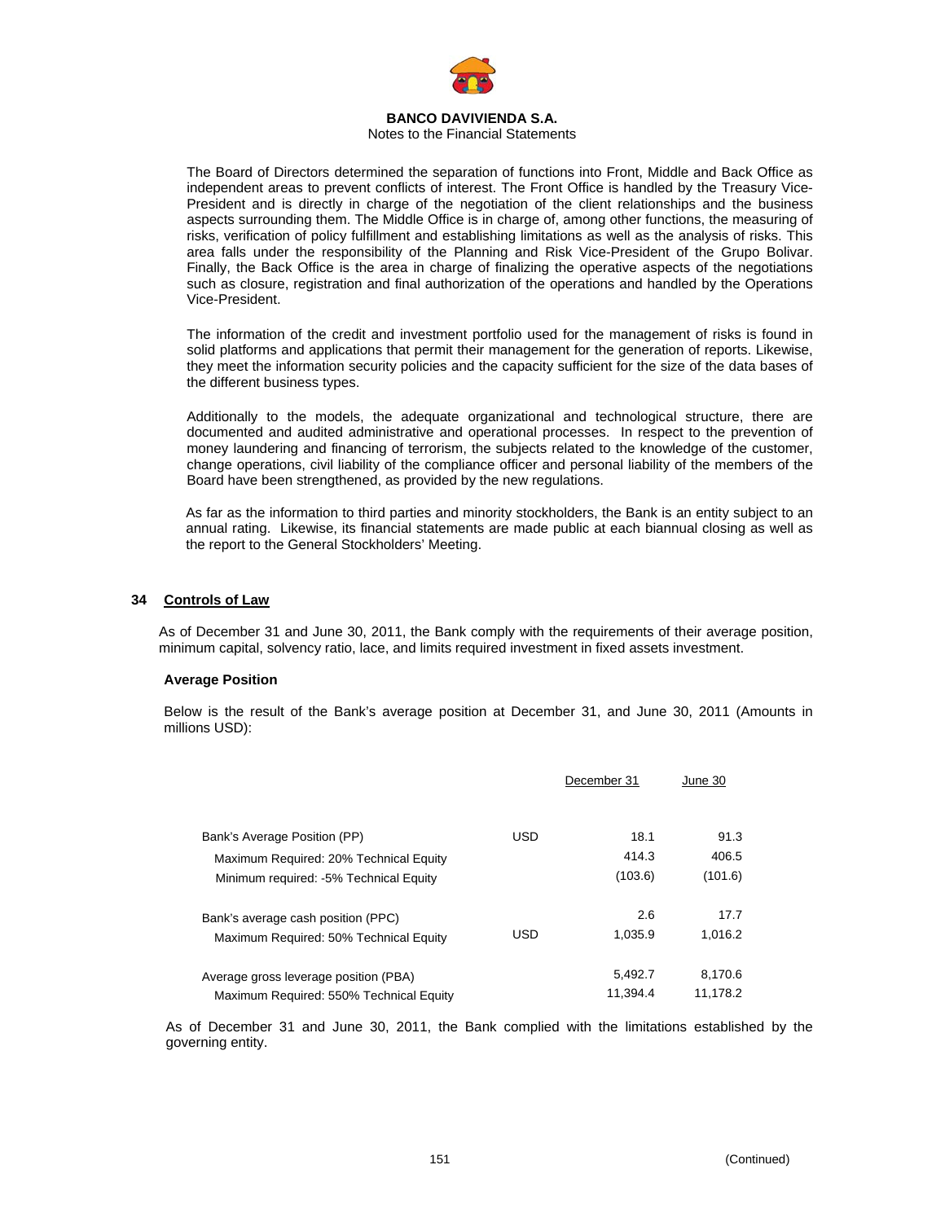The Board of Directors determined the separation of functions into Front, Middle and Back Office as independent areas to prevent conflicts of interest. The Front Office is handled by the Treasury Vice-President and is directly in charge of the negotiation of the client relationships and the business aspects surrounding them. The Middle Office is in charge of, among other functions, the measuring of risks, verification of policy fulfillment and establishing limitations as well as the analysis of risks. This area falls under the responsibility of the Planning and Risk Vice-President of the Grupo Bolivar. Finally, the Back Office is the area in charge of finalizing the operative aspects of the negotiations such as closure, registration and final authorization of the operations and handled by the Operations Vice-President.

The information of the credit and investment portfolio used for the management of risks is found in solid platforms and applications that permit their management for the generation of reports. Likewise, they meet the information security policies and the capacity sufficient for the size of the data bases of the different business types.

Additionally to the models, the adequate organizational and technological structure, there are documented and audited administrative and operational processes. In respect to the prevention of money laundering and financing of terrorism, the subjects related to the knowledge of the customer, change operations, civil liability of the compliance officer and personal liability of the members of the Board have been strengthened, as provided by the new regulations.

As far as the information to third parties and minority stockholders, the Bank is an entity subject to an annual rating. Likewise, its financial statements are made public at each biannual closing as well as the report to the General Stockholders' Meeting.

## 34 Controls of Law

As of December 31 and June 30, 2011, the Bank comply with the requirements of their average position, minimum capital, solvency ratio, lace, and limits required investment in fixed assets investment.

### Average Position

Below is the result of the Bank's average position at December 31, and June 30, 2011 (Amounts in millions USD):

| | | December 31 | June 30 |
|---|---|---|---|
| Bank's Average Position (PP) | USD | 18.1 | 91.3 |
| Maximum Required: 20% Technical Equity | | 414.3 | 406.5 |
| Minimum required: -5% Technical Equity | | (103.6) | (101.6) |
| Bank's average cash position (PPC) | | 2.6 | 17.7 |
| Maximum Required: 50% Technical Equity | USD | 1,035.9 | 1,016.2 |
| Average gross leverage position (PBA) | | 5,492.7 | 8,170.6 |
| Maximum Required: 550% Technical Equity | | 11,394.4 | 11,178.2 |

As of December 31 and June 30, 2011, the Bank complied with the limitations established by the governing entity.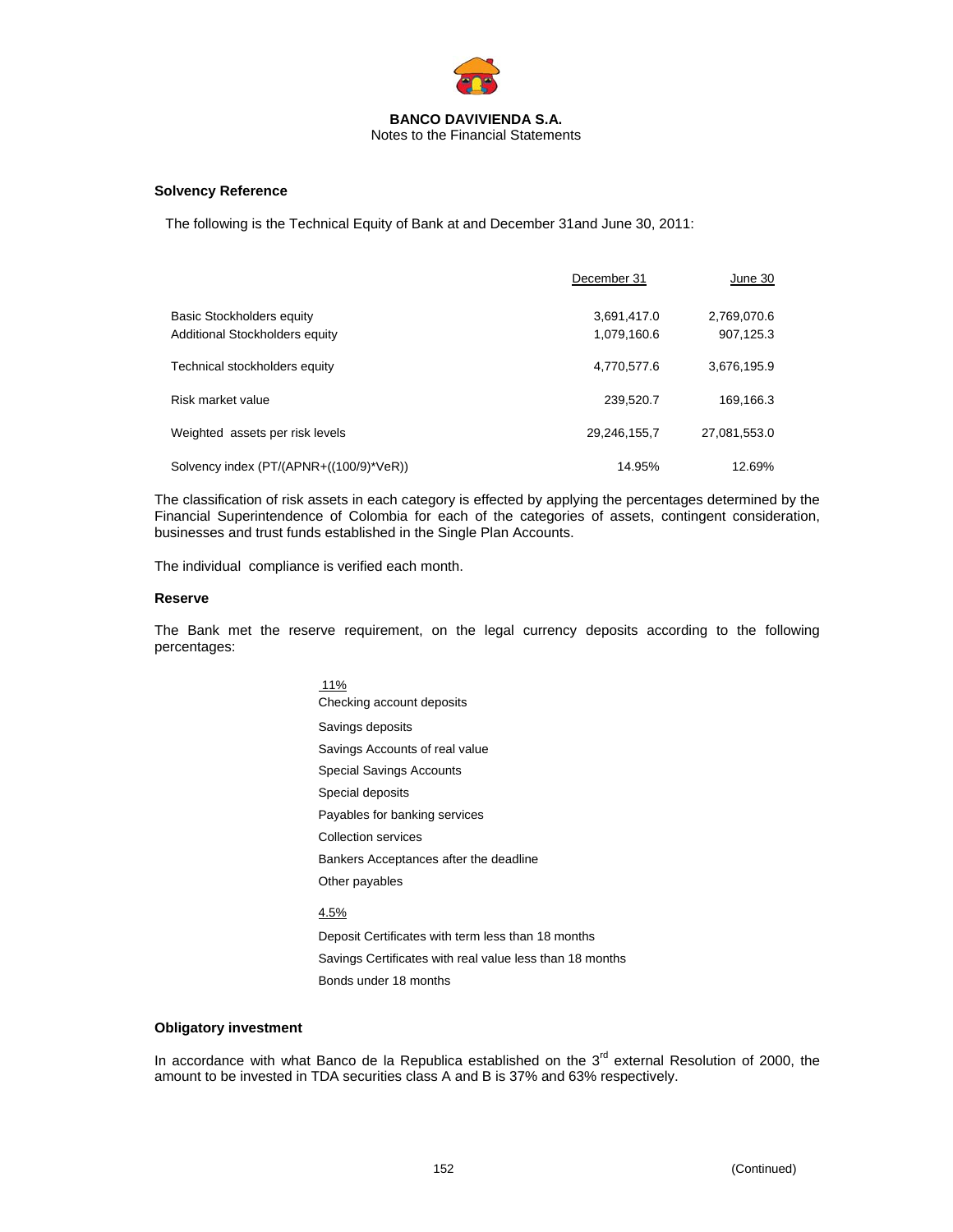### Solvency Reference

The following is the Technical Equity of Bank at and December 31and June 30, 2011:

| | December 31 | June 30 |
|---|---|---|
| Basic Stockholders equity | 3,691,417.0 | 2,769,070.6 |
| Additional Stockholders equity | 1,079,160.6 | 907,125.3 |
| Technical stockholders equity | 4,770,577.6 | 3,676,195.9 |
| Risk market value | 239,520.7 | 169,166.3 |
| Weighted assets per risk levels | 29,246,155,7 | 27,081,553.0 |
| Solvency index (PT/(APNR+((100/9)*VeR)) | 14.95% | 12.69% |

The classification of risk assets in each category is effected by applying the percentages determined by the Financial Superintendence of Colombia for each of the categories of assets, contingent consideration, businesses and trust funds established in the Single Plan Accounts.

The individual compliance is verified each month.

### Reserve

The Bank met the reserve requirement, on the legal currency deposits according to the following percentages:

11%

- Checking account deposits
- Savings deposits
- Savings Accounts of real value
- Special Savings Accounts
- Special deposits
- Payables for banking services
- Collection services
- Bankers Acceptances after the deadline
- Other payables

4.5%

- Deposit Certificates with term less than 18 months
- Savings Certificates with real value less than 18 months
- Bonds under 18 months

### Obligatory investment

In accordance with what Banco de la Republica established on the 3rd external Resolution of 2000, the amount to be invested in TDA securities class A and B is 37% and 63% respectively.

(Continued)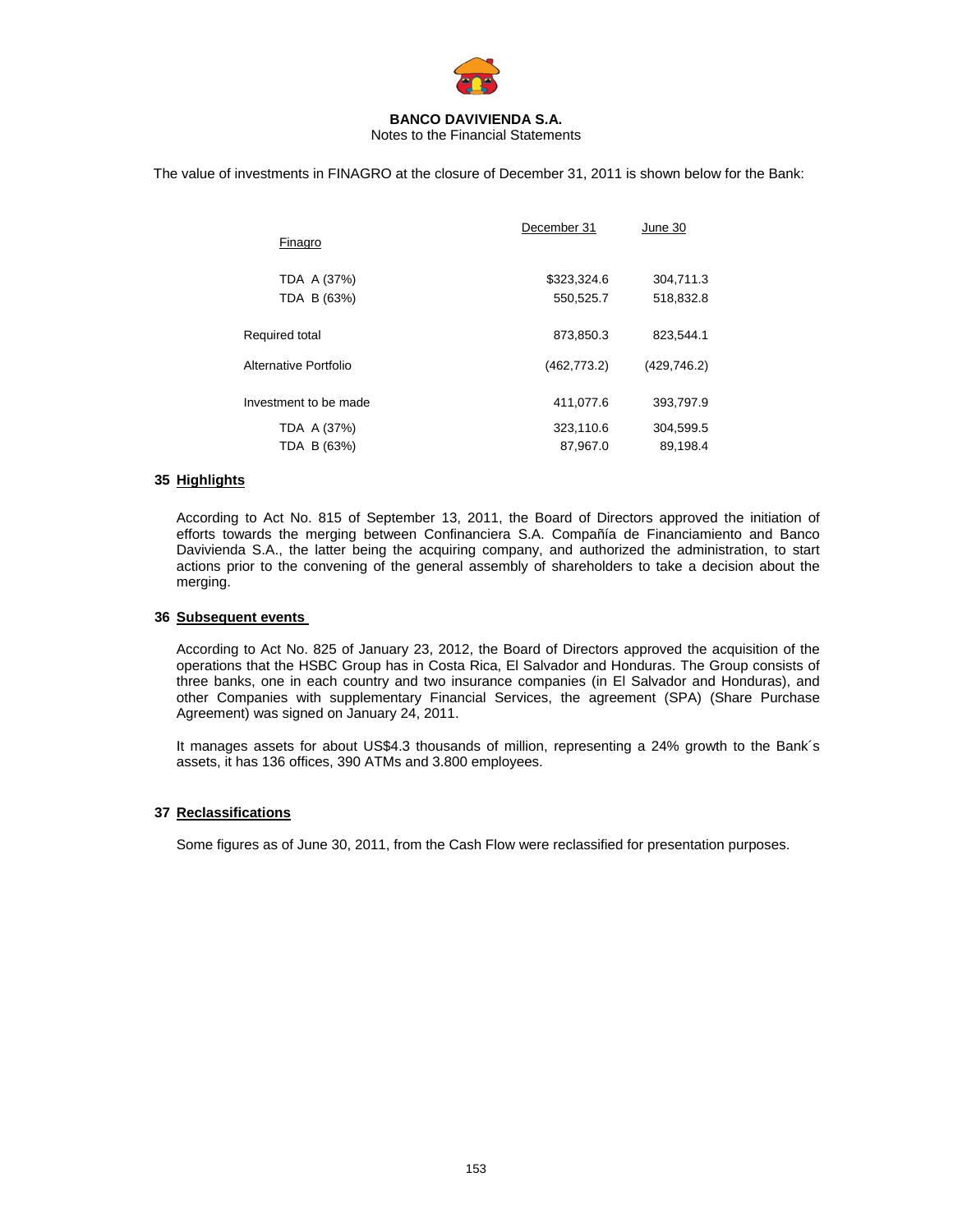The value of investments in FINAGRO at the closure of December 31, 2011 is shown below for the Bank:

| Finagro | December 31 | June 30 |
|---|---|---|
| TDA A (37%) | $323,324.6 | 304,711.3 |
| TDA B (63%) | 550,525.7 | 518,832.8 |
| Required total | 873,850.3 | 823,544.1 |
| Alternative Portfolio | (462,773.2) | (429,746.2) |
| Investment to be made | 411,077.6 | 393,797.9 |
| TDA A (37%) | 323,110.6 | 304,599.5 |
| TDA B (63%) | 87,967.0 | 89,198.4 |

## 35 Highlights

According to Act No. 815 of September 13, 2011, the Board of Directors approved the initiation of efforts towards the merging between Confinanciera S.A. Compañía de Financiamiento and Banco Davivienda S.A., the latter being the acquiring company, and authorized the administration, to start actions prior to the convening of the general assembly of shareholders to take a decision about the merging.

## 36 Subsequent events

According to Act No. 825 of January 23, 2012, the Board of Directors approved the acquisition of the operations that the HSBC Group has in Costa Rica, El Salvador and Honduras. The Group consists of three banks, one in each country and two insurance companies (in El Salvador and Honduras), and other Companies with supplementary Financial Services, the agreement (SPA) (Share Purchase Agreement) was signed on January 24, 2011.

It manages assets for about US$4.3 thousands of million, representing a 24% growth to the Bank´s assets, it has 136 offices, 390 ATMs and 3.800 employees.

## 37 Reclassifications

Some figures as of June 30, 2011, from the Cash Flow were reclassified for presentation purposes.